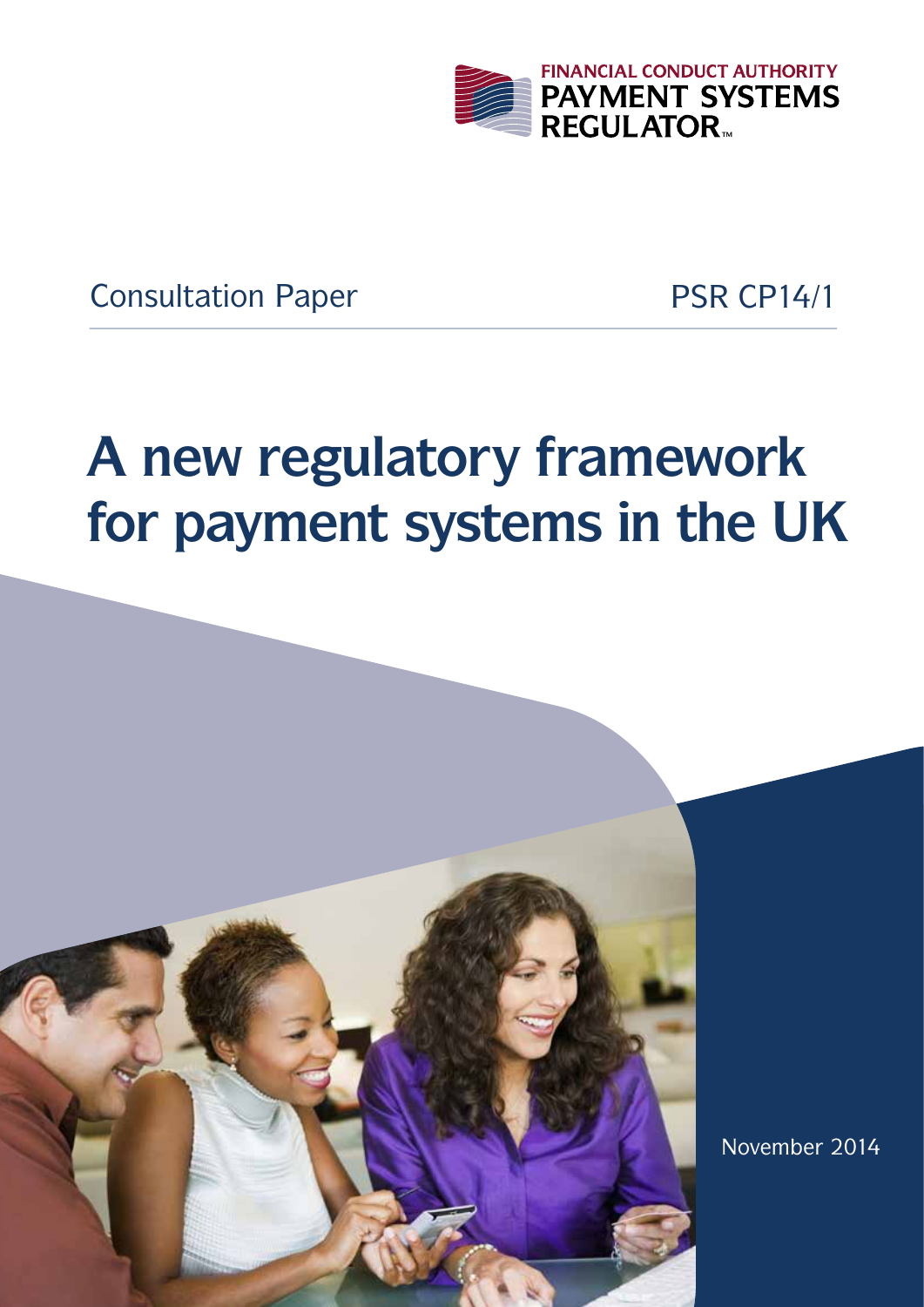FINANCIAL CONDUCT AUTHORITY
PAYMENT SYSTEMS REGULATOR™

Consultation Paper PSR CP14/1

# A new regulatory framework for payment systems in the UK

November 2014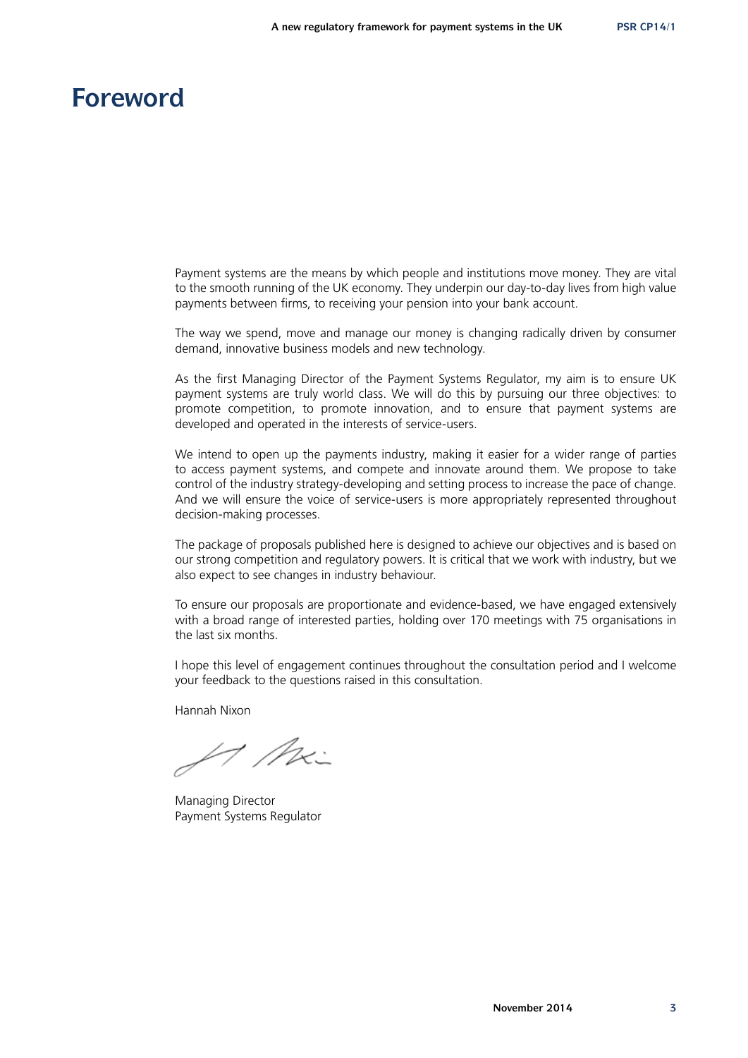# Foreword

Payment systems are the means by which people and institutions move money. They are vital to the smooth running of the UK economy. They underpin our day-to-day lives from high value payments between firms, to receiving your pension into your bank account.

The way we spend, move and manage our money is changing radically driven by consumer demand, innovative business models and new technology.

As the first Managing Director of the Payment Systems Regulator, my aim is to ensure UK payment systems are truly world class. We will do this by pursuing our three objectives: to promote competition, to promote innovation, and to ensure that payment systems are developed and operated in the interests of service-users.

We intend to open up the payments industry, making it easier for a wider range of parties to access payment systems, and compete and innovate around them. We propose to take control of the industry strategy-developing and setting process to increase the pace of change. And we will ensure the voice of service-users is more appropriately represented throughout decision-making processes.

The package of proposals published here is designed to achieve our objectives and is based on our strong competition and regulatory powers. It is critical that we work with industry, but we also expect to see changes in industry behaviour.

To ensure our proposals are proportionate and evidence-based, we have engaged extensively with a broad range of interested parties, holding over 170 meetings with 75 organisations in the last six months.

I hope this level of engagement continues throughout the consultation period and I welcome your feedback to the questions raised in this consultation.

Hannah Nixon

Managing Director
Payment Systems Regulator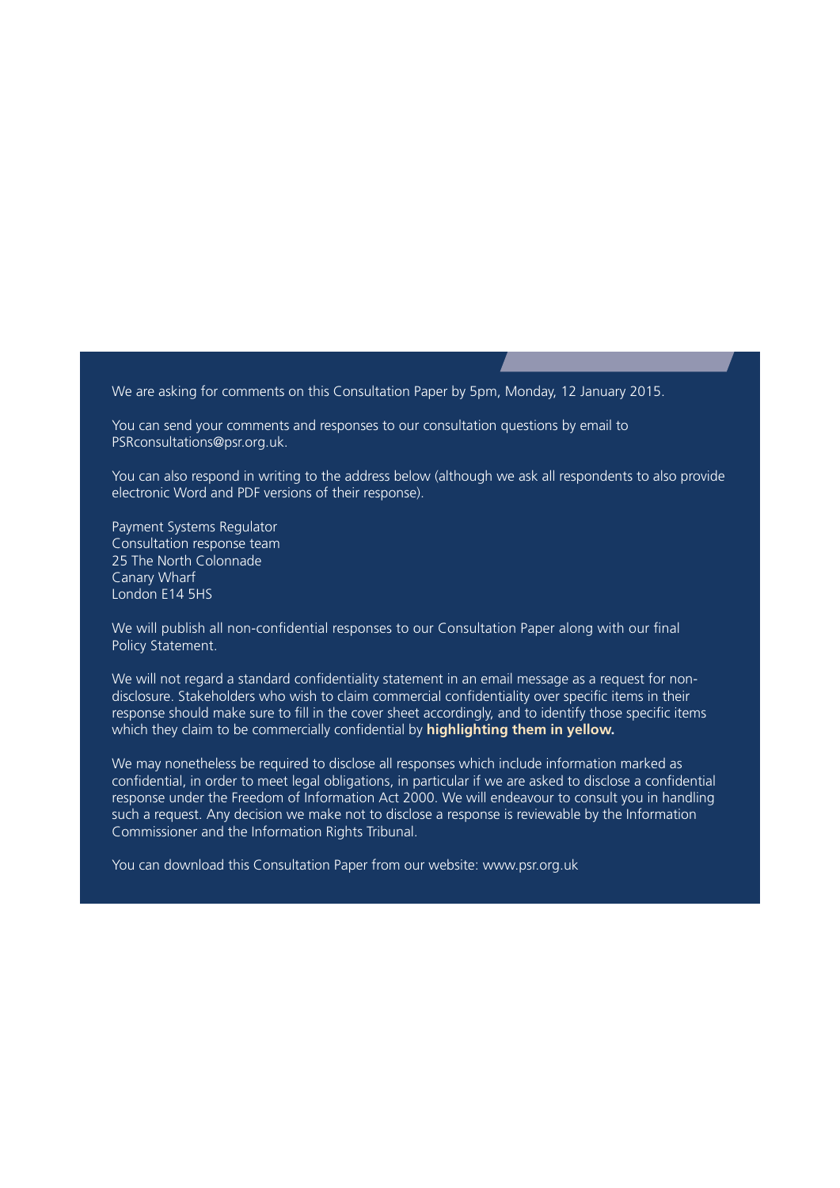We are asking for comments on this Consultation Paper by 5pm, Monday, 12 January 2015.

You can send your comments and responses to our consultation questions by email to PSRconsultations@psr.org.uk.

You can also respond in writing to the address below (although we ask all respondents to also provide electronic Word and PDF versions of their response).

Payment Systems Regulator  
Consultation response team  
25 The North Colonnade  
Canary Wharf  
London E14 5HS

We will publish all non-confidential responses to our Consultation Paper along with our final Policy Statement.

We will not regard a standard confidentiality statement in an email message as a request for non-disclosure. Stakeholders who wish to claim commercial confidentiality over specific items in their response should make sure to fill in the cover sheet accordingly, and to identify those specific items which they claim to be commercially confidential by **highlighting them in yellow.**

We may nonetheless be required to disclose all responses which include information marked as confidential, in order to meet legal obligations, in particular if we are asked to disclose a confidential response under the Freedom of Information Act 2000. We will endeavour to consult you in handling such a request. Any decision we make not to disclose a response is reviewable by the Information Commissioner and the Information Rights Tribunal.

You can download this Consultation Paper from our website: www.psr.org.uk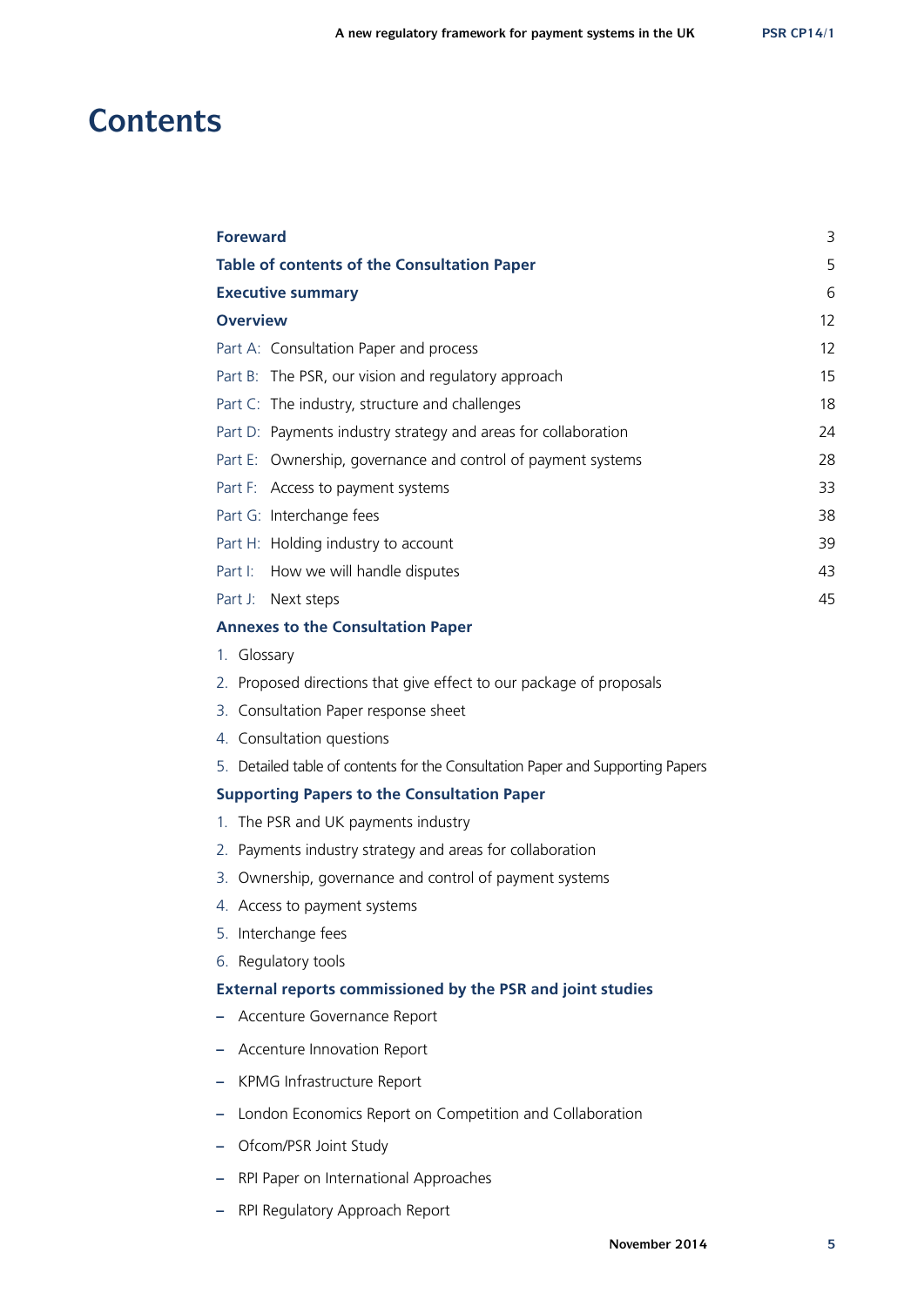# Contents

| | |
|---|---|
| **Foreward** | 3 |
| **Table of contents of the Consultation Paper** | 5 |
| **Executive summary** | 6 |
| **Overview** | 12 |
| Part A: Consultation Paper and process | 12 |
| Part B: The PSR, our vision and regulatory approach | 15 |
| Part C: The industry, structure and challenges | 18 |
| Part D: Payments industry strategy and areas for collaboration | 24 |
| Part E: Ownership, governance and control of payment systems | 28 |
| Part F: Access to payment systems | 33 |
| Part G: Interchange fees | 38 |
| Part H: Holding industry to account | 39 |
| Part I: How we will handle disputes | 43 |
| Part J: Next steps | 45 |

**Annexes to the Consultation Paper**

1. Glossary
2. Proposed directions that give effect to our package of proposals
3. Consultation Paper response sheet
4. Consultation questions
5. Detailed table of contents for the Consultation Paper and Supporting Papers

**Supporting Papers to the Consultation Paper**

1. The PSR and UK payments industry
2. Payments industry strategy and areas for collaboration
3. Ownership, governance and control of payment systems
4. Access to payment systems
5. Interchange fees
6. Regulatory tools

**External reports commissioned by the PSR and joint studies**

- Accenture Governance Report
- Accenture Innovation Report
- KPMG Infrastructure Report
- London Economics Report on Competition and Collaboration
- Ofcom/PSR Joint Study
- RPI Paper on International Approaches
- RPI Regulatory Approach Report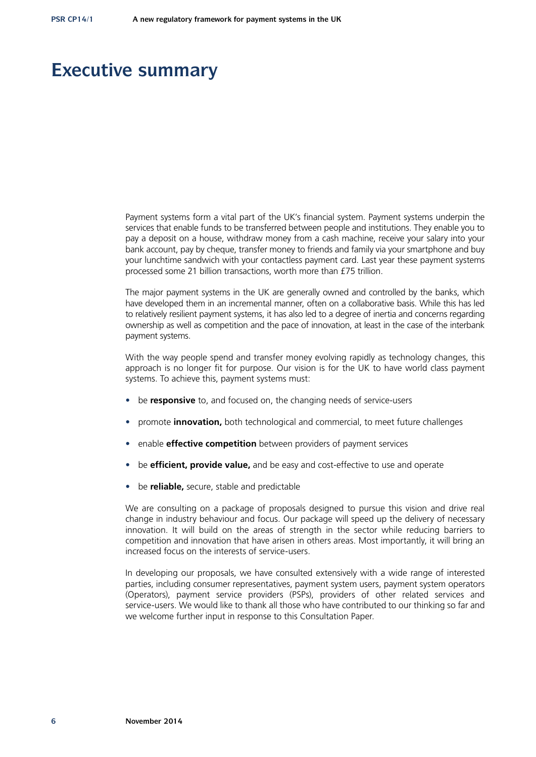# Executive summary

Payment systems form a vital part of the UK's financial system. Payment systems underpin the services that enable funds to be transferred between people and institutions. They enable you to pay a deposit on a house, withdraw money from a cash machine, receive your salary into your bank account, pay by cheque, transfer money to friends and family via your smartphone and buy your lunchtime sandwich with your contactless payment card. Last year these payment systems processed some 21 billion transactions, worth more than £75 trillion.

The major payment systems in the UK are generally owned and controlled by the banks, which have developed them in an incremental manner, often on a collaborative basis. While this has led to relatively resilient payment systems, it has also led to a degree of inertia and concerns regarding ownership as well as competition and the pace of innovation, at least in the case of the interbank payment systems.

With the way people spend and transfer money evolving rapidly as technology changes, this approach is no longer fit for purpose. Our vision is for the UK to have world class payment systems. To achieve this, payment systems must:

- be **responsive** to, and focused on, the changing needs of service-users
- promote **innovation,** both technological and commercial, to meet future challenges
- enable **effective competition** between providers of payment services
- be **efficient, provide value,** and be easy and cost-effective to use and operate
- be **reliable,** secure, stable and predictable

We are consulting on a package of proposals designed to pursue this vision and drive real change in industry behaviour and focus. Our package will speed up the delivery of necessary innovation. It will build on the areas of strength in the sector while reducing barriers to competition and innovation that have arisen in others areas. Most importantly, it will bring an increased focus on the interests of service-users.

In developing our proposals, we have consulted extensively with a wide range of interested parties, including consumer representatives, payment system users, payment system operators (Operators), payment service providers (PSPs), providers of other related services and service-users. We would like to thank all those who have contributed to our thinking so far and we welcome further input in response to this Consultation Paper.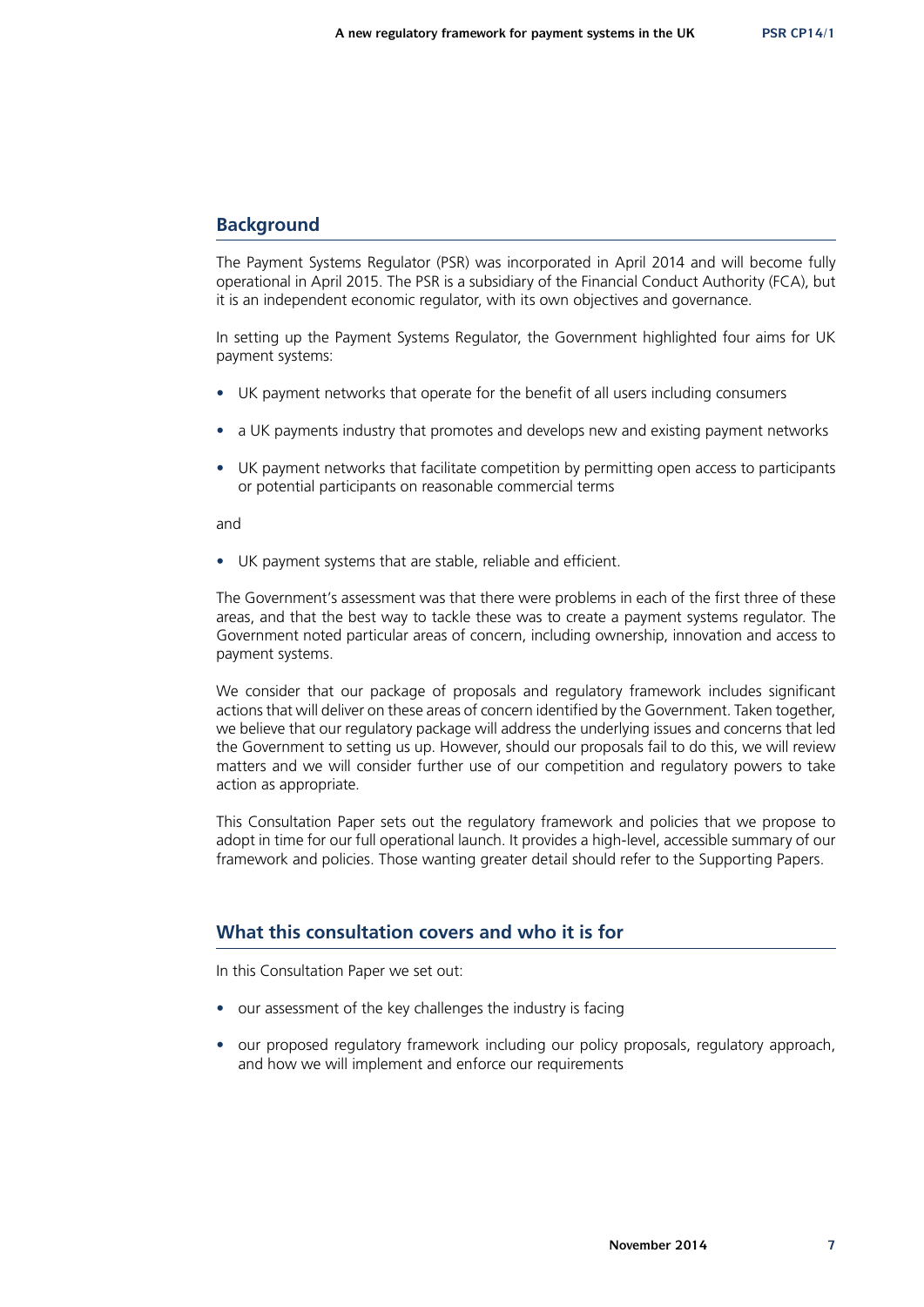## Background

The Payment Systems Regulator (PSR) was incorporated in April 2014 and will become fully operational in April 2015. The PSR is a subsidiary of the Financial Conduct Authority (FCA), but it is an independent economic regulator, with its own objectives and governance.

In setting up the Payment Systems Regulator, the Government highlighted four aims for UK payment systems:

- UK payment networks that operate for the benefit of all users including consumers
- a UK payments industry that promotes and develops new and existing payment networks
- UK payment networks that facilitate competition by permitting open access to participants or potential participants on reasonable commercial terms

and

- UK payment systems that are stable, reliable and efficient.

The Government's assessment was that there were problems in each of the first three of these areas, and that the best way to tackle these was to create a payment systems regulator. The Government noted particular areas of concern, including ownership, innovation and access to payment systems.

We consider that our package of proposals and regulatory framework includes significant actions that will deliver on these areas of concern identified by the Government. Taken together, we believe that our regulatory package will address the underlying issues and concerns that led the Government to setting us up. However, should our proposals fail to do this, we will review matters and we will consider further use of our competition and regulatory powers to take action as appropriate.

This Consultation Paper sets out the regulatory framework and policies that we propose to adopt in time for our full operational launch. It provides a high-level, accessible summary of our framework and policies. Those wanting greater detail should refer to the Supporting Papers.

## What this consultation covers and who it is for

In this Consultation Paper we set out:

- our assessment of the key challenges the industry is facing
- our proposed regulatory framework including our policy proposals, regulatory approach, and how we will implement and enforce our requirements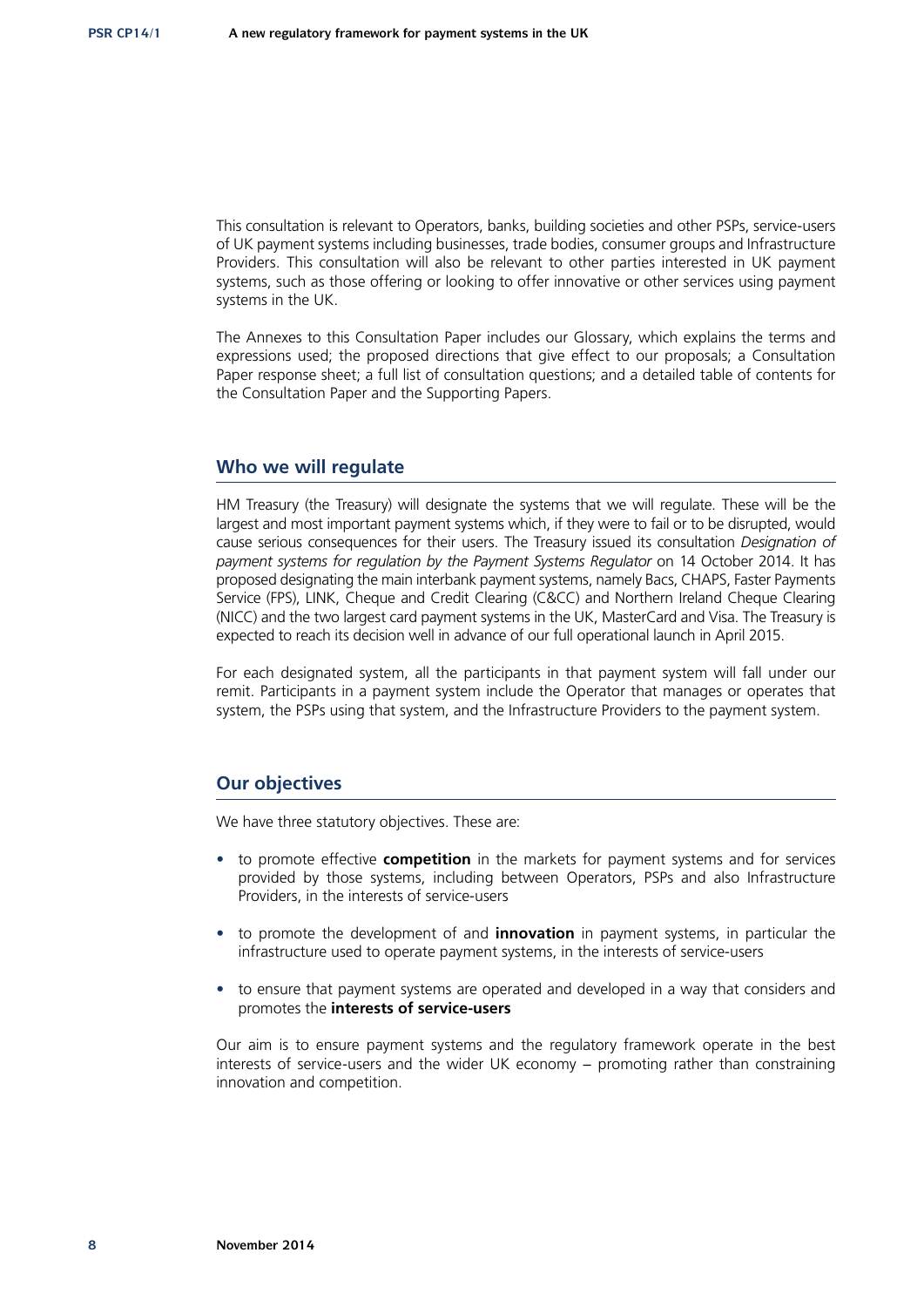This consultation is relevant to Operators, banks, building societies and other PSPs, service-users of UK payment systems including businesses, trade bodies, consumer groups and Infrastructure Providers. This consultation will also be relevant to other parties interested in UK payment systems, such as those offering or looking to offer innovative or other services using payment systems in the UK.

The Annexes to this Consultation Paper includes our Glossary, which explains the terms and expressions used; the proposed directions that give effect to our proposals; a Consultation Paper response sheet; a full list of consultation questions; and a detailed table of contents for the Consultation Paper and the Supporting Papers.

## Who we will regulate

HM Treasury (the Treasury) will designate the systems that we will regulate. These will be the largest and most important payment systems which, if they were to fail or to be disrupted, would cause serious consequences for their users. The Treasury issued its consultation *Designation of payment systems for regulation by the Payment Systems Regulator* on 14 October 2014. It has proposed designating the main interbank payment systems, namely Bacs, CHAPS, Faster Payments Service (FPS), LINK, Cheque and Credit Clearing (C&CC) and Northern Ireland Cheque Clearing (NICC) and the two largest card payment systems in the UK, MasterCard and Visa. The Treasury is expected to reach its decision well in advance of our full operational launch in April 2015.

For each designated system, all the participants in that payment system will fall under our remit. Participants in a payment system include the Operator that manages or operates that system, the PSPs using that system, and the Infrastructure Providers to the payment system.

## Our objectives

We have three statutory objectives. These are:

- to promote effective **competition** in the markets for payment systems and for services provided by those systems, including between Operators, PSPs and also Infrastructure Providers, in the interests of service-users
- to promote the development of and **innovation** in payment systems, in particular the infrastructure used to operate payment systems, in the interests of service-users
- to ensure that payment systems are operated and developed in a way that considers and promotes the **interests of service-users**

Our aim is to ensure payment systems and the regulatory framework operate in the best interests of service-users and the wider UK economy – promoting rather than constraining innovation and competition.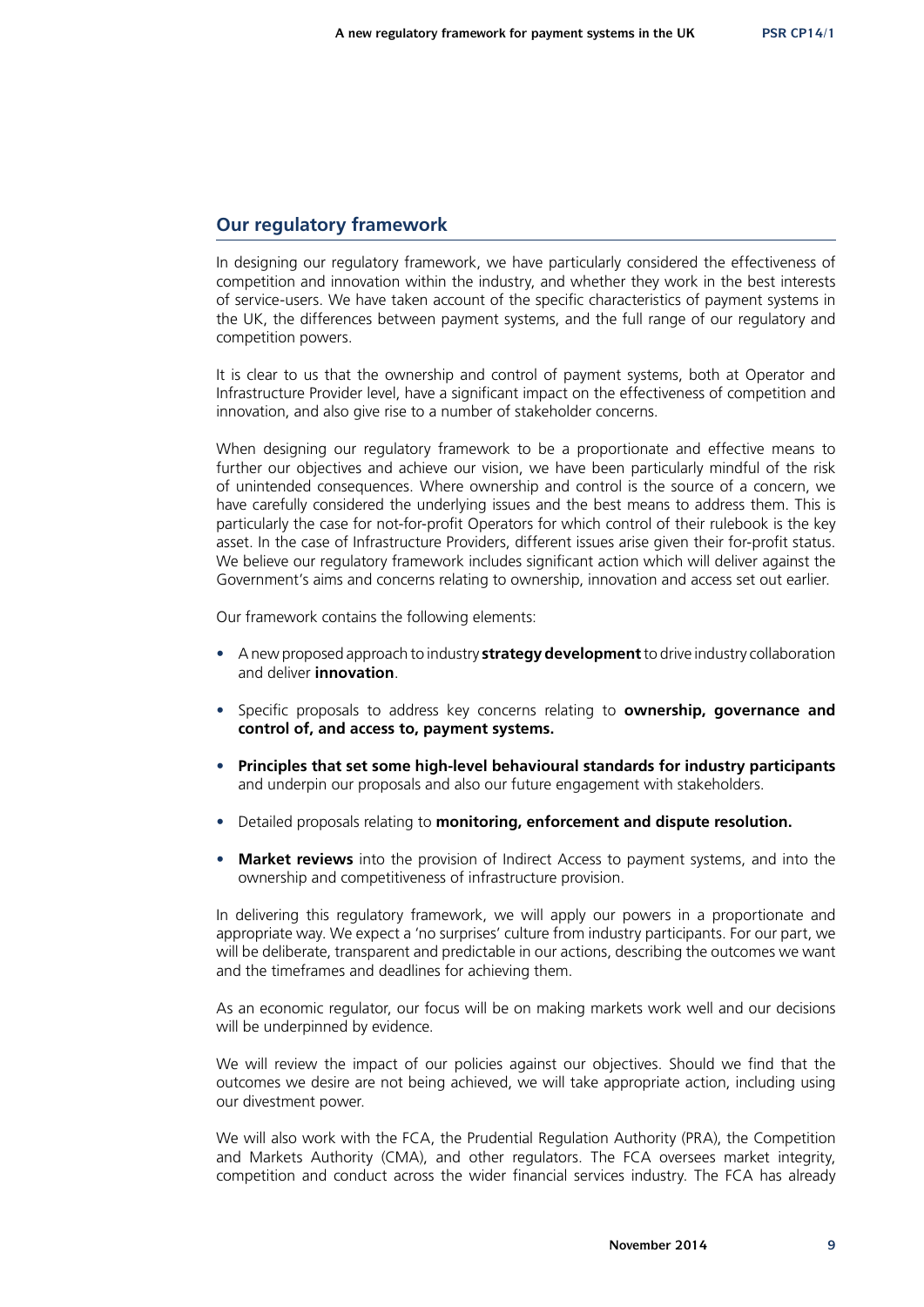## Our regulatory framework

In designing our regulatory framework, we have particularly considered the effectiveness of competition and innovation within the industry, and whether they work in the best interests of service-users. We have taken account of the specific characteristics of payment systems in the UK, the differences between payment systems, and the full range of our regulatory and competition powers.

It is clear to us that the ownership and control of payment systems, both at Operator and Infrastructure Provider level, have a significant impact on the effectiveness of competition and innovation, and also give rise to a number of stakeholder concerns.

When designing our regulatory framework to be a proportionate and effective means to further our objectives and achieve our vision, we have been particularly mindful of the risk of unintended consequences. Where ownership and control is the source of a concern, we have carefully considered the underlying issues and the best means to address them. This is particularly the case for not-for-profit Operators for which control of their rulebook is the key asset. In the case of Infrastructure Providers, different issues arise given their for-profit status. We believe our regulatory framework includes significant action which will deliver against the Government's aims and concerns relating to ownership, innovation and access set out earlier.

Our framework contains the following elements:

- A new proposed approach to industry **strategy development** to drive industry collaboration and deliver **innovation**.
- Specific proposals to address key concerns relating to **ownership, governance and control of, and access to, payment systems.**
- **Principles that set some high-level behavioural standards for industry participants** and underpin our proposals and also our future engagement with stakeholders.
- Detailed proposals relating to **monitoring, enforcement and dispute resolution.**
- **Market reviews** into the provision of Indirect Access to payment systems, and into the ownership and competitiveness of infrastructure provision.

In delivering this regulatory framework, we will apply our powers in a proportionate and appropriate way. We expect a 'no surprises' culture from industry participants. For our part, we will be deliberate, transparent and predictable in our actions, describing the outcomes we want and the timeframes and deadlines for achieving them.

As an economic regulator, our focus will be on making markets work well and our decisions will be underpinned by evidence.

We will review the impact of our policies against our objectives. Should we find that the outcomes we desire are not being achieved, we will take appropriate action, including using our divestment power.

We will also work with the FCA, the Prudential Regulation Authority (PRA), the Competition and Markets Authority (CMA), and other regulators. The FCA oversees market integrity, competition and conduct across the wider financial services industry. The FCA has already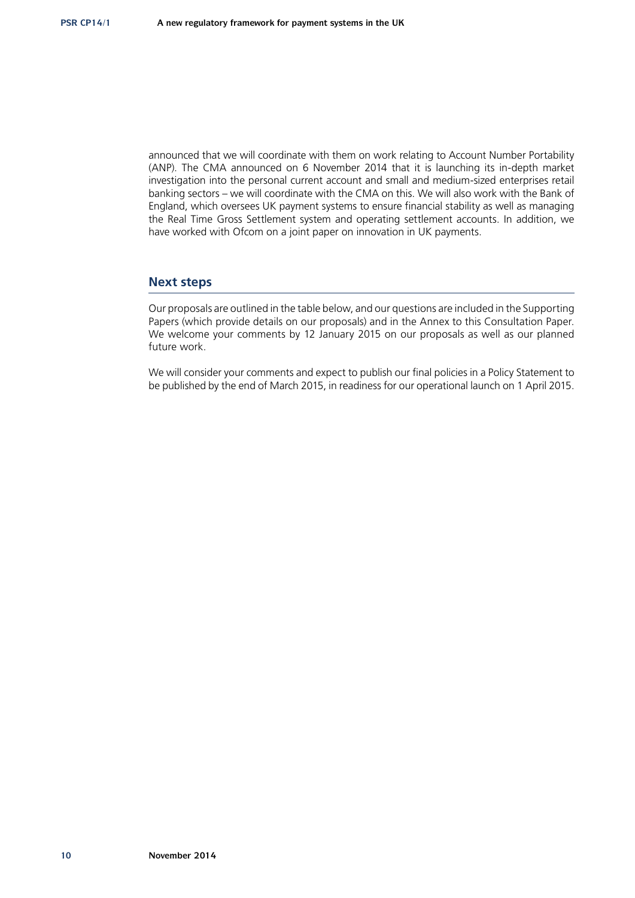announced that we will coordinate with them on work relating to Account Number Portability (ANP). The CMA announced on 6 November 2014 that it is launching its in-depth market investigation into the personal current account and small and medium-sized enterprises retail banking sectors – we will coordinate with the CMA on this. We will also work with the Bank of England, which oversees UK payment systems to ensure financial stability as well as managing the Real Time Gross Settlement system and operating settlement accounts. In addition, we have worked with Ofcom on a joint paper on innovation in UK payments.

## Next steps

Our proposals are outlined in the table below, and our questions are included in the Supporting Papers (which provide details on our proposals) and in the Annex to this Consultation Paper. We welcome your comments by 12 January 2015 on our proposals as well as our planned future work.

We will consider your comments and expect to publish our final policies in a Policy Statement to be published by the end of March 2015, in readiness for our operational launch on 1 April 2015.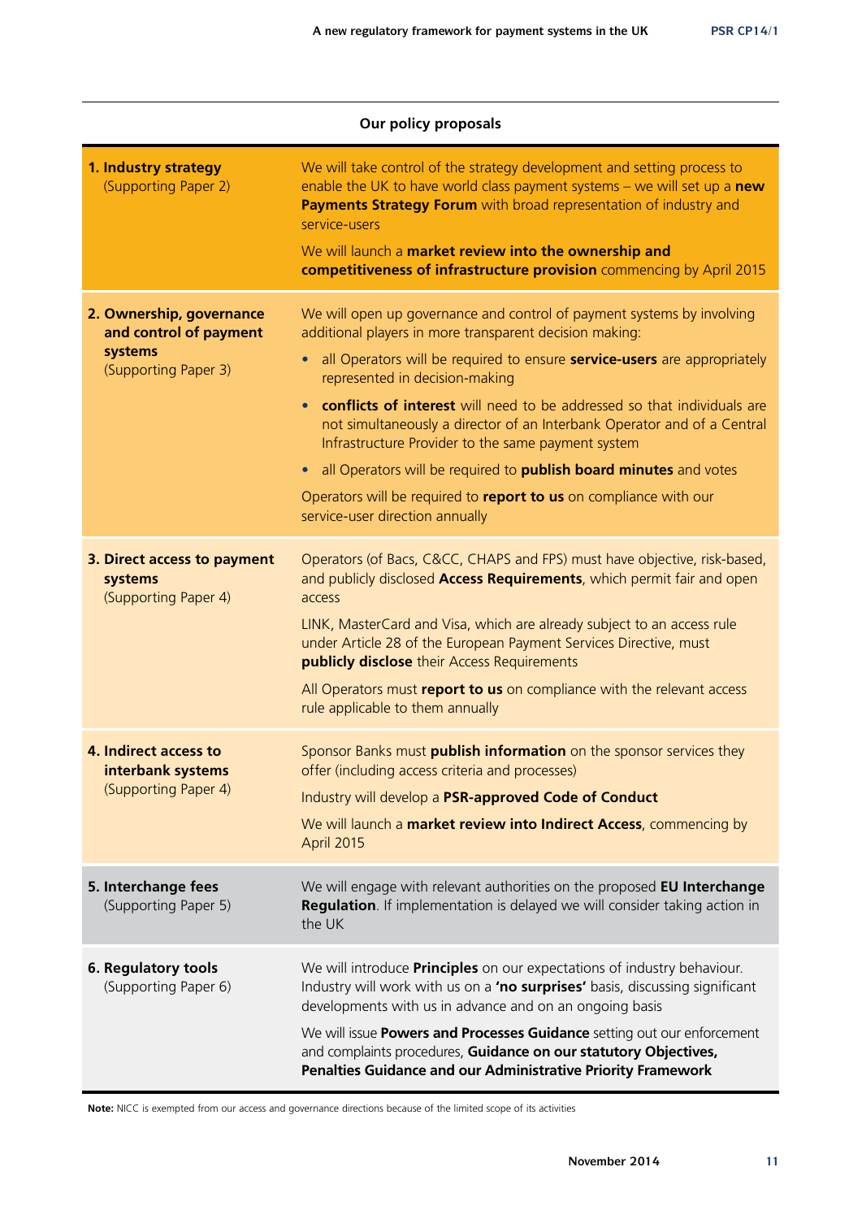## Our policy proposals

| | |
|---|---|
| **1. Industry strategy** (Supporting Paper 2) | We will take control of the strategy development and setting process to enable the UK to have world class payment systems – we will set up a **new Payments Strategy Forum** with broad representation of industry and service-users<br><br>We will launch a **market review into the ownership and competitiveness of infrastructure provision** commencing by April 2015 |
| **2. Ownership, governance and control of payment systems** (Supporting Paper 3) | We will open up governance and control of payment systems by involving additional players in more transparent decision making:<br>• all Operators will be required to ensure **service-users** are appropriately represented in decision-making<br>• **conflicts of interest** will need to be addressed so that individuals are not simultaneously a director of an Interbank Operator and of a Central Infrastructure Provider to the same payment system<br>• all Operators will be required to **publish board minutes** and votes<br><br>Operators will be required to **report to us** on compliance with our service-user direction annually |
| **3. Direct access to payment systems** (Supporting Paper 4) | Operators (of Bacs, C&CC, CHAPS and FPS) must have objective, risk-based, and publicly disclosed **Access Requirements**, which permit fair and open access<br><br>LINK, MasterCard and Visa, which are already subject to an access rule under Article 28 of the European Payment Services Directive, must **publicly disclose** their Access Requirements<br><br>All Operators must **report to us** on compliance with the relevant access rule applicable to them annually |
| **4. Indirect access to interbank systems** (Supporting Paper 4) | Sponsor Banks must **publish information** on the sponsor services they offer (including access criteria and processes)<br><br>Industry will develop a **PSR-approved Code of Conduct**<br><br>We will launch a **market review into Indirect Access**, commencing by April 2015 |
| **5. Interchange fees** (Supporting Paper 5) | We will engage with relevant authorities on the proposed **EU Interchange Regulation**. If implementation is delayed we will consider taking action in the UK |
| **6. Regulatory tools** (Supporting Paper 6) | We will introduce **Principles** on our expectations of industry behaviour. Industry will work with us on a **'no surprises'** basis, discussing significant developments with us in advance and on an ongoing basis<br><br>We will issue **Powers and Processes Guidance** setting out our enforcement and complaints procedures, **Guidance on our statutory Objectives, Penalties Guidance and our Administrative Priority Framework** |

**Note:** NICC is exempted from our access and governance directions because of the limited scope of its activities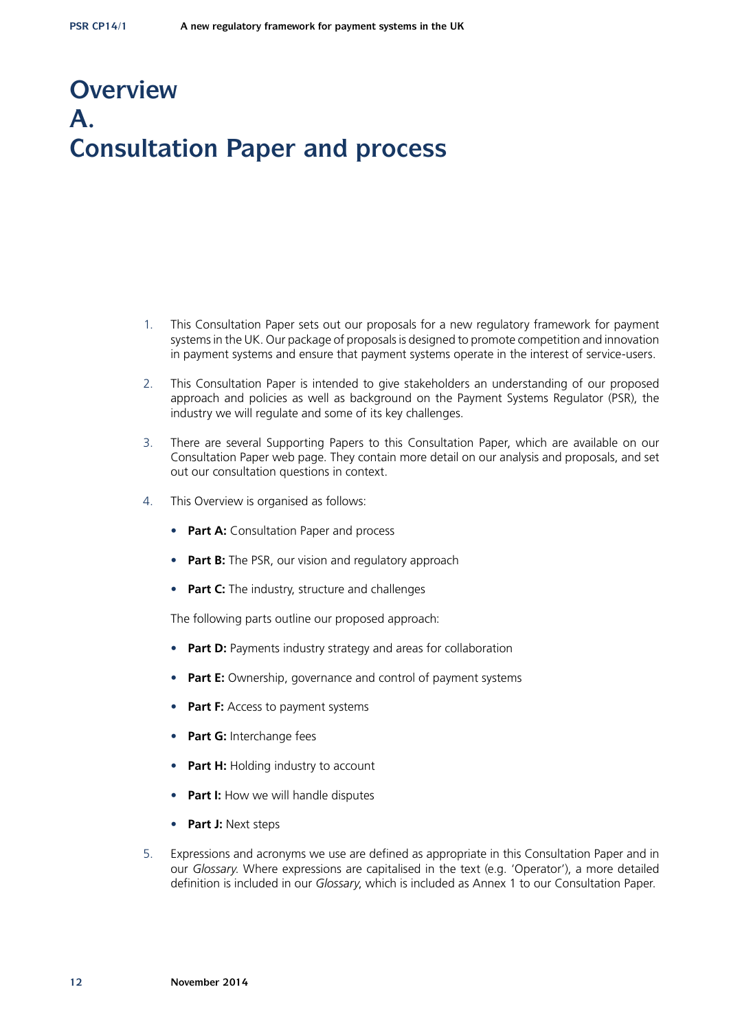# Overview
# A.
# Consultation Paper and process

1. This Consultation Paper sets out our proposals for a new regulatory framework for payment systems in the UK. Our package of proposals is designed to promote competition and innovation in payment systems and ensure that payment systems operate in the interest of service-users.

2. This Consultation Paper is intended to give stakeholders an understanding of our proposed approach and policies as well as background on the Payment Systems Regulator (PSR), the industry we will regulate and some of its key challenges.

3. There are several Supporting Papers to this Consultation Paper, which are available on our Consultation Paper web page. They contain more detail on our analysis and proposals, and set out our consultation questions in context.

4. This Overview is organised as follows:

   - **Part A:** Consultation Paper and process
   - **Part B:** The PSR, our vision and regulatory approach
   - **Part C:** The industry, structure and challenges

   The following parts outline our proposed approach:

   - **Part D:** Payments industry strategy and areas for collaboration
   - **Part E:** Ownership, governance and control of payment systems
   - **Part F:** Access to payment systems
   - **Part G:** Interchange fees
   - **Part H:** Holding industry to account
   - **Part I:** How we will handle disputes
   - **Part J:** Next steps

5. Expressions and acronyms we use are defined as appropriate in this Consultation Paper and in our *Glossary*. Where expressions are capitalised in the text (e.g. 'Operator'), a more detailed definition is included in our *Glossary*, which is included as Annex 1 to our Consultation Paper.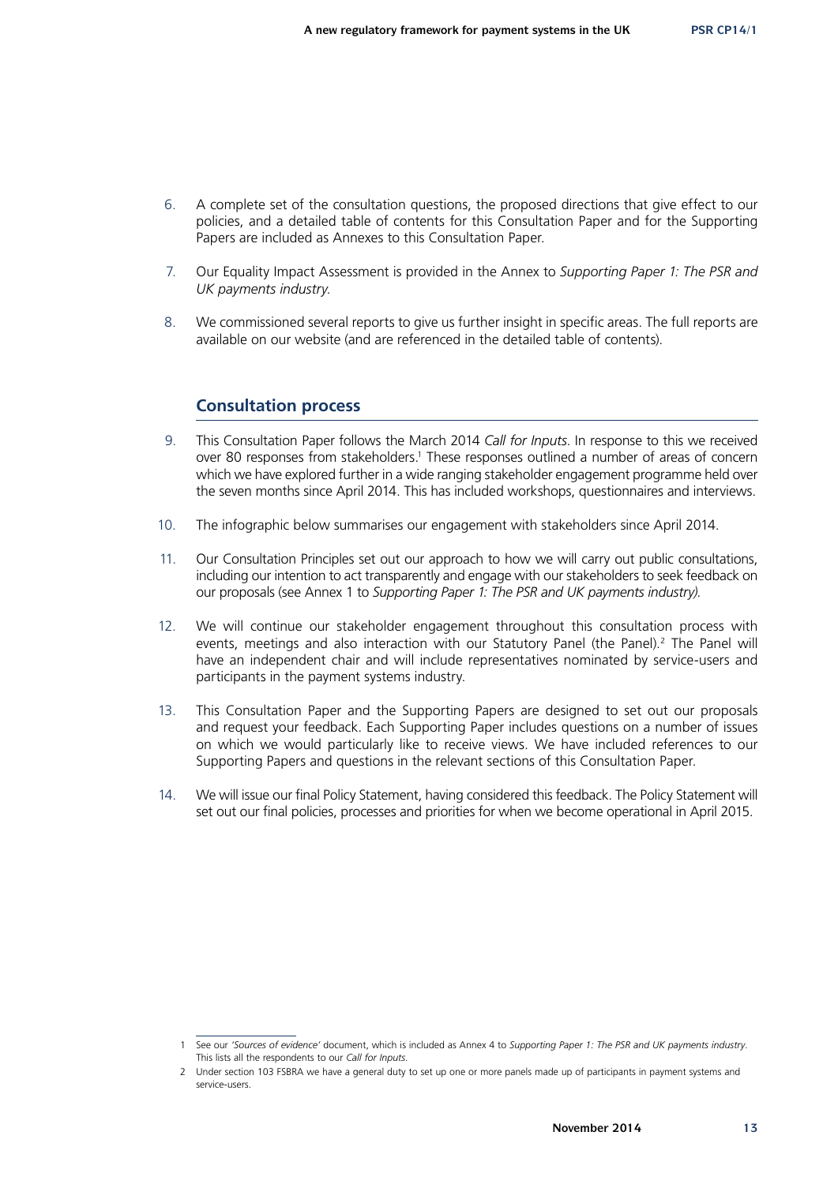6. A complete set of the consultation questions, the proposed directions that give effect to our policies, and a detailed table of contents for this Consultation Paper and for the Supporting Papers are included as Annexes to this Consultation Paper.

7. Our Equality Impact Assessment is provided in the Annex to *Supporting Paper 1: The PSR and UK payments industry.*

8. We commissioned several reports to give us further insight in specific areas. The full reports are available on our website (and are referenced in the detailed table of contents).

## Consultation process

9. This Consultation Paper follows the March 2014 *Call for Inputs*. In response to this we received over 80 responses from stakeholders.[1] These responses outlined a number of areas of concern which we have explored further in a wide ranging stakeholder engagement programme held over the seven months since April 2014. This has included workshops, questionnaires and interviews.

10. The infographic below summarises our engagement with stakeholders since April 2014.

11. Our Consultation Principles set out our approach to how we will carry out public consultations, including our intention to act transparently and engage with our stakeholders to seek feedback on our proposals (see Annex 1 to *Supporting Paper 1: The PSR and UK payments industry).*

12. We will continue our stakeholder engagement throughout this consultation process with events, meetings and also interaction with our Statutory Panel (the Panel).[2] The Panel will have an independent chair and will include representatives nominated by service-users and participants in the payment systems industry.

13. This Consultation Paper and the Supporting Papers are designed to set out our proposals and request your feedback. Each Supporting Paper includes questions on a number of issues on which we would particularly like to receive views. We have included references to our Supporting Papers and questions in the relevant sections of this Consultation Paper.

14. We will issue our final Policy Statement, having considered this feedback. The Policy Statement will set out our final policies, processes and priorities for when we become operational in April 2015.

---

1 See our *'Sources of evidence'* document, which is included as Annex 4 to *Supporting Paper 1: The PSR and UK payments industry*. This lists all the respondents to our *Call for Inputs*.

2 Under section 103 FSBRA we have a general duty to set up one or more panels made up of participants in payment systems and service-users.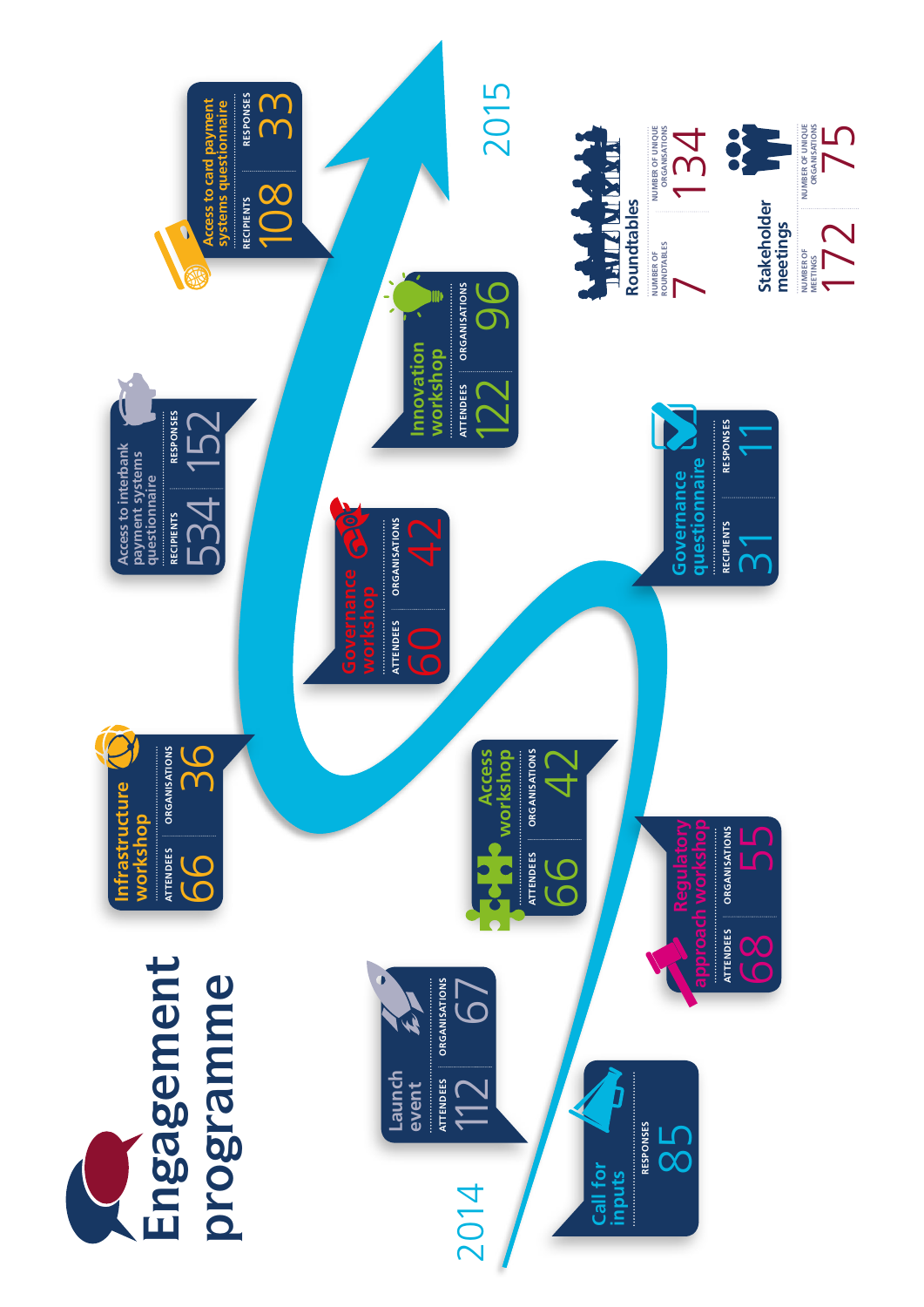# Engagement programme

2014

| Event | Metric | Value |
|---|---|---|
| Call for inputs | Responses | 85 |
| Launch event | Attendees | 112 |
| | Organisations | 67 |
| Regulatory approach workshop | Attendees | 68 |
| | Organisations | 55 |
| Access workshop | Attendees | 66 |
| | Organisations | 42 |
| Infrastructure workshop | Attendees | 66 |
| | Organisations | 36 |
| Governance workshop | Attendees | 60 |
| | Organisations | 42 |
| Governance questionnaire | Recipients | 31 |
| | Responses | 11 |
| Access to interbank payment systems questionnaire | Recipients | 534 |
| | Responses | 152 |
| Innovation workshop | Attendees | 122 |
| | Organisations | 96 |
| Access to card payment systems questionnaire | Recipients | 108 |
| | Responses | 33 |

2015

**Roundtables**

| Number of roundtables | Number of unique organisations |
|---|---|
| 7 | 134 |

**Stakeholder meetings**

| Number of meetings | Number of unique organisations |
|---|---|
| 172 | 75 |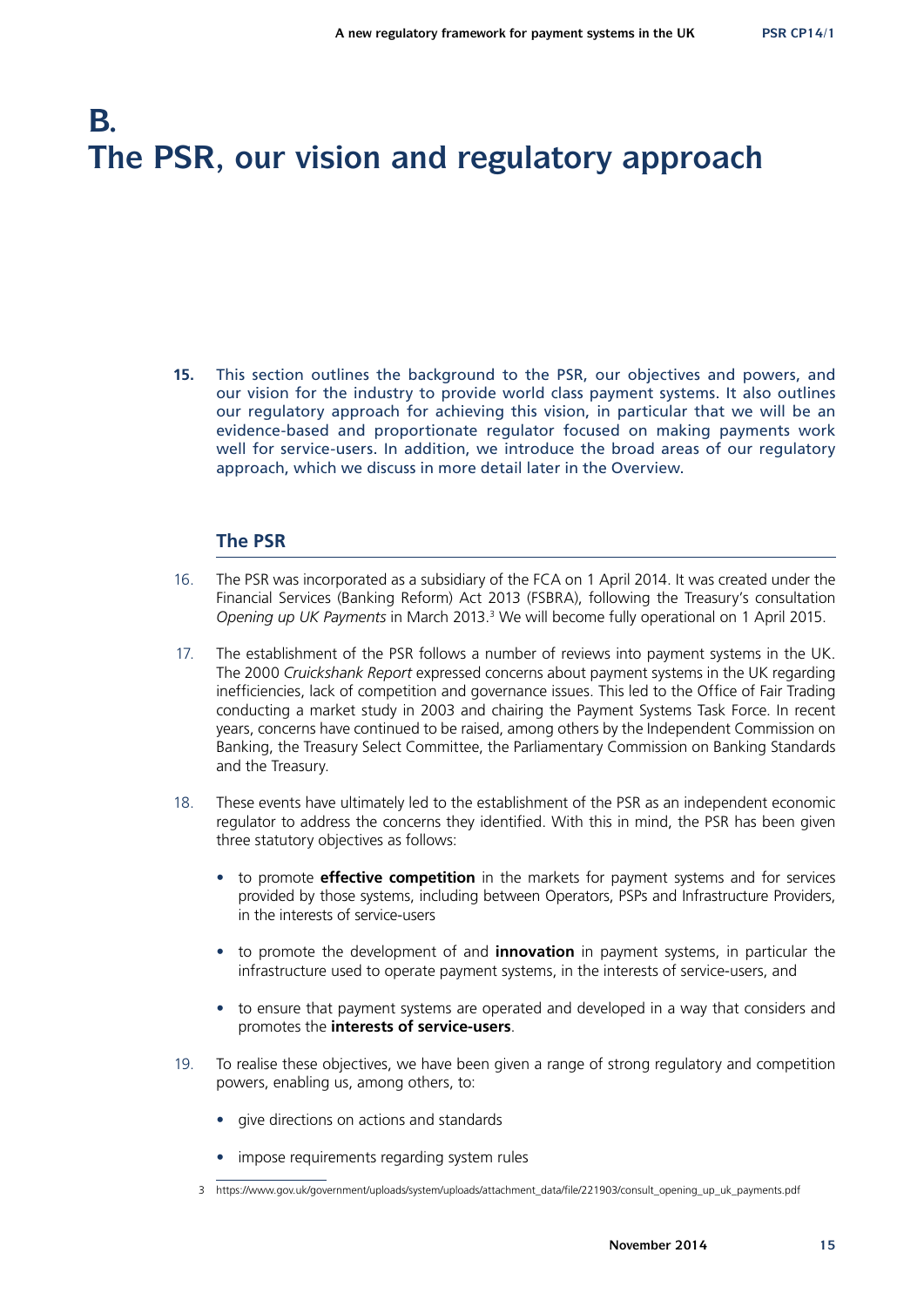# B. The PSR, our vision and regulatory approach

**15.** This section outlines the background to the PSR, our objectives and powers, and our vision for the industry to provide world class payment systems. It also outlines our regulatory approach for achieving this vision, in particular that we will be an evidence-based and proportionate regulator focused on making payments work well for service-users. In addition, we introduce the broad areas of our regulatory approach, which we discuss in more detail later in the Overview.

## The PSR

16. The PSR was incorporated as a subsidiary of the FCA on 1 April 2014. It was created under the Financial Services (Banking Reform) Act 2013 (FSBRA), following the Treasury's consultation *Opening up UK Payments* in March 2013.[3] We will become fully operational on 1 April 2015.

17. The establishment of the PSR follows a number of reviews into payment systems in the UK. The 2000 *Cruickshank Report* expressed concerns about payment systems in the UK regarding inefficiencies, lack of competition and governance issues. This led to the Office of Fair Trading conducting a market study in 2003 and chairing the Payment Systems Task Force. In recent years, concerns have continued to be raised, among others by the Independent Commission on Banking, the Treasury Select Committee, the Parliamentary Commission on Banking Standards and the Treasury.

18. These events have ultimately led to the establishment of the PSR as an independent economic regulator to address the concerns they identified. With this in mind, the PSR has been given three statutory objectives as follows:

- to promote **effective competition** in the markets for payment systems and for services provided by those systems, including between Operators, PSPs and Infrastructure Providers, in the interests of service-users
- to promote the development of and **innovation** in payment systems, in particular the infrastructure used to operate payment systems, in the interests of service-users, and
- to ensure that payment systems are operated and developed in a way that considers and promotes the **interests of service-users**.

19. To realise these objectives, we have been given a range of strong regulatory and competition powers, enabling us, among others, to:

- give directions on actions and standards
- impose requirements regarding system rules

3 https://www.gov.uk/government/uploads/system/uploads/attachment_data/file/221903/consult_opening_up_uk_payments.pdf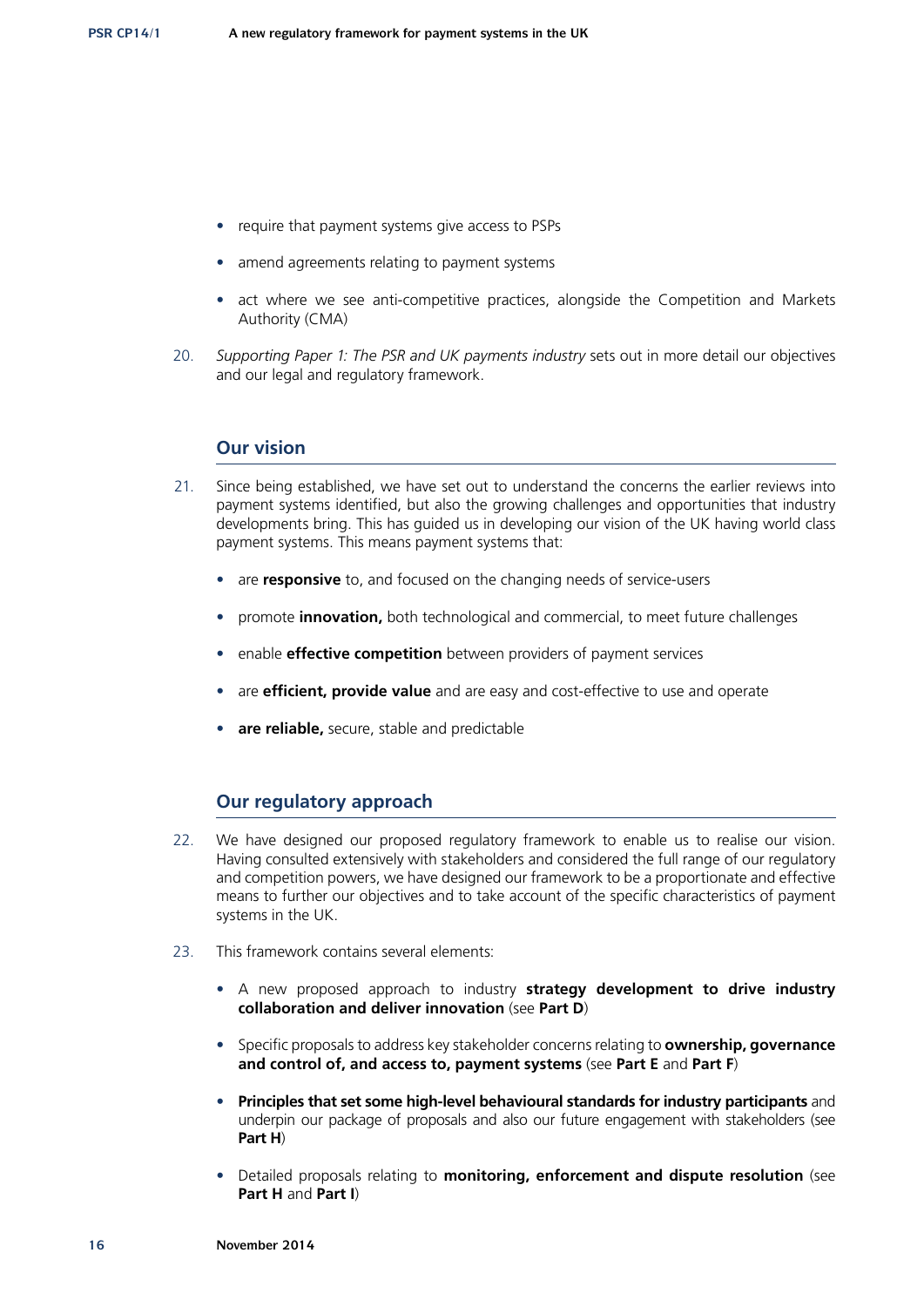- require that payment systems give access to PSPs
- amend agreements relating to payment systems
- act where we see anti-competitive practices, alongside the Competition and Markets Authority (CMA)

20. *Supporting Paper 1: The PSR and UK payments industry* sets out in more detail our objectives and our legal and regulatory framework.

## Our vision

21. Since being established, we have set out to understand the concerns the earlier reviews into payment systems identified, but also the growing challenges and opportunities that industry developments bring. This has guided us in developing our vision of the UK having world class payment systems. This means payment systems that:

    - are **responsive** to, and focused on the changing needs of service-users
    - promote **innovation,** both technological and commercial, to meet future challenges
    - enable **effective competition** between providers of payment services
    - are **efficient, provide value** and are easy and cost-effective to use and operate
    - **are reliable,** secure, stable and predictable

## Our regulatory approach

22. We have designed our proposed regulatory framework to enable us to realise our vision. Having consulted extensively with stakeholders and considered the full range of our regulatory and competition powers, we have designed our framework to be a proportionate and effective means to further our objectives and to take account of the specific characteristics of payment systems in the UK.

23. This framework contains several elements:

    - A new proposed approach to industry **strategy development to drive industry collaboration and deliver innovation** (see **Part D**)
    - Specific proposals to address key stakeholder concerns relating to **ownership, governance and control of, and access to, payment systems** (see **Part E** and **Part F**)
    - **Principles that set some high-level behavioural standards for industry participants** and underpin our package of proposals and also our future engagement with stakeholders (see **Part H**)
    - Detailed proposals relating to **monitoring, enforcement and dispute resolution** (see **Part H** and **Part I**)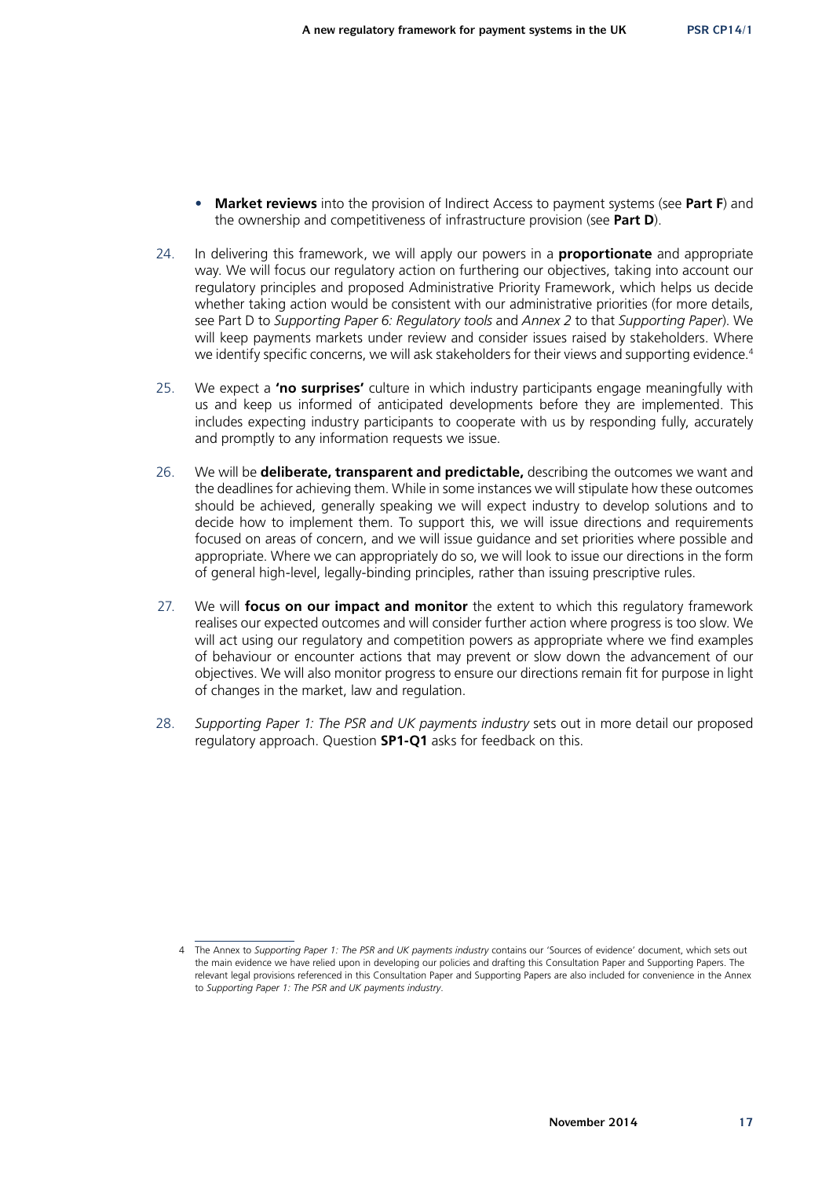- **Market reviews** into the provision of Indirect Access to payment systems (see **Part F**) and the ownership and competitiveness of infrastructure provision (see **Part D**).

24. In delivering this framework, we will apply our powers in a **proportionate** and appropriate way. We will focus our regulatory action on furthering our objectives, taking into account our regulatory principles and proposed Administrative Priority Framework, which helps us decide whether taking action would be consistent with our administrative priorities (for more details, see Part D to *Supporting Paper 6: Regulatory tools* and *Annex 2* to that *Supporting Paper*). We will keep payments markets under review and consider issues raised by stakeholders. Where we identify specific concerns, we will ask stakeholders for their views and supporting evidence.[4]

25. We expect a **'no surprises'** culture in which industry participants engage meaningfully with us and keep us informed of anticipated developments before they are implemented. This includes expecting industry participants to cooperate with us by responding fully, accurately and promptly to any information requests we issue.

26. We will be **deliberate, transparent and predictable,** describing the outcomes we want and the deadlines for achieving them. While in some instances we will stipulate how these outcomes should be achieved, generally speaking we will expect industry to develop solutions and to decide how to implement them. To support this, we will issue directions and requirements focused on areas of concern, and we will issue guidance and set priorities where possible and appropriate. Where we can appropriately do so, we will look to issue our directions in the form of general high-level, legally-binding principles, rather than issuing prescriptive rules.

27. We will **focus on our impact and monitor** the extent to which this regulatory framework realises our expected outcomes and will consider further action where progress is too slow. We will act using our regulatory and competition powers as appropriate where we find examples of behaviour or encounter actions that may prevent or slow down the advancement of our objectives. We will also monitor progress to ensure our directions remain fit for purpose in light of changes in the market, law and regulation.

28. *Supporting Paper 1: The PSR and UK payments industry* sets out in more detail our proposed regulatory approach. Question **SP1-Q1** asks for feedback on this.

---

4 The Annex to *Supporting Paper 1: The PSR and UK payments industry* contains our 'Sources of evidence' document, which sets out the main evidence we have relied upon in developing our policies and drafting this Consultation Paper and Supporting Papers. The relevant legal provisions referenced in this Consultation Paper and Supporting Papers are also included for convenience in the Annex to *Supporting Paper 1: The PSR and UK payments industry*.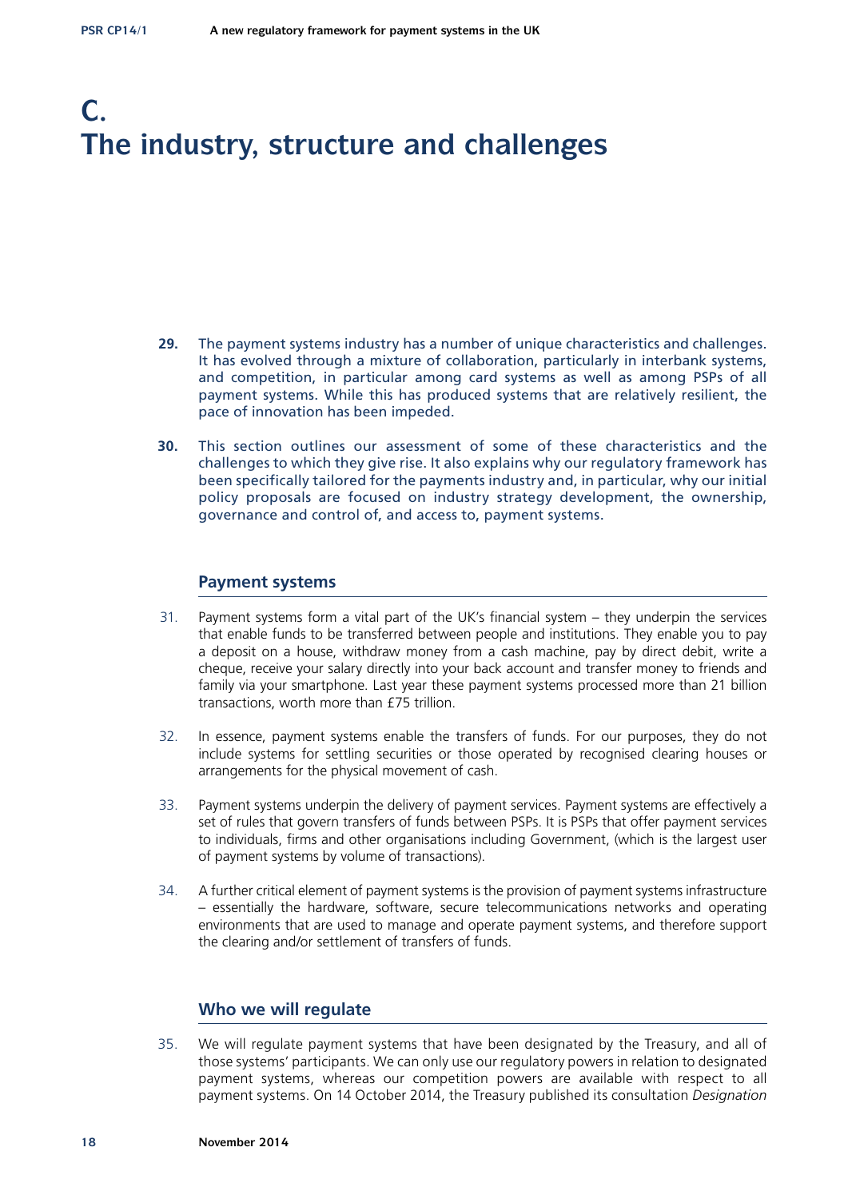# C. The industry, structure and challenges

**29.** The payment systems industry has a number of unique characteristics and challenges. It has evolved through a mixture of collaboration, particularly in interbank systems, and competition, in particular among card systems as well as among PSPs of all payment systems. While this has produced systems that are relatively resilient, the pace of innovation has been impeded.

**30.** This section outlines our assessment of some of these characteristics and the challenges to which they give rise. It also explains why our regulatory framework has been specifically tailored for the payments industry and, in particular, why our initial policy proposals are focused on industry strategy development, the ownership, governance and control of, and access to, payment systems.

## Payment systems

31. Payment systems form a vital part of the UK's financial system – they underpin the services that enable funds to be transferred between people and institutions. They enable you to pay a deposit on a house, withdraw money from a cash machine, pay by direct debit, write a cheque, receive your salary directly into your back account and transfer money to friends and family via your smartphone. Last year these payment systems processed more than 21 billion transactions, worth more than £75 trillion.

32. In essence, payment systems enable the transfers of funds. For our purposes, they do not include systems for settling securities or those operated by recognised clearing houses or arrangements for the physical movement of cash.

33. Payment systems underpin the delivery of payment services. Payment systems are effectively a set of rules that govern transfers of funds between PSPs. It is PSPs that offer payment services to individuals, firms and other organisations including Government, (which is the largest user of payment systems by volume of transactions).

34. A further critical element of payment systems is the provision of payment systems infrastructure – essentially the hardware, software, secure telecommunications networks and operating environments that are used to manage and operate payment systems, and therefore support the clearing and/or settlement of transfers of funds.

## Who we will regulate

35. We will regulate payment systems that have been designated by the Treasury, and all of those systems' participants. We can only use our regulatory powers in relation to designated payment systems, whereas our competition powers are available with respect to all payment systems. On 14 October 2014, the Treasury published its consultation *Designation*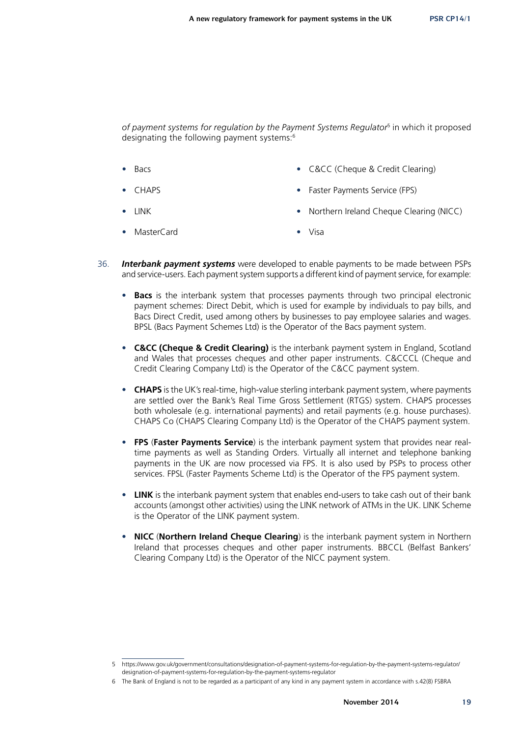*of payment systems for regulation by the Payment Systems Regulator*[5] in which it proposed designating the following payment systems:[6]

- Bacs
- C&CC (Cheque & Credit Clearing)
- CHAPS
- Faster Payments Service (FPS)
- LINK
- Northern Ireland Cheque Clearing (NICC)
- MasterCard
- Visa

36. ***Interbank payment systems*** were developed to enable payments to be made between PSPs and service-users. Each payment system supports a different kind of payment service, for example:

    - **Bacs** is the interbank system that processes payments through two principal electronic payment schemes: Direct Debit, which is used for example by individuals to pay bills, and Bacs Direct Credit, used among others by businesses to pay employee salaries and wages. BPSL (Bacs Payment Schemes Ltd) is the Operator of the Bacs payment system.
    - **C&CC (Cheque & Credit Clearing)** is the interbank payment system in England, Scotland and Wales that processes cheques and other paper instruments. C&CCCL (Cheque and Credit Clearing Company Ltd) is the Operator of the C&CC payment system.
    - **CHAPS** is the UK's real-time, high-value sterling interbank payment system, where payments are settled over the Bank's Real Time Gross Settlement (RTGS) system. CHAPS processes both wholesale (e.g. international payments) and retail payments (e.g. house purchases). CHAPS Co (CHAPS Clearing Company Ltd) is the Operator of the CHAPS payment system.
    - **FPS** (**Faster Payments Service**) is the interbank payment system that provides near real-time payments as well as Standing Orders. Virtually all internet and telephone banking payments in the UK are now processed via FPS. It is also used by PSPs to process other services. FPSL (Faster Payments Scheme Ltd) is the Operator of the FPS payment system.
    - **LINK** is the interbank payment system that enables end-users to take cash out of their bank accounts (amongst other activities) using the LINK network of ATMs in the UK. LINK Scheme is the Operator of the LINK payment system.
    - **NICC** (**Northern Ireland Cheque Clearing**) is the interbank payment system in Northern Ireland that processes cheques and other paper instruments. BBCCL (Belfast Bankers' Clearing Company Ltd) is the Operator of the NICC payment system.

---

5 https://www.gov.uk/government/consultations/designation-of-payment-systems-for-regulation-by-the-payment-systems-regulator/designation-of-payment-systems-for-regulation-by-the-payment-systems-regulator

6 The Bank of England is not to be regarded as a participant of any kind in any payment system in accordance with s.42(8) FSBRA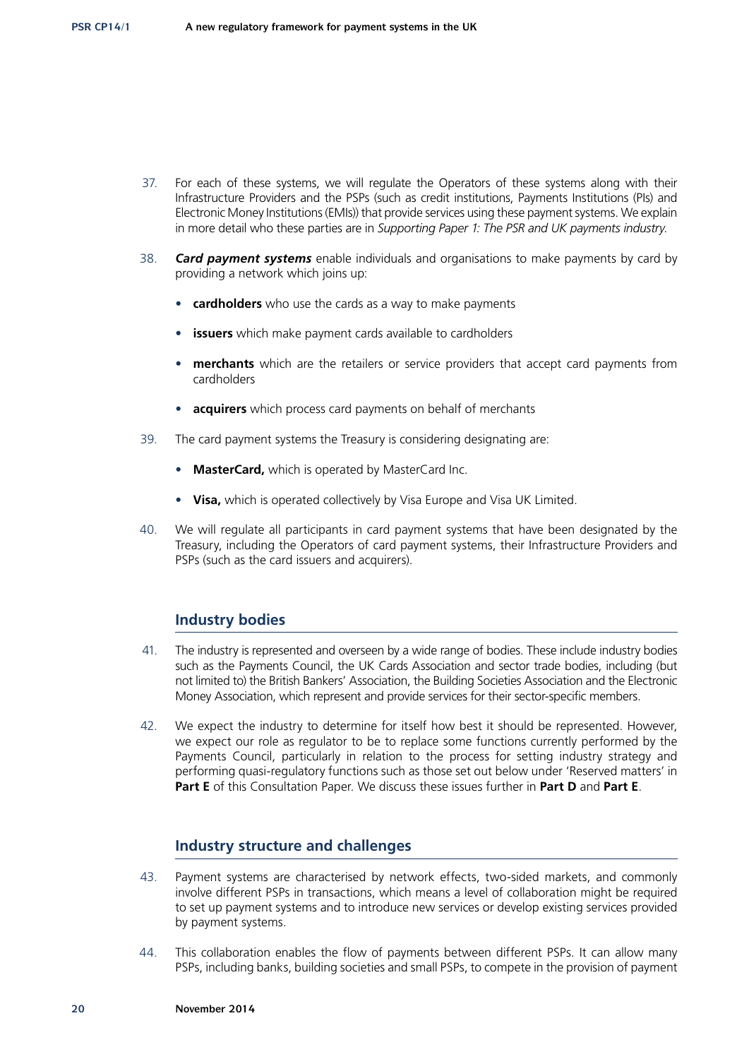37. For each of these systems, we will regulate the Operators of these systems along with their Infrastructure Providers and the PSPs (such as credit institutions, Payments Institutions (PIs) and Electronic Money Institutions (EMIs)) that provide services using these payment systems. We explain in more detail who these parties are in *Supporting Paper 1: The PSR and UK payments industry*.

38. ***Card payment systems*** enable individuals and organisations to make payments by card by providing a network which joins up:

    - **cardholders** who use the cards as a way to make payments
    - **issuers** which make payment cards available to cardholders
    - **merchants** which are the retailers or service providers that accept card payments from cardholders
    - **acquirers** which process card payments on behalf of merchants

39. The card payment systems the Treasury is considering designating are:

    - **MasterCard,** which is operated by MasterCard Inc.
    - **Visa,** which is operated collectively by Visa Europe and Visa UK Limited.

40. We will regulate all participants in card payment systems that have been designated by the Treasury, including the Operators of card payment systems, their Infrastructure Providers and PSPs (such as the card issuers and acquirers).

## Industry bodies

41. The industry is represented and overseen by a wide range of bodies. These include industry bodies such as the Payments Council, the UK Cards Association and sector trade bodies, including (but not limited to) the British Bankers' Association, the Building Societies Association and the Electronic Money Association, which represent and provide services for their sector-specific members.

42. We expect the industry to determine for itself how best it should be represented. However, we expect our role as regulator to be to replace some functions currently performed by the Payments Council, particularly in relation to the process for setting industry strategy and performing quasi-regulatory functions such as those set out below under 'Reserved matters' in **Part E** of this Consultation Paper. We discuss these issues further in **Part D** and **Part E**.

## Industry structure and challenges

43. Payment systems are characterised by network effects, two-sided markets, and commonly involve different PSPs in transactions, which means a level of collaboration might be required to set up payment systems and to introduce new services or develop existing services provided by payment systems.

44. This collaboration enables the flow of payments between different PSPs. It can allow many PSPs, including banks, building societies and small PSPs, to compete in the provision of payment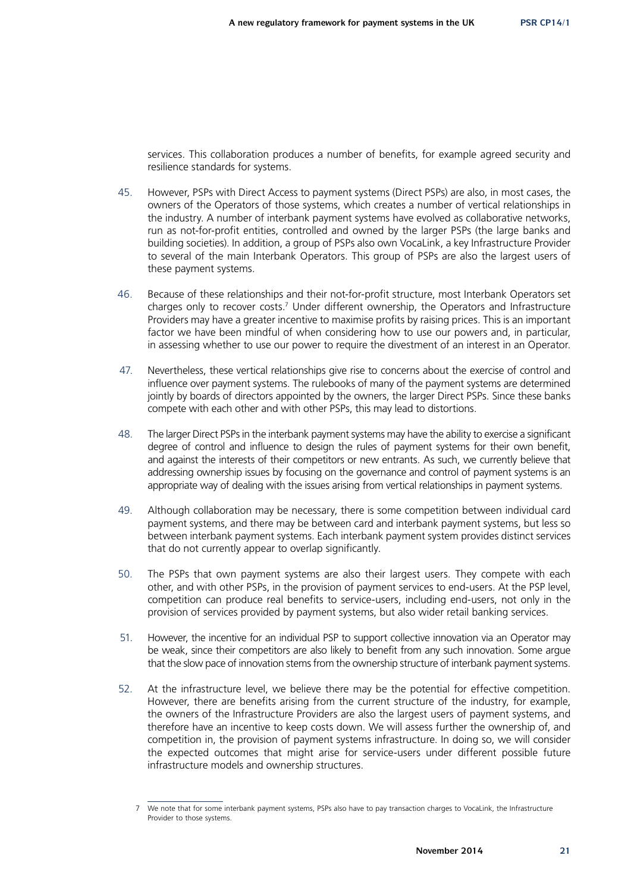services. This collaboration produces a number of benefits, for example agreed security and resilience standards for systems.

45. However, PSPs with Direct Access to payment systems (Direct PSPs) are also, in most cases, the owners of the Operators of those systems, which creates a number of vertical relationships in the industry. A number of interbank payment systems have evolved as collaborative networks, run as not-for-profit entities, controlled and owned by the larger PSPs (the large banks and building societies). In addition, a group of PSPs also own VocaLink, a key Infrastructure Provider to several of the main Interbank Operators. This group of PSPs are also the largest users of these payment systems.

46. Because of these relationships and their not-for-profit structure, most Interbank Operators set charges only to recover costs.[7] Under different ownership, the Operators and Infrastructure Providers may have a greater incentive to maximise profits by raising prices. This is an important factor we have been mindful of when considering how to use our powers and, in particular, in assessing whether to use our power to require the divestment of an interest in an Operator.

47. Nevertheless, these vertical relationships give rise to concerns about the exercise of control and influence over payment systems. The rulebooks of many of the payment systems are determined jointly by boards of directors appointed by the owners, the larger Direct PSPs. Since these banks compete with each other and with other PSPs, this may lead to distortions.

48. The larger Direct PSPs in the interbank payment systems may have the ability to exercise a significant degree of control and influence to design the rules of payment systems for their own benefit, and against the interests of their competitors or new entrants. As such, we currently believe that addressing ownership issues by focusing on the governance and control of payment systems is an appropriate way of dealing with the issues arising from vertical relationships in payment systems.

49. Although collaboration may be necessary, there is some competition between individual card payment systems, and there may be between card and interbank payment systems, but less so between interbank payment systems. Each interbank payment system provides distinct services that do not currently appear to overlap significantly.

50. The PSPs that own payment systems are also their largest users. They compete with each other, and with other PSPs, in the provision of payment services to end-users. At the PSP level, competition can produce real benefits to service-users, including end-users, not only in the provision of services provided by payment systems, but also wider retail banking services.

51. However, the incentive for an individual PSP to support collective innovation via an Operator may be weak, since their competitors are also likely to benefit from any such innovation. Some argue that the slow pace of innovation stems from the ownership structure of interbank payment systems.

52. At the infrastructure level, we believe there may be the potential for effective competition. However, there are benefits arising from the current structure of the industry, for example, the owners of the Infrastructure Providers are also the largest users of payment systems, and therefore have an incentive to keep costs down. We will assess further the ownership of, and competition in, the provision of payment systems infrastructure. In doing so, we will consider the expected outcomes that might arise for service-users under different possible future infrastructure models and ownership structures.

---

7 We note that for some interbank payment systems, PSPs also have to pay transaction charges to VocaLink, the Infrastructure Provider to those systems.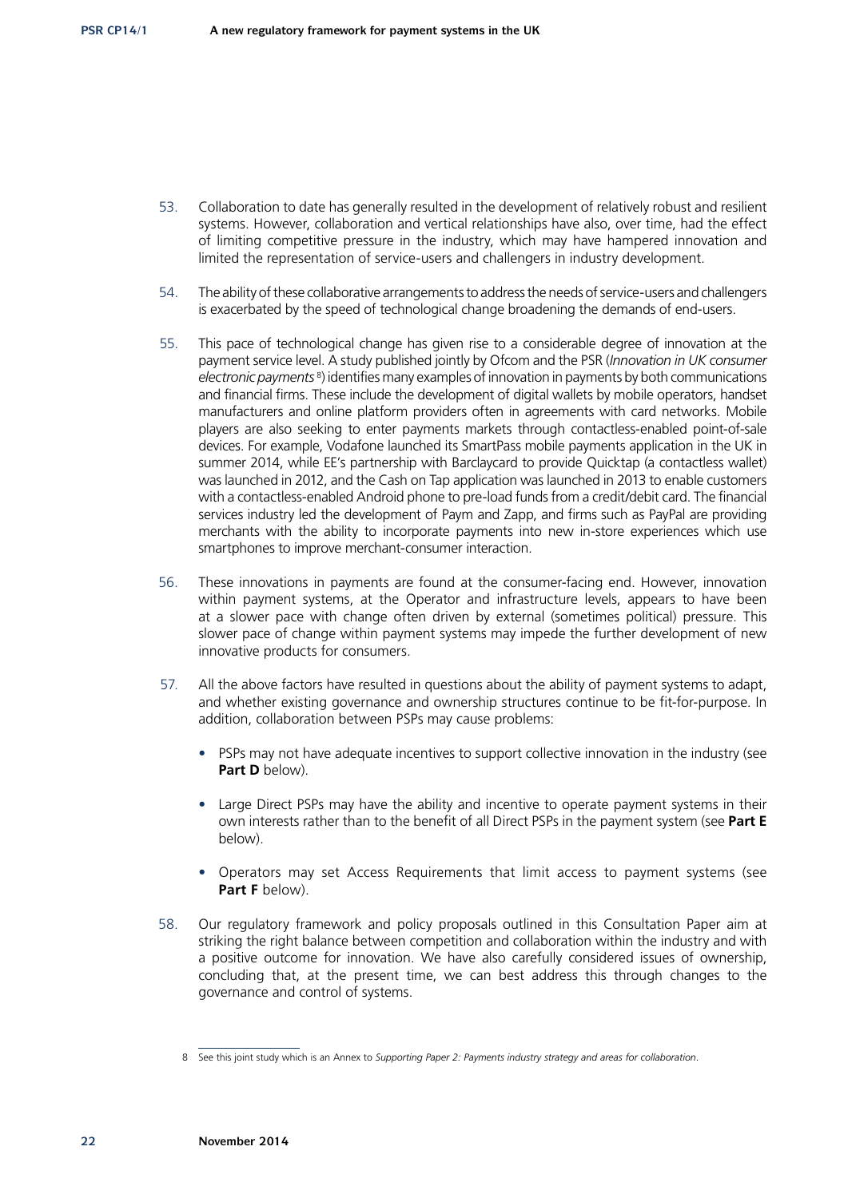53. Collaboration to date has generally resulted in the development of relatively robust and resilient systems. However, collaboration and vertical relationships have also, over time, had the effect of limiting competitive pressure in the industry, which may have hampered innovation and limited the representation of service-users and challengers in industry development.

54. The ability of these collaborative arrangements to address the needs of service-users and challengers is exacerbated by the speed of technological change broadening the demands of end-users.

55. This pace of technological change has given rise to a considerable degree of innovation at the payment service level. A study published jointly by Ofcom and the PSR (*Innovation in UK consumer electronic payments*[8]) identifies many examples of innovation in payments by both communications and financial firms. These include the development of digital wallets by mobile operators, handset manufacturers and online platform providers often in agreements with card networks. Mobile players are also seeking to enter payments markets through contactless-enabled point-of-sale devices. For example, Vodafone launched its SmartPass mobile payments application in the UK in summer 2014, while EE's partnership with Barclaycard to provide Quicktap (a contactless wallet) was launched in 2012, and the Cash on Tap application was launched in 2013 to enable customers with a contactless-enabled Android phone to pre-load funds from a credit/debit card. The financial services industry led the development of Paym and Zapp, and firms such as PayPal are providing merchants with the ability to incorporate payments into new in-store experiences which use smartphones to improve merchant-consumer interaction.

56. These innovations in payments are found at the consumer-facing end. However, innovation within payment systems, at the Operator and infrastructure levels, appears to have been at a slower pace with change often driven by external (sometimes political) pressure. This slower pace of change within payment systems may impede the further development of new innovative products for consumers.

57. All the above factors have resulted in questions about the ability of payment systems to adapt, and whether existing governance and ownership structures continue to be fit-for-purpose. In addition, collaboration between PSPs may cause problems:

    - PSPs may not have adequate incentives to support collective innovation in the industry (see **Part D** below).
    - Large Direct PSPs may have the ability and incentive to operate payment systems in their own interests rather than to the benefit of all Direct PSPs in the payment system (see **Part E** below).
    - Operators may set Access Requirements that limit access to payment systems (see **Part F** below).

58. Our regulatory framework and policy proposals outlined in this Consultation Paper aim at striking the right balance between competition and collaboration within the industry and with a positive outcome for innovation. We have also carefully considered issues of ownership, concluding that, at the present time, we can best address this through changes to the governance and control of systems.

---

8 See this joint study which is an Annex to *Supporting Paper 2: Payments industry strategy and areas for collaboration*.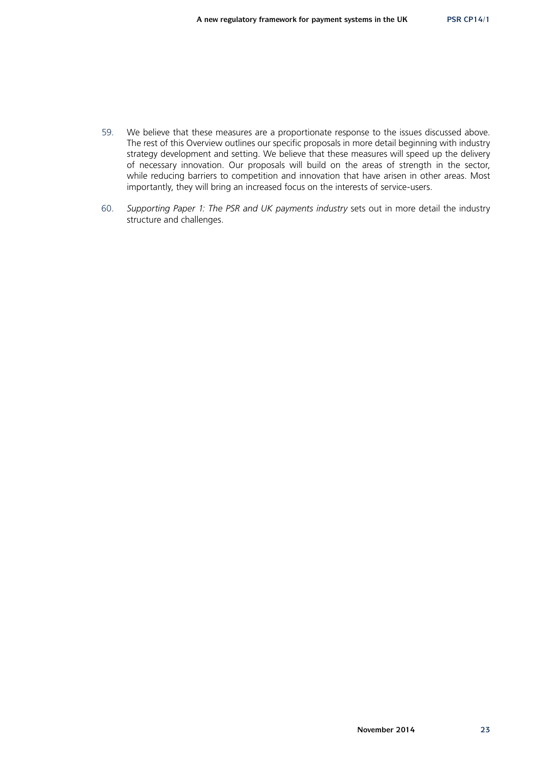59. We believe that these measures are a proportionate response to the issues discussed above. The rest of this Overview outlines our specific proposals in more detail beginning with industry strategy development and setting. We believe that these measures will speed up the delivery of necessary innovation. Our proposals will build on the areas of strength in the sector, while reducing barriers to competition and innovation that have arisen in other areas. Most importantly, they will bring an increased focus on the interests of service-users.

60. *Supporting Paper 1: The PSR and UK payments industry* sets out in more detail the industry structure and challenges.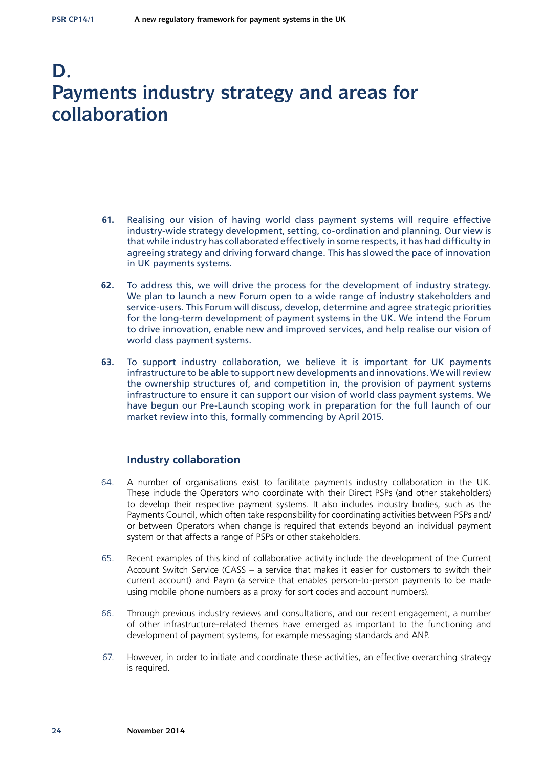# D. Payments industry strategy and areas for collaboration

**61.** Realising our vision of having world class payment systems will require effective industry-wide strategy development, setting, co-ordination and planning. Our view is that while industry has collaborated effectively in some respects, it has had difficulty in agreeing strategy and driving forward change. This has slowed the pace of innovation in UK payments systems.

**62.** To address this, we will drive the process for the development of industry strategy. We plan to launch a new Forum open to a wide range of industry stakeholders and service-users. This Forum will discuss, develop, determine and agree strategic priorities for the long-term development of payment systems in the UK. We intend the Forum to drive innovation, enable new and improved services, and help realise our vision of world class payment systems.

**63.** To support industry collaboration, we believe it is important for UK payments infrastructure to be able to support new developments and innovations. We will review the ownership structures of, and competition in, the provision of payment systems infrastructure to ensure it can support our vision of world class payment systems. We have begun our Pre-Launch scoping work in preparation for the full launch of our market review into this, formally commencing by April 2015.

## Industry collaboration

64. A number of organisations exist to facilitate payments industry collaboration in the UK. These include the Operators who coordinate with their Direct PSPs (and other stakeholders) to develop their respective payment systems. It also includes industry bodies, such as the Payments Council, which often take responsibility for coordinating activities between PSPs and/or between Operators when change is required that extends beyond an individual payment system or that affects a range of PSPs or other stakeholders.

65. Recent examples of this kind of collaborative activity include the development of the Current Account Switch Service (CASS – a service that makes it easier for customers to switch their current account) and Paym (a service that enables person-to-person payments to be made using mobile phone numbers as a proxy for sort codes and account numbers).

66. Through previous industry reviews and consultations, and our recent engagement, a number of other infrastructure-related themes have emerged as important to the functioning and development of payment systems, for example messaging standards and ANP.

67. However, in order to initiate and coordinate these activities, an effective overarching strategy is required.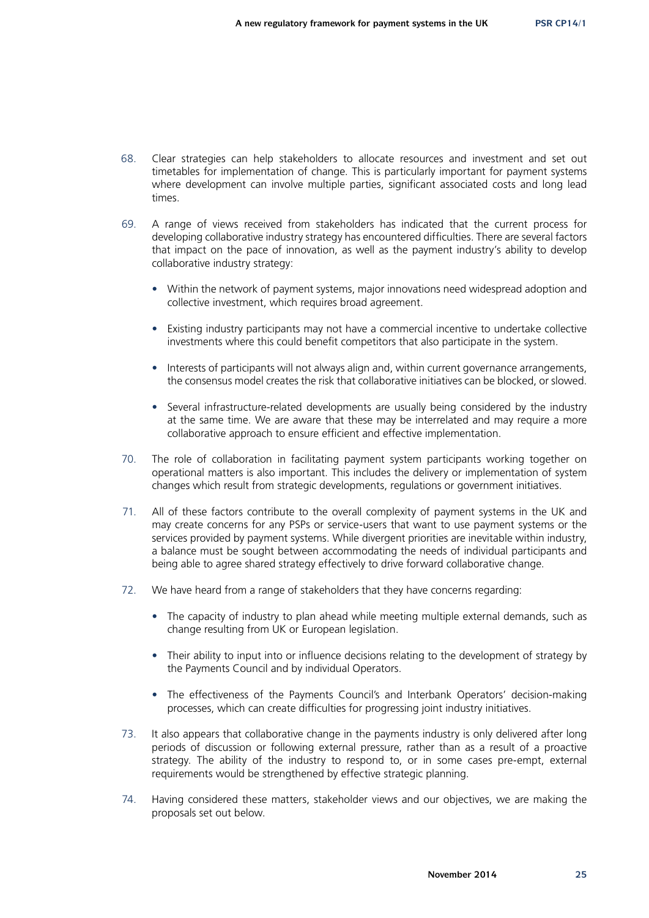68. Clear strategies can help stakeholders to allocate resources and investment and set out timetables for implementation of change. This is particularly important for payment systems where development can involve multiple parties, significant associated costs and long lead times.

69. A range of views received from stakeholders has indicated that the current process for developing collaborative industry strategy has encountered difficulties. There are several factors that impact on the pace of innovation, as well as the payment industry's ability to develop collaborative industry strategy:

   - Within the network of payment systems, major innovations need widespread adoption and collective investment, which requires broad agreement.
   - Existing industry participants may not have a commercial incentive to undertake collective investments where this could benefit competitors that also participate in the system.
   - Interests of participants will not always align and, within current governance arrangements, the consensus model creates the risk that collaborative initiatives can be blocked, or slowed.
   - Several infrastructure-related developments are usually being considered by the industry at the same time. We are aware that these may be interrelated and may require a more collaborative approach to ensure efficient and effective implementation.

70. The role of collaboration in facilitating payment system participants working together on operational matters is also important. This includes the delivery or implementation of system changes which result from strategic developments, regulations or government initiatives.

71. All of these factors contribute to the overall complexity of payment systems in the UK and may create concerns for any PSPs or service-users that want to use payment systems or the services provided by payment systems. While divergent priorities are inevitable within industry, a balance must be sought between accommodating the needs of individual participants and being able to agree shared strategy effectively to drive forward collaborative change.

72. We have heard from a range of stakeholders that they have concerns regarding:

   - The capacity of industry to plan ahead while meeting multiple external demands, such as change resulting from UK or European legislation.
   - Their ability to input into or influence decisions relating to the development of strategy by the Payments Council and by individual Operators.
   - The effectiveness of the Payments Council's and Interbank Operators' decision-making processes, which can create difficulties for progressing joint industry initiatives.

73. It also appears that collaborative change in the payments industry is only delivered after long periods of discussion or following external pressure, rather than as a result of a proactive strategy. The ability of the industry to respond to, or in some cases pre-empt, external requirements would be strengthened by effective strategic planning.

74. Having considered these matters, stakeholder views and our objectives, we are making the proposals set out below.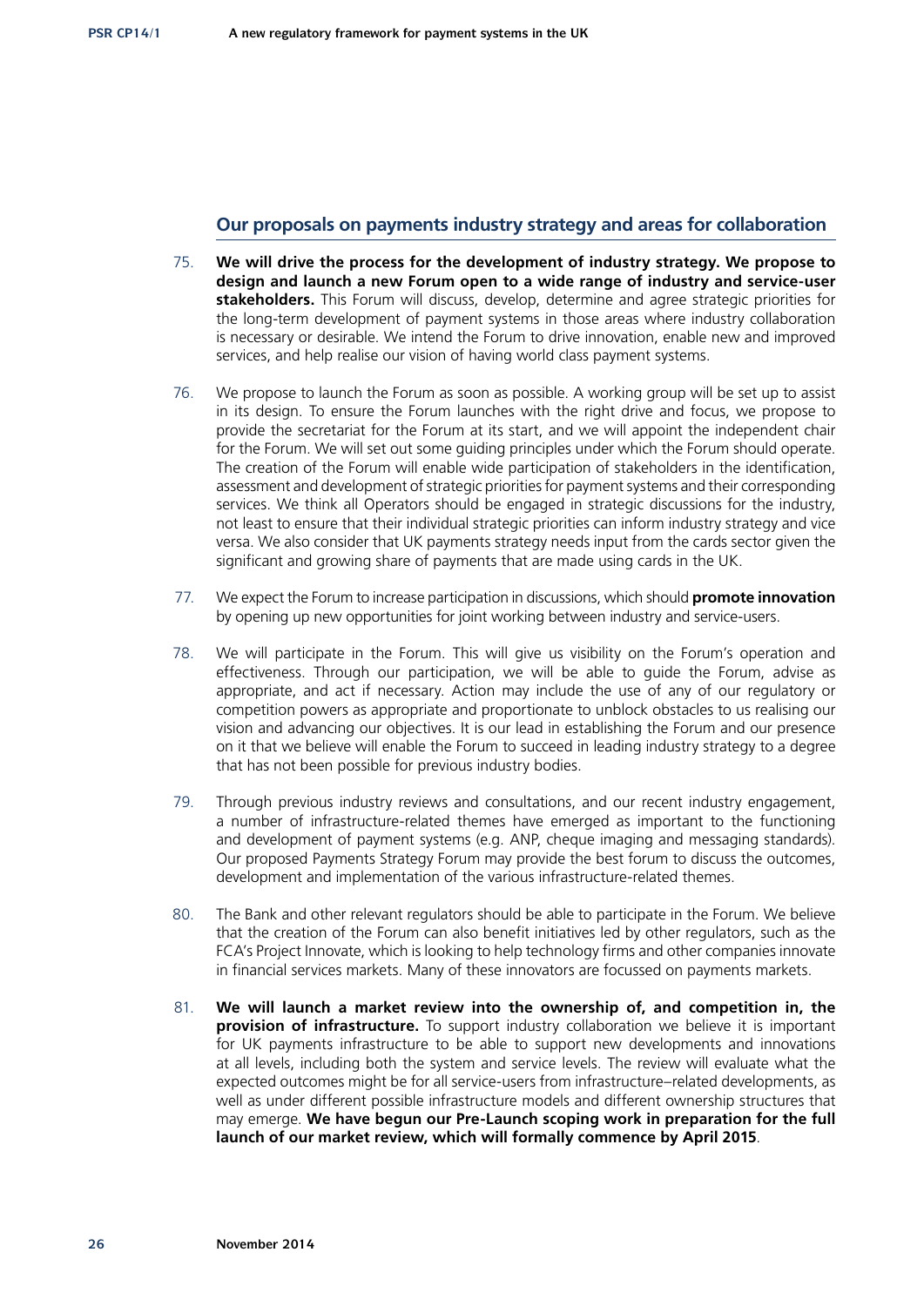## Our proposals on payments industry strategy and areas for collaboration

75. **We will drive the process for the development of industry strategy. We propose to design and launch a new Forum open to a wide range of industry and service-user stakeholders.** This Forum will discuss, develop, determine and agree strategic priorities for the long-term development of payment systems in those areas where industry collaboration is necessary or desirable. We intend the Forum to drive innovation, enable new and improved services, and help realise our vision of having world class payment systems.

76. We propose to launch the Forum as soon as possible. A working group will be set up to assist in its design. To ensure the Forum launches with the right drive and focus, we propose to provide the secretariat for the Forum at its start, and we will appoint the independent chair for the Forum. We will set out some guiding principles under which the Forum should operate. The creation of the Forum will enable wide participation of stakeholders in the identification, assessment and development of strategic priorities for payment systems and their corresponding services. We think all Operators should be engaged in strategic discussions for the industry, not least to ensure that their individual strategic priorities can inform industry strategy and vice versa. We also consider that UK payments strategy needs input from the cards sector given the significant and growing share of payments that are made using cards in the UK.

77. We expect the Forum to increase participation in discussions, which should **promote innovation** by opening up new opportunities for joint working between industry and service-users.

78. We will participate in the Forum. This will give us visibility on the Forum's operation and effectiveness. Through our participation, we will be able to guide the Forum, advise as appropriate, and act if necessary. Action may include the use of any of our regulatory or competition powers as appropriate and proportionate to unblock obstacles to us realising our vision and advancing our objectives. It is our lead in establishing the Forum and our presence on it that we believe will enable the Forum to succeed in leading industry strategy to a degree that has not been possible for previous industry bodies.

79. Through previous industry reviews and consultations, and our recent industry engagement, a number of infrastructure-related themes have emerged as important to the functioning and development of payment systems (e.g. ANP, cheque imaging and messaging standards). Our proposed Payments Strategy Forum may provide the best forum to discuss the outcomes, development and implementation of the various infrastructure-related themes.

80. The Bank and other relevant regulators should be able to participate in the Forum. We believe that the creation of the Forum can also benefit initiatives led by other regulators, such as the FCA's Project Innovate, which is looking to help technology firms and other companies innovate in financial services markets. Many of these innovators are focussed on payments markets.

81. **We will launch a market review into the ownership of, and competition in, the provision of infrastructure.** To support industry collaboration we believe it is important for UK payments infrastructure to be able to support new developments and innovations at all levels, including both the system and service levels. The review will evaluate what the expected outcomes might be for all service-users from infrastructure–related developments, as well as under different possible infrastructure models and different ownership structures that may emerge. **We have begun our Pre-Launch scoping work in preparation for the full launch of our market review, which will formally commence by April 2015**.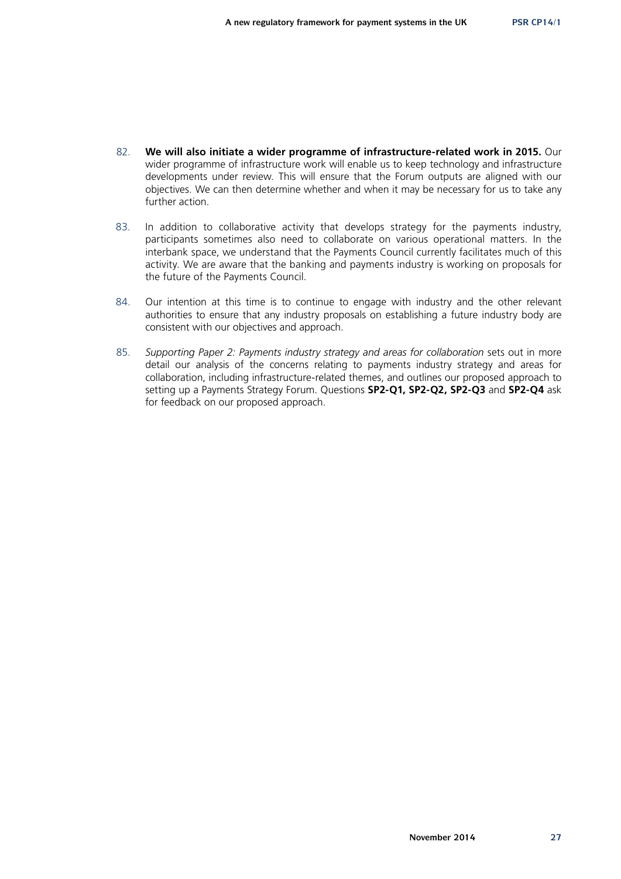82. **We will also initiate a wider programme of infrastructure-related work in 2015.** Our wider programme of infrastructure work will enable us to keep technology and infrastructure developments under review. This will ensure that the Forum outputs are aligned with our objectives. We can then determine whether and when it may be necessary for us to take any further action.

83. In addition to collaborative activity that develops strategy for the payments industry, participants sometimes also need to collaborate on various operational matters. In the interbank space, we understand that the Payments Council currently facilitates much of this activity. We are aware that the banking and payments industry is working on proposals for the future of the Payments Council.

84. Our intention at this time is to continue to engage with industry and the other relevant authorities to ensure that any industry proposals on establishing a future industry body are consistent with our objectives and approach.

85. *Supporting Paper 2: Payments industry strategy and areas for collaboration* sets out in more detail our analysis of the concerns relating to payments industry strategy and areas for collaboration, including infrastructure-related themes, and outlines our proposed approach to setting up a Payments Strategy Forum. Questions **SP2-Q1, SP2-Q2, SP2-Q3** and **SP2-Q4** ask for feedback on our proposed approach.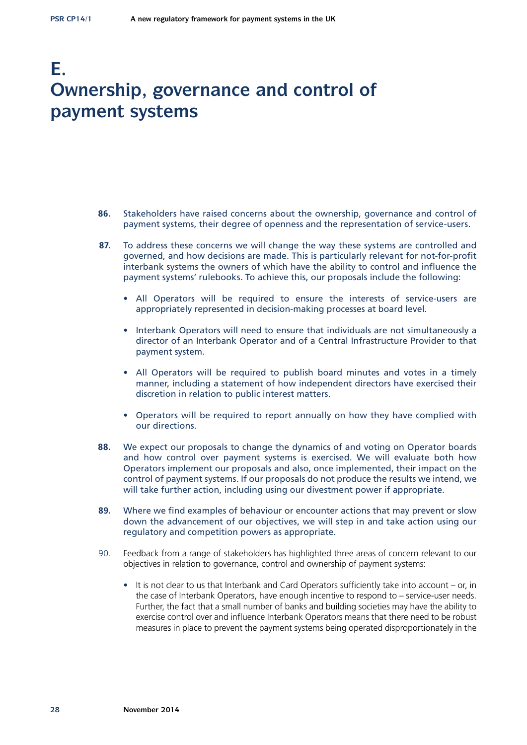# E. Ownership, governance and control of payment systems

**86.** Stakeholders have raised concerns about the ownership, governance and control of payment systems, their degree of openness and the representation of service-users.

**87.** To address these concerns we will change the way these systems are controlled and governed, and how decisions are made. This is particularly relevant for not-for-profit interbank systems the owners of which have the ability to control and influence the payment systems' rulebooks. To achieve this, our proposals include the following:

- All Operators will be required to ensure the interests of service-users are appropriately represented in decision-making processes at board level.
- Interbank Operators will need to ensure that individuals are not simultaneously a director of an Interbank Operator and of a Central Infrastructure Provider to that payment system.
- All Operators will be required to publish board minutes and votes in a timely manner, including a statement of how independent directors have exercised their discretion in relation to public interest matters.
- Operators will be required to report annually on how they have complied with our directions.

**88.** We expect our proposals to change the dynamics of and voting on Operator boards and how control over payment systems is exercised. We will evaluate both how Operators implement our proposals and also, once implemented, their impact on the control of payment systems. If our proposals do not produce the results we intend, we will take further action, including using our divestment power if appropriate.

**89.** Where we find examples of behaviour or encounter actions that may prevent or slow down the advancement of our objectives, we will step in and take action using our regulatory and competition powers as appropriate.

90. Feedback from a range of stakeholders has highlighted three areas of concern relevant to our objectives in relation to governance, control and ownership of payment systems:

- It is not clear to us that Interbank and Card Operators sufficiently take into account – or, in the case of Interbank Operators, have enough incentive to respond to – service-user needs. Further, the fact that a small number of banks and building societies may have the ability to exercise control over and influence Interbank Operators means that there need to be robust measures in place to prevent the payment systems being operated disproportionately in the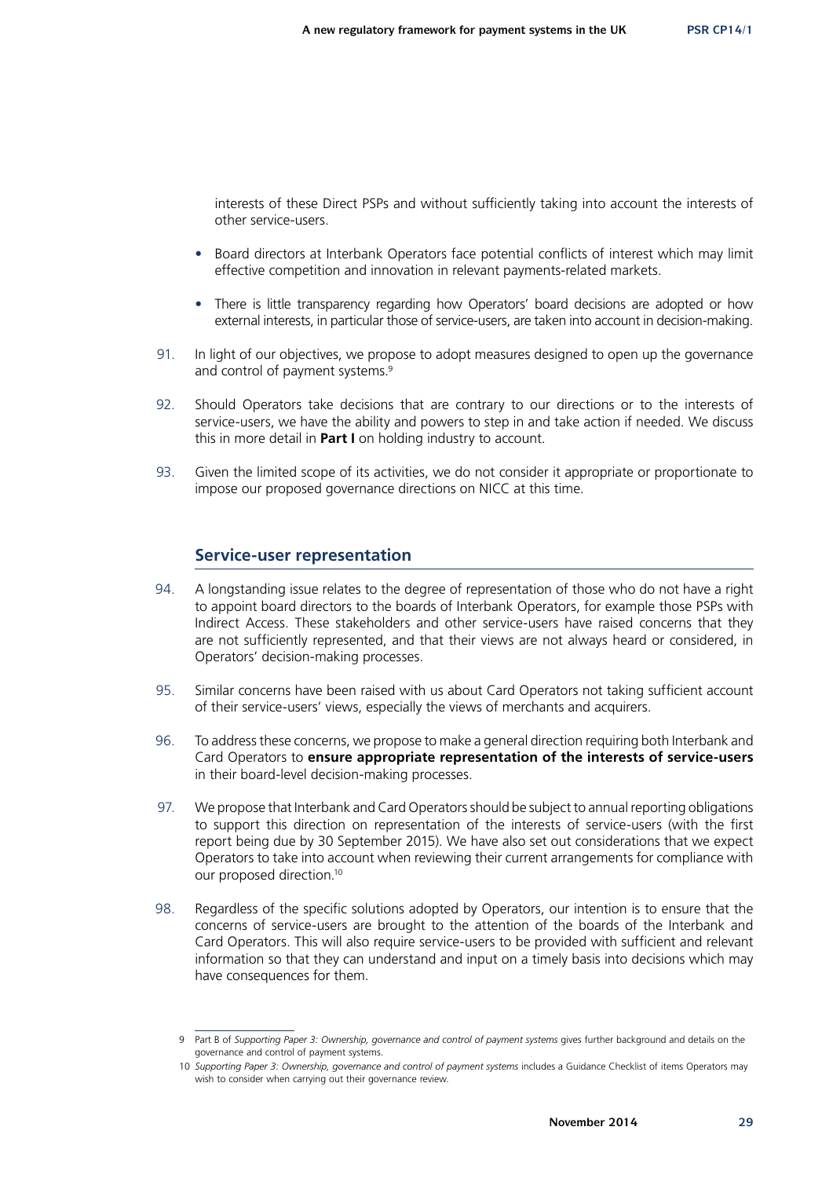interests of these Direct PSPs and without sufficiently taking into account the interests of other service-users.

- Board directors at Interbank Operators face potential conflicts of interest which may limit effective competition and innovation in relevant payments-related markets.
- There is little transparency regarding how Operators' board decisions are adopted or how external interests, in particular those of service-users, are taken into account in decision-making.

91. In light of our objectives, we propose to adopt measures designed to open up the governance and control of payment systems.[9]

92. Should Operators take decisions that are contrary to our directions or to the interests of service-users, we have the ability and powers to step in and take action if needed. We discuss this in more detail in **Part I** on holding industry to account.

93. Given the limited scope of its activities, we do not consider it appropriate or proportionate to impose our proposed governance directions on NICC at this time.

## Service-user representation

94. A longstanding issue relates to the degree of representation of those who do not have a right to appoint board directors to the boards of Interbank Operators, for example those PSPs with Indirect Access. These stakeholders and other service-users have raised concerns that they are not sufficiently represented, and that their views are not always heard or considered, in Operators' decision-making processes.

95. Similar concerns have been raised with us about Card Operators not taking sufficient account of their service-users' views, especially the views of merchants and acquirers.

96. To address these concerns, we propose to make a general direction requiring both Interbank and Card Operators to **ensure appropriate representation of the interests of service-users** in their board-level decision-making processes.

97. We propose that Interbank and Card Operators should be subject to annual reporting obligations to support this direction on representation of the interests of service-users (with the first report being due by 30 September 2015). We have also set out considerations that we expect Operators to take into account when reviewing their current arrangements for compliance with our proposed direction.[10]

98. Regardless of the specific solutions adopted by Operators, our intention is to ensure that the concerns of service-users are brought to the attention of the boards of the Interbank and Card Operators. This will also require service-users to be provided with sufficient and relevant information so that they can understand and input on a timely basis into decisions which may have consequences for them.

---

9 Part B of *Supporting Paper 3: Ownership, governance and control of payment systems* gives further background and details on the governance and control of payment systems.

10 *Supporting Paper 3: Ownership, governance and control of payment systems* includes a Guidance Checklist of items Operators may wish to consider when carrying out their governance review.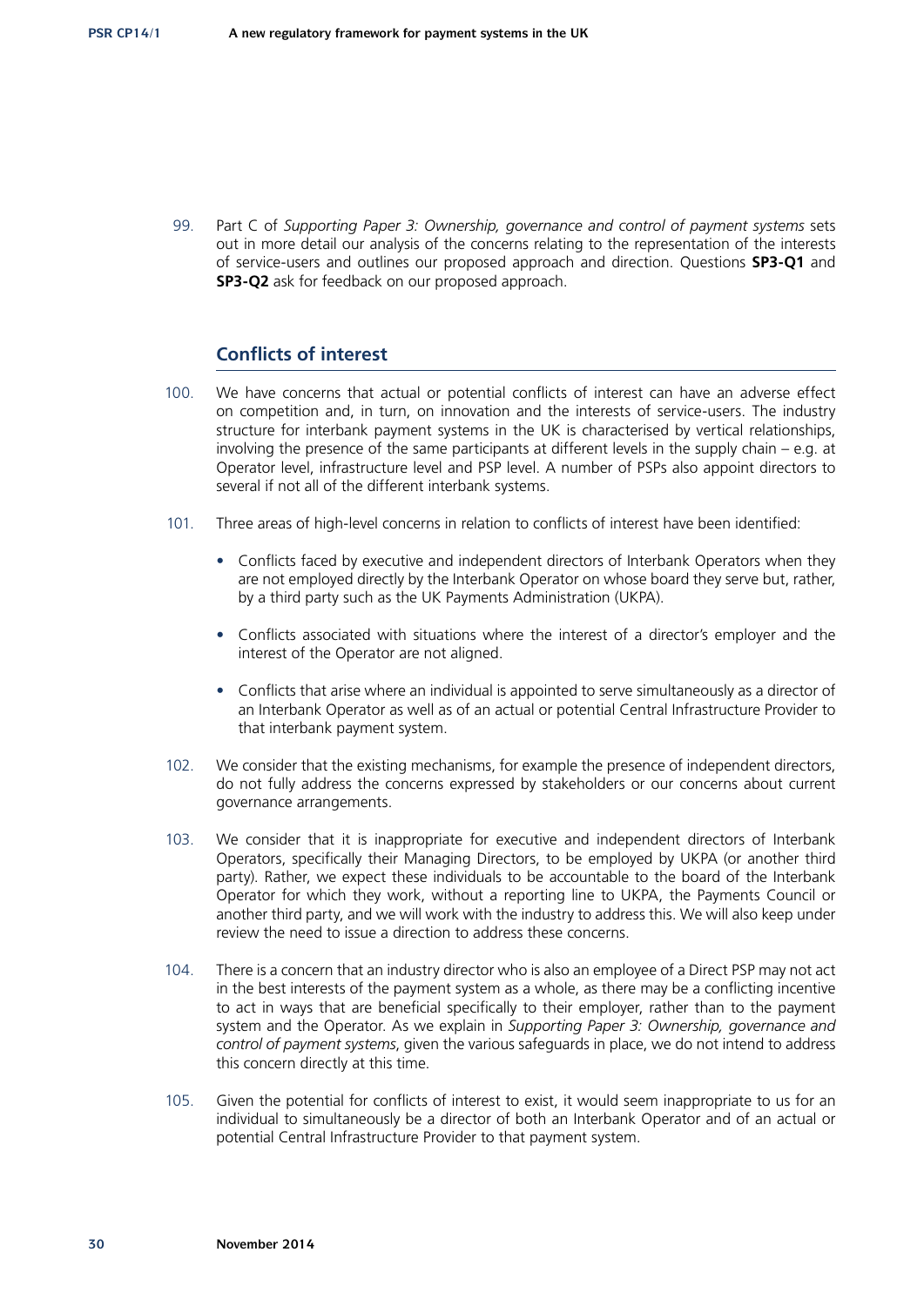99. Part C of *Supporting Paper 3: Ownership, governance and control of payment systems* sets out in more detail our analysis of the concerns relating to the representation of the interests of service-users and outlines our proposed approach and direction. Questions **SP3-Q1** and **SP3-Q2** ask for feedback on our proposed approach.

## Conflicts of interest

100. We have concerns that actual or potential conflicts of interest can have an adverse effect on competition and, in turn, on innovation and the interests of service-users. The industry structure for interbank payment systems in the UK is characterised by vertical relationships, involving the presence of the same participants at different levels in the supply chain – e.g. at Operator level, infrastructure level and PSP level. A number of PSPs also appoint directors to several if not all of the different interbank systems.

101. Three areas of high-level concerns in relation to conflicts of interest have been identified:

- Conflicts faced by executive and independent directors of Interbank Operators when they are not employed directly by the Interbank Operator on whose board they serve but, rather, by a third party such as the UK Payments Administration (UKPA).
- Conflicts associated with situations where the interest of a director's employer and the interest of the Operator are not aligned.
- Conflicts that arise where an individual is appointed to serve simultaneously as a director of an Interbank Operator as well as of an actual or potential Central Infrastructure Provider to that interbank payment system.

102. We consider that the existing mechanisms, for example the presence of independent directors, do not fully address the concerns expressed by stakeholders or our concerns about current governance arrangements.

103. We consider that it is inappropriate for executive and independent directors of Interbank Operators, specifically their Managing Directors, to be employed by UKPA (or another third party). Rather, we expect these individuals to be accountable to the board of the Interbank Operator for which they work, without a reporting line to UKPA, the Payments Council or another third party, and we will work with the industry to address this. We will also keep under review the need to issue a direction to address these concerns.

104. There is a concern that an industry director who is also an employee of a Direct PSP may not act in the best interests of the payment system as a whole, as there may be a conflicting incentive to act in ways that are beneficial specifically to their employer, rather than to the payment system and the Operator. As we explain in *Supporting Paper 3: Ownership, governance and control of payment systems*, given the various safeguards in place, we do not intend to address this concern directly at this time.

105. Given the potential for conflicts of interest to exist, it would seem inappropriate to us for an individual to simultaneously be a director of both an Interbank Operator and of an actual or potential Central Infrastructure Provider to that payment system.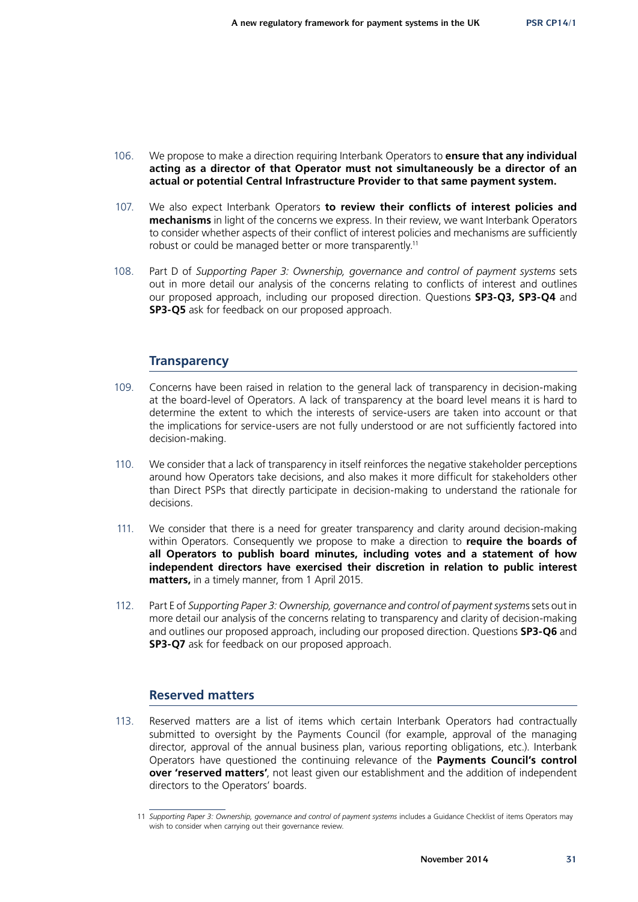106. We propose to make a direction requiring Interbank Operators to **ensure that any individual acting as a director of that Operator must not simultaneously be a director of an actual or potential Central Infrastructure Provider to that same payment system.**

107. We also expect Interbank Operators **to review their conflicts of interest policies and mechanisms** in light of the concerns we express. In their review, we want Interbank Operators to consider whether aspects of their conflict of interest policies and mechanisms are sufficiently robust or could be managed better or more transparently.[11]

108. Part D of *Supporting Paper 3: Ownership, governance and control of payment systems* sets out in more detail our analysis of the concerns relating to conflicts of interest and outlines our proposed approach, including our proposed direction. Questions **SP3-Q3, SP3-Q4** and **SP3-Q5** ask for feedback on our proposed approach.

## Transparency

109. Concerns have been raised in relation to the general lack of transparency in decision-making at the board-level of Operators. A lack of transparency at the board level means it is hard to determine the extent to which the interests of service-users are taken into account or that the implications for service-users are not fully understood or are not sufficiently factored into decision-making.

110. We consider that a lack of transparency in itself reinforces the negative stakeholder perceptions around how Operators take decisions, and also makes it more difficult for stakeholders other than Direct PSPs that directly participate in decision-making to understand the rationale for decisions.

111. We consider that there is a need for greater transparency and clarity around decision-making within Operators. Consequently we propose to make a direction to **require the boards of all Operators to publish board minutes, including votes and a statement of how independent directors have exercised their discretion in relation to public interest matters,** in a timely manner, from 1 April 2015.

112. Part E of *Supporting Paper 3: Ownership, governance and control of payment systems* sets out in more detail our analysis of the concerns relating to transparency and clarity of decision-making and outlines our proposed approach, including our proposed direction. Questions **SP3-Q6** and **SP3-Q7** ask for feedback on our proposed approach.

## Reserved matters

113. Reserved matters are a list of items which certain Interbank Operators had contractually submitted to oversight by the Payments Council (for example, approval of the managing director, approval of the annual business plan, various reporting obligations, etc.). Interbank Operators have questioned the continuing relevance of the **Payments Council's control over 'reserved matters'**, not least given our establishment and the addition of independent directors to the Operators' boards.

---

11 *Supporting Paper 3: Ownership, governance and control of payment systems* includes a Guidance Checklist of items Operators may wish to consider when carrying out their governance review.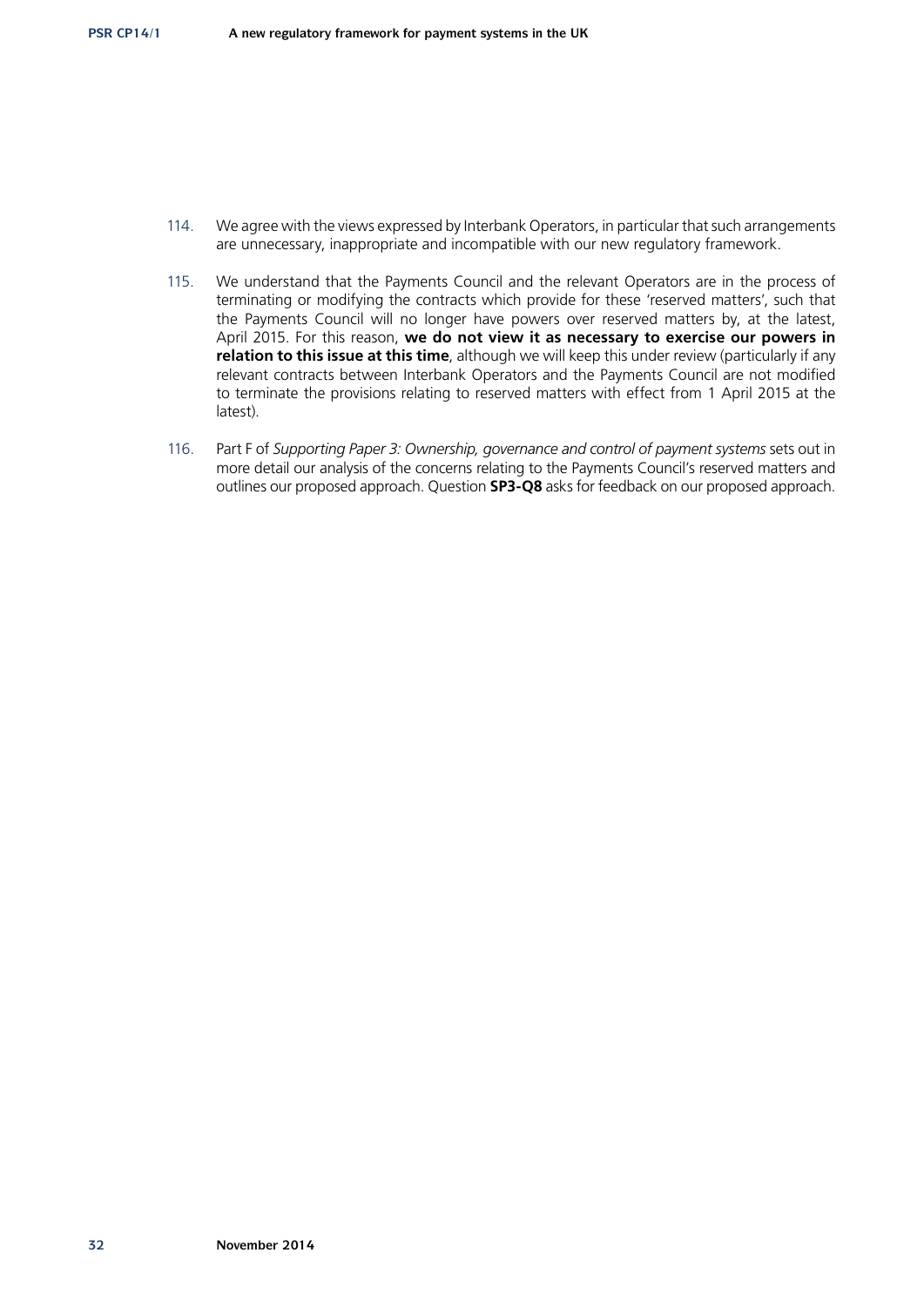114. We agree with the views expressed by Interbank Operators, in particular that such arrangements are unnecessary, inappropriate and incompatible with our new regulatory framework.

115. We understand that the Payments Council and the relevant Operators are in the process of terminating or modifying the contracts which provide for these 'reserved matters', such that the Payments Council will no longer have powers over reserved matters by, at the latest, April 2015. For this reason, **we do not view it as necessary to exercise our powers in relation to this issue at this time**, although we will keep this under review (particularly if any relevant contracts between Interbank Operators and the Payments Council are not modified to terminate the provisions relating to reserved matters with effect from 1 April 2015 at the latest).

116. Part F of *Supporting Paper 3: Ownership, governance and control of payment systems* sets out in more detail our analysis of the concerns relating to the Payments Council's reserved matters and outlines our proposed approach. Question **SP3-Q8** asks for feedback on our proposed approach.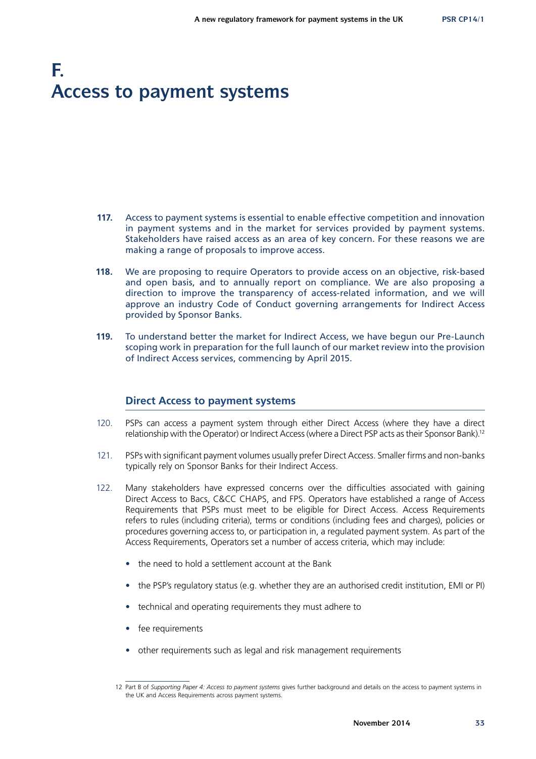# F. Access to payment systems

**117.** Access to payment systems is essential to enable effective competition and innovation in payment systems and in the market for services provided by payment systems. Stakeholders have raised access as an area of key concern. For these reasons we are making a range of proposals to improve access.

**118.** We are proposing to require Operators to provide access on an objective, risk-based and open basis, and to annually report on compliance. We are also proposing a direction to improve the transparency of access-related information, and we will approve an industry Code of Conduct governing arrangements for Indirect Access provided by Sponsor Banks.

**119.** To understand better the market for Indirect Access, we have begun our Pre-Launch scoping work in preparation for the full launch of our market review into the provision of Indirect Access services, commencing by April 2015.

## Direct Access to payment systems

120. PSPs can access a payment system through either Direct Access (where they have a direct relationship with the Operator) or Indirect Access (where a Direct PSP acts as their Sponsor Bank).[12]

121. PSPs with significant payment volumes usually prefer Direct Access. Smaller firms and non-banks typically rely on Sponsor Banks for their Indirect Access.

122. Many stakeholders have expressed concerns over the difficulties associated with gaining Direct Access to Bacs, C&CC CHAPS, and FPS. Operators have established a range of Access Requirements that PSPs must meet to be eligible for Direct Access. Access Requirements refers to rules (including criteria), terms or conditions (including fees and charges), policies or procedures governing access to, or participation in, a regulated payment system. As part of the Access Requirements, Operators set a number of access criteria, which may include:

- the need to hold a settlement account at the Bank
- the PSP's regulatory status (e.g. whether they are an authorised credit institution, EMI or PI)
- technical and operating requirements they must adhere to
- fee requirements
- other requirements such as legal and risk management requirements

12 Part B of *Supporting Paper 4: Access to payment systems* gives further background and details on the access to payment systems in the UK and Access Requirements across payment systems.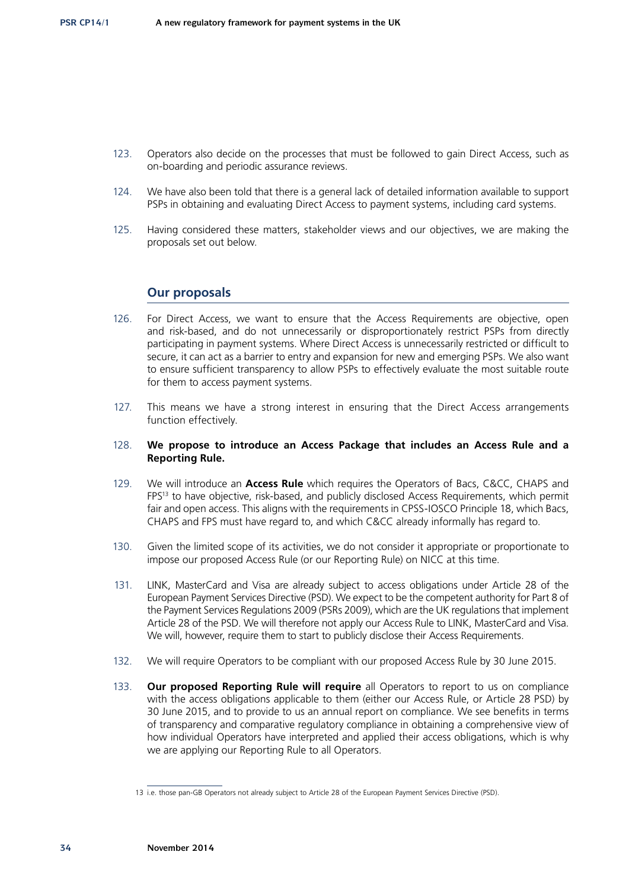123. Operators also decide on the processes that must be followed to gain Direct Access, such as on-boarding and periodic assurance reviews.

124. We have also been told that there is a general lack of detailed information available to support PSPs in obtaining and evaluating Direct Access to payment systems, including card systems.

125. Having considered these matters, stakeholder views and our objectives, we are making the proposals set out below.

## Our proposals

126. For Direct Access, we want to ensure that the Access Requirements are objective, open and risk-based, and do not unnecessarily or disproportionately restrict PSPs from directly participating in payment systems. Where Direct Access is unnecessarily restricted or difficult to secure, it can act as a barrier to entry and expansion for new and emerging PSPs. We also want to ensure sufficient transparency to allow PSPs to effectively evaluate the most suitable route for them to access payment systems.

127. This means we have a strong interest in ensuring that the Direct Access arrangements function effectively.

128. **We propose to introduce an Access Package that includes an Access Rule and a Reporting Rule.**

129. We will introduce an **Access Rule** which requires the Operators of Bacs, C&CC, CHAPS and FPS[13] to have objective, risk-based, and publicly disclosed Access Requirements, which permit fair and open access. This aligns with the requirements in CPSS-IOSCO Principle 18, which Bacs, CHAPS and FPS must have regard to, and which C&CC already informally has regard to.

130. Given the limited scope of its activities, we do not consider it appropriate or proportionate to impose our proposed Access Rule (or our Reporting Rule) on NICC at this time.

131. LINK, MasterCard and Visa are already subject to access obligations under Article 28 of the European Payment Services Directive (PSD). We expect to be the competent authority for Part 8 of the Payment Services Regulations 2009 (PSRs 2009), which are the UK regulations that implement Article 28 of the PSD. We will therefore not apply our Access Rule to LINK, MasterCard and Visa. We will, however, require them to start to publicly disclose their Access Requirements.

132. We will require Operators to be compliant with our proposed Access Rule by 30 June 2015.

133. **Our proposed Reporting Rule will require** all Operators to report to us on compliance with the access obligations applicable to them (either our Access Rule, or Article 28 PSD) by 30 June 2015, and to provide to us an annual report on compliance. We see benefits in terms of transparency and comparative regulatory compliance in obtaining a comprehensive view of how individual Operators have interpreted and applied their access obligations, which is why we are applying our Reporting Rule to all Operators.

13 i.e. those pan-GB Operators not already subject to Article 28 of the European Payment Services Directive (PSD).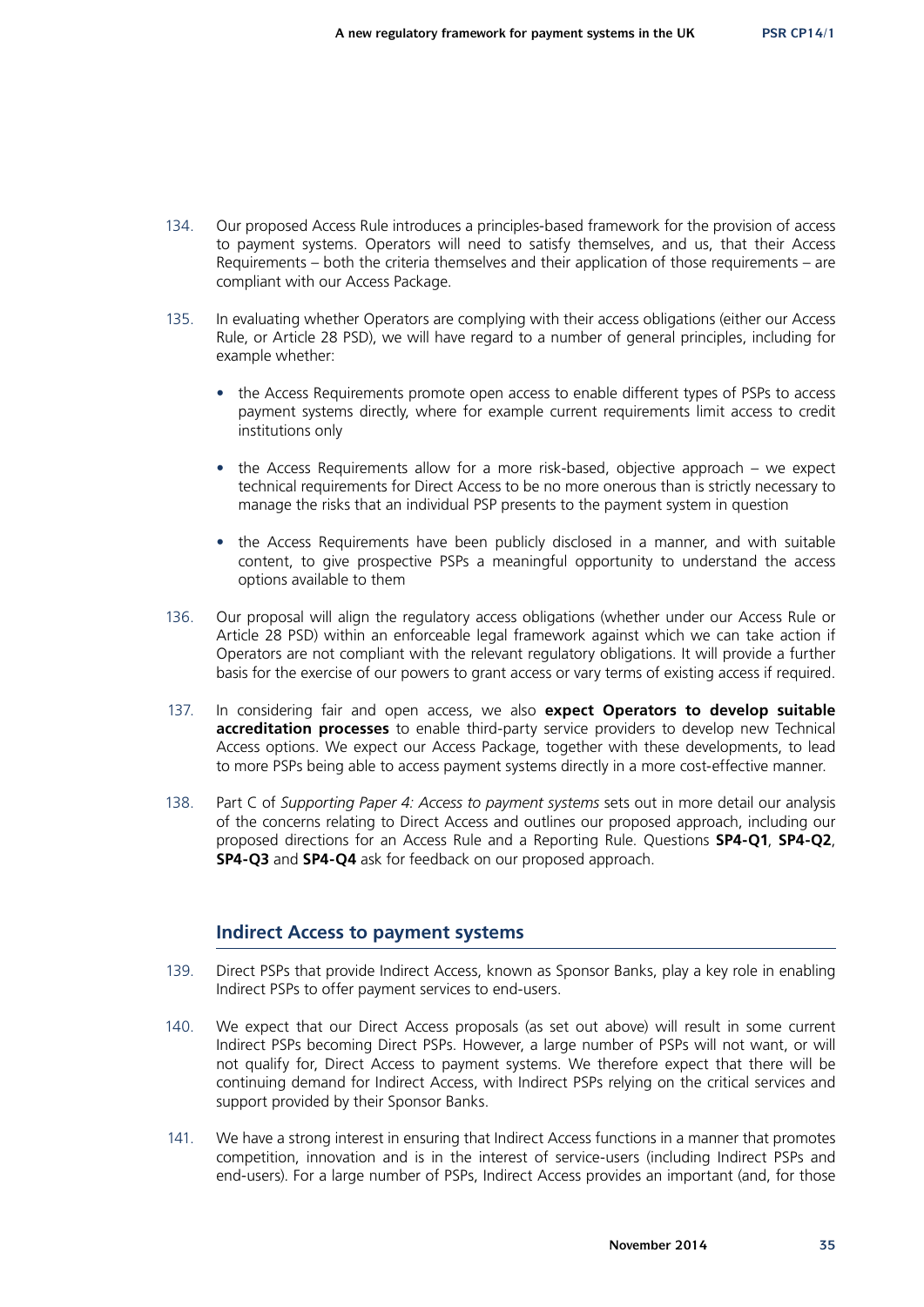134. Our proposed Access Rule introduces a principles-based framework for the provision of access to payment systems. Operators will need to satisfy themselves, and us, that their Access Requirements – both the criteria themselves and their application of those requirements – are compliant with our Access Package.

135. In evaluating whether Operators are complying with their access obligations (either our Access Rule, or Article 28 PSD), we will have regard to a number of general principles, including for example whether:

- the Access Requirements promote open access to enable different types of PSPs to access payment systems directly, where for example current requirements limit access to credit institutions only
- the Access Requirements allow for a more risk-based, objective approach – we expect technical requirements for Direct Access to be no more onerous than is strictly necessary to manage the risks that an individual PSP presents to the payment system in question
- the Access Requirements have been publicly disclosed in a manner, and with suitable content, to give prospective PSPs a meaningful opportunity to understand the access options available to them

136. Our proposal will align the regulatory access obligations (whether under our Access Rule or Article 28 PSD) within an enforceable legal framework against which we can take action if Operators are not compliant with the relevant regulatory obligations. It will provide a further basis for the exercise of our powers to grant access or vary terms of existing access if required.

137. In considering fair and open access, we also **expect Operators to develop suitable accreditation processes** to enable third-party service providers to develop new Technical Access options. We expect our Access Package, together with these developments, to lead to more PSPs being able to access payment systems directly in a more cost-effective manner.

138. Part C of *Supporting Paper 4: Access to payment systems* sets out in more detail our analysis of the concerns relating to Direct Access and outlines our proposed approach, including our proposed directions for an Access Rule and a Reporting Rule. Questions **SP4-Q1**, **SP4-Q2**, **SP4-Q3** and **SP4-Q4** ask for feedback on our proposed approach.

## Indirect Access to payment systems

139. Direct PSPs that provide Indirect Access, known as Sponsor Banks, play a key role in enabling Indirect PSPs to offer payment services to end-users.

140. We expect that our Direct Access proposals (as set out above) will result in some current Indirect PSPs becoming Direct PSPs. However, a large number of PSPs will not want, or will not qualify for, Direct Access to payment systems. We therefore expect that there will be continuing demand for Indirect Access, with Indirect PSPs relying on the critical services and support provided by their Sponsor Banks.

141. We have a strong interest in ensuring that Indirect Access functions in a manner that promotes competition, innovation and is in the interest of service-users (including Indirect PSPs and end-users). For a large number of PSPs, Indirect Access provides an important (and, for those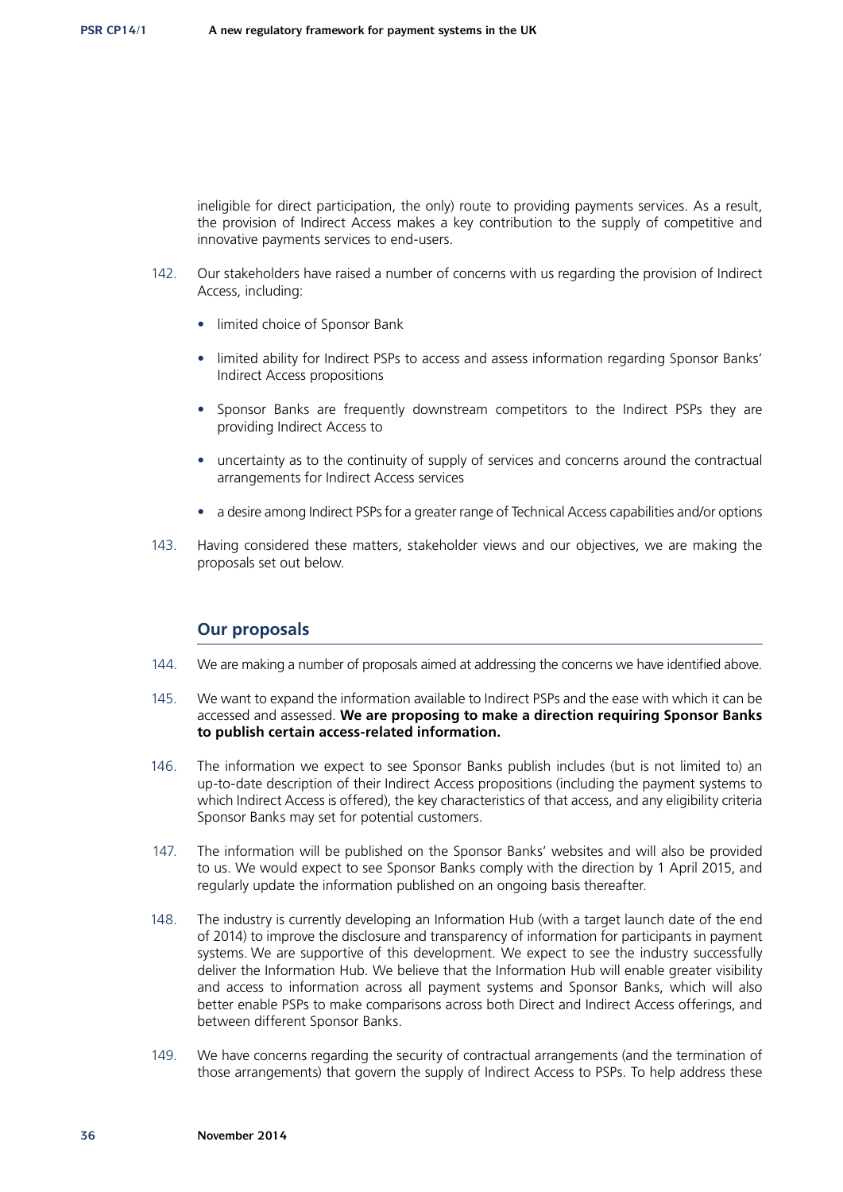ineligible for direct participation, the only) route to providing payments services. As a result, the provision of Indirect Access makes a key contribution to the supply of competitive and innovative payments services to end-users.

142. Our stakeholders have raised a number of concerns with us regarding the provision of Indirect Access, including:

- limited choice of Sponsor Bank
- limited ability for Indirect PSPs to access and assess information regarding Sponsor Banks' Indirect Access propositions
- Sponsor Banks are frequently downstream competitors to the Indirect PSPs they are providing Indirect Access to
- uncertainty as to the continuity of supply of services and concerns around the contractual arrangements for Indirect Access services
- a desire among Indirect PSPs for a greater range of Technical Access capabilities and/or options

143. Having considered these matters, stakeholder views and our objectives, we are making the proposals set out below.

## Our proposals

144. We are making a number of proposals aimed at addressing the concerns we have identified above.

145. We want to expand the information available to Indirect PSPs and the ease with which it can be accessed and assessed. **We are proposing to make a direction requiring Sponsor Banks to publish certain access-related information.**

146. The information we expect to see Sponsor Banks publish includes (but is not limited to) an up-to-date description of their Indirect Access propositions (including the payment systems to which Indirect Access is offered), the key characteristics of that access, and any eligibility criteria Sponsor Banks may set for potential customers.

147. The information will be published on the Sponsor Banks' websites and will also be provided to us. We would expect to see Sponsor Banks comply with the direction by 1 April 2015, and regularly update the information published on an ongoing basis thereafter.

148. The industry is currently developing an Information Hub (with a target launch date of the end of 2014) to improve the disclosure and transparency of information for participants in payment systems. We are supportive of this development. We expect to see the industry successfully deliver the Information Hub. We believe that the Information Hub will enable greater visibility and access to information across all payment systems and Sponsor Banks, which will also better enable PSPs to make comparisons across both Direct and Indirect Access offerings, and between different Sponsor Banks.

149. We have concerns regarding the security of contractual arrangements (and the termination of those arrangements) that govern the supply of Indirect Access to PSPs. To help address these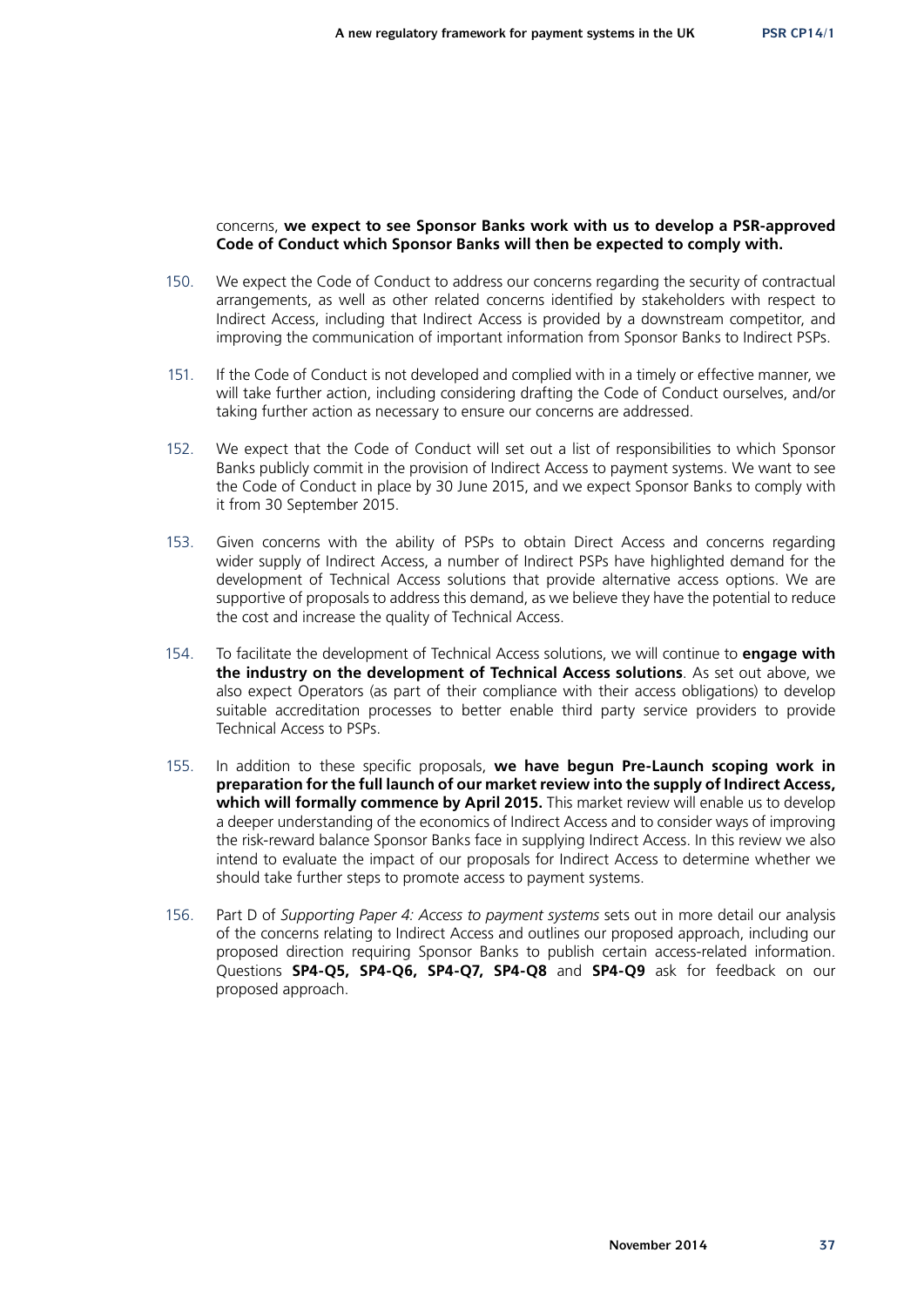concerns, **we expect to see Sponsor Banks work with us to develop a PSR-approved Code of Conduct which Sponsor Banks will then be expected to comply with.**

150. We expect the Code of Conduct to address our concerns regarding the security of contractual arrangements, as well as other related concerns identified by stakeholders with respect to Indirect Access, including that Indirect Access is provided by a downstream competitor, and improving the communication of important information from Sponsor Banks to Indirect PSPs.

151. If the Code of Conduct is not developed and complied with in a timely or effective manner, we will take further action, including considering drafting the Code of Conduct ourselves, and/or taking further action as necessary to ensure our concerns are addressed.

152. We expect that the Code of Conduct will set out a list of responsibilities to which Sponsor Banks publicly commit in the provision of Indirect Access to payment systems. We want to see the Code of Conduct in place by 30 June 2015, and we expect Sponsor Banks to comply with it from 30 September 2015.

153. Given concerns with the ability of PSPs to obtain Direct Access and concerns regarding wider supply of Indirect Access, a number of Indirect PSPs have highlighted demand for the development of Technical Access solutions that provide alternative access options. We are supportive of proposals to address this demand, as we believe they have the potential to reduce the cost and increase the quality of Technical Access.

154. To facilitate the development of Technical Access solutions, we will continue to **engage with the industry on the development of Technical Access solutions**. As set out above, we also expect Operators (as part of their compliance with their access obligations) to develop suitable accreditation processes to better enable third party service providers to provide Technical Access to PSPs.

155. In addition to these specific proposals, **we have begun Pre-Launch scoping work in preparation for the full launch of our market review into the supply of Indirect Access, which will formally commence by April 2015.** This market review will enable us to develop a deeper understanding of the economics of Indirect Access and to consider ways of improving the risk-reward balance Sponsor Banks face in supplying Indirect Access. In this review we also intend to evaluate the impact of our proposals for Indirect Access to determine whether we should take further steps to promote access to payment systems.

156. Part D of *Supporting Paper 4: Access to payment systems* sets out in more detail our analysis of the concerns relating to Indirect Access and outlines our proposed approach, including our proposed direction requiring Sponsor Banks to publish certain access-related information. Questions **SP4-Q5, SP4-Q6, SP4-Q7, SP4-Q8** and **SP4-Q9** ask for feedback on our proposed approach.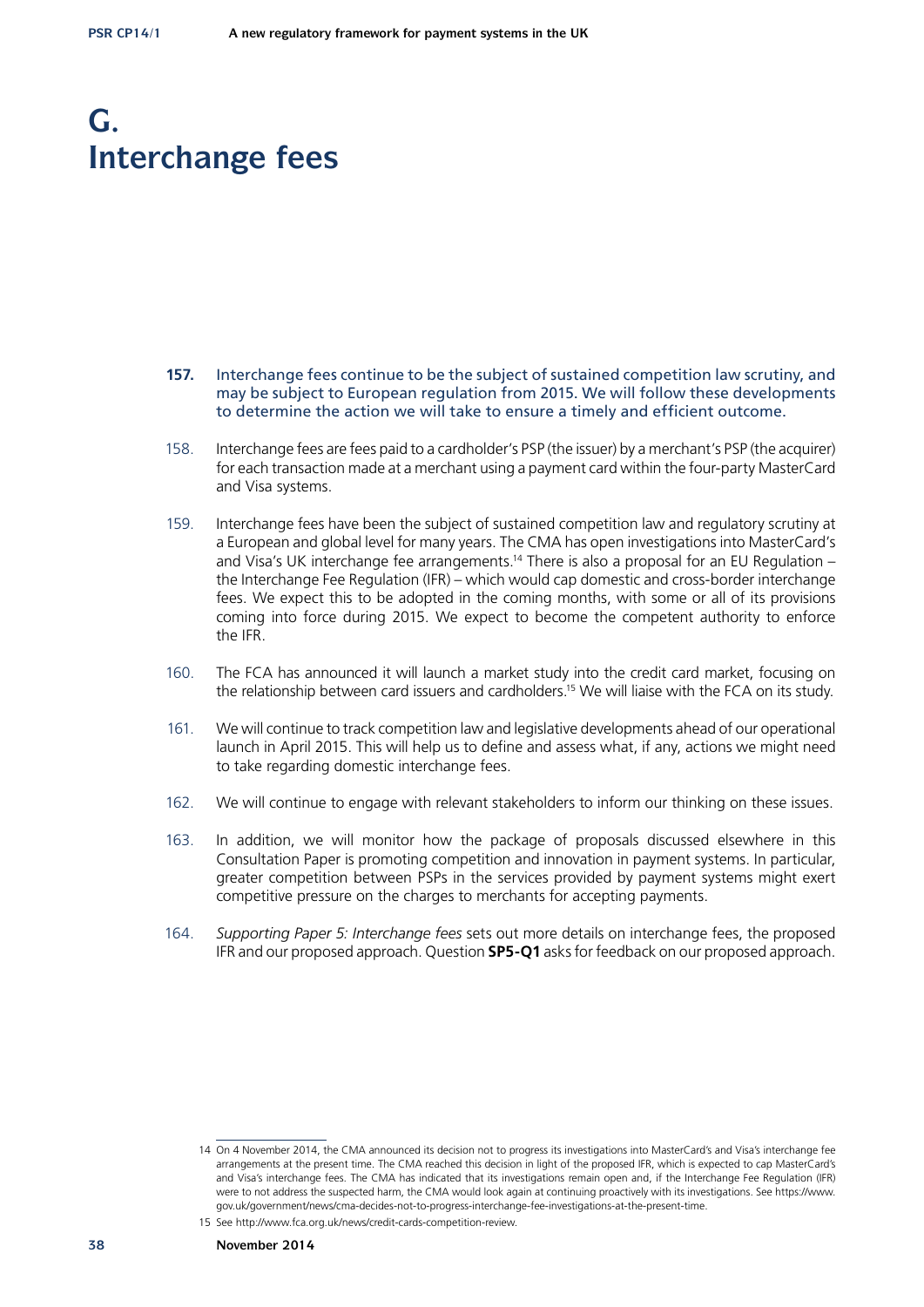# G. Interchange fees

**157.** Interchange fees continue to be the subject of sustained competition law scrutiny, and may be subject to European regulation from 2015. We will follow these developments to determine the action we will take to ensure a timely and efficient outcome.

158. Interchange fees are fees paid to a cardholder's PSP (the issuer) by a merchant's PSP (the acquirer) for each transaction made at a merchant using a payment card within the four-party MasterCard and Visa systems.

159. Interchange fees have been the subject of sustained competition law and regulatory scrutiny at a European and global level for many years. The CMA has open investigations into MasterCard's and Visa's UK interchange fee arrangements.[14] There is also a proposal for an EU Regulation – the Interchange Fee Regulation (IFR) – which would cap domestic and cross-border interchange fees. We expect this to be adopted in the coming months, with some or all of its provisions coming into force during 2015. We expect to become the competent authority to enforce the IFR.

160. The FCA has announced it will launch a market study into the credit card market, focusing on the relationship between card issuers and cardholders.[15] We will liaise with the FCA on its study.

161. We will continue to track competition law and legislative developments ahead of our operational launch in April 2015. This will help us to define and assess what, if any, actions we might need to take regarding domestic interchange fees.

162. We will continue to engage with relevant stakeholders to inform our thinking on these issues.

163. In addition, we will monitor how the package of proposals discussed elsewhere in this Consultation Paper is promoting competition and innovation in payment systems. In particular, greater competition between PSPs in the services provided by payment systems might exert competitive pressure on the charges to merchants for accepting payments.

164. *Supporting Paper 5: Interchange fees* sets out more details on interchange fees, the proposed IFR and our proposed approach. Question **SP5-Q1** asks for feedback on our proposed approach.

---

14 On 4 November 2014, the CMA announced its decision not to progress its investigations into MasterCard's and Visa's interchange fee arrangements at the present time. The CMA reached this decision in light of the proposed IFR, which is expected to cap MasterCard's and Visa's interchange fees. The CMA has indicated that its investigations remain open and, if the Interchange Fee Regulation (IFR) were to not address the suspected harm, the CMA would look again at continuing proactively with its investigations. See https://www.gov.uk/government/news/cma-decides-not-to-progress-interchange-fee-investigations-at-the-present-time.

15 See http://www.fca.org.uk/news/credit-cards-competition-review.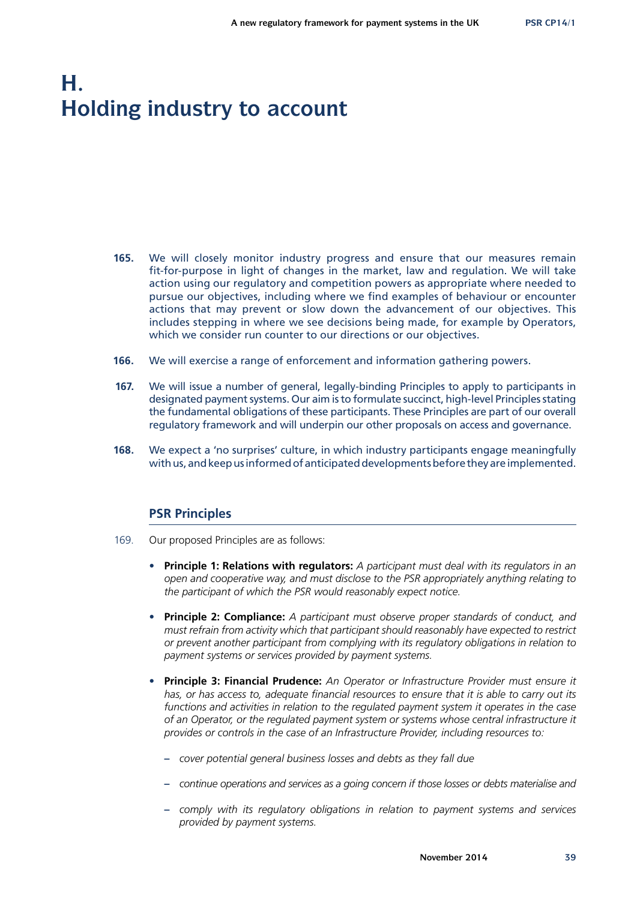# H. Holding industry to account

**165.** We will closely monitor industry progress and ensure that our measures remain fit-for-purpose in light of changes in the market, law and regulation. We will take action using our regulatory and competition powers as appropriate where needed to pursue our objectives, including where we find examples of behaviour or encounter actions that may prevent or slow down the advancement of our objectives. This includes stepping in where we see decisions being made, for example by Operators, which we consider run counter to our directions or our objectives.

**166.** We will exercise a range of enforcement and information gathering powers.

**167.** We will issue a number of general, legally-binding Principles to apply to participants in designated payment systems. Our aim is to formulate succinct, high-level Principles stating the fundamental obligations of these participants. These Principles are part of our overall regulatory framework and will underpin our other proposals on access and governance.

**168.** We expect a 'no surprises' culture, in which industry participants engage meaningfully with us, and keep us informed of anticipated developments before they are implemented.

## PSR Principles

169. Our proposed Principles are as follows:

- **Principle 1: Relations with regulators:** *A participant must deal with its regulators in an open and cooperative way, and must disclose to the PSR appropriately anything relating to the participant of which the PSR would reasonably expect notice.*
- **Principle 2: Compliance:** *A participant must observe proper standards of conduct, and must refrain from activity which that participant should reasonably have expected to restrict or prevent another participant from complying with its regulatory obligations in relation to payment systems or services provided by payment systems.*
- **Principle 3: Financial Prudence:** *An Operator or Infrastructure Provider must ensure it has, or has access to, adequate financial resources to ensure that it is able to carry out its functions and activities in relation to the regulated payment system it operates in the case of an Operator, or the regulated payment system or systems whose central infrastructure it provides or controls in the case of an Infrastructure Provider, including resources to:*
  - *cover potential general business losses and debts as they fall due*
  - *continue operations and services as a going concern if those losses or debts materialise and*
  - *comply with its regulatory obligations in relation to payment systems and services provided by payment systems.*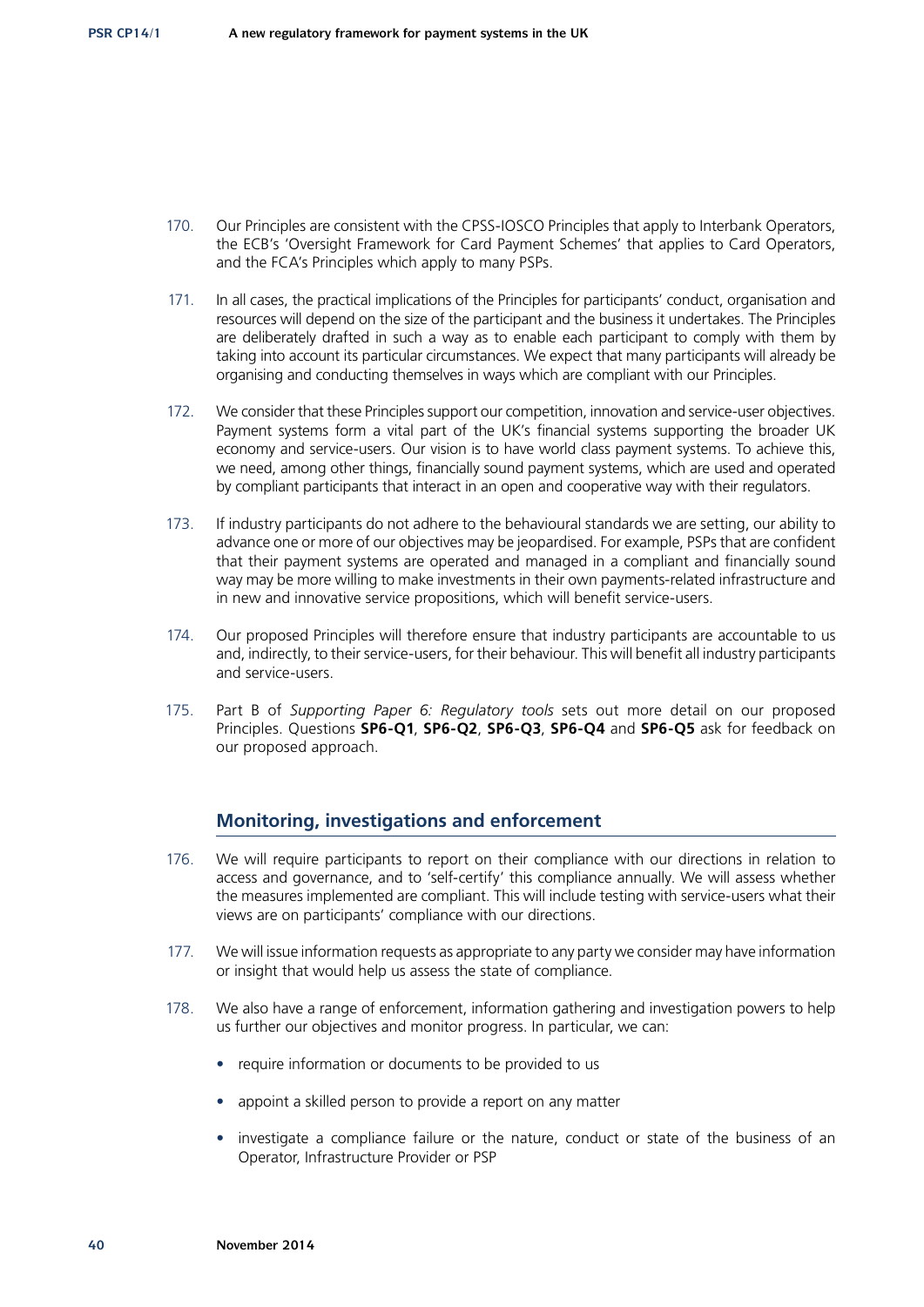170. Our Principles are consistent with the CPSS-IOSCO Principles that apply to Interbank Operators, the ECB's 'Oversight Framework for Card Payment Schemes' that applies to Card Operators, and the FCA's Principles which apply to many PSPs.

171. In all cases, the practical implications of the Principles for participants' conduct, organisation and resources will depend on the size of the participant and the business it undertakes. The Principles are deliberately drafted in such a way as to enable each participant to comply with them by taking into account its particular circumstances. We expect that many participants will already be organising and conducting themselves in ways which are compliant with our Principles.

172. We consider that these Principles support our competition, innovation and service-user objectives. Payment systems form a vital part of the UK's financial systems supporting the broader UK economy and service-users. Our vision is to have world class payment systems. To achieve this, we need, among other things, financially sound payment systems, which are used and operated by compliant participants that interact in an open and cooperative way with their regulators.

173. If industry participants do not adhere to the behavioural standards we are setting, our ability to advance one or more of our objectives may be jeopardised. For example, PSPs that are confident that their payment systems are operated and managed in a compliant and financially sound way may be more willing to make investments in their own payments-related infrastructure and in new and innovative service propositions, which will benefit service-users.

174. Our proposed Principles will therefore ensure that industry participants are accountable to us and, indirectly, to their service-users, for their behaviour. This will benefit all industry participants and service-users.

175. Part B of *Supporting Paper 6: Regulatory tools* sets out more detail on our proposed Principles. Questions **SP6-Q1**, **SP6-Q2**, **SP6-Q3**, **SP6-Q4** and **SP6-Q5** ask for feedback on our proposed approach.

## Monitoring, investigations and enforcement

176. We will require participants to report on their compliance with our directions in relation to access and governance, and to 'self-certify' this compliance annually. We will assess whether the measures implemented are compliant. This will include testing with service-users what their views are on participants' compliance with our directions.

177. We will issue information requests as appropriate to any party we consider may have information or insight that would help us assess the state of compliance.

178. We also have a range of enforcement, information gathering and investigation powers to help us further our objectives and monitor progress. In particular, we can:

- require information or documents to be provided to us
- appoint a skilled person to provide a report on any matter
- investigate a compliance failure or the nature, conduct or state of the business of an Operator, Infrastructure Provider or PSP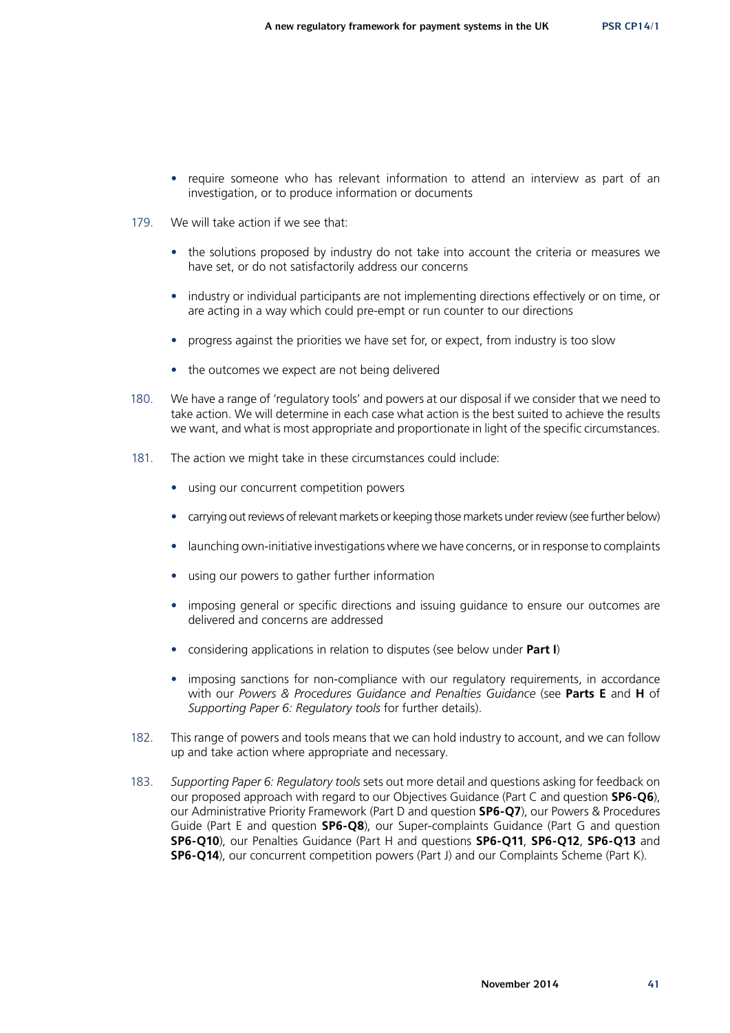- require someone who has relevant information to attend an interview as part of an investigation, or to produce information or documents

179. We will take action if we see that:

- the solutions proposed by industry do not take into account the criteria or measures we have set, or do not satisfactorily address our concerns
- industry or individual participants are not implementing directions effectively or on time, or are acting in a way which could pre-empt or run counter to our directions
- progress against the priorities we have set for, or expect, from industry is too slow
- the outcomes we expect are not being delivered

180. We have a range of 'regulatory tools' and powers at our disposal if we consider that we need to take action. We will determine in each case what action is the best suited to achieve the results we want, and what is most appropriate and proportionate in light of the specific circumstances.

181. The action we might take in these circumstances could include:

- using our concurrent competition powers
- carrying out reviews of relevant markets or keeping those markets under review (see further below)
- launching own-initiative investigations where we have concerns, or in response to complaints
- using our powers to gather further information
- imposing general or specific directions and issuing guidance to ensure our outcomes are delivered and concerns are addressed
- considering applications in relation to disputes (see below under **Part I**)
- imposing sanctions for non-compliance with our regulatory requirements, in accordance with our *Powers & Procedures Guidance and Penalties Guidance* (see **Parts E** and **H** of *Supporting Paper 6: Regulatory tools* for further details).

182. This range of powers and tools means that we can hold industry to account, and we can follow up and take action where appropriate and necessary.

183. *Supporting Paper 6: Regulatory tools* sets out more detail and questions asking for feedback on our proposed approach with regard to our Objectives Guidance (Part C and question **SP6-Q6**), our Administrative Priority Framework (Part D and question **SP6-Q7**), our Powers & Procedures Guide (Part E and question **SP6-Q8**), our Super-complaints Guidance (Part G and question **SP6-Q10**), our Penalties Guidance (Part H and questions **SP6-Q11**, **SP6-Q12**, **SP6-Q13** and **SP6-Q14**), our concurrent competition powers (Part J) and our Complaints Scheme (Part K).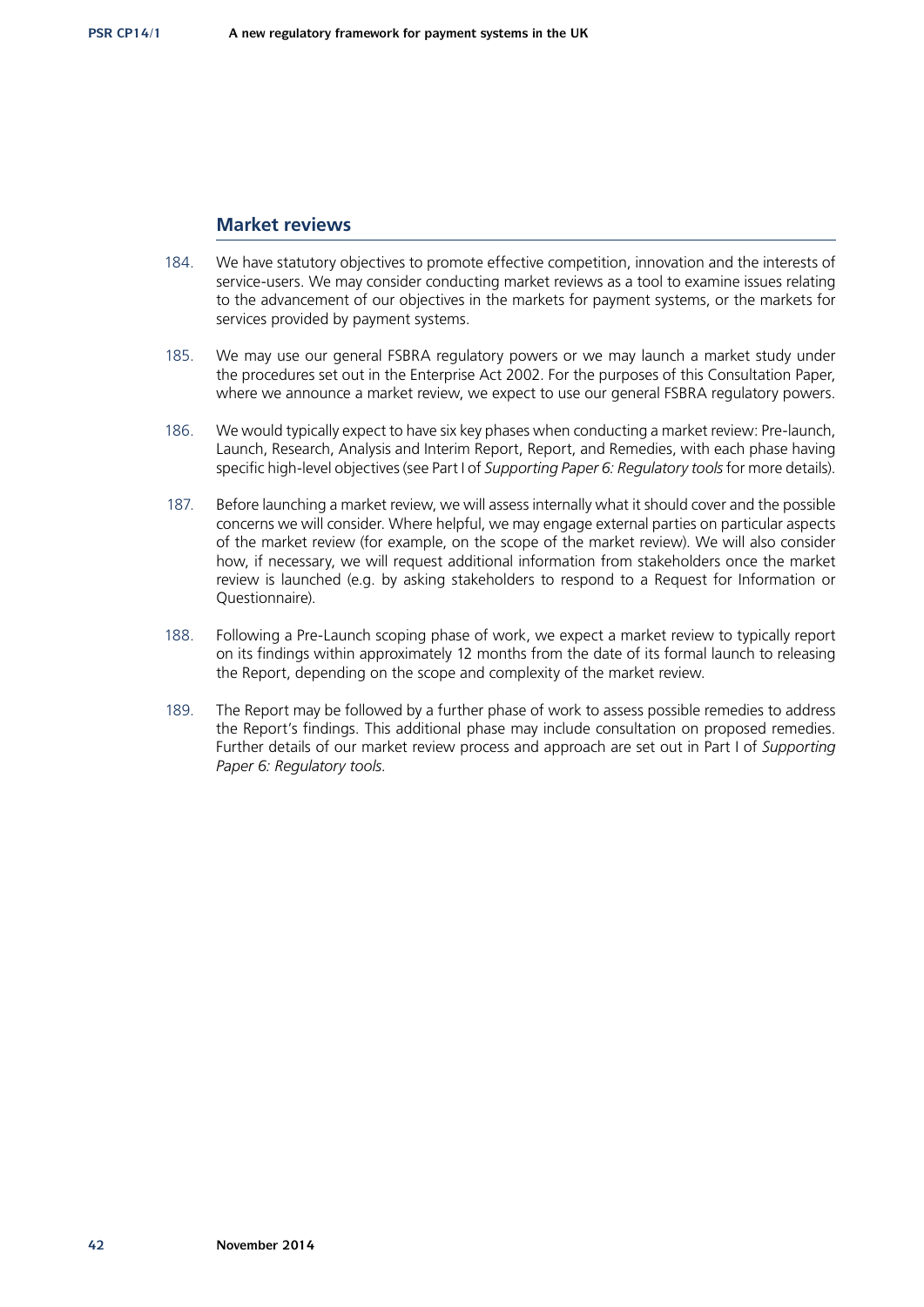## Market reviews

184. We have statutory objectives to promote effective competition, innovation and the interests of service-users. We may consider conducting market reviews as a tool to examine issues relating to the advancement of our objectives in the markets for payment systems, or the markets for services provided by payment systems.

185. We may use our general FSBRA regulatory powers or we may launch a market study under the procedures set out in the Enterprise Act 2002. For the purposes of this Consultation Paper, where we announce a market review, we expect to use our general FSBRA regulatory powers.

186. We would typically expect to have six key phases when conducting a market review: Pre-launch, Launch, Research, Analysis and Interim Report, Report, and Remedies, with each phase having specific high-level objectives (see Part I of *Supporting Paper 6: Regulatory tools* for more details).

187. Before launching a market review, we will assess internally what it should cover and the possible concerns we will consider. Where helpful, we may engage external parties on particular aspects of the market review (for example, on the scope of the market review). We will also consider how, if necessary, we will request additional information from stakeholders once the market review is launched (e.g. by asking stakeholders to respond to a Request for Information or Questionnaire).

188. Following a Pre-Launch scoping phase of work, we expect a market review to typically report on its findings within approximately 12 months from the date of its formal launch to releasing the Report, depending on the scope and complexity of the market review.

189. The Report may be followed by a further phase of work to assess possible remedies to address the Report's findings. This additional phase may include consultation on proposed remedies. Further details of our market review process and approach are set out in Part I of *Supporting Paper 6: Regulatory tools*.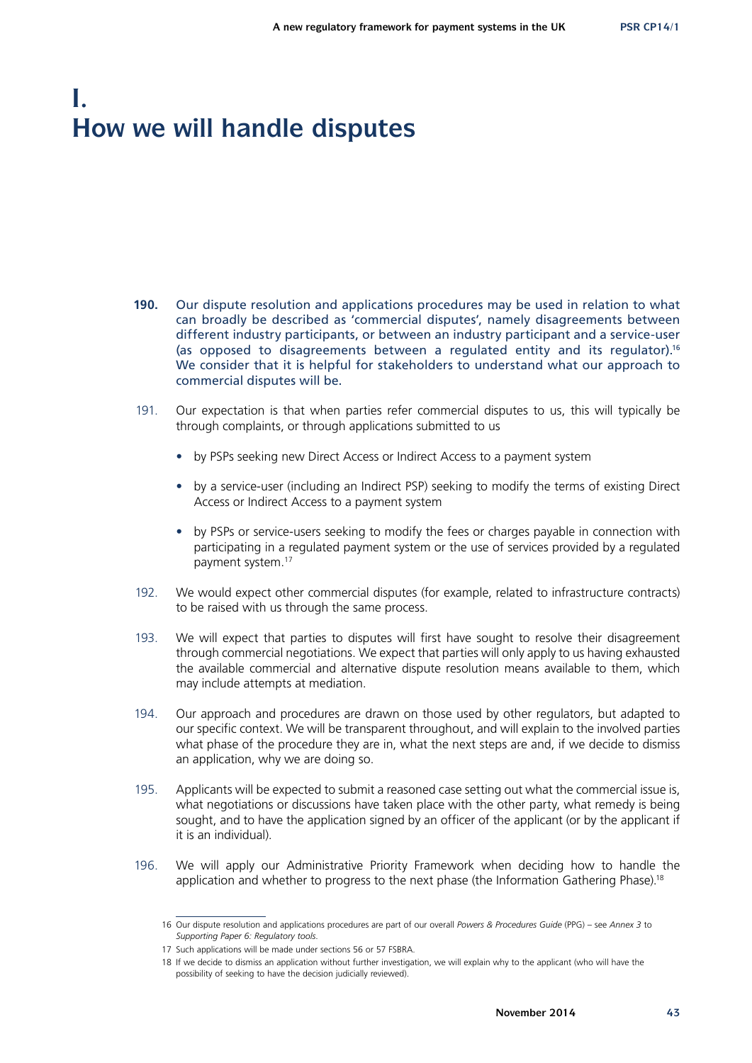# I. How we will handle disputes

**190.** Our dispute resolution and applications procedures may be used in relation to what can broadly be described as 'commercial disputes', namely disagreements between different industry participants, or between an industry participant and a service-user (as opposed to disagreements between a regulated entity and its regulator).[16] We consider that it is helpful for stakeholders to understand what our approach to commercial disputes will be.

191. Our expectation is that when parties refer commercial disputes to us, this will typically be through complaints, or through applications submitted to us

- by PSPs seeking new Direct Access or Indirect Access to a payment system
- by a service-user (including an Indirect PSP) seeking to modify the terms of existing Direct Access or Indirect Access to a payment system
- by PSPs or service-users seeking to modify the fees or charges payable in connection with participating in a regulated payment system or the use of services provided by a regulated payment system.[17]

192. We would expect other commercial disputes (for example, related to infrastructure contracts) to be raised with us through the same process.

193. We will expect that parties to disputes will first have sought to resolve their disagreement through commercial negotiations. We expect that parties will only apply to us having exhausted the available commercial and alternative dispute resolution means available to them, which may include attempts at mediation.

194. Our approach and procedures are drawn on those used by other regulators, but adapted to our specific context. We will be transparent throughout, and will explain to the involved parties what phase of the procedure they are in, what the next steps are and, if we decide to dismiss an application, why we are doing so.

195. Applicants will be expected to submit a reasoned case setting out what the commercial issue is, what negotiations or discussions have taken place with the other party, what remedy is being sought, and to have the application signed by an officer of the applicant (or by the applicant if it is an individual).

196. We will apply our Administrative Priority Framework when deciding how to handle the application and whether to progress to the next phase (the Information Gathering Phase).[18]

---

16 Our dispute resolution and applications procedures are part of our overall *Powers & Procedures Guide* (PPG) – see *Annex 3* to *Supporting Paper 6: Regulatory tools*.

17 Such applications will be made under sections 56 or 57 FSBRA.

18 If we decide to dismiss an application without further investigation, we will explain why to the applicant (who will have the possibility of seeking to have the decision judicially reviewed).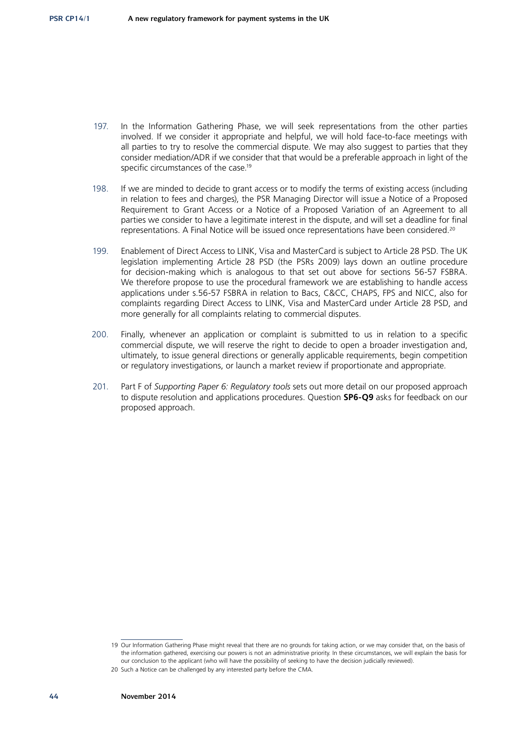197. In the Information Gathering Phase, we will seek representations from the other parties involved. If we consider it appropriate and helpful, we will hold face-to-face meetings with all parties to try to resolve the commercial dispute. We may also suggest to parties that they consider mediation/ADR if we consider that that would be a preferable approach in light of the specific circumstances of the case.[19]

198. If we are minded to decide to grant access or to modify the terms of existing access (including in relation to fees and charges), the PSR Managing Director will issue a Notice of a Proposed Requirement to Grant Access or a Notice of a Proposed Variation of an Agreement to all parties we consider to have a legitimate interest in the dispute, and will set a deadline for final representations. A Final Notice will be issued once representations have been considered.[20]

199. Enablement of Direct Access to LINK, Visa and MasterCard is subject to Article 28 PSD. The UK legislation implementing Article 28 PSD (the PSRs 2009) lays down an outline procedure for decision-making which is analogous to that set out above for sections 56-57 FSBRA. We therefore propose to use the procedural framework we are establishing to handle access applications under s.56-57 FSBRA in relation to Bacs, C&CC, CHAPS, FPS and NICC, also for complaints regarding Direct Access to LINK, Visa and MasterCard under Article 28 PSD, and more generally for all complaints relating to commercial disputes.

200. Finally, whenever an application or complaint is submitted to us in relation to a specific commercial dispute, we will reserve the right to decide to open a broader investigation and, ultimately, to issue general directions or generally applicable requirements, begin competition or regulatory investigations, or launch a market review if proportionate and appropriate.

201. Part F of *Supporting Paper 6: Regulatory tools* sets out more detail on our proposed approach to dispute resolution and applications procedures. Question **SP6-Q9** asks for feedback on our proposed approach.

---

19 Our Information Gathering Phase might reveal that there are no grounds for taking action, or we may consider that, on the basis of the information gathered, exercising our powers is not an administrative priority. In these circumstances, we will explain the basis for our conclusion to the applicant (who will have the possibility of seeking to have the decision judicially reviewed).

20 Such a Notice can be challenged by any interested party before the CMA.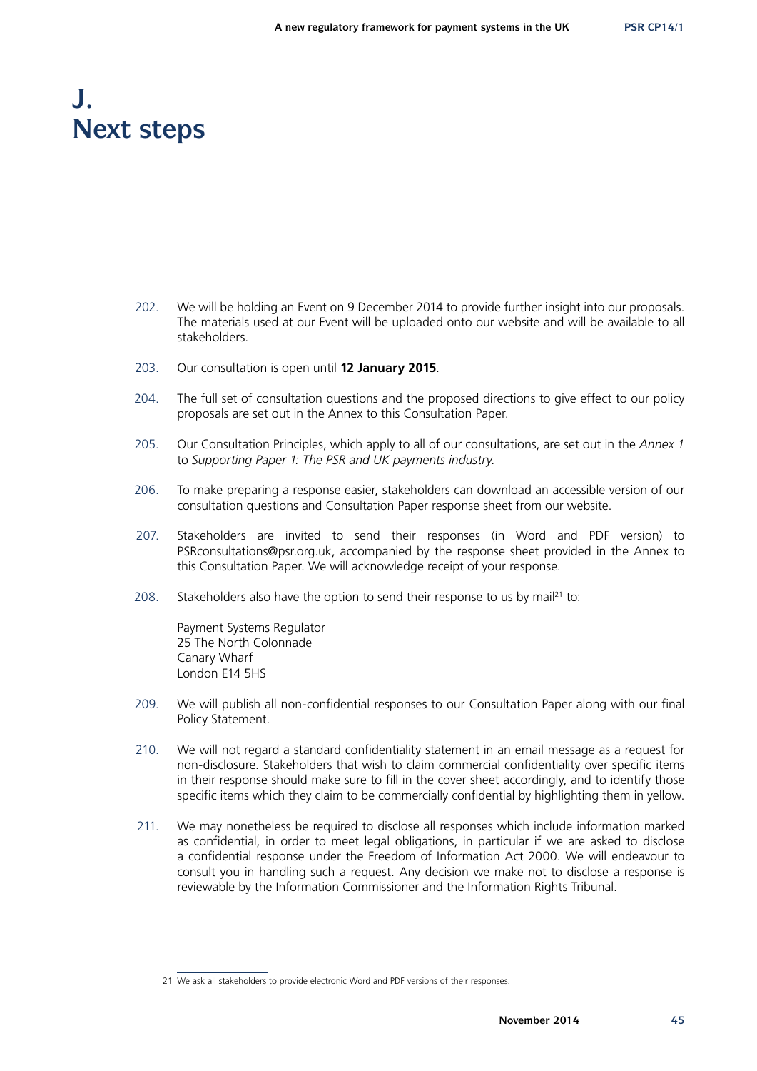# J. Next steps

202. We will be holding an Event on 9 December 2014 to provide further insight into our proposals. The materials used at our Event will be uploaded onto our website and will be available to all stakeholders.

203. Our consultation is open until **12 January 2015**.

204. The full set of consultation questions and the proposed directions to give effect to our policy proposals are set out in the Annex to this Consultation Paper.

205. Our Consultation Principles, which apply to all of our consultations, are set out in the *Annex 1* to *Supporting Paper 1: The PSR and UK payments industry.*

206. To make preparing a response easier, stakeholders can download an accessible version of our consultation questions and Consultation Paper response sheet from our website.

207. Stakeholders are invited to send their responses (in Word and PDF version) to PSRconsultations@psr.org.uk, accompanied by the response sheet provided in the Annex to this Consultation Paper. We will acknowledge receipt of your response.

208. Stakeholders also have the option to send their response to us by mail[21] to:

 Payment Systems Regulator
 25 The North Colonnade
 Canary Wharf
 London E14 5HS

209. We will publish all non-confidential responses to our Consultation Paper along with our final Policy Statement.

210. We will not regard a standard confidentiality statement in an email message as a request for non-disclosure. Stakeholders that wish to claim commercial confidentiality over specific items in their response should make sure to fill in the cover sheet accordingly, and to identify those specific items which they claim to be commercially confidential by highlighting them in yellow.

211. We may nonetheless be required to disclose all responses which include information marked as confidential, in order to meet legal obligations, in particular if we are asked to disclose a confidential response under the Freedom of Information Act 2000. We will endeavour to consult you in handling such a request. Any decision we make not to disclose a response is reviewable by the Information Commissioner and the Information Rights Tribunal.

---

21 We ask all stakeholders to provide electronic Word and PDF versions of their responses.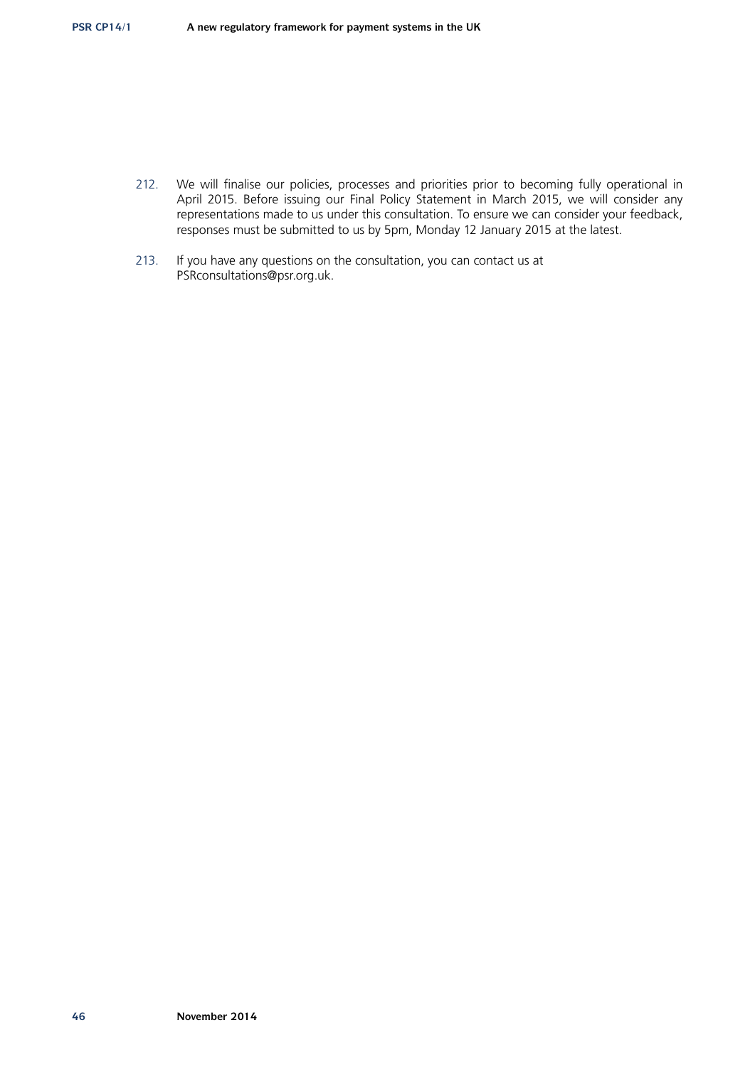212. We will finalise our policies, processes and priorities prior to becoming fully operational in April 2015. Before issuing our Final Policy Statement in March 2015, we will consider any representations made to us under this consultation. To ensure we can consider your feedback, responses must be submitted to us by 5pm, Monday 12 January 2015 at the latest.

213. If you have any questions on the consultation, you can contact us at PSRconsultations@psr.org.uk.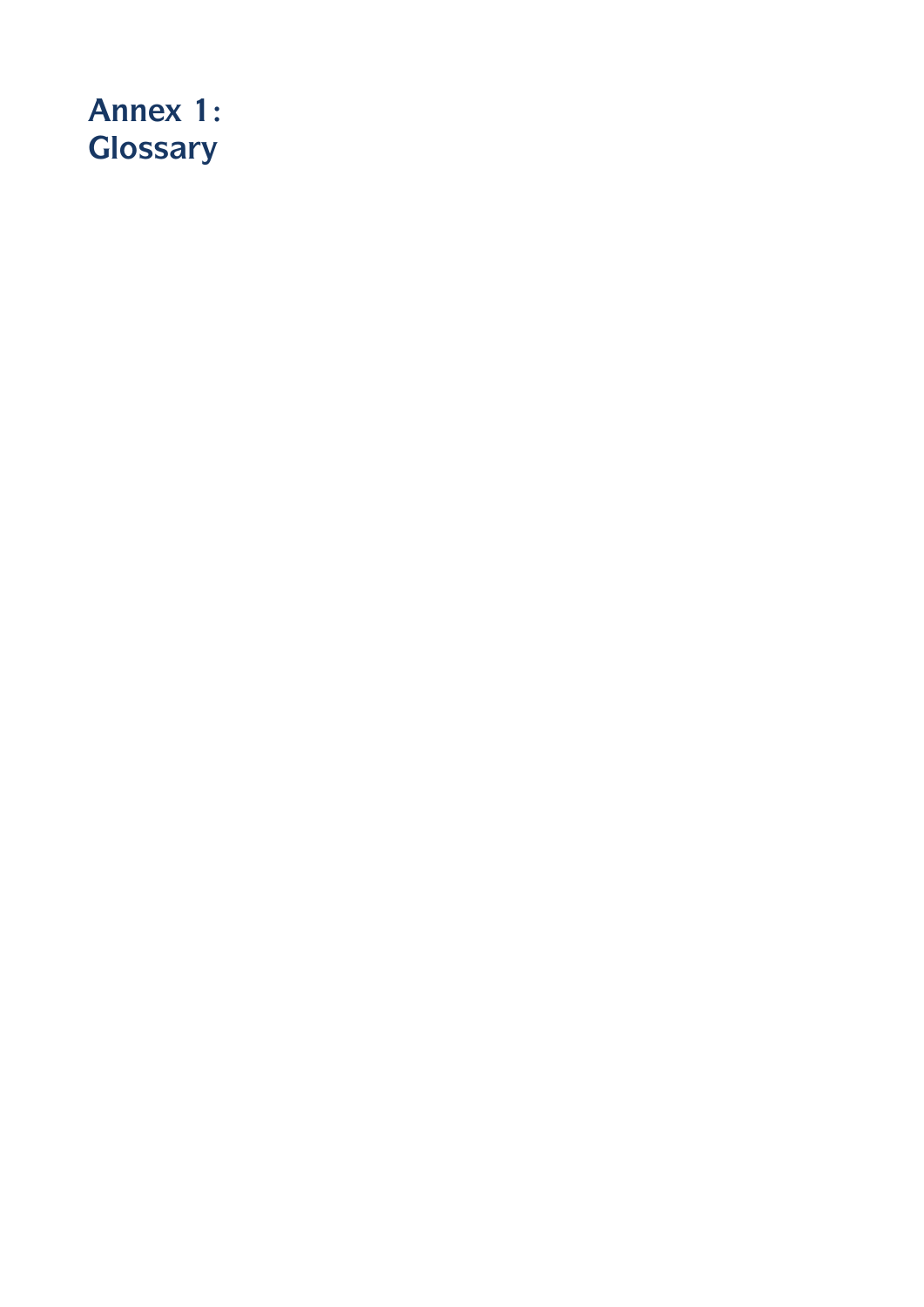# Annex 1: Glossary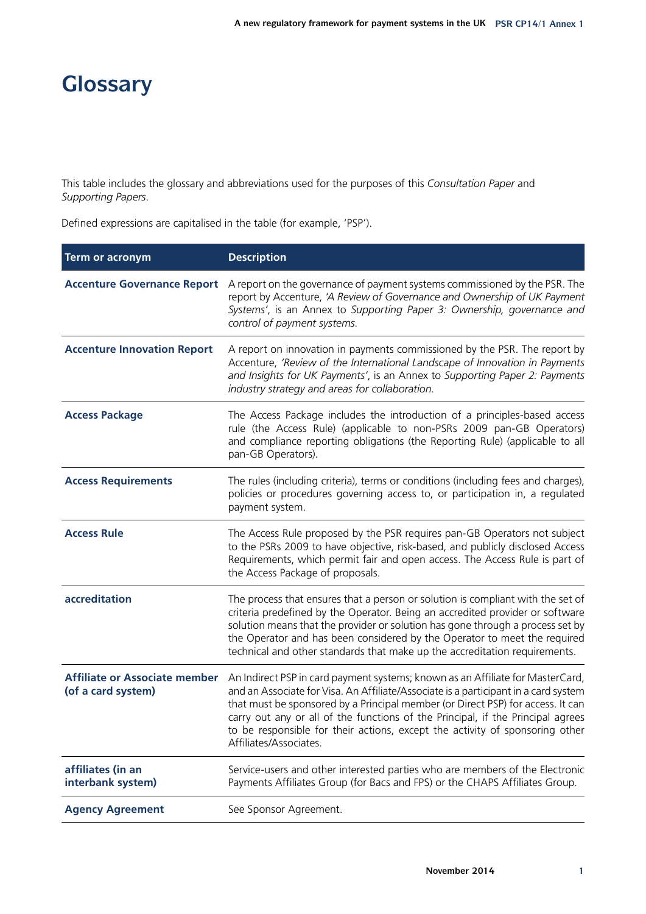# Glossary

This table includes the glossary and abbreviations used for the purposes of this *Consultation Paper* and *Supporting Papers*.

Defined expressions are capitalised in the table (for example, 'PSP').

| Term or acronym | Description |
|---|---|
| **Accenture Governance Report** | A report on the governance of payment systems commissioned by the PSR. The report by Accenture, *'A Review of Governance and Ownership of UK Payment Systems'*, is an Annex to *Supporting Paper 3: Ownership, governance and control of payment systems*. |
| **Accenture Innovation Report** | A report on innovation in payments commissioned by the PSR. The report by Accenture, *'Review of the International Landscape of Innovation in Payments and Insights for UK Payments'*, is an Annex to *Supporting Paper 2: Payments industry strategy and areas for collaboration*. |
| **Access Package** | The Access Package includes the introduction of a principles-based access rule (the Access Rule) (applicable to non-PSRs 2009 pan-GB Operators) and compliance reporting obligations (the Reporting Rule) (applicable to all pan-GB Operators). |
| **Access Requirements** | The rules (including criteria), terms or conditions (including fees and charges), policies or procedures governing access to, or participation in, a regulated payment system. |
| **Access Rule** | The Access Rule proposed by the PSR requires pan-GB Operators not subject to the PSRs 2009 to have objective, risk-based, and publicly disclosed Access Requirements, which permit fair and open access. The Access Rule is part of the Access Package of proposals. |
| **accreditation** | The process that ensures that a person or solution is compliant with the set of criteria predefined by the Operator. Being an accredited provider or software solution means that the provider or solution has gone through a process set by the Operator and has been considered by the Operator to meet the required technical and other standards that make up the accreditation requirements. |
| **Affiliate or Associate member (of a card system)** | An Indirect PSP in card payment systems; known as an Affiliate for MasterCard, and an Associate for Visa. An Affiliate/Associate is a participant in a card system that must be sponsored by a Principal member (or Direct PSP) for access. It can carry out any or all of the functions of the Principal, if the Principal agrees to be responsible for their actions, except the activity of sponsoring other Affiliates/Associates. |
| **affiliates (in an interbank system)** | Service-users and other interested parties who are members of the Electronic Payments Affiliates Group (for Bacs and FPS) or the CHAPS Affiliates Group. |
| **Agency Agreement** | See Sponsor Agreement. |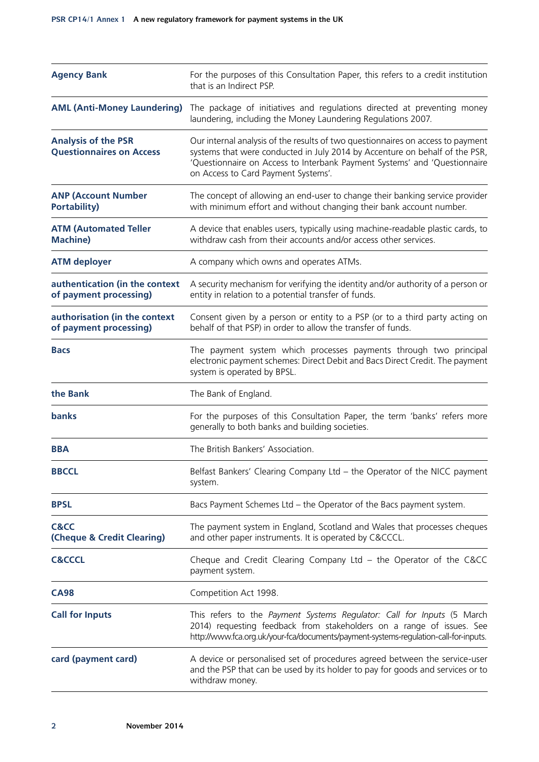| | |
|---|---|
| **Agency Bank** | For the purposes of this Consultation Paper, this refers to a credit institution that is an Indirect PSP. |
| **AML (Anti-Money Laundering)** | The package of initiatives and regulations directed at preventing money laundering, including the Money Laundering Regulations 2007. |
| **Analysis of the PSR Questionnaires on Access** | Our internal analysis of the results of two questionnaires on access to payment systems that were conducted in July 2014 by Accenture on behalf of the PSR, 'Questionnaire on Access to Interbank Payment Systems' and 'Questionnaire on Access to Card Payment Systems'. |
| **ANP (Account Number Portability)** | The concept of allowing an end-user to change their banking service provider with minimum effort and without changing their bank account number. |
| **ATM (Automated Teller Machine)** | A device that enables users, typically using machine-readable plastic cards, to withdraw cash from their accounts and/or access other services. |
| **ATM deployer** | A company which owns and operates ATMs. |
| **authentication (in the context of payment processing)** | A security mechanism for verifying the identity and/or authority of a person or entity in relation to a potential transfer of funds. |
| **authorisation (in the context of payment processing)** | Consent given by a person or entity to a PSP (or to a third party acting on behalf of that PSP) in order to allow the transfer of funds. |
| **Bacs** | The payment system which processes payments through two principal electronic payment schemes: Direct Debit and Bacs Direct Credit. The payment system is operated by BPSL. |
| **the Bank** | The Bank of England. |
| **banks** | For the purposes of this Consultation Paper, the term 'banks' refers more generally to both banks and building societies. |
| **BBA** | The British Bankers' Association. |
| **BBCCL** | Belfast Bankers' Clearing Company Ltd – the Operator of the NICC payment system. |
| **BPSL** | Bacs Payment Schemes Ltd – the Operator of the Bacs payment system. |
| **C&CC (Cheque & Credit Clearing)** | The payment system in England, Scotland and Wales that processes cheques and other paper instruments. It is operated by C&CCCL. |
| **C&CCCL** | Cheque and Credit Clearing Company Ltd – the Operator of the C&CC payment system. |
| **CA98** | Competition Act 1998. |
| **Call for Inputs** | This refers to the *Payment Systems Regulator: Call for Inputs* (5 March 2014) requesting feedback from stakeholders on a range of issues. See http://www.fca.org.uk/your-fca/documents/payment-systems-regulation-call-for-inputs. |
| **card (payment card)** | A device or personalised set of procedures agreed between the service-user and the PSP that can be used by its holder to pay for goods and services or to withdraw money. |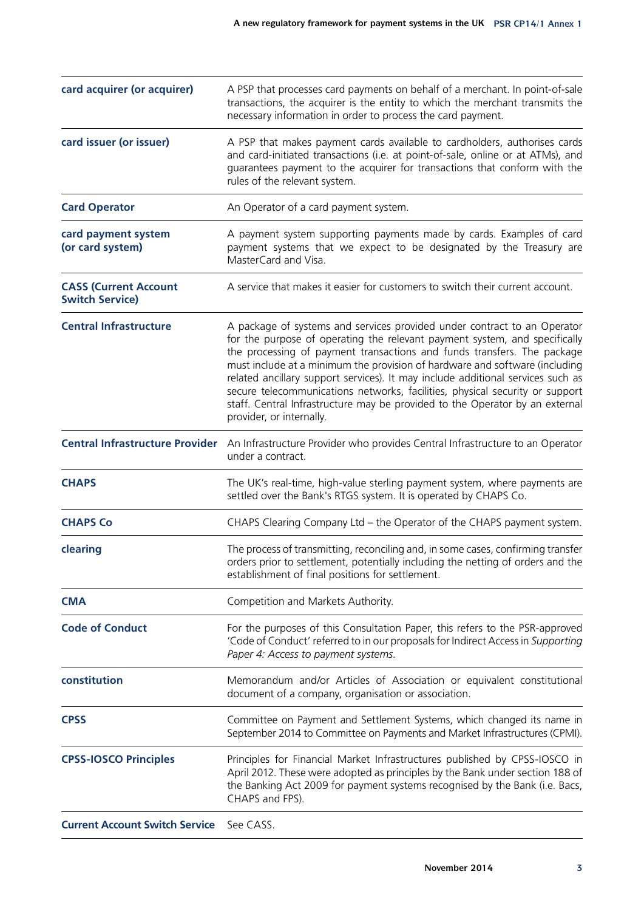| | |
|---|---|
| **card acquirer (or acquirer)** | A PSP that processes card payments on behalf of a merchant. In point-of-sale transactions, the acquirer is the entity to which the merchant transmits the necessary information in order to process the card payment. |
| **card issuer (or issuer)** | A PSP that makes payment cards available to cardholders, authorises cards and card-initiated transactions (i.e. at point-of-sale, online or at ATMs), and guarantees payment to the acquirer for transactions that conform with the rules of the relevant system. |
| **Card Operator** | An Operator of a card payment system. |
| **card payment system (or card system)** | A payment system supporting payments made by cards. Examples of card payment systems that we expect to be designated by the Treasury are MasterCard and Visa. |
| **CASS (Current Account Switch Service)** | A service that makes it easier for customers to switch their current account. |
| **Central Infrastructure** | A package of systems and services provided under contract to an Operator for the purpose of operating the relevant payment system, and specifically the processing of payment transactions and funds transfers. The package must include at a minimum the provision of hardware and software (including related ancillary support services). It may include additional services such as secure telecommunications networks, facilities, physical security or support staff. Central Infrastructure may be provided to the Operator by an external provider, or internally. |
| **Central Infrastructure Provider** | An Infrastructure Provider who provides Central Infrastructure to an Operator under a contract. |
| **CHAPS** | The UK's real-time, high-value sterling payment system, where payments are settled over the Bank's RTGS system. It is operated by CHAPS Co. |
| **CHAPS Co** | CHAPS Clearing Company Ltd – the Operator of the CHAPS payment system. |
| **clearing** | The process of transmitting, reconciling and, in some cases, confirming transfer orders prior to settlement, potentially including the netting of orders and the establishment of final positions for settlement. |
| **CMA** | Competition and Markets Authority. |
| **Code of Conduct** | For the purposes of this Consultation Paper, this refers to the PSR-approved 'Code of Conduct' referred to in our proposals for Indirect Access in *Supporting Paper 4: Access to payment systems.* |
| **constitution** | Memorandum and/or Articles of Association or equivalent constitutional document of a company, organisation or association. |
| **CPSS** | Committee on Payment and Settlement Systems, which changed its name in September 2014 to Committee on Payments and Market Infrastructures (CPMI). |
| **CPSS-IOSCO Principles** | Principles for Financial Market Infrastructures published by CPSS-IOSCO in April 2012. These were adopted as principles by the Bank under section 188 of the Banking Act 2009 for payment systems recognised by the Bank (i.e. Bacs, CHAPS and FPS). |
| **Current Account Switch Service** | See CASS. |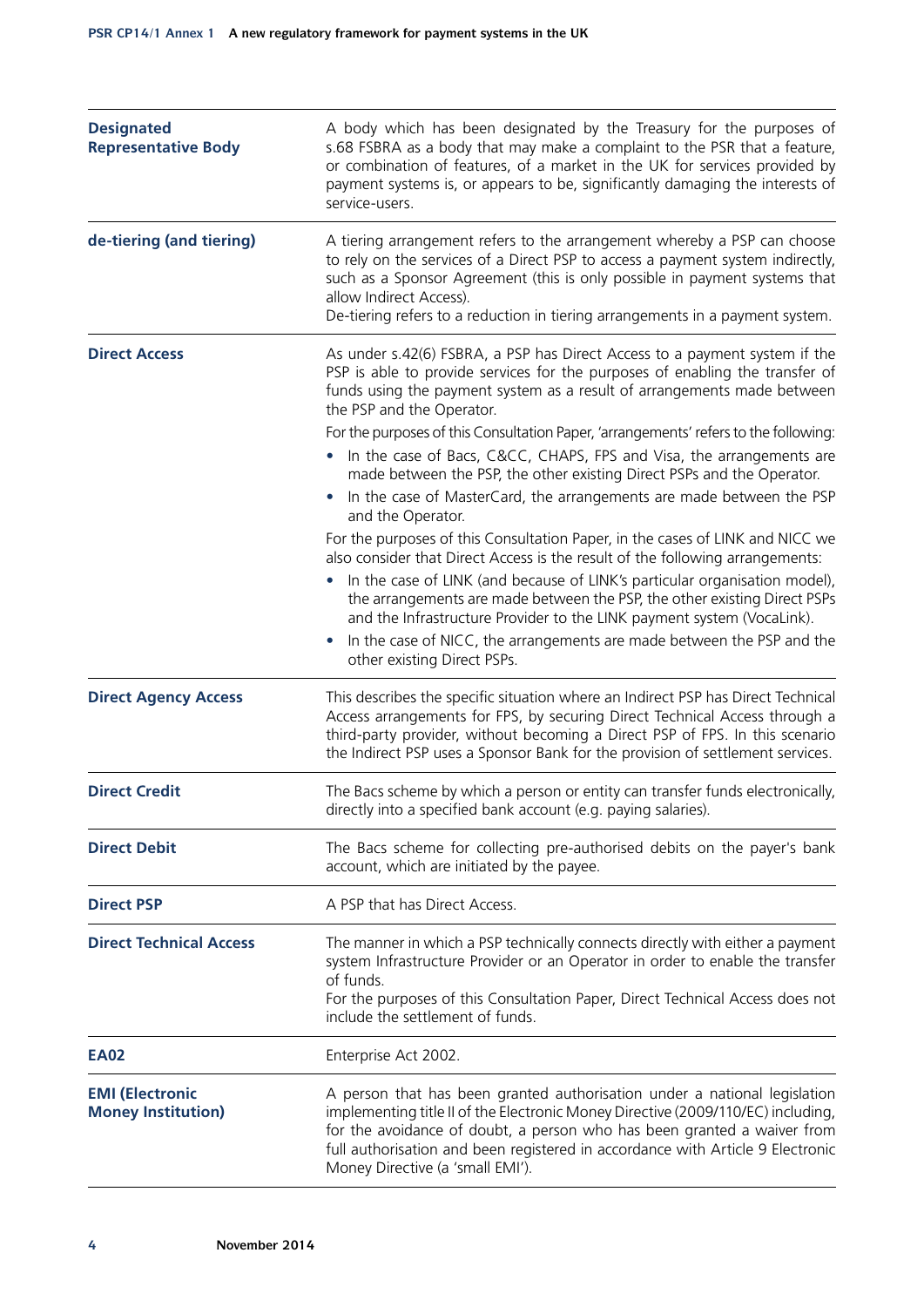| Term | Definition |
| --- | --- |
| **Designated Representative Body** | A body which has been designated by the Treasury for the purposes of s.68 FSBRA as a body that may make a complaint to the PSR that a feature, or combination of features, of a market in the UK for services provided by payment systems is, or appears to be, significantly damaging the interests of service-users. |
| **de-tiering (and tiering)** | A tiering arrangement refers to the arrangement whereby a PSP can choose to rely on the services of a Direct PSP to access a payment system indirectly, such as a Sponsor Agreement (this is only possible in payment systems that allow Indirect Access).<br>De-tiering refers to a reduction in tiering arrangements in a payment system. |
| **Direct Access** | As under s.42(6) FSBRA, a PSP has Direct Access to a payment system if the PSP is able to provide services for the purposes of enabling the transfer of funds using the payment system as a result of arrangements made between the PSP and the Operator.<br>For the purposes of this Consultation Paper, 'arrangements' refers to the following:<br>• In the case of Bacs, C&CC, CHAPS, FPS and Visa, the arrangements are made between the PSP, the other existing Direct PSPs and the Operator.<br>• In the case of MasterCard, the arrangements are made between the PSP and the Operator.<br>For the purposes of this Consultation Paper, in the cases of LINK and NICC we also consider that Direct Access is the result of the following arrangements:<br>• In the case of LINK (and because of LINK's particular organisation model), the arrangements are made between the PSP, the other existing Direct PSPs and the Infrastructure Provider to the LINK payment system (VocaLink).<br>• In the case of NICC, the arrangements are made between the PSP and the other existing Direct PSPs. |
| **Direct Agency Access** | This describes the specific situation where an Indirect PSP has Direct Technical Access arrangements for FPS, by securing Direct Technical Access through a third-party provider, without becoming a Direct PSP of FPS. In this scenario the Indirect PSP uses a Sponsor Bank for the provision of settlement services. |
| **Direct Credit** | The Bacs scheme by which a person or entity can transfer funds electronically, directly into a specified bank account (e.g. paying salaries). |
| **Direct Debit** | The Bacs scheme for collecting pre-authorised debits on the payer's bank account, which are initiated by the payee. |
| **Direct PSP** | A PSP that has Direct Access. |
| **Direct Technical Access** | The manner in which a PSP technically connects directly with either a payment system Infrastructure Provider or an Operator in order to enable the transfer of funds.<br>For the purposes of this Consultation Paper, Direct Technical Access does not include the settlement of funds. |
| **EA02** | Enterprise Act 2002. |
| **EMI (Electronic Money Institution)** | A person that has been granted authorisation under a national legislation implementing title II of the Electronic Money Directive (2009/110/EC) including, for the avoidance of doubt, a person who has been granted a waiver from full authorisation and been registered in accordance with Article 9 Electronic Money Directive (a 'small EMI'). |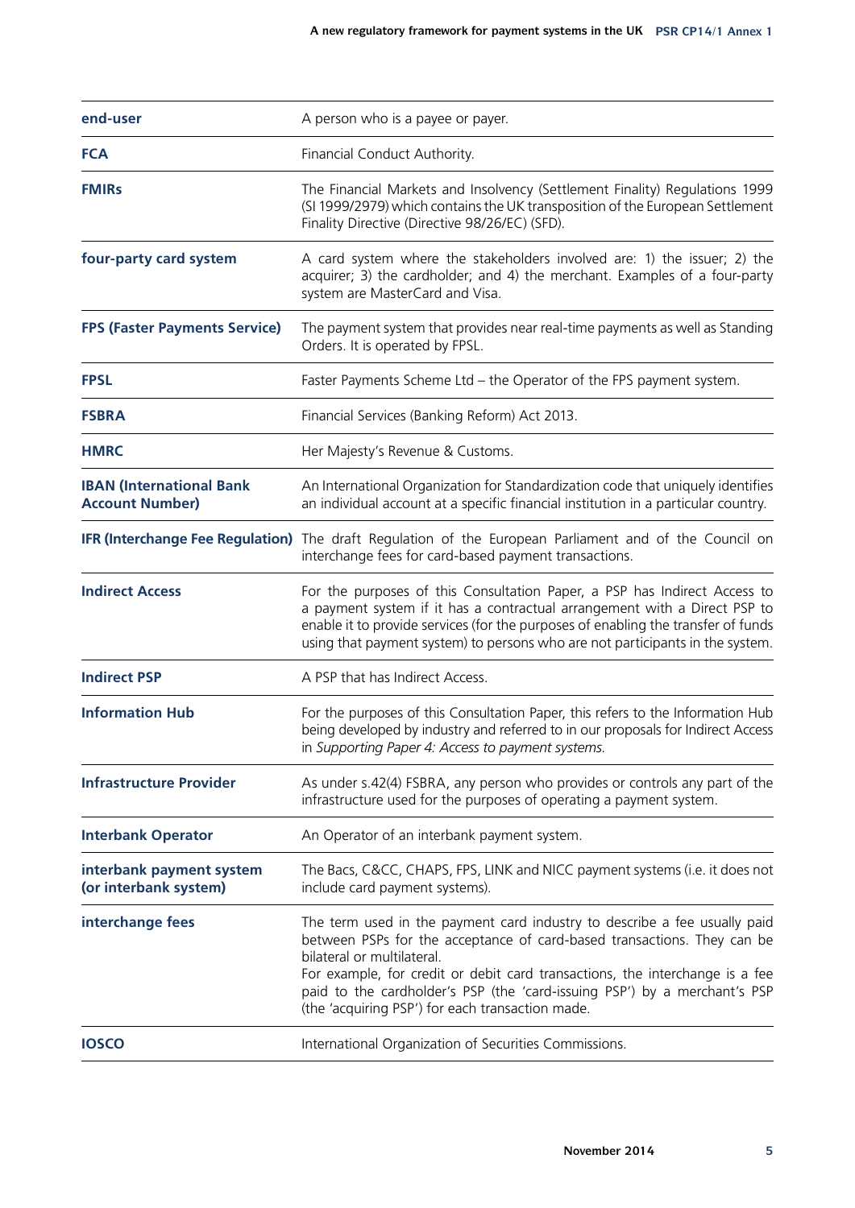| | |
|---|---|
| **end-user** | A person who is a payee or payer. |
| **FCA** | Financial Conduct Authority. |
| **FMIRs** | The Financial Markets and Insolvency (Settlement Finality) Regulations 1999 (SI 1999/2979) which contains the UK transposition of the European Settlement Finality Directive (Directive 98/26/EC) (SFD). |
| **four-party card system** | A card system where the stakeholders involved are: 1) the issuer; 2) the acquirer; 3) the cardholder; and 4) the merchant. Examples of a four-party system are MasterCard and Visa. |
| **FPS (Faster Payments Service)** | The payment system that provides near real-time payments as well as Standing Orders. It is operated by FPSL. |
| **FPSL** | Faster Payments Scheme Ltd – the Operator of the FPS payment system. |
| **FSBRA** | Financial Services (Banking Reform) Act 2013. |
| **HMRC** | Her Majesty's Revenue & Customs. |
| **IBAN (International Bank Account Number)** | An International Organization for Standardization code that uniquely identifies an individual account at a specific financial institution in a particular country. |
| **IFR (Interchange Fee Regulation)** | The draft Regulation of the European Parliament and of the Council on interchange fees for card-based payment transactions. |
| **Indirect Access** | For the purposes of this Consultation Paper, a PSP has Indirect Access to a payment system if it has a contractual arrangement with a Direct PSP to enable it to provide services (for the purposes of enabling the transfer of funds using that payment system) to persons who are not participants in the system. |
| **Indirect PSP** | A PSP that has Indirect Access. |
| **Information Hub** | For the purposes of this Consultation Paper, this refers to the Information Hub being developed by industry and referred to in our proposals for Indirect Access in *Supporting Paper 4: Access to payment systems.* |
| **Infrastructure Provider** | As under s.42(4) FSBRA, any person who provides or controls any part of the infrastructure used for the purposes of operating a payment system. |
| **Interbank Operator** | An Operator of an interbank payment system. |
| **interbank payment system (or interbank system)** | The Bacs, C&CC, CHAPS, FPS, LINK and NICC payment systems (i.e. it does not include card payment systems). |
| **interchange fees** | The term used in the payment card industry to describe a fee usually paid between PSPs for the acceptance of card-based transactions. They can be bilateral or multilateral.<br>For example, for credit or debit card transactions, the interchange is a fee paid to the cardholder's PSP (the 'card-issuing PSP') by a merchant's PSP (the 'acquiring PSP') for each transaction made. |
| **IOSCO** | International Organization of Securities Commissions. |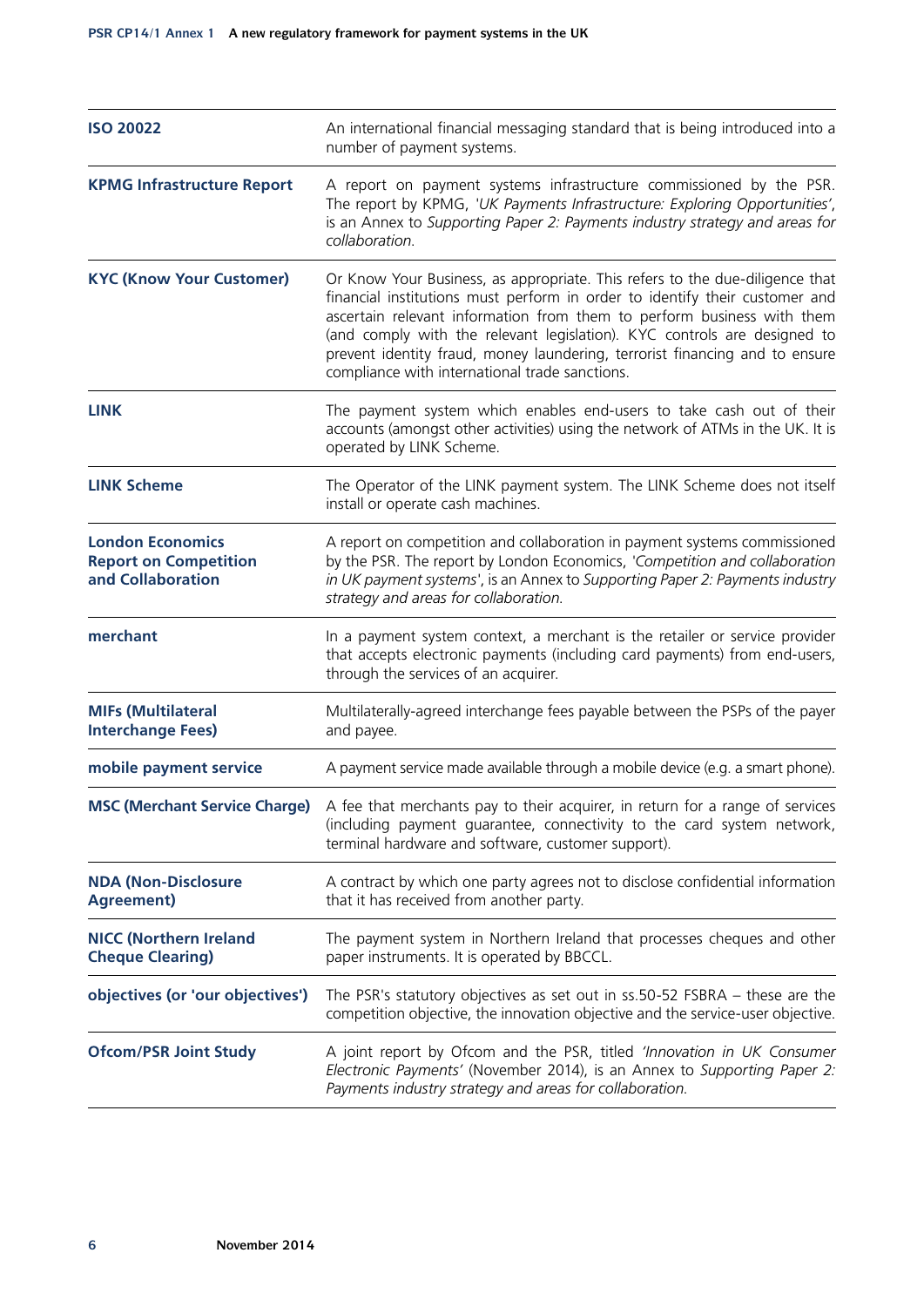| | |
|---|---|
| **ISO 20022** | An international financial messaging standard that is being introduced into a number of payment systems. |
| **KPMG Infrastructure Report** | A report on payment systems infrastructure commissioned by the PSR. The report by KPMG, '*UK Payments Infrastructure: Exploring Opportunities*', is an Annex to *Supporting Paper 2: Payments industry strategy and areas for collaboration*. |
| **KYC (Know Your Customer)** | Or Know Your Business, as appropriate. This refers to the due-diligence that financial institutions must perform in order to identify their customer and ascertain relevant information from them to perform business with them (and comply with the relevant legislation). KYC controls are designed to prevent identity fraud, money laundering, terrorist financing and to ensure compliance with international trade sanctions. |
| **LINK** | The payment system which enables end-users to take cash out of their accounts (amongst other activities) using the network of ATMs in the UK. It is operated by LINK Scheme. |
| **LINK Scheme** | The Operator of the LINK payment system. The LINK Scheme does not itself install or operate cash machines. |
| **London Economics Report on Competition and Collaboration** | A report on competition and collaboration in payment systems commissioned by the PSR. The report by London Economics, '*Competition and collaboration in UK payment systems*', is an Annex to *Supporting Paper 2: Payments industry strategy and areas for collaboration*. |
| **merchant** | In a payment system context, a merchant is the retailer or service provider that accepts electronic payments (including card payments) from end-users, through the services of an acquirer. |
| **MIFs (Multilateral Interchange Fees)** | Multilaterally-agreed interchange fees payable between the PSPs of the payer and payee. |
| **mobile payment service** | A payment service made available through a mobile device (e.g. a smart phone). |
| **MSC (Merchant Service Charge)** | A fee that merchants pay to their acquirer, in return for a range of services (including payment guarantee, connectivity to the card system network, terminal hardware and software, customer support). |
| **NDA (Non-Disclosure Agreement)** | A contract by which one party agrees not to disclose confidential information that it has received from another party. |
| **NICC (Northern Ireland Cheque Clearing)** | The payment system in Northern Ireland that processes cheques and other paper instruments. It is operated by BBCCL. |
| **objectives (or 'our objectives')** | The PSR's statutory objectives as set out in ss.50-52 FSBRA – these are the competition objective, the innovation objective and the service-user objective. |
| **Ofcom/PSR Joint Study** | A joint report by Ofcom and the PSR, titled *'Innovation in UK Consumer Electronic Payments'* (November 2014), is an Annex to *Supporting Paper 2: Payments industry strategy and areas for collaboration*. |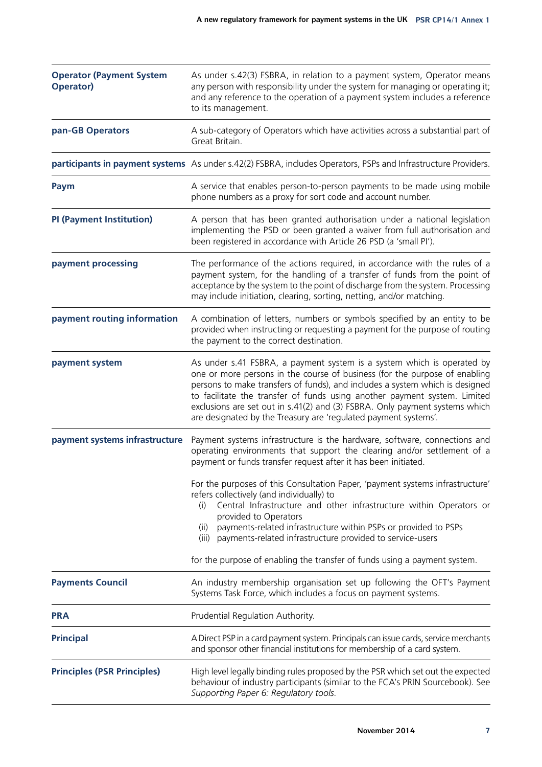| | |
|---|---|
| **Operator (Payment System Operator)** | As under s.42(3) FSBRA, in relation to a payment system, Operator means any person with responsibility under the system for managing or operating it; and any reference to the operation of a payment system includes a reference to its management. |
| **pan-GB Operators** | A sub-category of Operators which have activities across a substantial part of Great Britain. |
| **participants in payment systems** | As under s.42(2) FSBRA, includes Operators, PSPs and Infrastructure Providers. |
| **Paym** | A service that enables person-to-person payments to be made using mobile phone numbers as a proxy for sort code and account number. |
| **PI (Payment Institution)** | A person that has been granted authorisation under a national legislation implementing the PSD or been granted a waiver from full authorisation and been registered in accordance with Article 26 PSD (a 'small PI'). |
| **payment processing** | The performance of the actions required, in accordance with the rules of a payment system, for the handling of a transfer of funds from the point of acceptance by the system to the point of discharge from the system. Processing may include initiation, clearing, sorting, netting, and/or matching. |
| **payment routing information** | A combination of letters, numbers or symbols specified by an entity to be provided when instructing or requesting a payment for the purpose of routing the payment to the correct destination. |
| **payment system** | As under s.41 FSBRA, a payment system is a system which is operated by one or more persons in the course of business (for the purpose of enabling persons to make transfers of funds), and includes a system which is designed to facilitate the transfer of funds using another payment system. Limited exclusions are set out in s.41(2) and (3) FSBRA. Only payment systems which are designated by the Treasury are 'regulated payment systems'. |
| **payment systems infrastructure** | Payment systems infrastructure is the hardware, software, connections and operating environments that support the clearing and/or settlement of a payment or funds transfer request after it has been initiated.<br><br>For the purposes of this Consultation Paper, 'payment systems infrastructure' refers collectively (and individually) to<br>(i) Central Infrastructure and other infrastructure within Operators or provided to Operators<br>(ii) payments-related infrastructure within PSPs or provided to PSPs<br>(iii) payments-related infrastructure provided to service-users<br><br>for the purpose of enabling the transfer of funds using a payment system. |
| **Payments Council** | An industry membership organisation set up following the OFT's Payment Systems Task Force, which includes a focus on payment systems. |
| **PRA** | Prudential Regulation Authority. |
| **Principal** | A Direct PSP in a card payment system. Principals can issue cards, service merchants and sponsor other financial institutions for membership of a card system. |
| **Principles (PSR Principles)** | High level legally binding rules proposed by the PSR which set out the expected behaviour of industry participants (similar to the FCA's PRIN Sourcebook). See *Supporting Paper 6: Regulatory tools*. |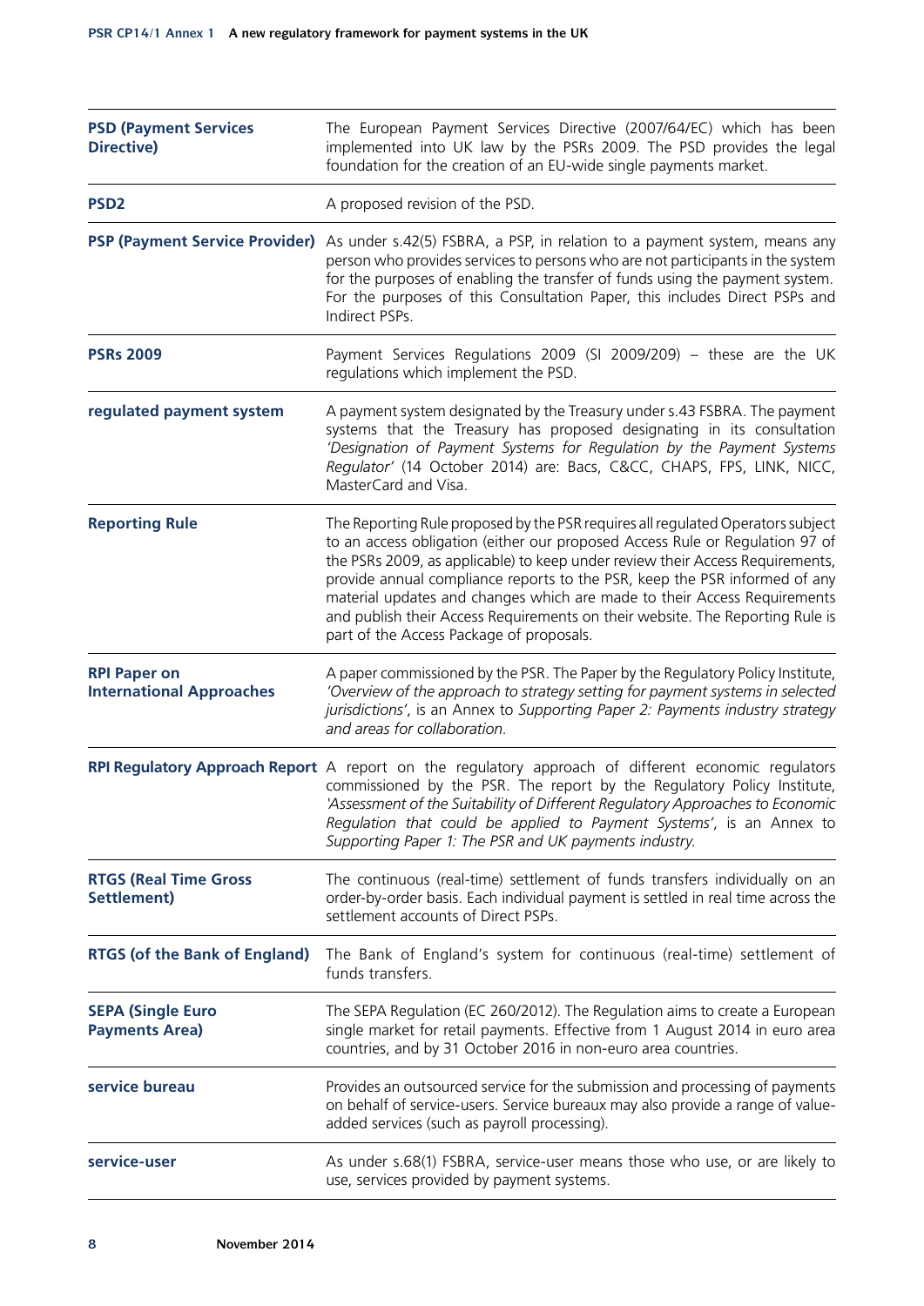| | |
|---|---|
| **PSD (Payment Services Directive)** | The European Payment Services Directive (2007/64/EC) which has been implemented into UK law by the PSRs 2009. The PSD provides the legal foundation for the creation of an EU-wide single payments market. |
| **PSD2** | A proposed revision of the PSD. |
| **PSP (Payment Service Provider)** | As under s.42(5) FSBRA, a PSP, in relation to a payment system, means any person who provides services to persons who are not participants in the system for the purposes of enabling the transfer of funds using the payment system. For the purposes of this Consultation Paper, this includes Direct PSPs and Indirect PSPs. |
| **PSRs 2009** | Payment Services Regulations 2009 (SI 2009/209) – these are the UK regulations which implement the PSD. |
| **regulated payment system** | A payment system designated by the Treasury under s.43 FSBRA. The payment systems that the Treasury has proposed designating in its consultation *'Designation of Payment Systems for Regulation by the Payment Systems Regulator'* (14 October 2014) are: Bacs, C&CC, CHAPS, FPS, LINK, NICC, MasterCard and Visa. |
| **Reporting Rule** | The Reporting Rule proposed by the PSR requires all regulated Operators subject to an access obligation (either our proposed Access Rule or Regulation 97 of the PSRs 2009, as applicable) to keep under review their Access Requirements, provide annual compliance reports to the PSR, keep the PSR informed of any material updates and changes which are made to their Access Requirements and publish their Access Requirements on their website. The Reporting Rule is part of the Access Package of proposals. |
| **RPI Paper on International Approaches** | A paper commissioned by the PSR. The Paper by the Regulatory Policy Institute, *'Overview of the approach to strategy setting for payment systems in selected jurisdictions'*, is an Annex to *Supporting Paper 2: Payments industry strategy and areas for collaboration.* |
| **RPI Regulatory Approach Report** | A report on the regulatory approach of different economic regulators commissioned by the PSR. The report by the Regulatory Policy Institute, *'Assessment of the Suitability of Different Regulatory Approaches to Economic Regulation that could be applied to Payment Systems'*, is an Annex to *Supporting Paper 1: The PSR and UK payments industry.* |
| **RTGS (Real Time Gross Settlement)** | The continuous (real-time) settlement of funds transfers individually on an order-by-order basis. Each individual payment is settled in real time across the settlement accounts of Direct PSPs. |
| **RTGS (of the Bank of England)** | The Bank of England's system for continuous (real-time) settlement of funds transfers. |
| **SEPA (Single Euro Payments Area)** | The SEPA Regulation (EC 260/2012). The Regulation aims to create a European single market for retail payments. Effective from 1 August 2014 in euro area countries, and by 31 October 2016 in non-euro area countries. |
| **service bureau** | Provides an outsourced service for the submission and processing of payments on behalf of service-users. Service bureaux may also provide a range of value-added services (such as payroll processing). |
| **service-user** | As under s.68(1) FSBRA, service-user means those who use, or are likely to use, services provided by payment systems. |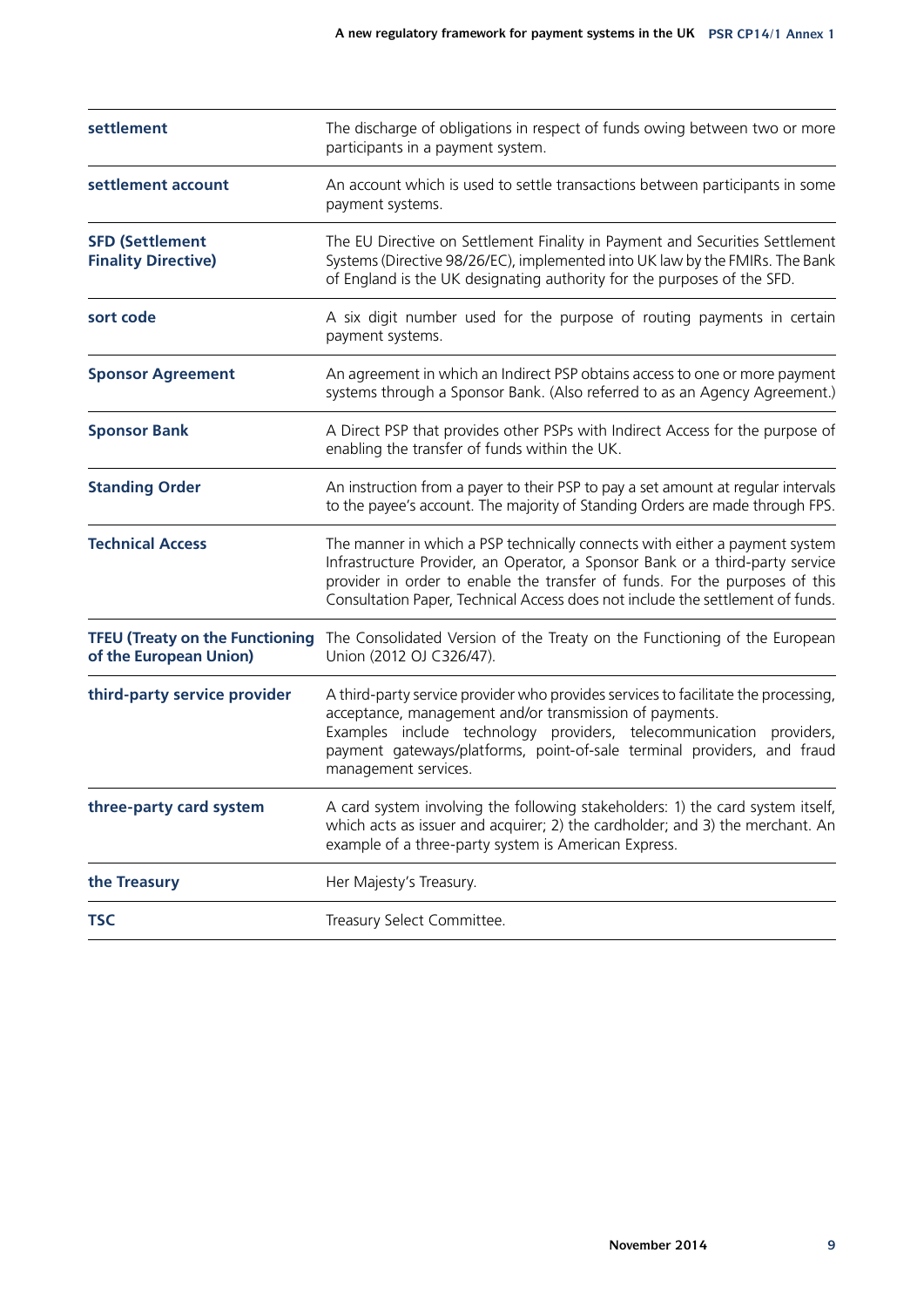| | |
|---|---|
| **settlement** | The discharge of obligations in respect of funds owing between two or more participants in a payment system. |
| **settlement account** | An account which is used to settle transactions between participants in some payment systems. |
| **SFD (Settlement Finality Directive)** | The EU Directive on Settlement Finality in Payment and Securities Settlement Systems (Directive 98/26/EC), implemented into UK law by the FMIRs. The Bank of England is the UK designating authority for the purposes of the SFD. |
| **sort code** | A six digit number used for the purpose of routing payments in certain payment systems. |
| **Sponsor Agreement** | An agreement in which an Indirect PSP obtains access to one or more payment systems through a Sponsor Bank. (Also referred to as an Agency Agreement.) |
| **Sponsor Bank** | A Direct PSP that provides other PSPs with Indirect Access for the purpose of enabling the transfer of funds within the UK. |
| **Standing Order** | An instruction from a payer to their PSP to pay a set amount at regular intervals to the payee's account. The majority of Standing Orders are made through FPS. |
| **Technical Access** | The manner in which a PSP technically connects with either a payment system Infrastructure Provider, an Operator, a Sponsor Bank or a third-party service provider in order to enable the transfer of funds. For the purposes of this Consultation Paper, Technical Access does not include the settlement of funds. |
| **TFEU (Treaty on the Functioning of the European Union)** | The Consolidated Version of the Treaty on the Functioning of the European Union (2012 OJ C326/47). |
| **third-party service provider** | A third-party service provider who provides services to facilitate the processing, acceptance, management and/or transmission of payments. Examples include technology providers, telecommunication providers, payment gateways/platforms, point-of-sale terminal providers, and fraud management services. |
| **three-party card system** | A card system involving the following stakeholders: 1) the card system itself, which acts as issuer and acquirer; 2) the cardholder; and 3) the merchant. An example of a three-party system is American Express. |
| **the Treasury** | Her Majesty's Treasury. |
| **TSC** | Treasury Select Committee. |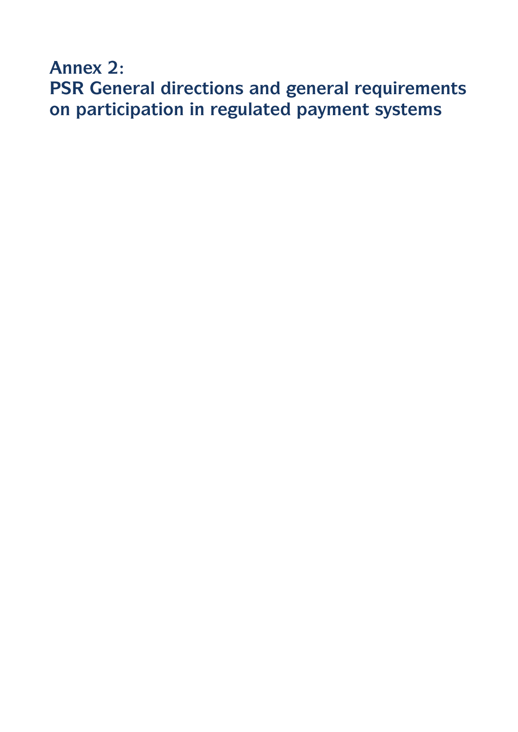# Annex 2: PSR General directions and general requirements on participation in regulated payment systems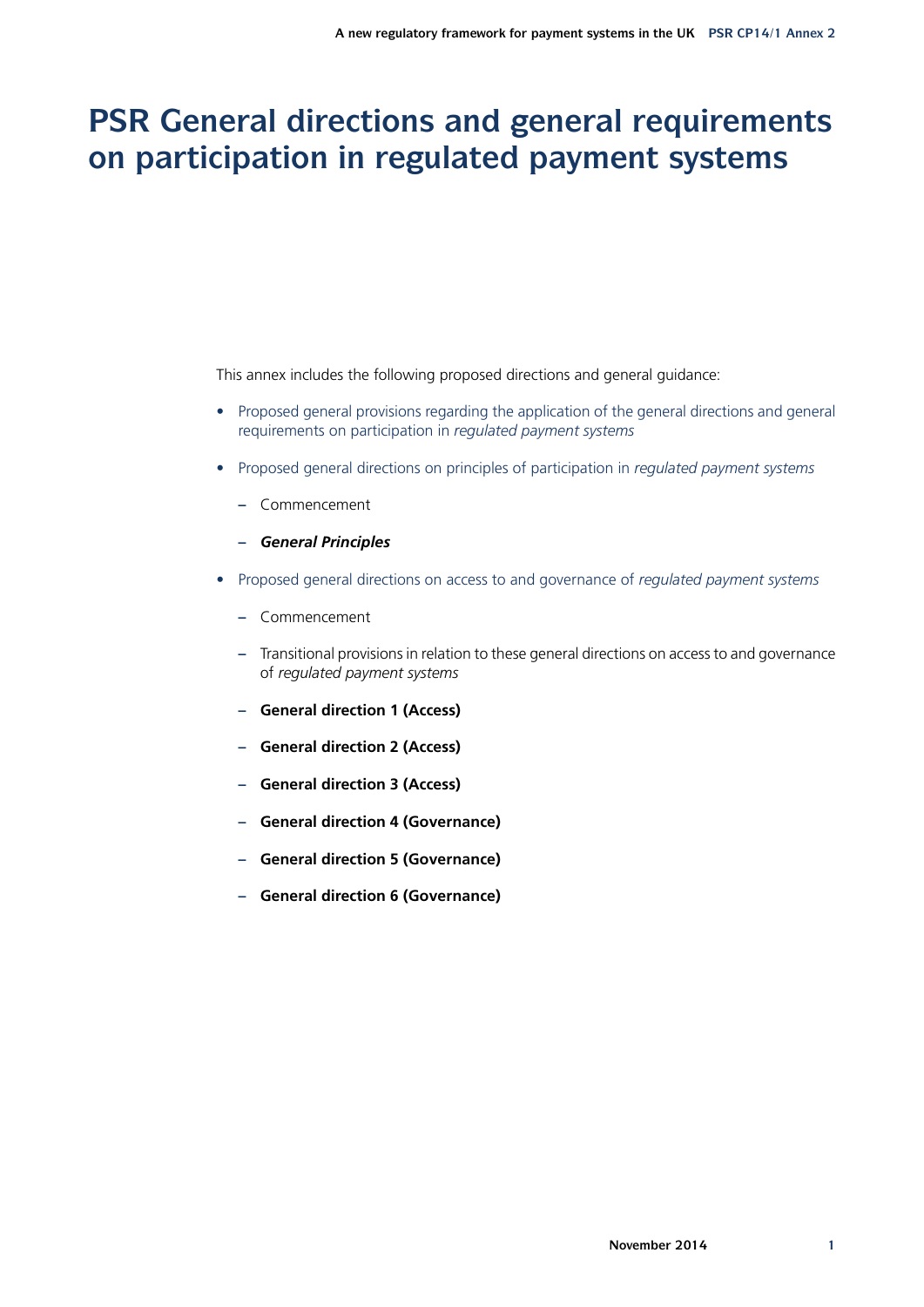# PSR General directions and general requirements on participation in regulated payment systems

This annex includes the following proposed directions and general guidance:

- Proposed general provisions regarding the application of the general directions and general requirements on participation in *regulated payment systems*
- Proposed general directions on principles of participation in *regulated payment systems*
  - Commencement
  - ***General Principles***
- Proposed general directions on access to and governance of *regulated payment systems*
  - Commencement
  - Transitional provisions in relation to these general directions on access to and governance of *regulated payment systems*
  - **General direction 1 (Access)**
  - **General direction 2 (Access)**
  - **General direction 3 (Access)**
  - **General direction 4 (Governance)**
  - **General direction 5 (Governance)**
  - **General direction 6 (Governance)**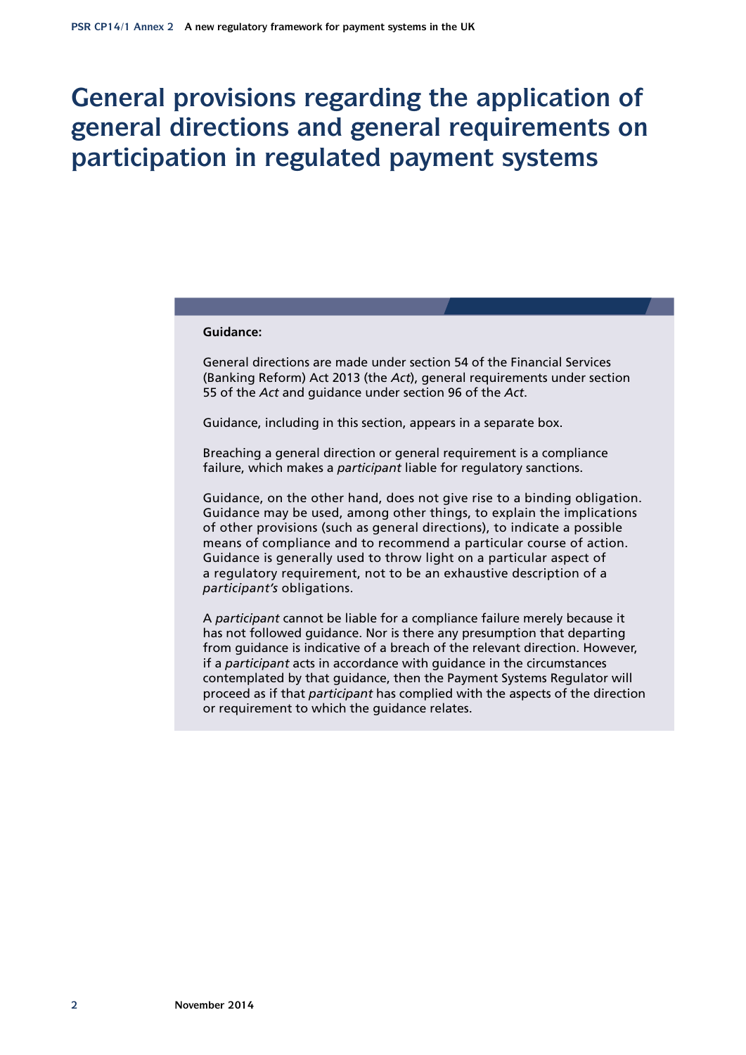# General provisions regarding the application of general directions and general requirements on participation in regulated payment systems

**Guidance:**

General directions are made under section 54 of the Financial Services (Banking Reform) Act 2013 (the *Act*), general requirements under section 55 of the *Act* and guidance under section 96 of the *Act*.

Guidance, including in this section, appears in a separate box.

Breaching a general direction or general requirement is a compliance failure, which makes a *participant* liable for regulatory sanctions.

Guidance, on the other hand, does not give rise to a binding obligation. Guidance may be used, among other things, to explain the implications of other provisions (such as general directions), to indicate a possible means of compliance and to recommend a particular course of action. Guidance is generally used to throw light on a particular aspect of a regulatory requirement, not to be an exhaustive description of a *participant's* obligations.

A *participant* cannot be liable for a compliance failure merely because it has not followed guidance. Nor is there any presumption that departing from guidance is indicative of a breach of the relevant direction. However, if a *participant* acts in accordance with guidance in the circumstances contemplated by that guidance, then the Payment Systems Regulator will proceed as if that *participant* has complied with the aspects of the direction or requirement to which the guidance relates.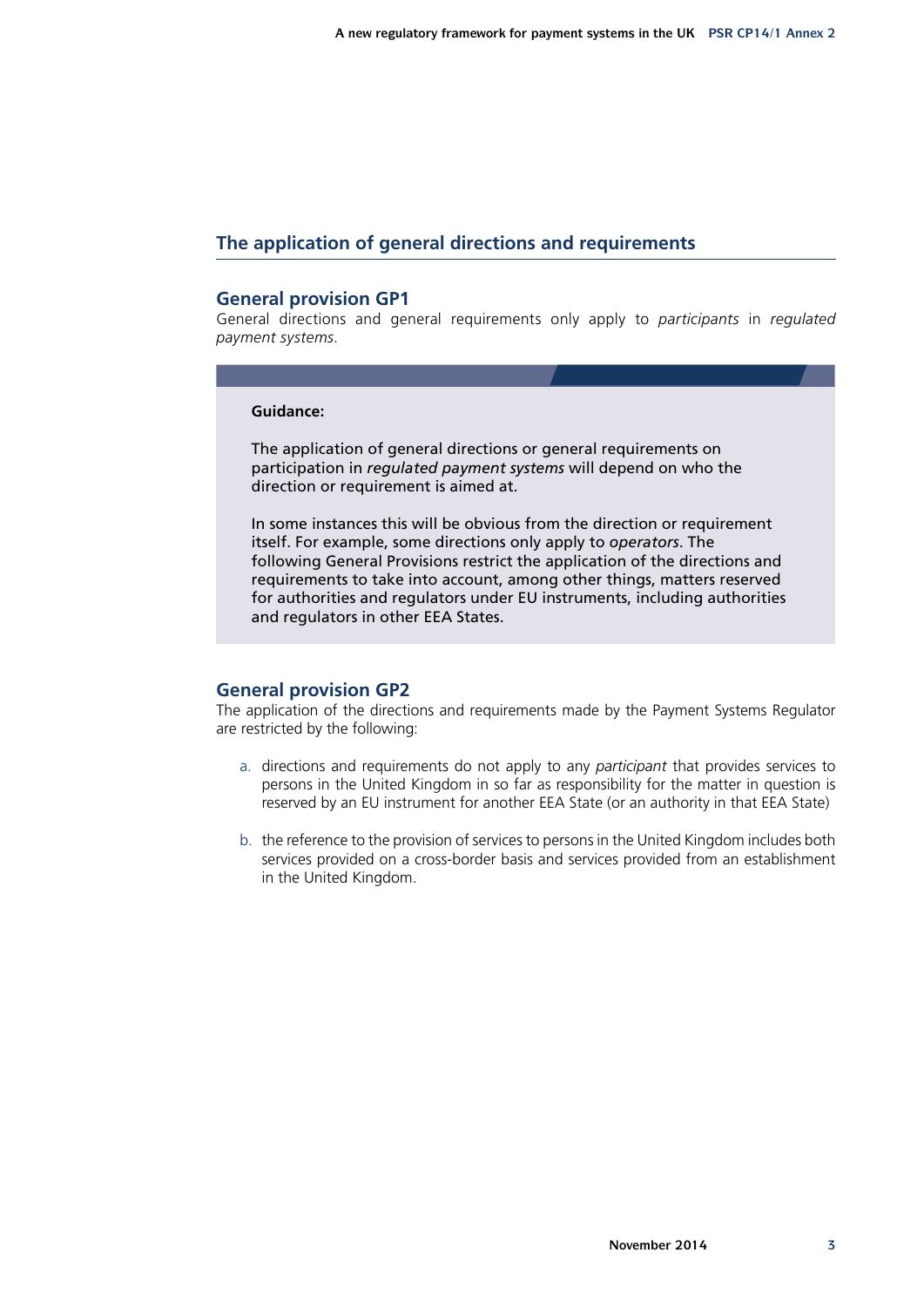## The application of general directions and requirements

### General provision GP1

General directions and general requirements only apply to *participants* in *regulated payment systems*.

> **Guidance:**
>
> The application of general directions or general requirements on participation in *regulated payment systems* will depend on who the direction or requirement is aimed at.
>
> In some instances this will be obvious from the direction or requirement itself. For example, some directions only apply to *operators*. The following General Provisions restrict the application of the directions and requirements to take into account, among other things, matters reserved for authorities and regulators under EU instruments, including authorities and regulators in other EEA States.

### General provision GP2

The application of the directions and requirements made by the Payment Systems Regulator are restricted by the following:

a. directions and requirements do not apply to any *participant* that provides services to persons in the United Kingdom in so far as responsibility for the matter in question is reserved by an EU instrument for another EEA State (or an authority in that EEA State)

b. the reference to the provision of services to persons in the United Kingdom includes both services provided on a cross-border basis and services provided from an establishment in the United Kingdom.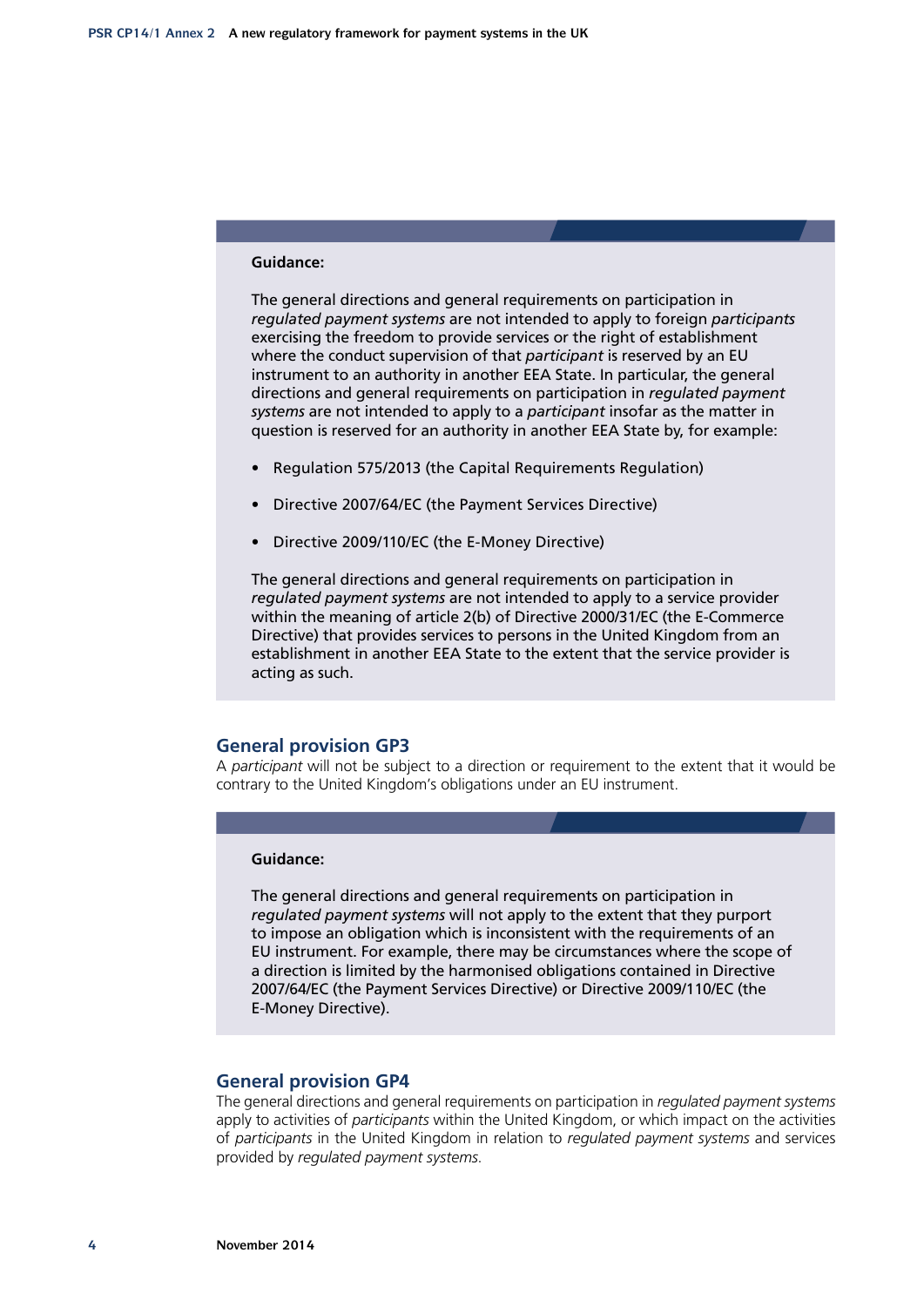**Guidance:**

The general directions and general requirements on participation in *regulated payment systems* are not intended to apply to foreign *participants* exercising the freedom to provide services or the right of establishment where the conduct supervision of that *participant* is reserved by an EU instrument to an authority in another EEA State. In particular, the general directions and general requirements on participation in *regulated payment systems* are not intended to apply to a *participant* insofar as the matter in question is reserved for an authority in another EEA State by, for example:

- Regulation 575/2013 (the Capital Requirements Regulation)
- Directive 2007/64/EC (the Payment Services Directive)
- Directive 2009/110/EC (the E-Money Directive)

The general directions and general requirements on participation in *regulated payment systems* are not intended to apply to a service provider within the meaning of article 2(b) of Directive 2000/31/EC (the E-Commerce Directive) that provides services to persons in the United Kingdom from an establishment in another EEA State to the extent that the service provider is acting as such.

## General provision GP3

A *participant* will not be subject to a direction or requirement to the extent that it would be contrary to the United Kingdom's obligations under an EU instrument.

**Guidance:**

The general directions and general requirements on participation in *regulated payment systems* will not apply to the extent that they purport to impose an obligation which is inconsistent with the requirements of an EU instrument. For example, there may be circumstances where the scope of a direction is limited by the harmonised obligations contained in Directive 2007/64/EC (the Payment Services Directive) or Directive 2009/110/EC (the E-Money Directive).

## General provision GP4

The general directions and general requirements on participation in *regulated payment systems* apply to activities of *participants* within the United Kingdom, or which impact on the activities of *participants* in the United Kingdom in relation to *regulated payment systems* and services provided by *regulated payment systems*.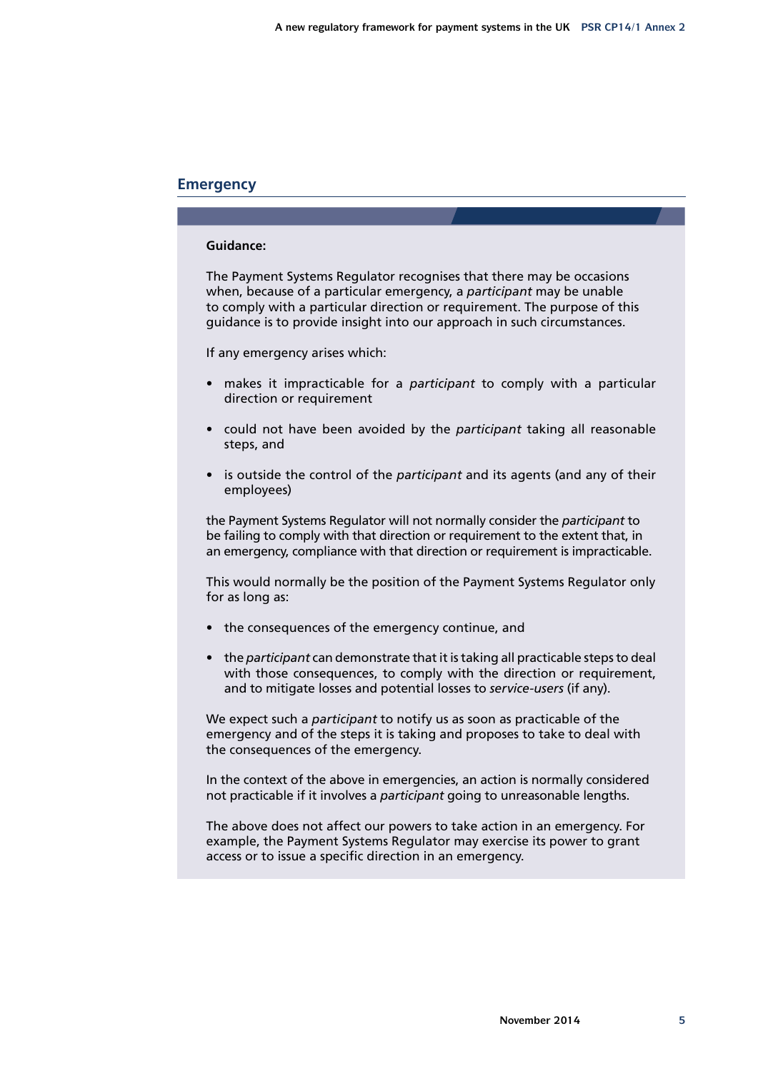## Emergency

**Guidance:**

The Payment Systems Regulator recognises that there may be occasions when, because of a particular emergency, a *participant* may be unable to comply with a particular direction or requirement. The purpose of this guidance is to provide insight into our approach in such circumstances.

If any emergency arises which:

- makes it impracticable for a *participant* to comply with a particular direction or requirement
- could not have been avoided by the *participant* taking all reasonable steps, and
- is outside the control of the *participant* and its agents (and any of their employees)

the Payment Systems Regulator will not normally consider the *participant* to be failing to comply with that direction or requirement to the extent that, in an emergency, compliance with that direction or requirement is impracticable.

This would normally be the position of the Payment Systems Regulator only for as long as:

- the consequences of the emergency continue, and
- the *participant* can demonstrate that it is taking all practicable steps to deal with those consequences, to comply with the direction or requirement, and to mitigate losses and potential losses to *service-users* (if any).

We expect such a *participant* to notify us as soon as practicable of the emergency and of the steps it is taking and proposes to take to deal with the consequences of the emergency.

In the context of the above in emergencies, an action is normally considered not practicable if it involves a *participant* going to unreasonable lengths.

The above does not affect our powers to take action in an emergency. For example, the Payment Systems Regulator may exercise its power to grant access or to issue a specific direction in an emergency.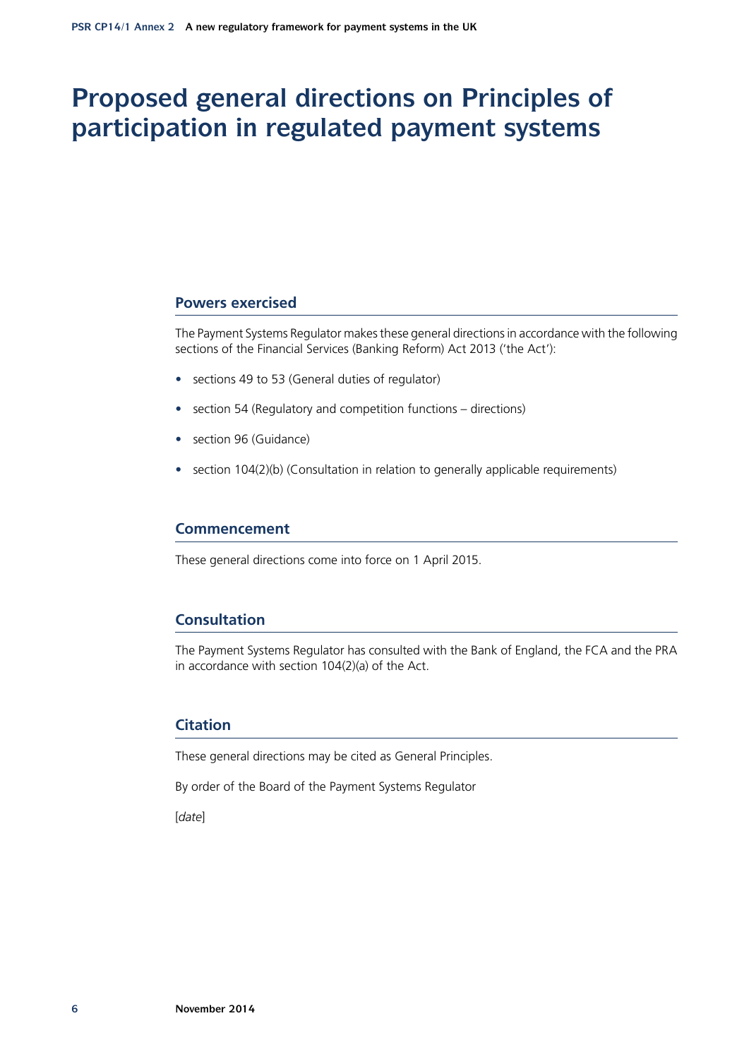# Proposed general directions on Principles of participation in regulated payment systems

## Powers exercised

The Payment Systems Regulator makes these general directions in accordance with the following sections of the Financial Services (Banking Reform) Act 2013 ('the Act'):

- sections 49 to 53 (General duties of regulator)
- section 54 (Regulatory and competition functions – directions)
- section 96 (Guidance)
- section 104(2)(b) (Consultation in relation to generally applicable requirements)

## Commencement

These general directions come into force on 1 April 2015.

## Consultation

The Payment Systems Regulator has consulted with the Bank of England, the FCA and the PRA in accordance with section 104(2)(a) of the Act.

## Citation

These general directions may be cited as General Principles.

By order of the Board of the Payment Systems Regulator

[*date*]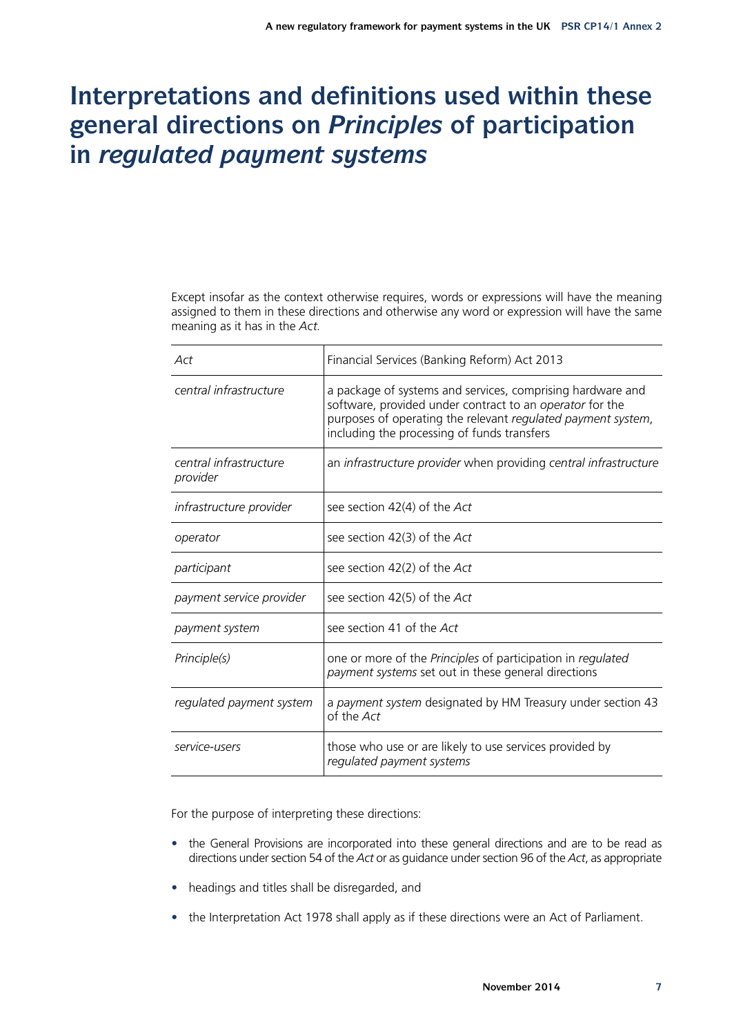# Interpretations and definitions used within these general directions on *Principles* of participation in *regulated payment systems*

Except insofar as the context otherwise requires, words or expressions will have the meaning assigned to them in these directions and otherwise any word or expression will have the same meaning as it has in the *Act*.

| | |
|---|---|
| *Act* | Financial Services (Banking Reform) Act 2013 |
| *central infrastructure* | a package of systems and services, comprising hardware and software, provided under contract to an *operator* for the purposes of operating the relevant *regulated payment system*, including the processing of funds transfers |
| *central infrastructure provider* | an *infrastructure provider* when providing *central infrastructure* |
| *infrastructure provider* | see section 42(4) of the *Act* |
| *operator* | see section 42(3) of the *Act* |
| *participant* | see section 42(2) of the *Act* |
| *payment service provider* | see section 42(5) of the *Act* |
| *payment system* | see section 41 of the *Act* |
| *Principle(s)* | one or more of the *Principles* of participation in *regulated payment systems* set out in these general directions |
| *regulated payment system* | a *payment system* designated by HM Treasury under section 43 of the *Act* |
| *service-users* | those who use or are likely to use services provided by *regulated payment systems* |

For the purpose of interpreting these directions:

- the General Provisions are incorporated into these general directions and are to be read as directions under section 54 of the *Act* or as guidance under section 96 of the *Act*, as appropriate
- headings and titles shall be disregarded, and
- the Interpretation Act 1978 shall apply as if these directions were an Act of Parliament.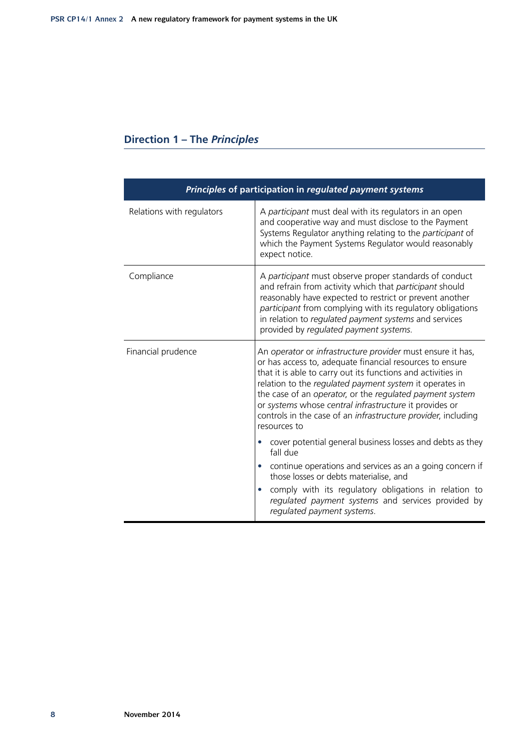## Direction 1 – The *Principles*

| *Principles* of participation in *regulated payment systems* | |
|---|---|
| Relations with regulators | A *participant* must deal with its regulators in an open and cooperative way and must disclose to the Payment Systems Regulator anything relating to the *participant* of which the Payment Systems Regulator would reasonably expect notice. |
| Compliance | A *participant* must observe proper standards of conduct and refrain from activity which that *participant* should reasonably have expected to restrict or prevent another *participant* from complying with its regulatory obligations in relation to *regulated payment systems* and services provided by *regulated payment systems*. |
| Financial prudence | An *operator* or *infrastructure provider* must ensure it has, or has access to, adequate financial resources to ensure that it is able to carry out its functions and activities in relation to the *regulated payment system* it operates in the case of an *operator*, or the *regulated payment system* or *systems* whose *central infrastructure* it provides or controls in the case of an *infrastructure provider*, including resources to<br>• cover potential general business losses and debts as they fall due<br>• continue operations and services as an a going concern if those losses or debts materialise, and<br>• comply with its regulatory obligations in relation to *regulated payment systems* and services provided by *regulated payment systems*. |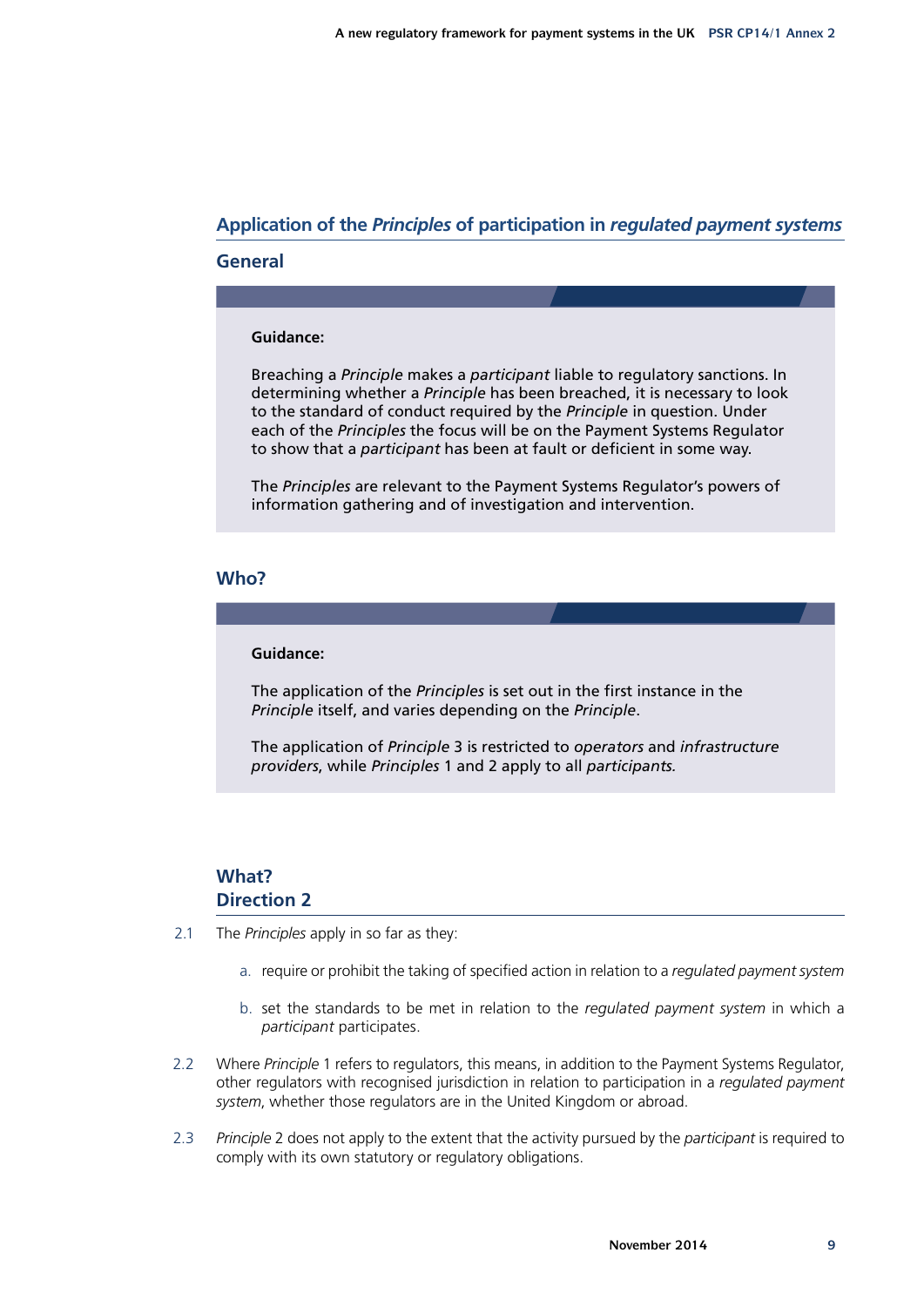## Application of the *Principles* of participation in *regulated payment systems*

### General

**Guidance:**

Breaching a *Principle* makes a *participant* liable to regulatory sanctions. In determining whether a *Principle* has been breached, it is necessary to look to the standard of conduct required by the *Principle* in question. Under each of the *Principles* the focus will be on the Payment Systems Regulator to show that a *participant* has been at fault or deficient in some way.

The *Principles* are relevant to the Payment Systems Regulator's powers of information gathering and of investigation and intervention.

### Who?

**Guidance:**

The application of the *Principles* is set out in the first instance in the *Principle* itself, and varies depending on the *Principle*.

The application of *Principle* 3 is restricted to *operators* and *infrastructure providers*, while *Principles* 1 and 2 apply to all *participants.*

### What?
### Direction 2

2.1 The *Principles* apply in so far as they:

a. require or prohibit the taking of specified action in relation to a *regulated payment system*

b. set the standards to be met in relation to the *regulated payment system* in which a *participant* participates.

2.2 Where *Principle* 1 refers to regulators, this means, in addition to the Payment Systems Regulator, other regulators with recognised jurisdiction in relation to participation in a *regulated payment system*, whether those regulators are in the United Kingdom or abroad.

2.3 *Principle* 2 does not apply to the extent that the activity pursued by the *participant* is required to comply with its own statutory or regulatory obligations.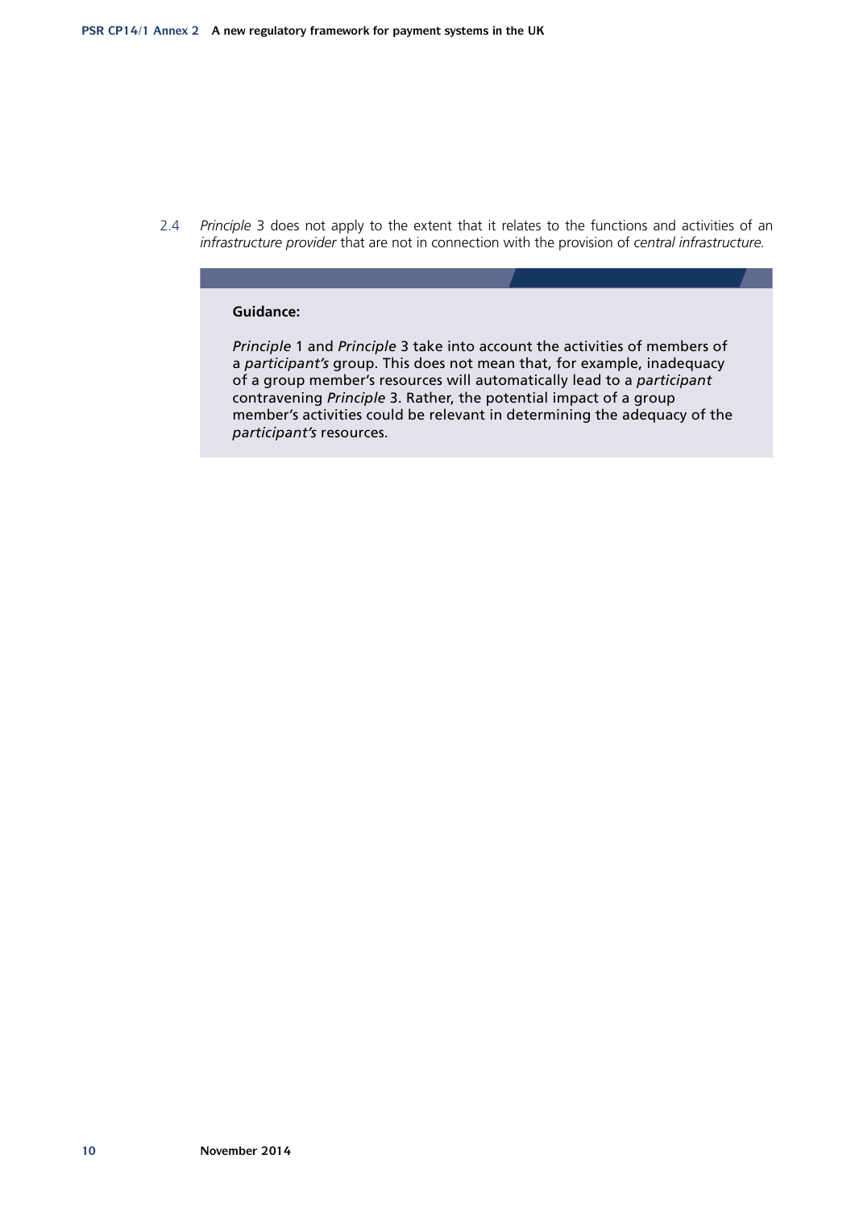2.4 *Principle* 3 does not apply to the extent that it relates to the functions and activities of an *infrastructure provider* that are not in connection with the provision of *central infrastructure*.

> **Guidance:**
>
> *Principle* 1 and *Principle* 3 take into account the activities of members of a *participant's* group. This does not mean that, for example, inadequacy of a group member's resources will automatically lead to a *participant* contravening *Principle* 3. Rather, the potential impact of a group member's activities could be relevant in determining the adequacy of the *participant's* resources.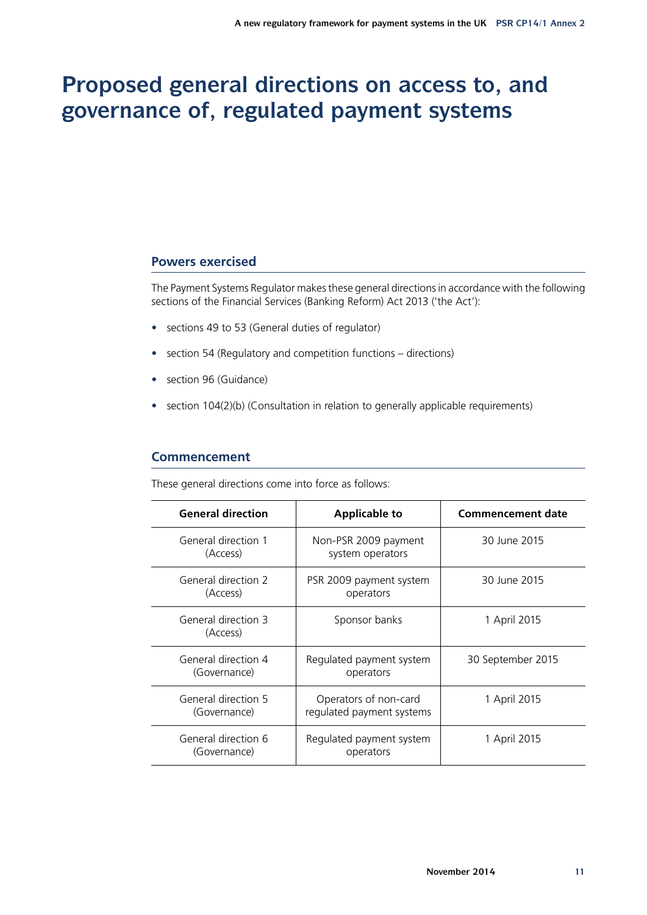# Proposed general directions on access to, and governance of, regulated payment systems

## Powers exercised

The Payment Systems Regulator makes these general directions in accordance with the following sections of the Financial Services (Banking Reform) Act 2013 ('the Act'):

- sections 49 to 53 (General duties of regulator)
- section 54 (Regulatory and competition functions – directions)
- section 96 (Guidance)
- section 104(2)(b) (Consultation in relation to generally applicable requirements)

## Commencement

These general directions come into force as follows:

| General direction | Applicable to | Commencement date |
|---|---|---|
| General direction 1 (Access) | Non-PSR 2009 payment system operators | 30 June 2015 |
| General direction 2 (Access) | PSR 2009 payment system operators | 30 June 2015 |
| General direction 3 (Access) | Sponsor banks | 1 April 2015 |
| General direction 4 (Governance) | Regulated payment system operators | 30 September 2015 |
| General direction 5 (Governance) | Operators of non-card regulated payment systems | 1 April 2015 |
| General direction 6 (Governance) | Regulated payment system operators | 1 April 2015 |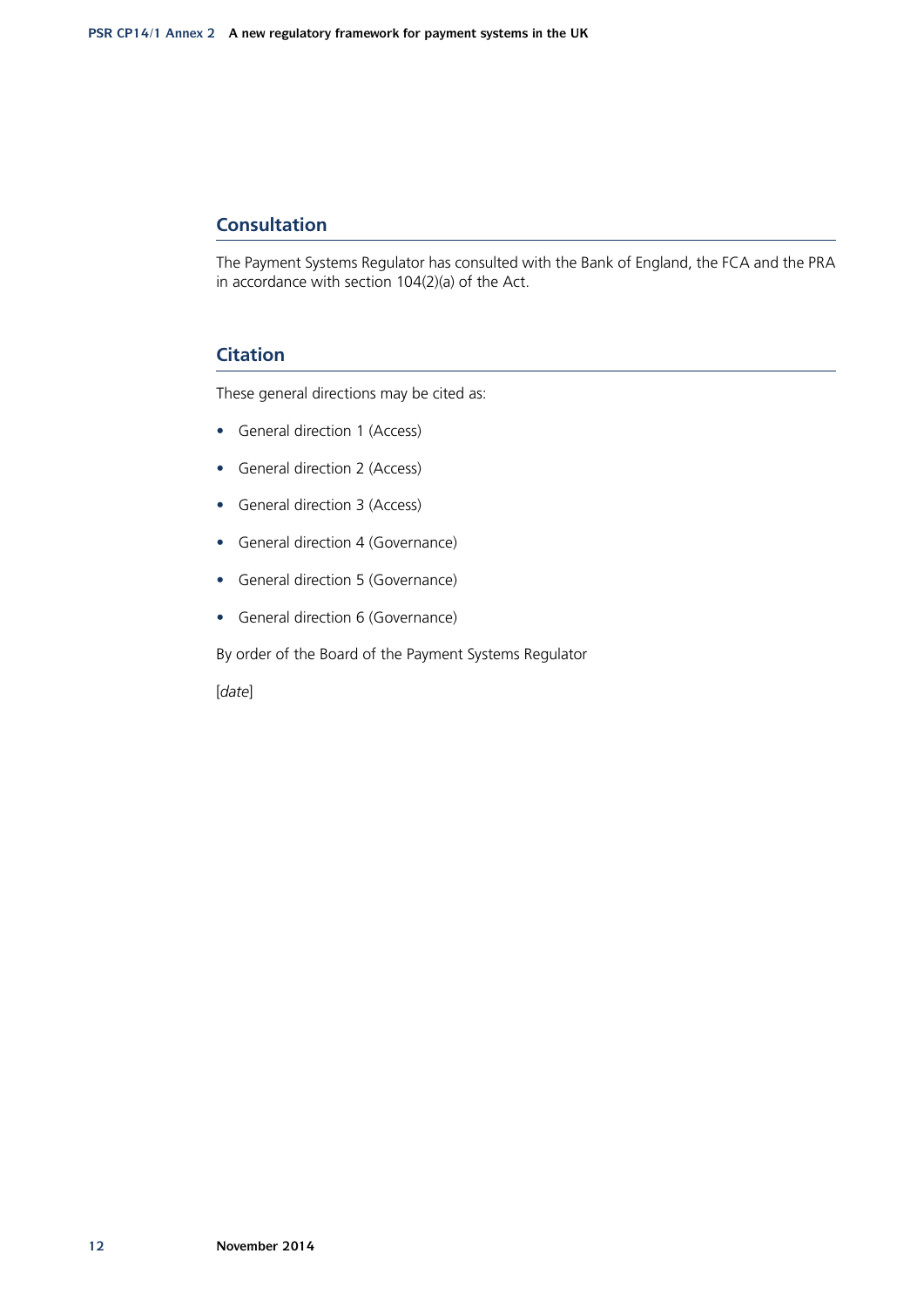## Consultation

The Payment Systems Regulator has consulted with the Bank of England, the FCA and the PRA in accordance with section 104(2)(a) of the Act.

## Citation

These general directions may be cited as:

- General direction 1 (Access)
- General direction 2 (Access)
- General direction 3 (Access)
- General direction 4 (Governance)
- General direction 5 (Governance)
- General direction 6 (Governance)

By order of the Board of the Payment Systems Regulator

[*date*]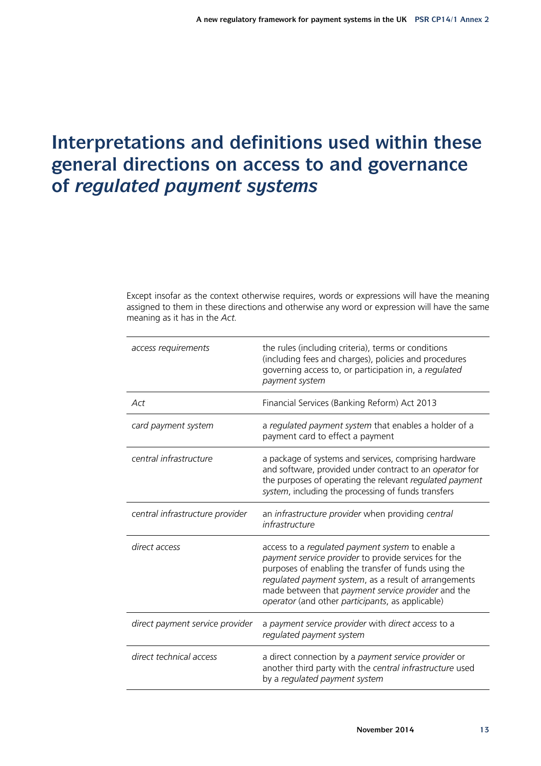# Interpretations and definitions used within these general directions on access to and governance of *regulated payment systems*

Except insofar as the context otherwise requires, words or expressions will have the meaning assigned to them in these directions and otherwise any word or expression will have the same meaning as it has in the *Act*.

| | |
|---|---|
| *access requirements* | the rules (including criteria), terms or conditions (including fees and charges), policies and procedures governing access to, or participation in, a *regulated payment system* |
| *Act* | Financial Services (Banking Reform) Act 2013 |
| *card payment system* | a *regulated payment system* that enables a holder of a payment card to effect a payment |
| *central infrastructure* | a package of systems and services, comprising hardware and software, provided under contract to an *operator* for the purposes of operating the relevant *regulated payment system*, including the processing of funds transfers |
| *central infrastructure provider* | an *infrastructure provider* when providing *central infrastructure* |
| *direct access* | access to a *regulated payment system* to enable a *payment service provider* to provide services for the purposes of enabling the transfer of funds using the *regulated payment system*, as a result of arrangements made between that *payment service provider* and the *operator* (and other *participants*, as applicable) |
| *direct payment service provider* | a *payment service provider* with *direct access* to a *regulated payment system* |
| *direct technical access* | a direct connection by a *payment service provider* or another third party with the *central infrastructure* used by a *regulated payment system* |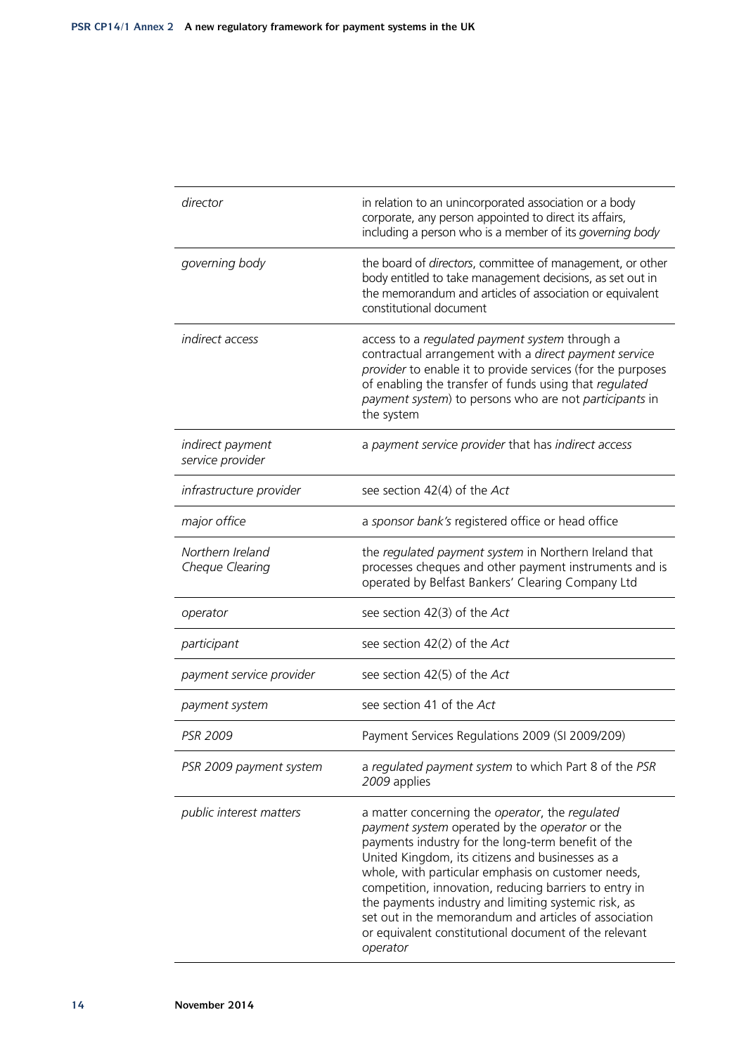| | |
|---|---|
| *director* | in relation to an unincorporated association or a body corporate, any person appointed to direct its affairs, including a person who is a member of its *governing body* |
| *governing body* | the board of *directors*, committee of management, or other body entitled to take management decisions, as set out in the memorandum and articles of association or equivalent constitutional document |
| *indirect access* | access to a *regulated payment system* through a contractual arrangement with a *direct payment service provider* to enable it to provide services (for the purposes of enabling the transfer of funds using that *regulated payment system*) to persons who are not *participants* in the system |
| *indirect payment service provider* | a *payment service provider* that has *indirect access* |
| *infrastructure provider* | see section 42(4) of the *Act* |
| *major office* | a *sponsor bank's* registered office or head office |
| *Northern Ireland Cheque Clearing* | the *regulated payment system* in Northern Ireland that processes cheques and other payment instruments and is operated by Belfast Bankers' Clearing Company Ltd |
| *operator* | see section 42(3) of the *Act* |
| *participant* | see section 42(2) of the *Act* |
| *payment service provider* | see section 42(5) of the *Act* |
| *payment system* | see section 41 of the *Act* |
| *PSR 2009* | Payment Services Regulations 2009 (SI 2009/209) |
| *PSR 2009 payment system* | a *regulated payment system* to which Part 8 of the *PSR 2009* applies |
| *public interest matters* | a matter concerning the *operator*, the *regulated payment system* operated by the *operator* or the payments industry for the long-term benefit of the United Kingdom, its citizens and businesses as a whole, with particular emphasis on customer needs, competition, innovation, reducing barriers to entry in the payments industry and limiting systemic risk, as set out in the memorandum and articles of association or equivalent constitutional document of the relevant *operator* |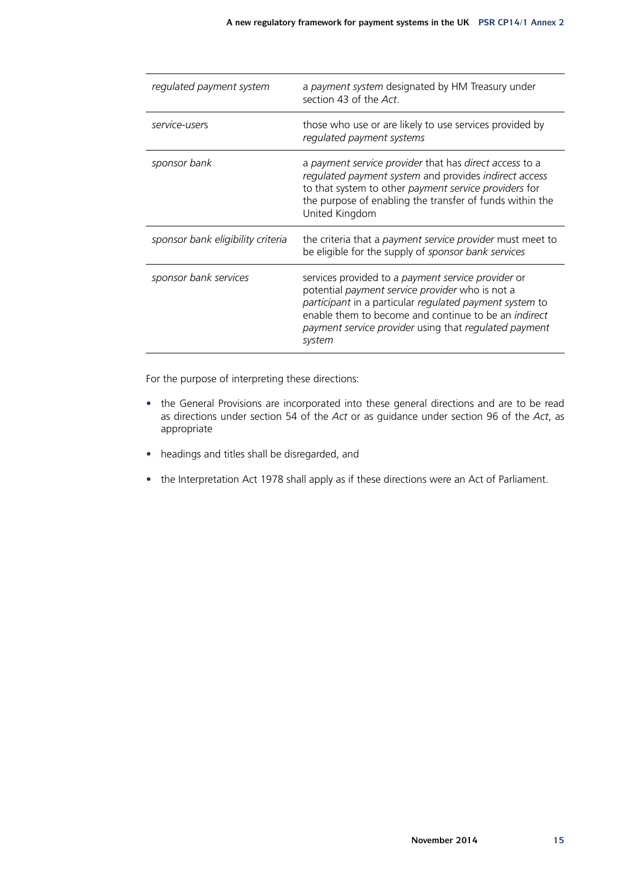| | |
|---|---|
| *regulated payment system* | a *payment system* designated by HM Treasury under section 43 of the *Act*. |
| *service-users* | those who use or are likely to use services provided by *regulated payment systems* |
| *sponsor bank* | a *payment service provider* that has *direct access* to a *regulated payment system* and provides *indirect access* to that system to other *payment service providers* for the purpose of enabling the transfer of funds within the United Kingdom |
| *sponsor bank eligibility criteria* | the criteria that a *payment service provider* must meet to be eligible for the supply of *sponsor bank services* |
| *sponsor bank services* | services provided to a *payment service provider* or potential *payment service provider* who is not a *participant* in a particular *regulated payment system* to enable them to become and continue to be an *indirect payment service provider* using that *regulated payment system* |

For the purpose of interpreting these directions:

- the General Provisions are incorporated into these general directions and are to be read as directions under section 54 of the *Act* or as guidance under section 96 of the *Act*, as appropriate
- headings and titles shall be disregarded, and
- the Interpretation Act 1978 shall apply as if these directions were an Act of Parliament.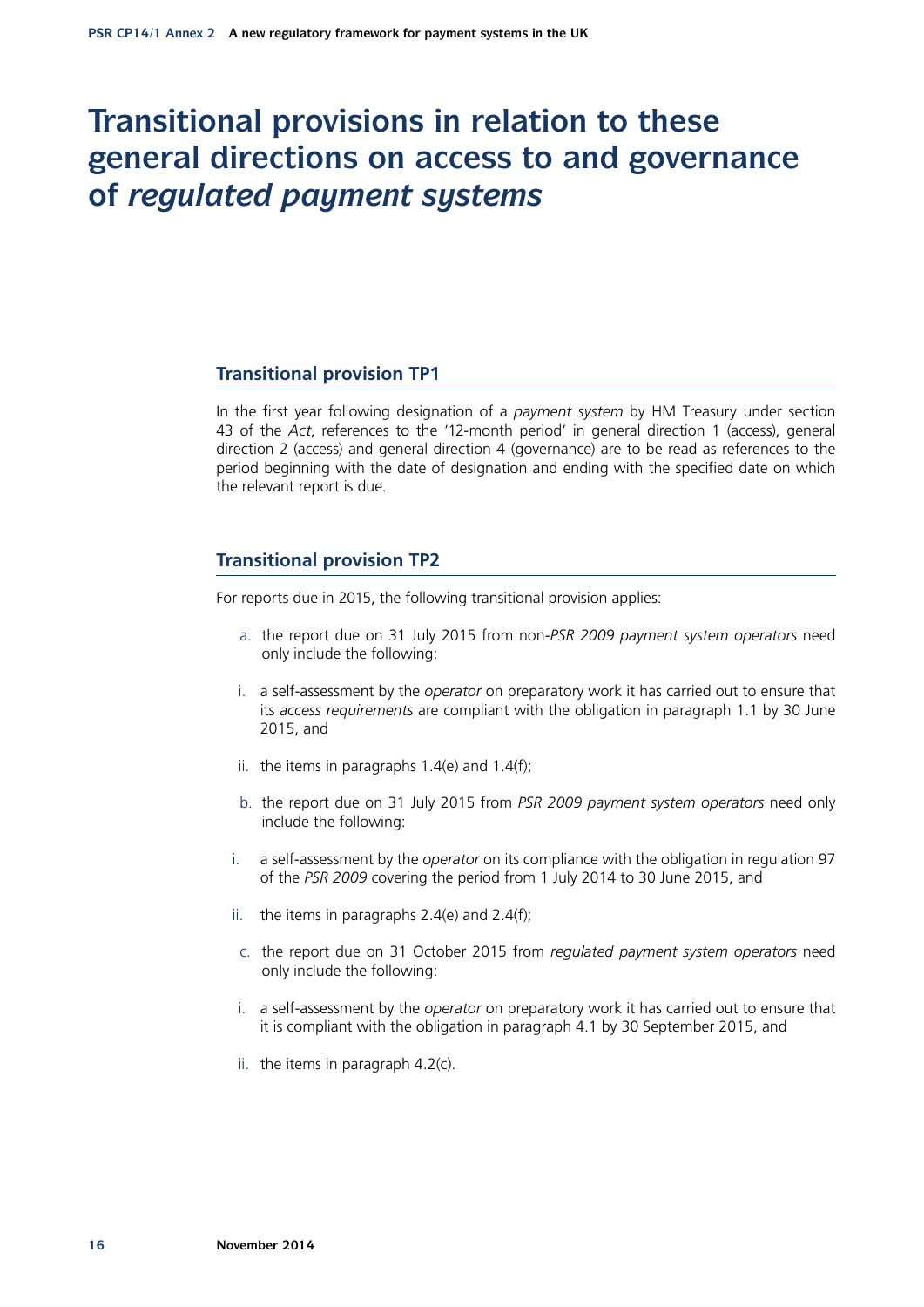# Transitional provisions in relation to these general directions on access to and governance of *regulated payment systems*

## Transitional provision TP1

In the first year following designation of a *payment system* by HM Treasury under section 43 of the *Act*, references to the '12-month period' in general direction 1 (access), general direction 2 (access) and general direction 4 (governance) are to be read as references to the period beginning with the date of designation and ending with the specified date on which the relevant report is due.

## Transitional provision TP2

For reports due in 2015, the following transitional provision applies:

a. the report due on 31 July 2015 from non-*PSR 2009 payment system operators* need only include the following:

   i. a self-assessment by the *operator* on preparatory work it has carried out to ensure that its *access requirements* are compliant with the obligation in paragraph 1.1 by 30 June 2015, and

   ii. the items in paragraphs 1.4(e) and 1.4(f);

b. the report due on 31 July 2015 from *PSR 2009 payment system operators* need only include the following:

   i. a self-assessment by the *operator* on its compliance with the obligation in regulation 97 of the *PSR 2009* covering the period from 1 July 2014 to 30 June 2015, and

   ii. the items in paragraphs 2.4(e) and 2.4(f);

c. the report due on 31 October 2015 from *regulated payment system operators* need only include the following:

   i. a self-assessment by the *operator* on preparatory work it has carried out to ensure that it is compliant with the obligation in paragraph 4.1 by 30 September 2015, and

   ii. the items in paragraph 4.2(c).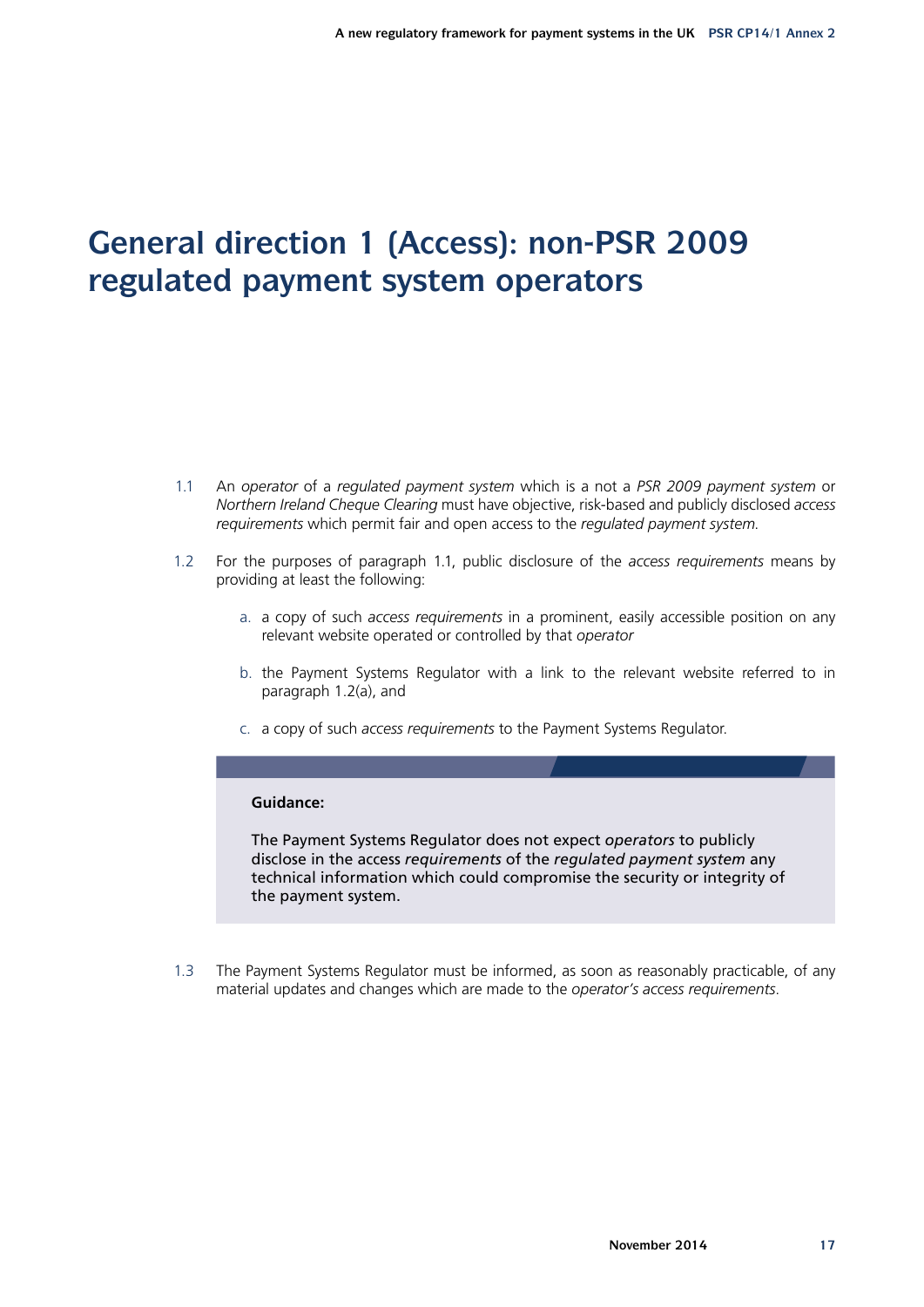# General direction 1 (Access): non-PSR 2009 regulated payment system operators

1.1 An *operator* of a *regulated payment system* which is a not a *PSR 2009 payment system* or *Northern Ireland Cheque Clearing* must have objective, risk-based and publicly disclosed *access requirements* which permit fair and open access to the *regulated payment system*.

1.2 For the purposes of paragraph 1.1, public disclosure of the *access requirements* means by providing at least the following:

a. a copy of such *access requirements* in a prominent, easily accessible position on any relevant website operated or controlled by that *operator*

b. the Payment Systems Regulator with a link to the relevant website referred to in paragraph 1.2(a), and

c. a copy of such *access requirements* to the Payment Systems Regulator.

> **Guidance:**
>
> The Payment Systems Regulator does not expect *operators* to publicly disclose in the access *requirements* of the *regulated payment system* any technical information which could compromise the security or integrity of the payment system.

1.3 The Payment Systems Regulator must be informed, as soon as reasonably practicable, of any material updates and changes which are made to the *operator's access requirements*.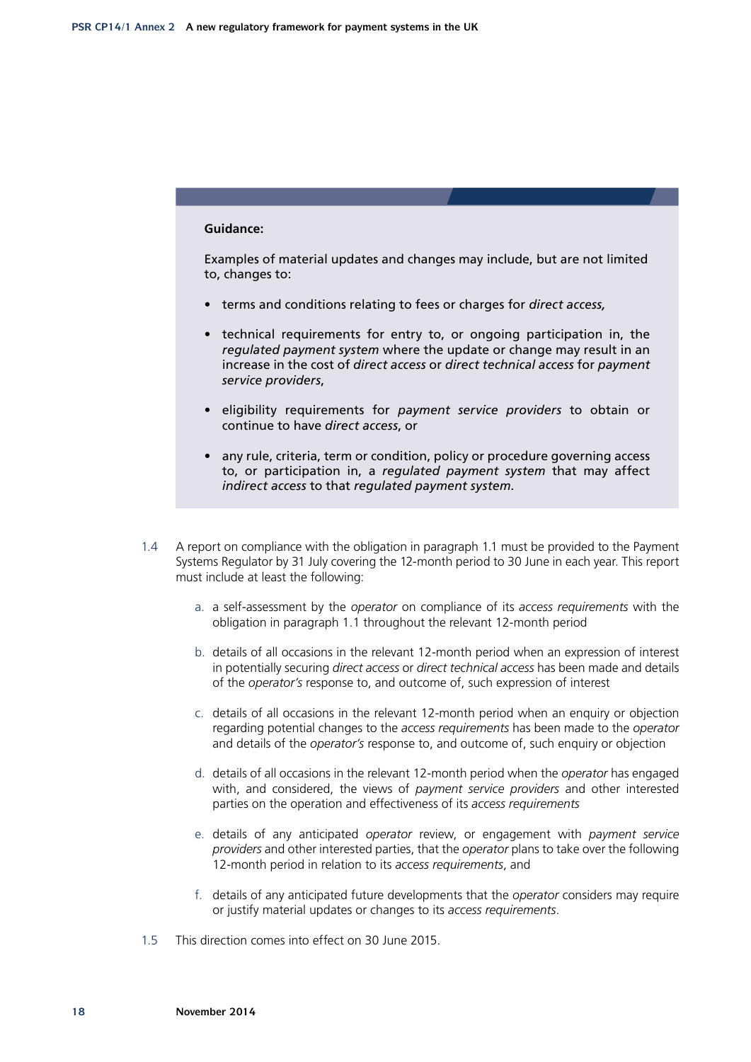**Guidance:**

Examples of material updates and changes may include, but are not limited to, changes to:

- terms and conditions relating to fees or charges for *direct access,*
- technical requirements for entry to, or ongoing participation in, the *regulated payment system* where the update or change may result in an increase in the cost of *direct access* or *direct technical access* for *payment service providers*,
- eligibility requirements for *payment service providers* to obtain or continue to have *direct access*, or
- any rule, criteria, term or condition, policy or procedure governing access to, or participation in, a *regulated payment system* that may affect *indirect access* to that *regulated payment system*.

1.4 A report on compliance with the obligation in paragraph 1.1 must be provided to the Payment Systems Regulator by 31 July covering the 12-month period to 30 June in each year. This report must include at least the following:

a. a self-assessment by the *operator* on compliance of its *access requirements* with the obligation in paragraph 1.1 throughout the relevant 12-month period

b. details of all occasions in the relevant 12-month period when an expression of interest in potentially securing *direct access* or *direct technical access* has been made and details of the *operator's* response to, and outcome of, such expression of interest

c. details of all occasions in the relevant 12-month period when an enquiry or objection regarding potential changes to the *access requirements* has been made to the *operator* and details of the *operator's* response to, and outcome of, such enquiry or objection

d. details of all occasions in the relevant 12-month period when the *operator* has engaged with, and considered, the views of *payment service providers* and other interested parties on the operation and effectiveness of its *access requirements*

e. details of any anticipated *operator* review, or engagement with *payment service providers* and other interested parties, that the *operator* plans to take over the following 12-month period in relation to its *access requirements*, and

f. details of any anticipated future developments that the *operator* considers may require or justify material updates or changes to its *access requirements*.

1.5 This direction comes into effect on 30 June 2015.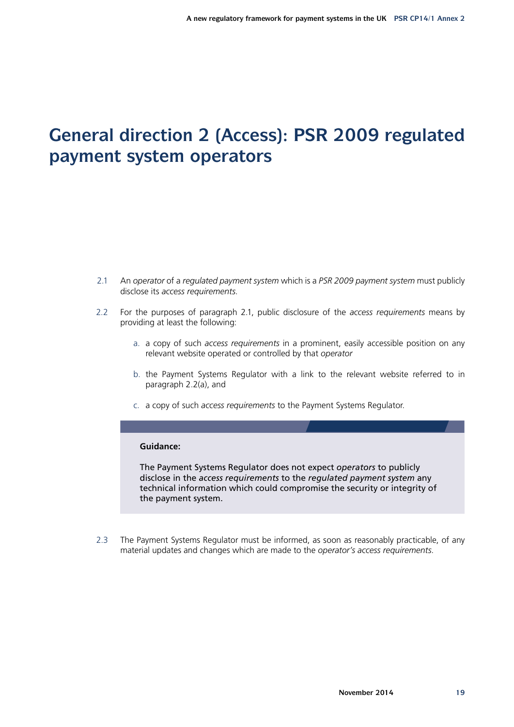# General direction 2 (Access): PSR 2009 regulated payment system operators

2.1 An *operator* of a *regulated payment system* which is a *PSR 2009 payment system* must publicly disclose its *access requirements*.

2.2 For the purposes of paragraph 2.1, public disclosure of the *access requirements* means by providing at least the following:

a. a copy of such *access requirements* in a prominent, easily accessible position on any relevant website operated or controlled by that *operator*

b. the Payment Systems Regulator with a link to the relevant website referred to in paragraph 2.2(a), and

c. a copy of such *access requirements* to the Payment Systems Regulator.

> **Guidance:**
>
> The Payment Systems Regulator does not expect *operators* to publicly disclose in the *access requirements* to the *regulated payment system* any technical information which could compromise the security or integrity of the payment system.

2.3 The Payment Systems Regulator must be informed, as soon as reasonably practicable, of any material updates and changes which are made to the *operator's access requirements*.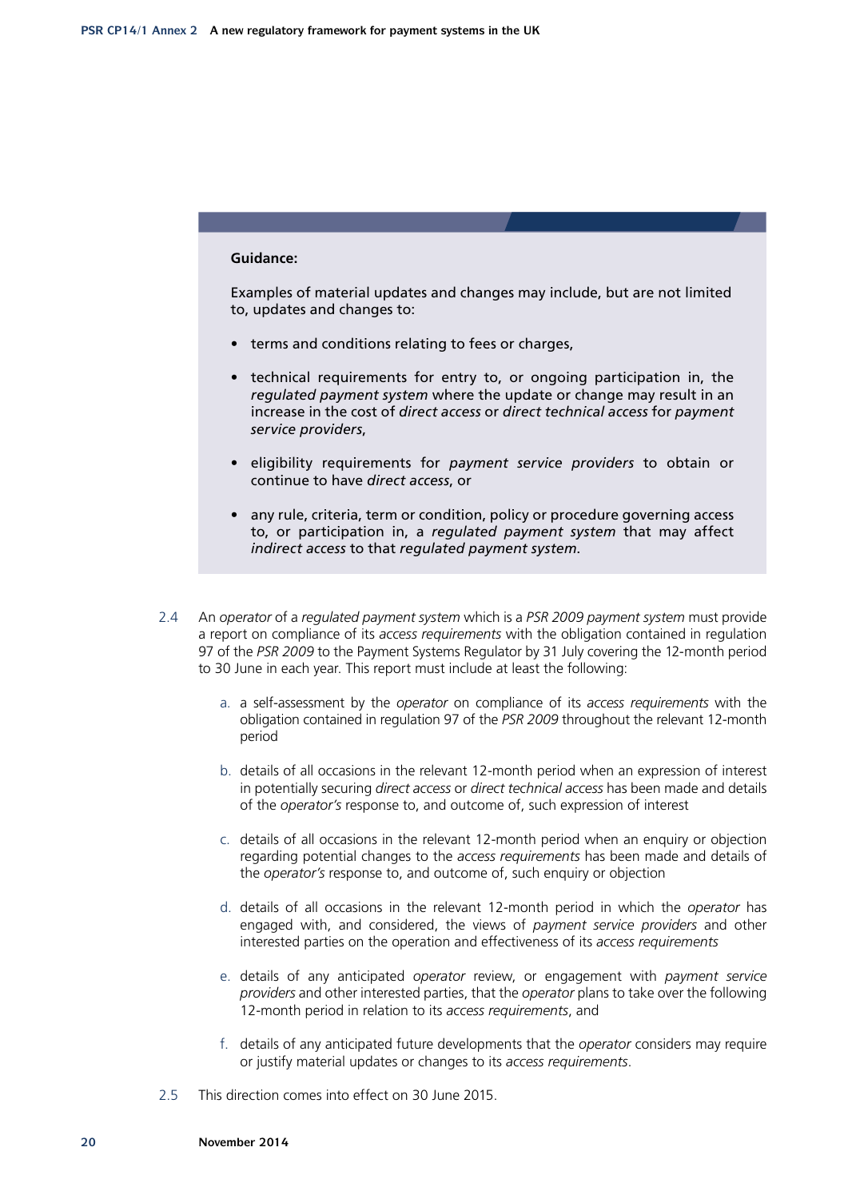**Guidance:**

Examples of material updates and changes may include, but are not limited to, updates and changes to:

- terms and conditions relating to fees or charges,
- technical requirements for entry to, or ongoing participation in, the *regulated payment system* where the update or change may result in an increase in the cost of *direct access* or *direct technical access* for *payment service providers*,
- eligibility requirements for *payment service providers* to obtain or continue to have *direct access*, or
- any rule, criteria, term or condition, policy or procedure governing access to, or participation in, a *regulated payment system* that may affect *indirect access* to that *regulated payment system*.

2.4 An *operator* of a *regulated payment system* which is a *PSR 2009 payment system* must provide a report on compliance of its *access requirements* with the obligation contained in regulation 97 of the *PSR 2009* to the Payment Systems Regulator by 31 July covering the 12-month period to 30 June in each year. This report must include at least the following:

a. a self-assessment by the *operator* on compliance of its *access requirements* with the obligation contained in regulation 97 of the *PSR 2009* throughout the relevant 12-month period

b. details of all occasions in the relevant 12-month period when an expression of interest in potentially securing *direct access* or *direct technical access* has been made and details of the *operator's* response to, and outcome of, such expression of interest

c. details of all occasions in the relevant 12-month period when an enquiry or objection regarding potential changes to the *access requirements* has been made and details of the *operator's* response to, and outcome of, such enquiry or objection

d. details of all occasions in the relevant 12-month period in which the *operator* has engaged with, and considered, the views of *payment service providers* and other interested parties on the operation and effectiveness of its *access requirements*

e. details of any anticipated *operator* review, or engagement with *payment service providers* and other interested parties, that the *operator* plans to take over the following 12-month period in relation to its *access requirements*, and

f. details of any anticipated future developments that the *operator* considers may require or justify material updates or changes to its *access requirements*.

2.5 This direction comes into effect on 30 June 2015.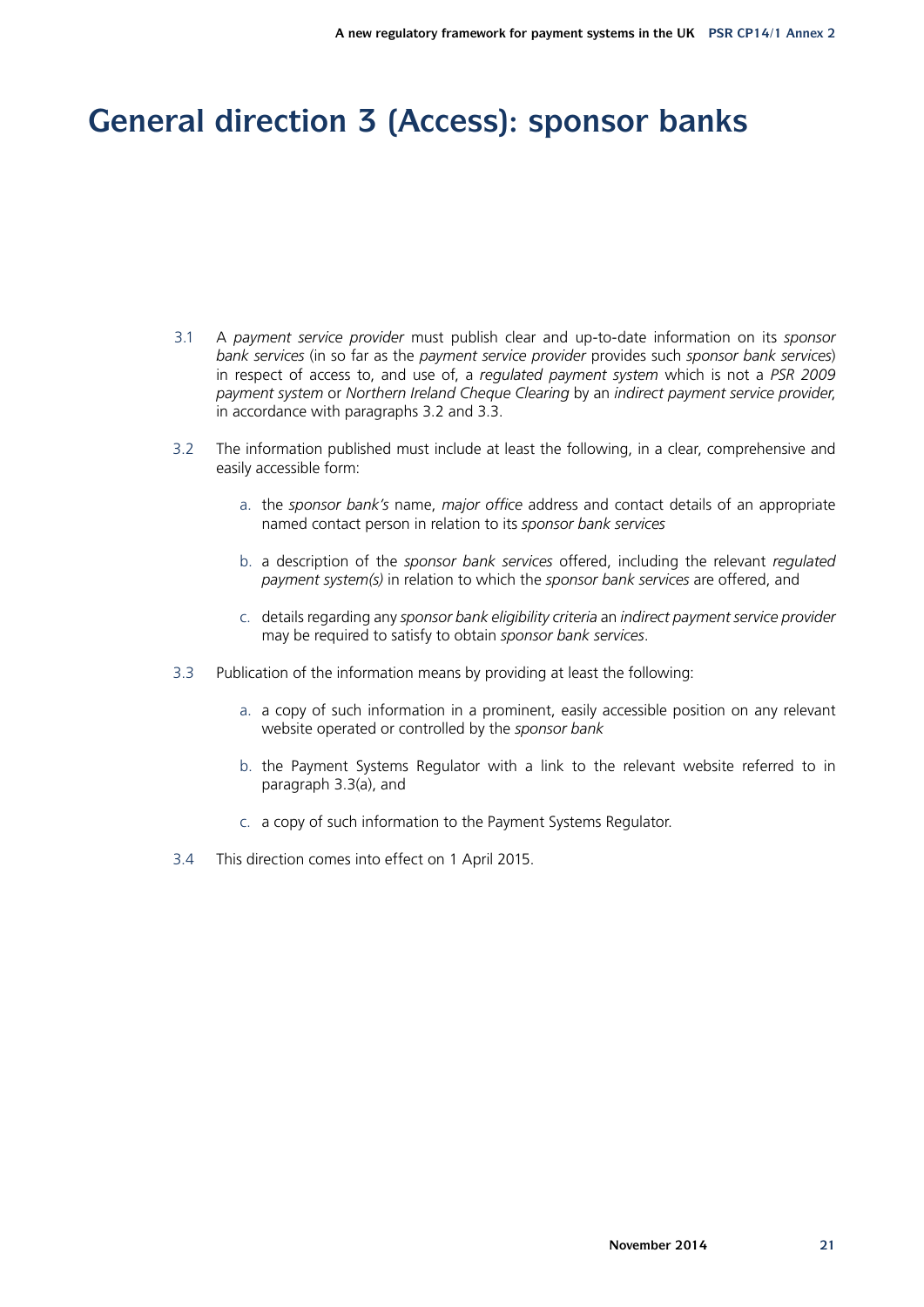# General direction 3 (Access): sponsor banks

3.1 A *payment service provider* must publish clear and up-to-date information on its *sponsor bank services* (in so far as the *payment service provider* provides such *sponsor bank services*) in respect of access to, and use of, a *regulated payment system* which is not a *PSR 2009 payment system* or *Northern Ireland Cheque Clearing* by an *indirect payment service provider*, in accordance with paragraphs 3.2 and 3.3.

3.2 The information published must include at least the following, in a clear, comprehensive and easily accessible form:

a. the *sponsor bank's* name, *major office* address and contact details of an appropriate named contact person in relation to its *sponsor bank services*

b. a description of the *sponsor bank services* offered, including the relevant *regulated payment system(s)* in relation to which the *sponsor bank services* are offered, and

c. details regarding any *sponsor bank eligibility criteria* an *indirect payment service provider* may be required to satisfy to obtain *sponsor bank services*.

3.3 Publication of the information means by providing at least the following:

a. a copy of such information in a prominent, easily accessible position on any relevant website operated or controlled by the *sponsor bank*

b. the Payment Systems Regulator with a link to the relevant website referred to in paragraph 3.3(a), and

c. a copy of such information to the Payment Systems Regulator.

3.4 This direction comes into effect on 1 April 2015.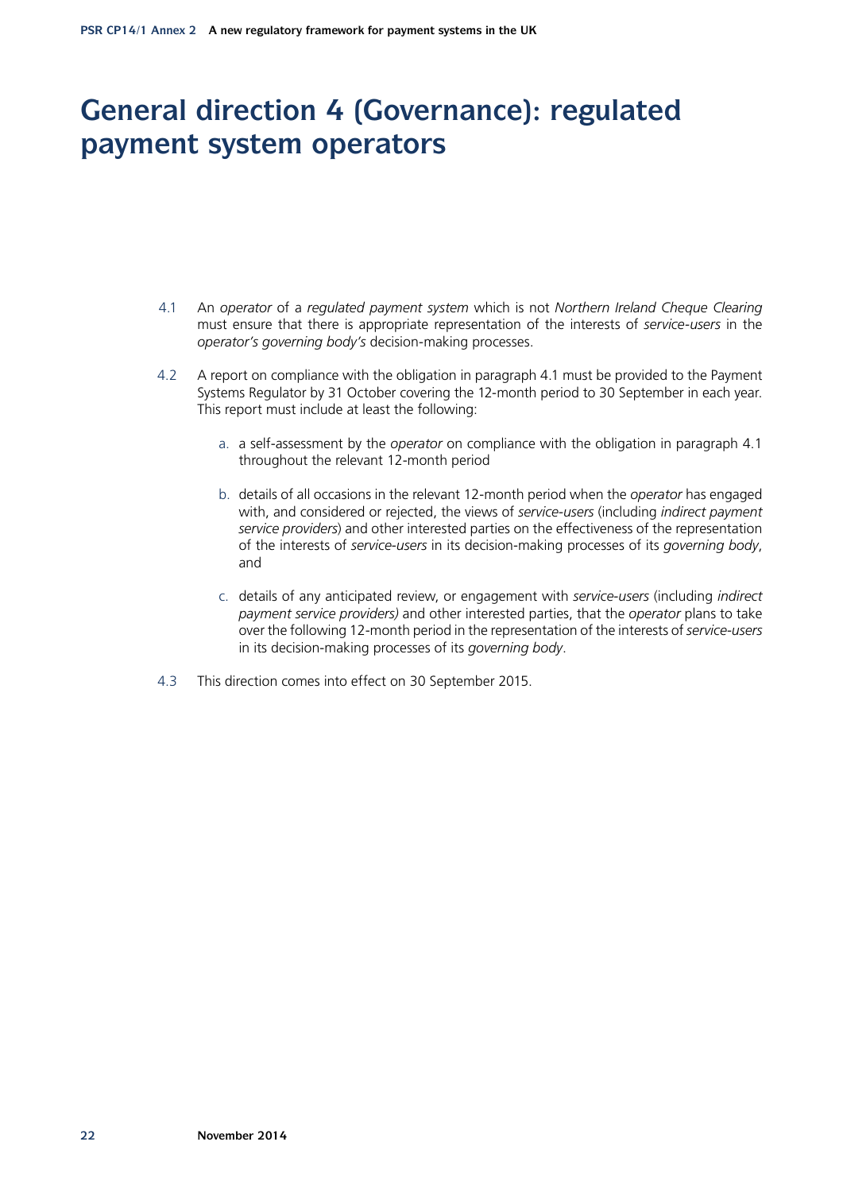# General direction 4 (Governance): regulated payment system operators

4.1 An *operator* of a *regulated payment system* which is not *Northern Ireland Cheque Clearing* must ensure that there is appropriate representation of the interests of *service-users* in the *operator's governing body's* decision-making processes.

4.2 A report on compliance with the obligation in paragraph 4.1 must be provided to the Payment Systems Regulator by 31 October covering the 12-month period to 30 September in each year. This report must include at least the following:

a. a self-assessment by the *operator* on compliance with the obligation in paragraph 4.1 throughout the relevant 12-month period

b. details of all occasions in the relevant 12-month period when the *operator* has engaged with, and considered or rejected, the views of *service-users* (including *indirect payment service providers*) and other interested parties on the effectiveness of the representation of the interests of *service-users* in its decision-making processes of its *governing body*, and

c. details of any anticipated review, or engagement with *service-users* (including *indirect payment service providers)* and other interested parties, that the *operator* plans to take over the following 12-month period in the representation of the interests of *service-users* in its decision-making processes of its *governing body*.

4.3 This direction comes into effect on 30 September 2015.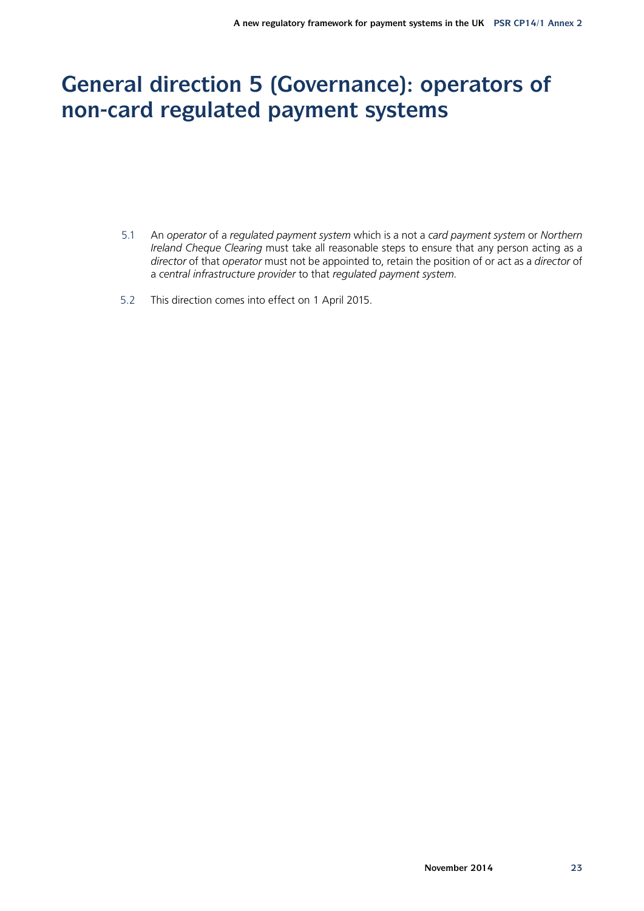# General direction 5 (Governance): operators of non-card regulated payment systems

5.1 An *operator* of a *regulated payment system* which is a not a *card payment system* or *Northern Ireland Cheque Clearing* must take all reasonable steps to ensure that any person acting as a *director* of that *operator* must not be appointed to, retain the position of or act as a *director* of a *central infrastructure provider* to that *regulated payment system.*

5.2 This direction comes into effect on 1 April 2015.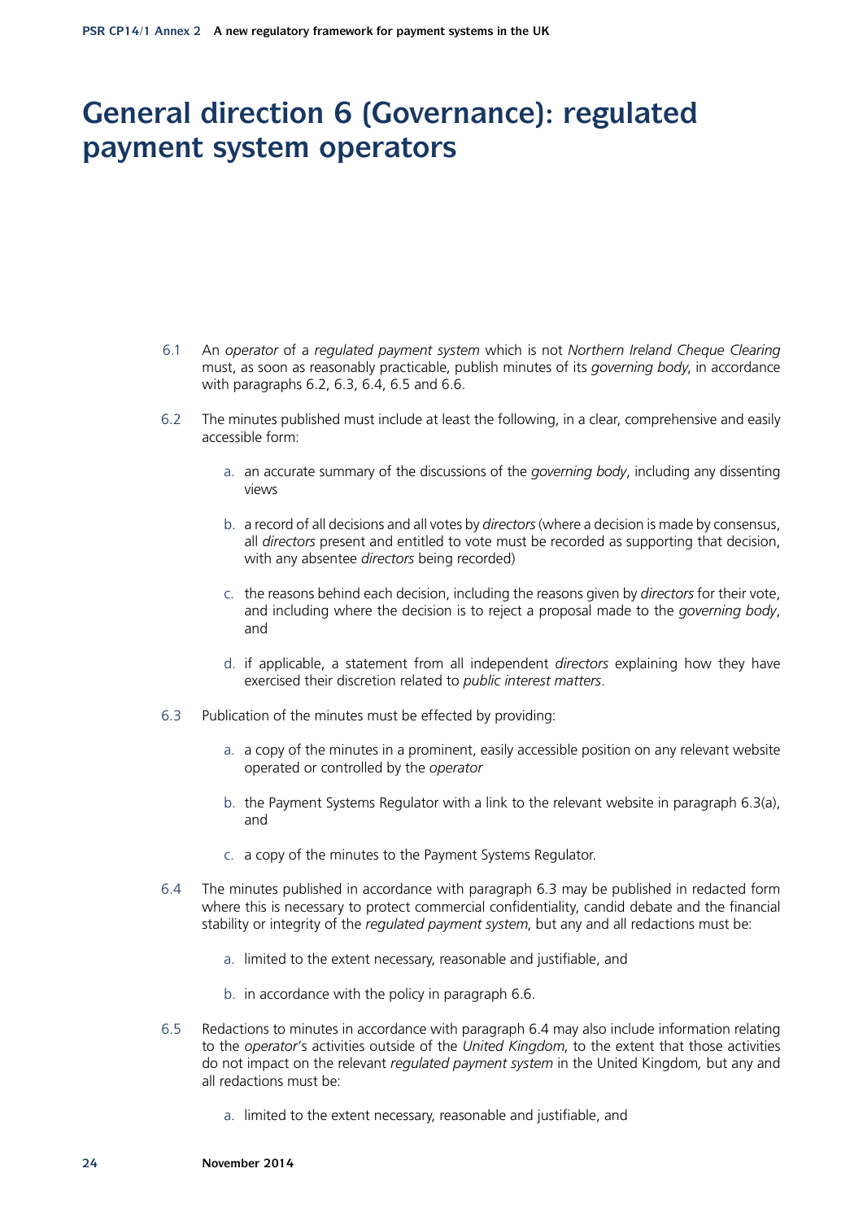# General direction 6 (Governance): regulated payment system operators

6.1 An *operator* of a *regulated payment system* which is not *Northern Ireland Cheque Clearing* must, as soon as reasonably practicable, publish minutes of its *governing body*, in accordance with paragraphs 6.2, 6.3, 6.4, 6.5 and 6.6.

6.2 The minutes published must include at least the following, in a clear, comprehensive and easily accessible form:

a. an accurate summary of the discussions of the *governing body*, including any dissenting views

b. a record of all decisions and all votes by *directors* (where a decision is made by consensus, all *directors* present and entitled to vote must be recorded as supporting that decision, with any absentee *directors* being recorded)

c. the reasons behind each decision, including the reasons given by *directors* for their vote, and including where the decision is to reject a proposal made to the *governing body*, and

d. if applicable, a statement from all independent *directors* explaining how they have exercised their discretion related to *public interest matters*.

6.3 Publication of the minutes must be effected by providing:

a. a copy of the minutes in a prominent, easily accessible position on any relevant website operated or controlled by the *operator*

b. the Payment Systems Regulator with a link to the relevant website in paragraph 6.3(a), and

c. a copy of the minutes to the Payment Systems Regulator.

6.4 The minutes published in accordance with paragraph 6.3 may be published in redacted form where this is necessary to protect commercial confidentiality, candid debate and the financial stability or integrity of the *regulated payment system*, but any and all redactions must be:

a. limited to the extent necessary, reasonable and justifiable, and

b. in accordance with the policy in paragraph 6.6.

6.5 Redactions to minutes in accordance with paragraph 6.4 may also include information relating to the *operator*'s activities outside of the *United Kingdom*, to the extent that those activities do not impact on the relevant *regulated payment system* in the United Kingdom, but any and all redactions must be:

a. limited to the extent necessary, reasonable and justifiable, and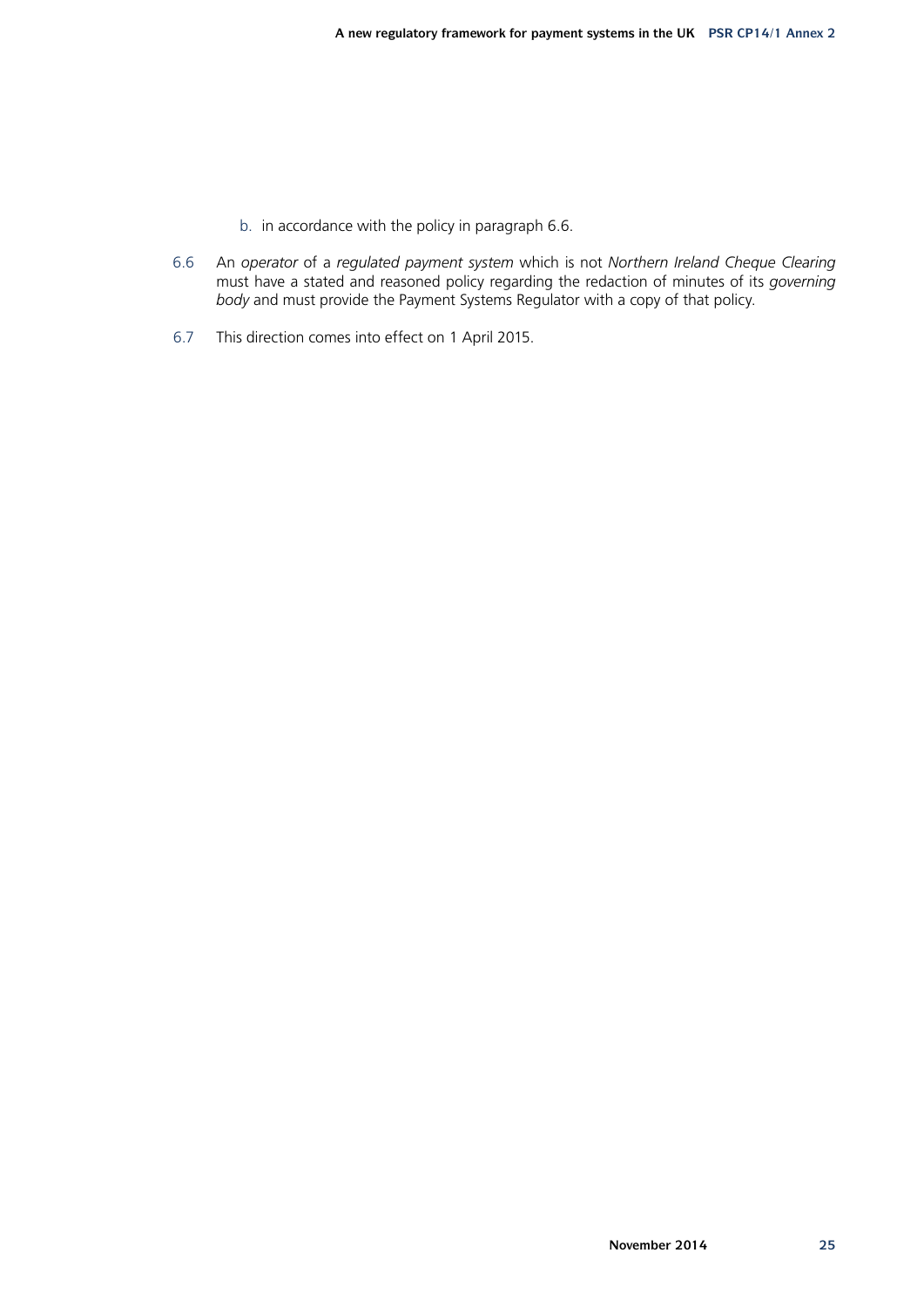b. in accordance with the policy in paragraph 6.6.

6.6 An *operator* of a *regulated payment system* which is not *Northern Ireland Cheque Clearing* must have a stated and reasoned policy regarding the redaction of minutes of its *governing body* and must provide the Payment Systems Regulator with a copy of that policy.

6.7 This direction comes into effect on 1 April 2015.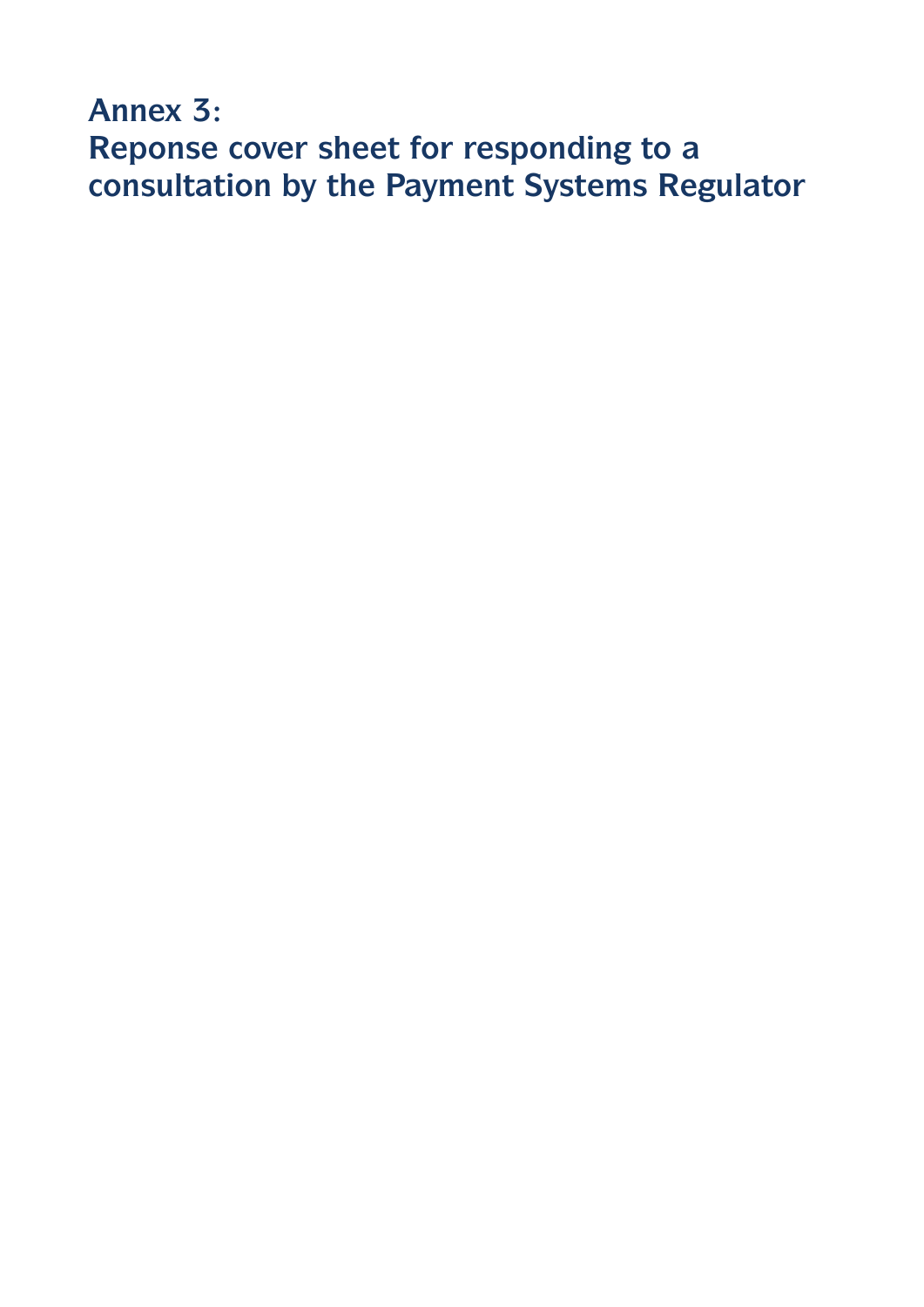# Annex 3:
# Reponse cover sheet for responding to a consultation by the Payment Systems Regulator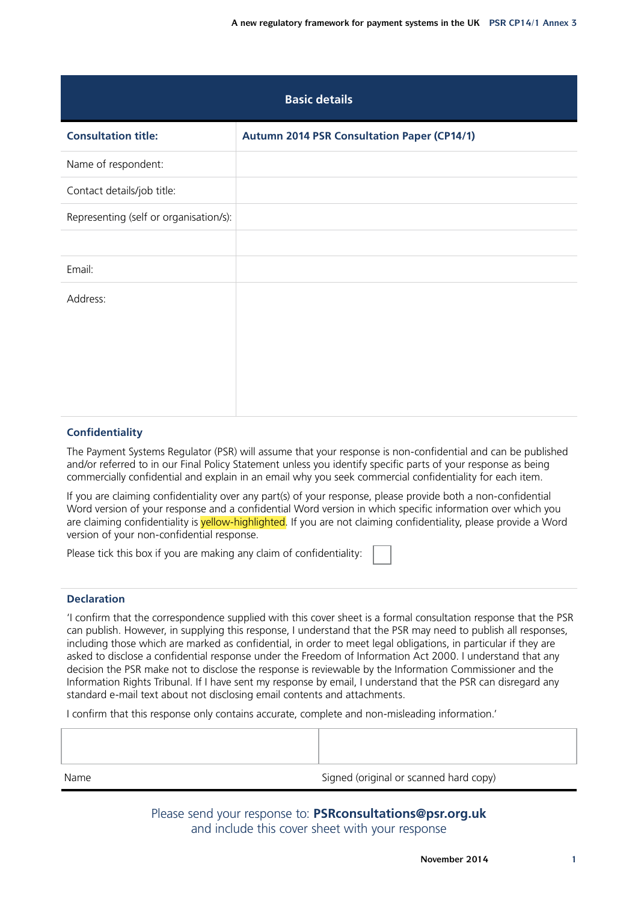| Basic details | |
|---|---|
| **Consultation title:** | **Autumn 2014 PSR Consultation Paper (CP14/1)** |
| Name of respondent: | |
| Contact details/job title: | |
| Representing (self or organisation/s): | |
| | |
| Email: | |
| Address: | |

### Confidentiality

The Payment Systems Regulator (PSR) will assume that your response is non-confidential and can be published and/or referred to in our Final Policy Statement unless you identify specific parts of your response as being commercially confidential and explain in an email why you seek commercial confidentiality for each item.

If you are claiming confidentiality over any part(s) of your response, please provide both a non-confidential Word version of your response and a confidential Word version in which specific information over which you are claiming confidentiality is yellow-highlighted. If you are not claiming confidentiality, please provide a Word version of your non-confidential response.

Please tick this box if you are making any claim of confidentiality: ☐

### Declaration

'I confirm that the correspondence supplied with this cover sheet is a formal consultation response that the PSR can publish. However, in supplying this response, I understand that the PSR may need to publish all responses, including those which are marked as confidential, in order to meet legal obligations, in particular if they are asked to disclose a confidential response under the Freedom of Information Act 2000. I understand that any decision the PSR make not to disclose the response is reviewable by the Information Commissioner and the Information Rights Tribunal. If I have sent my response by email, I understand that the PSR can disregard any standard e-mail text about not disclosing email contents and attachments.

I confirm that this response only contains accurate, complete and non-misleading information.'

| | |
|---|---|
| Name | Signed (original or scanned hard copy) |

Please send your response to: **PSRconsultations@psr.org.uk** and include this cover sheet with your response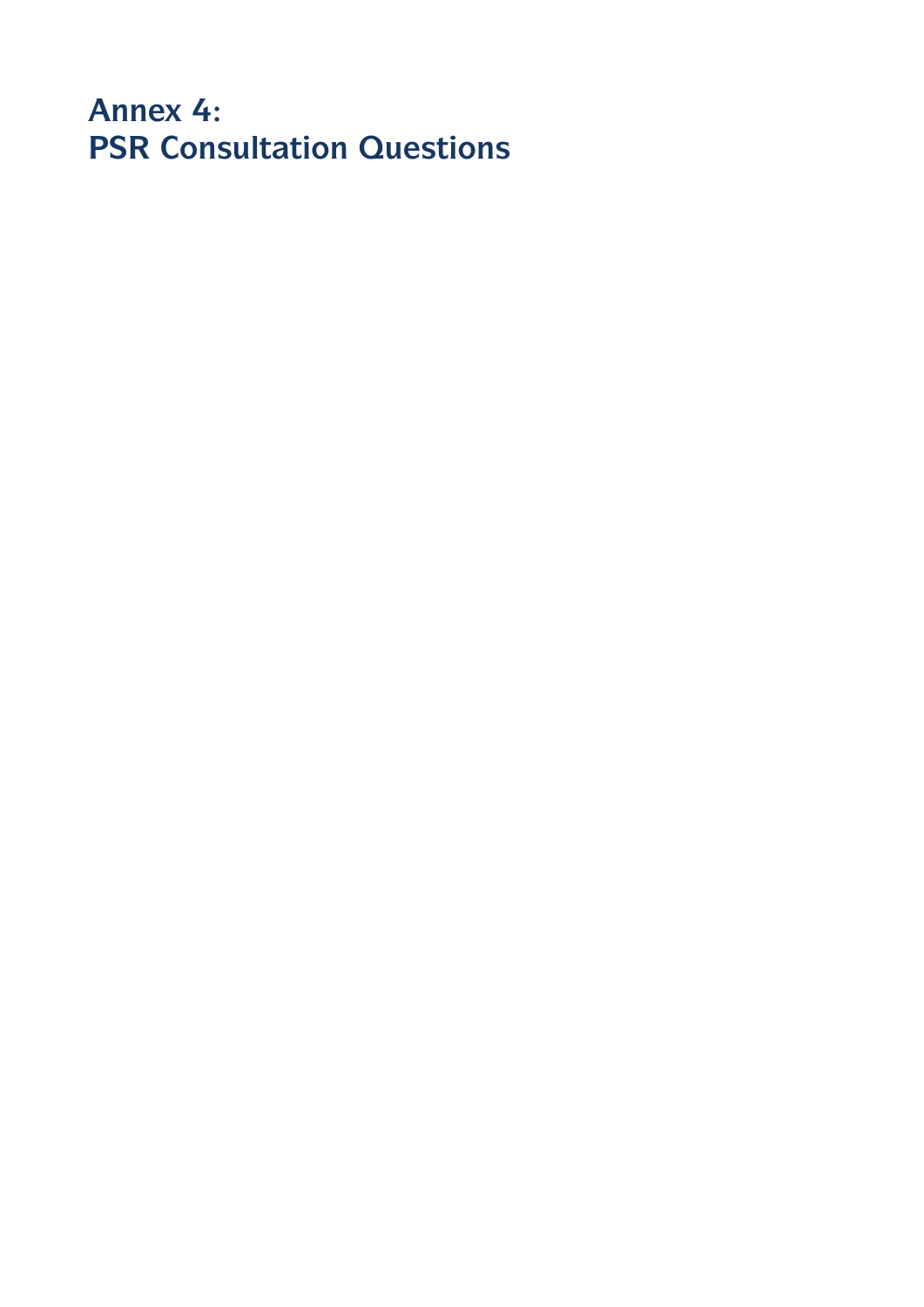# Annex 4:
# PSR Consultation Questions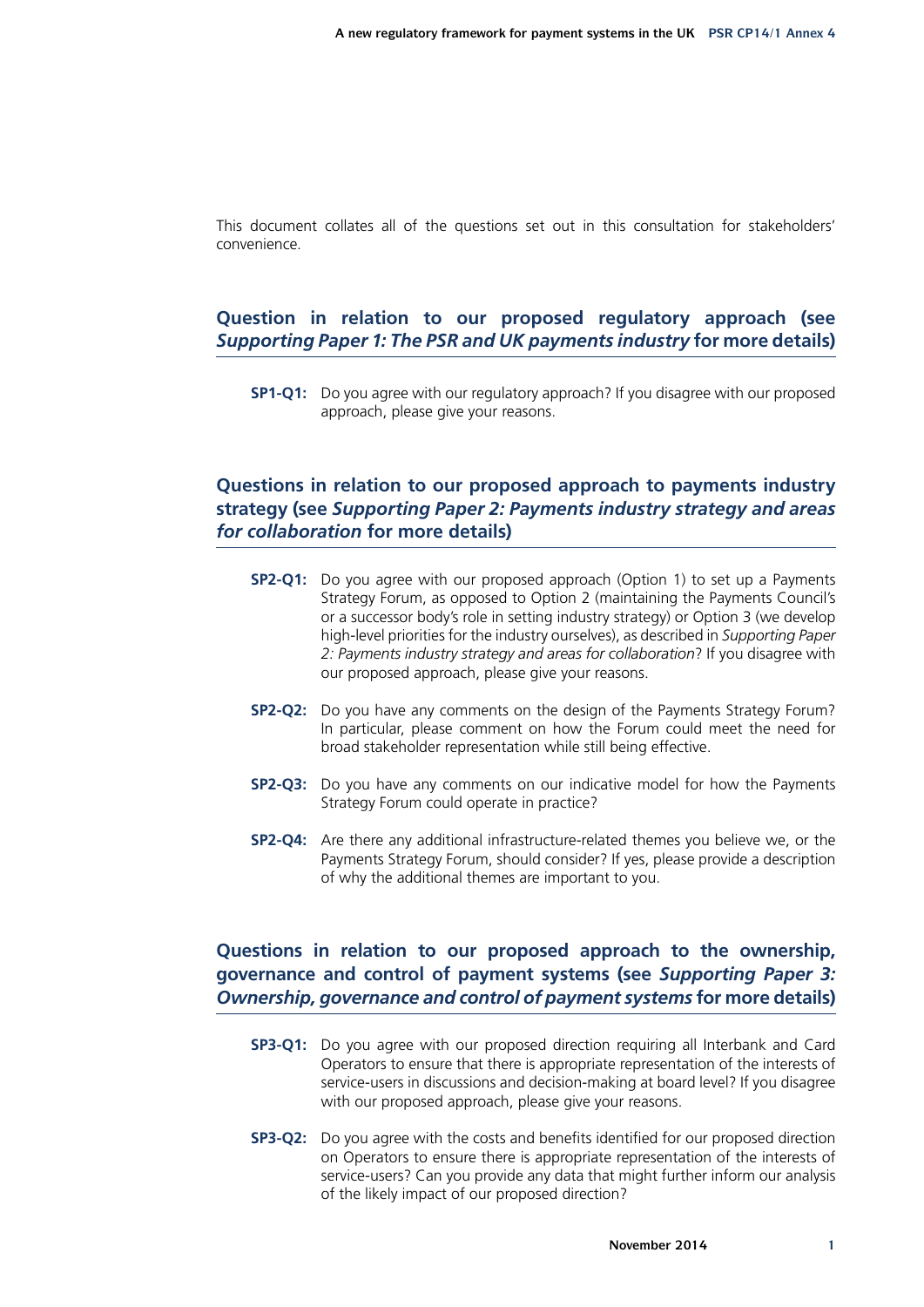This document collates all of the questions set out in this consultation for stakeholders' convenience.

## Question in relation to our proposed regulatory approach (see *Supporting Paper 1: The PSR and UK payments industry* for more details)

**SP1-Q1:** Do you agree with our regulatory approach? If you disagree with our proposed approach, please give your reasons.

## Questions in relation to our proposed approach to payments industry strategy (see *Supporting Paper 2: Payments industry strategy and areas for collaboration* for more details)

**SP2-Q1:** Do you agree with our proposed approach (Option 1) to set up a Payments Strategy Forum, as opposed to Option 2 (maintaining the Payments Council's or a successor body's role in setting industry strategy) or Option 3 (we develop high-level priorities for the industry ourselves), as described in *Supporting Paper 2: Payments industry strategy and areas for collaboration*? If you disagree with our proposed approach, please give your reasons.

**SP2-Q2:** Do you have any comments on the design of the Payments Strategy Forum? In particular, please comment on how the Forum could meet the need for broad stakeholder representation while still being effective.

**SP2-Q3:** Do you have any comments on our indicative model for how the Payments Strategy Forum could operate in practice?

**SP2-Q4:** Are there any additional infrastructure-related themes you believe we, or the Payments Strategy Forum, should consider? If yes, please provide a description of why the additional themes are important to you.

## Questions in relation to our proposed approach to the ownership, governance and control of payment systems (see *Supporting Paper 3: Ownership, governance and control of payment systems* for more details)

**SP3-Q1:** Do you agree with our proposed direction requiring all Interbank and Card Operators to ensure that there is appropriate representation of the interests of service-users in discussions and decision-making at board level? If you disagree with our proposed approach, please give your reasons.

**SP3-Q2:** Do you agree with the costs and benefits identified for our proposed direction on Operators to ensure there is appropriate representation of the interests of service-users? Can you provide any data that might further inform our analysis of the likely impact of our proposed direction?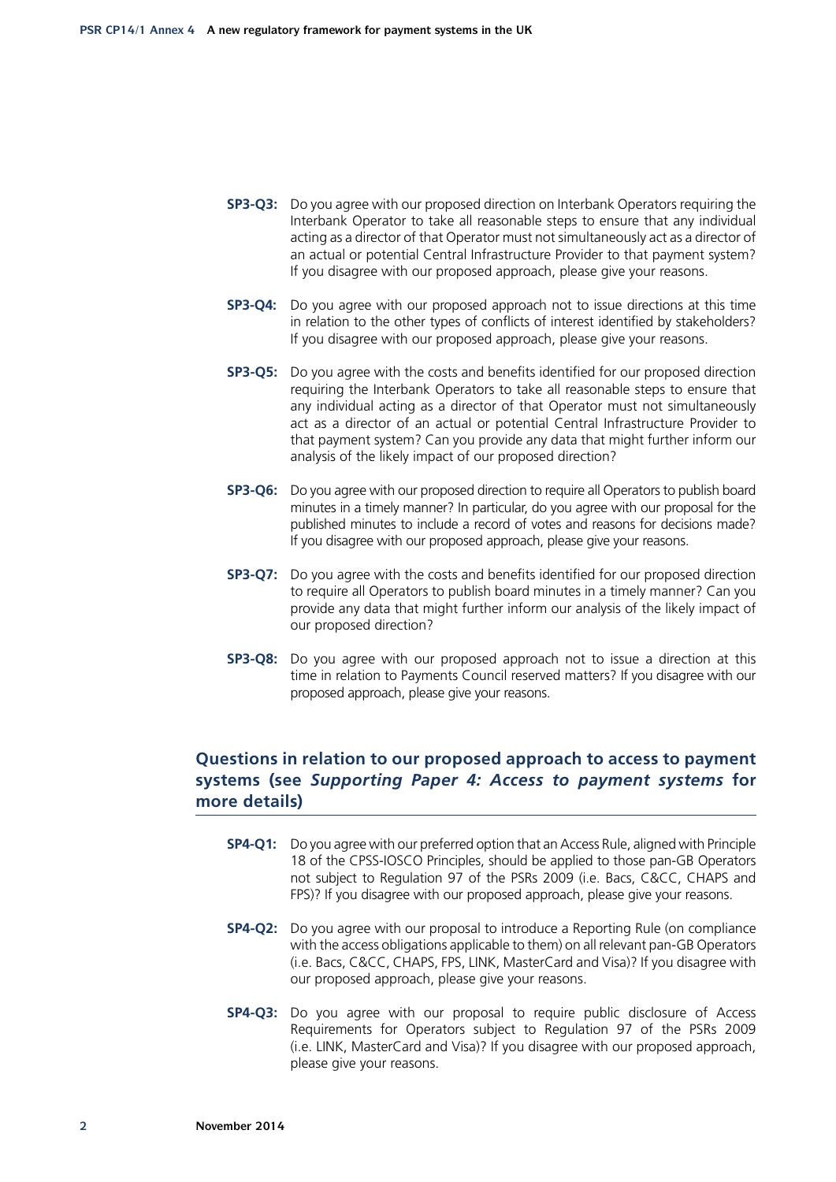**SP3-Q3:** Do you agree with our proposed direction on Interbank Operators requiring the Interbank Operator to take all reasonable steps to ensure that any individual acting as a director of that Operator must not simultaneously act as a director of an actual or potential Central Infrastructure Provider to that payment system? If you disagree with our proposed approach, please give your reasons.

**SP3-Q4:** Do you agree with our proposed approach not to issue directions at this time in relation to the other types of conflicts of interest identified by stakeholders? If you disagree with our proposed approach, please give your reasons.

**SP3-Q5:** Do you agree with the costs and benefits identified for our proposed direction requiring the Interbank Operators to take all reasonable steps to ensure that any individual acting as a director of that Operator must not simultaneously act as a director of an actual or potential Central Infrastructure Provider to that payment system? Can you provide any data that might further inform our analysis of the likely impact of our proposed direction?

**SP3-Q6:** Do you agree with our proposed direction to require all Operators to publish board minutes in a timely manner? In particular, do you agree with our proposal for the published minutes to include a record of votes and reasons for decisions made? If you disagree with our proposed approach, please give your reasons.

**SP3-Q7:** Do you agree with the costs and benefits identified for our proposed direction to require all Operators to publish board minutes in a timely manner? Can you provide any data that might further inform our analysis of the likely impact of our proposed direction?

**SP3-Q8:** Do you agree with our proposed approach not to issue a direction at this time in relation to Payments Council reserved matters? If you disagree with our proposed approach, please give your reasons.

## Questions in relation to our proposed approach to access to payment systems (see *Supporting Paper 4: Access to payment systems* for more details)

**SP4-Q1:** Do you agree with our preferred option that an Access Rule, aligned with Principle 18 of the CPSS-IOSCO Principles, should be applied to those pan-GB Operators not subject to Regulation 97 of the PSRs 2009 (i.e. Bacs, C&CC, CHAPS and FPS)? If you disagree with our proposed approach, please give your reasons.

**SP4-Q2:** Do you agree with our proposal to introduce a Reporting Rule (on compliance with the access obligations applicable to them) on all relevant pan-GB Operators (i.e. Bacs, C&CC, CHAPS, FPS, LINK, MasterCard and Visa)? If you disagree with our proposed approach, please give your reasons.

**SP4-Q3:** Do you agree with our proposal to require public disclosure of Access Requirements for Operators subject to Regulation 97 of the PSRs 2009 (i.e. LINK, MasterCard and Visa)? If you disagree with our proposed approach, please give your reasons.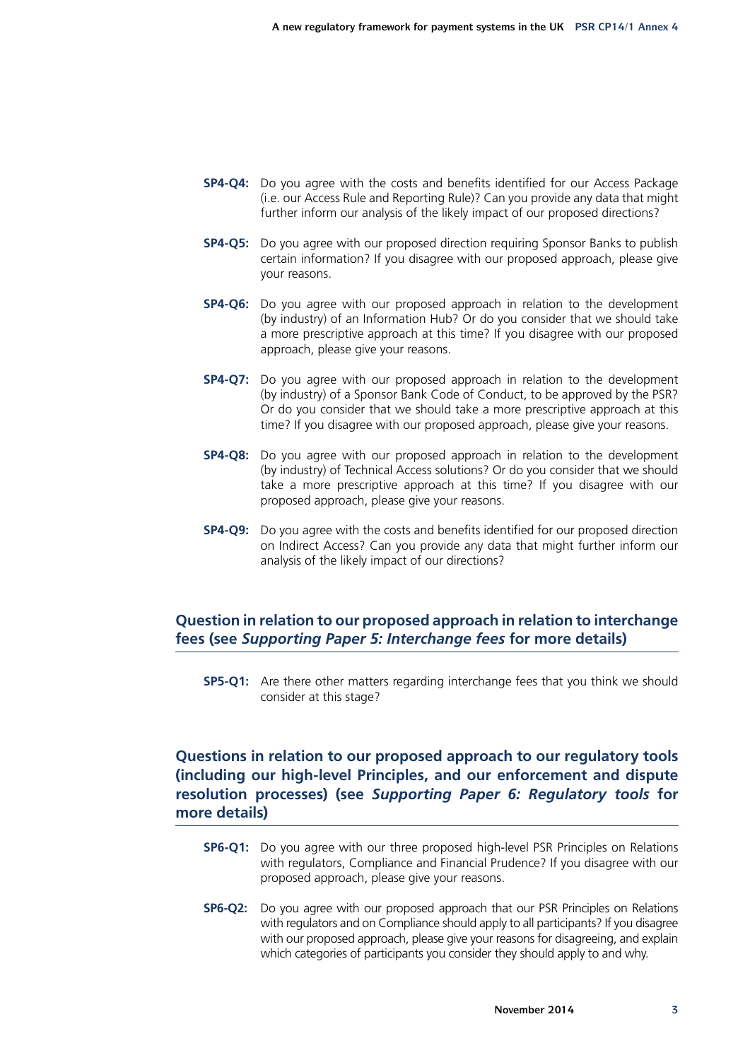**SP4-Q4:** Do you agree with the costs and benefits identified for our Access Package (i.e. our Access Rule and Reporting Rule)? Can you provide any data that might further inform our analysis of the likely impact of our proposed directions?

**SP4-Q5:** Do you agree with our proposed direction requiring Sponsor Banks to publish certain information? If you disagree with our proposed approach, please give your reasons.

**SP4-Q6:** Do you agree with our proposed approach in relation to the development (by industry) of an Information Hub? Or do you consider that we should take a more prescriptive approach at this time? If you disagree with our proposed approach, please give your reasons.

**SP4-Q7:** Do you agree with our proposed approach in relation to the development (by industry) of a Sponsor Bank Code of Conduct, to be approved by the PSR? Or do you consider that we should take a more prescriptive approach at this time? If you disagree with our proposed approach, please give your reasons.

**SP4-Q8:** Do you agree with our proposed approach in relation to the development (by industry) of Technical Access solutions? Or do you consider that we should take a more prescriptive approach at this time? If you disagree with our proposed approach, please give your reasons.

**SP4-Q9:** Do you agree with the costs and benefits identified for our proposed direction on Indirect Access? Can you provide any data that might further inform our analysis of the likely impact of our directions?

## Question in relation to our proposed approach in relation to interchange fees (see *Supporting Paper 5: Interchange fees* for more details)

**SP5-Q1:** Are there other matters regarding interchange fees that you think we should consider at this stage?

## Questions in relation to our proposed approach to our regulatory tools (including our high-level Principles, and our enforcement and dispute resolution processes) (see *Supporting Paper 6: Regulatory tools* for more details)

**SP6-Q1:** Do you agree with our three proposed high-level PSR Principles on Relations with regulators, Compliance and Financial Prudence? If you disagree with our proposed approach, please give your reasons.

**SP6-Q2:** Do you agree with our proposed approach that our PSR Principles on Relations with regulators and on Compliance should apply to all participants? If you disagree with our proposed approach, please give your reasons for disagreeing, and explain which categories of participants you consider they should apply to and why.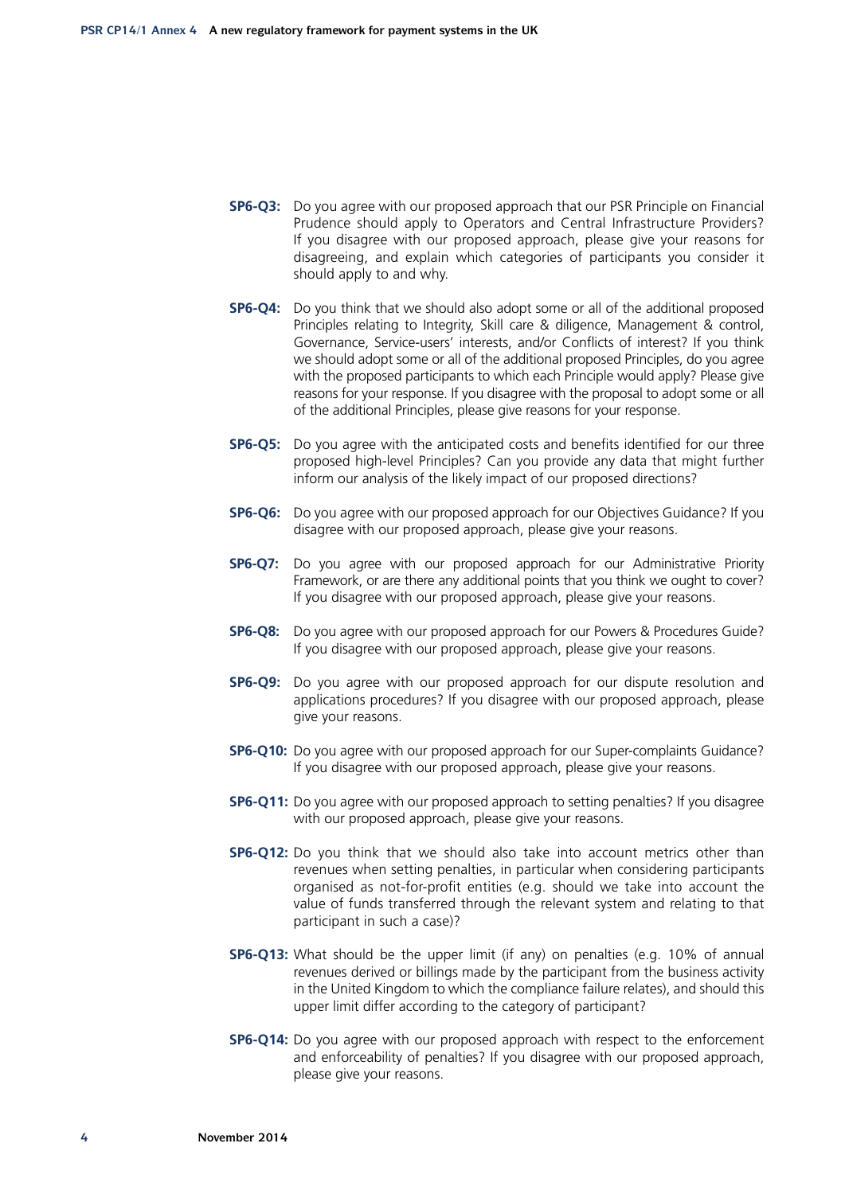**SP6-Q3:** Do you agree with our proposed approach that our PSR Principle on Financial Prudence should apply to Operators and Central Infrastructure Providers? If you disagree with our proposed approach, please give your reasons for disagreeing, and explain which categories of participants you consider it should apply to and why.

**SP6-Q4:** Do you think that we should also adopt some or all of the additional proposed Principles relating to Integrity, Skill care & diligence, Management & control, Governance, Service-users' interests, and/or Conflicts of interest? If you think we should adopt some or all of the additional proposed Principles, do you agree with the proposed participants to which each Principle would apply? Please give reasons for your response. If you disagree with the proposal to adopt some or all of the additional Principles, please give reasons for your response.

**SP6-Q5:** Do you agree with the anticipated costs and benefits identified for our three proposed high-level Principles? Can you provide any data that might further inform our analysis of the likely impact of our proposed directions?

**SP6-Q6:** Do you agree with our proposed approach for our Objectives Guidance? If you disagree with our proposed approach, please give your reasons.

**SP6-Q7:** Do you agree with our proposed approach for our Administrative Priority Framework, or are there any additional points that you think we ought to cover? If you disagree with our proposed approach, please give your reasons.

**SP6-Q8:** Do you agree with our proposed approach for our Powers & Procedures Guide? If you disagree with our proposed approach, please give your reasons.

**SP6-Q9:** Do you agree with our proposed approach for our dispute resolution and applications procedures? If you disagree with our proposed approach, please give your reasons.

**SP6-Q10:** Do you agree with our proposed approach for our Super-complaints Guidance? If you disagree with our proposed approach, please give your reasons.

**SP6-Q11:** Do you agree with our proposed approach to setting penalties? If you disagree with our proposed approach, please give your reasons.

**SP6-Q12:** Do you think that we should also take into account metrics other than revenues when setting penalties, in particular when considering participants organised as not-for-profit entities (e.g. should we take into account the value of funds transferred through the relevant system and relating to that participant in such a case)?

**SP6-Q13:** What should be the upper limit (if any) on penalties (e.g. 10% of annual revenues derived or billings made by the participant from the business activity in the United Kingdom to which the compliance failure relates), and should this upper limit differ according to the category of participant?

**SP6-Q14:** Do you agree with our proposed approach with respect to the enforcement and enforceability of penalties? If you disagree with our proposed approach, please give your reasons.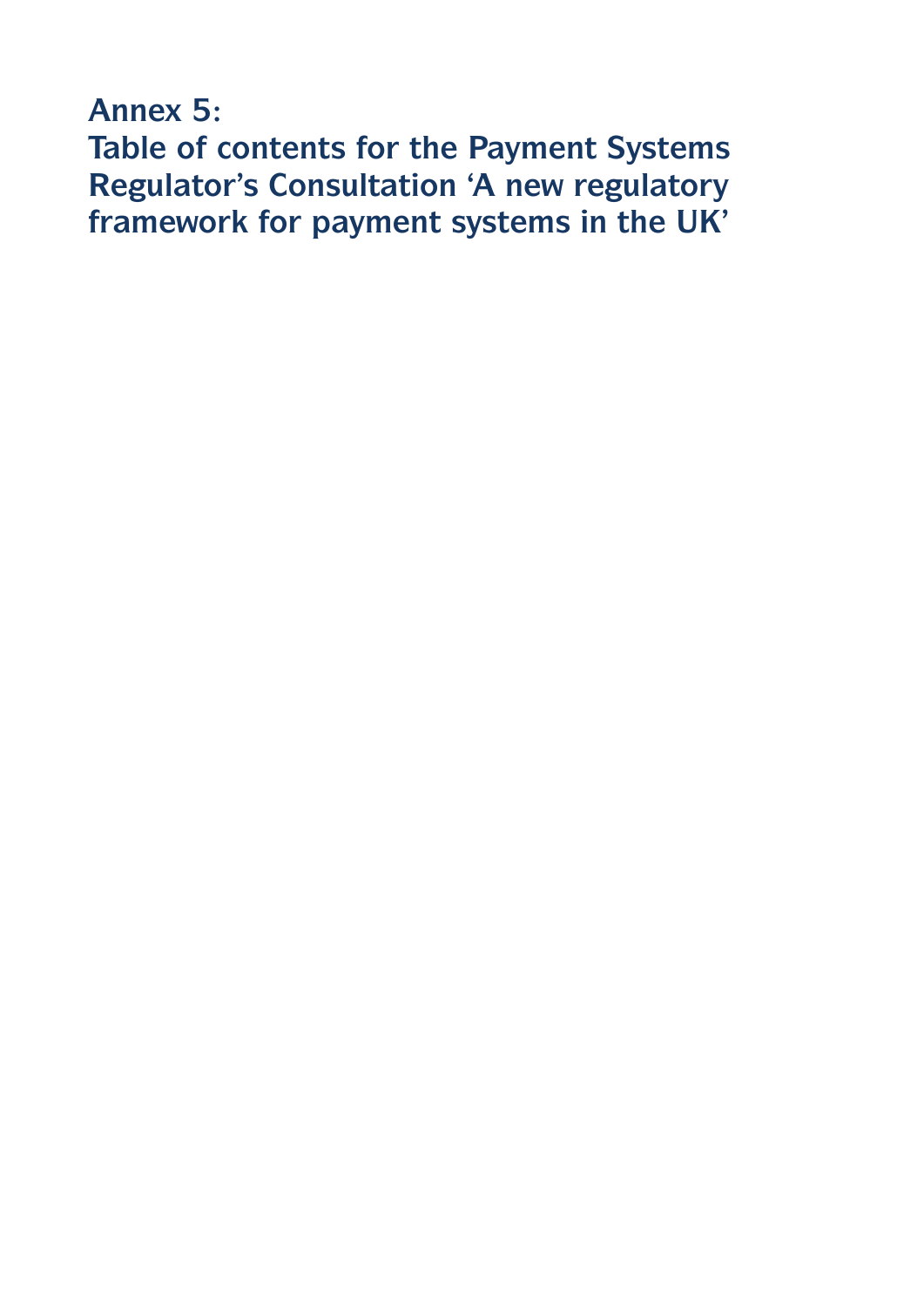# Annex 5:
# Table of contents for the Payment Systems Regulator's Consultation 'A new regulatory framework for payment systems in the UK'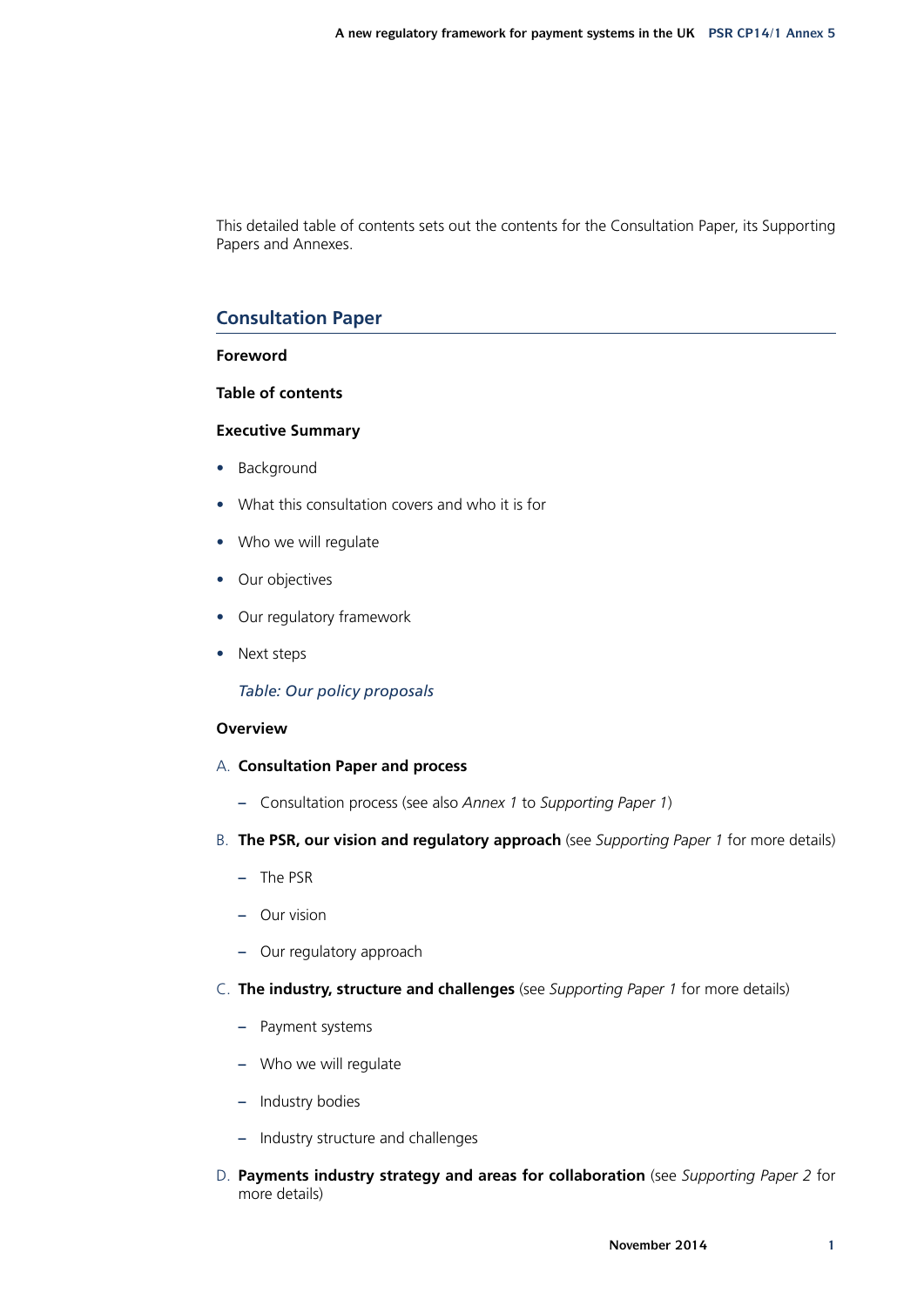This detailed table of contents sets out the contents for the Consultation Paper, its Supporting Papers and Annexes.

## Consultation Paper

**Foreword**

**Table of contents**

**Executive Summary**

- Background
- What this consultation covers and who it is for
- Who we will regulate
- Our objectives
- Our regulatory framework
- Next steps

  *Table: Our policy proposals*

**Overview**

A. **Consultation Paper and process**

  – Consultation process (see also *Annex 1* to *Supporting Paper 1*)

B. **The PSR, our vision and regulatory approach** (see *Supporting Paper 1* for more details)

  – The PSR

  – Our vision

  – Our regulatory approach

C. **The industry, structure and challenges** (see *Supporting Paper 1* for more details)

  – Payment systems

  – Who we will regulate

  – Industry bodies

  – Industry structure and challenges

D. **Payments industry strategy and areas for collaboration** (see *Supporting Paper 2* for more details)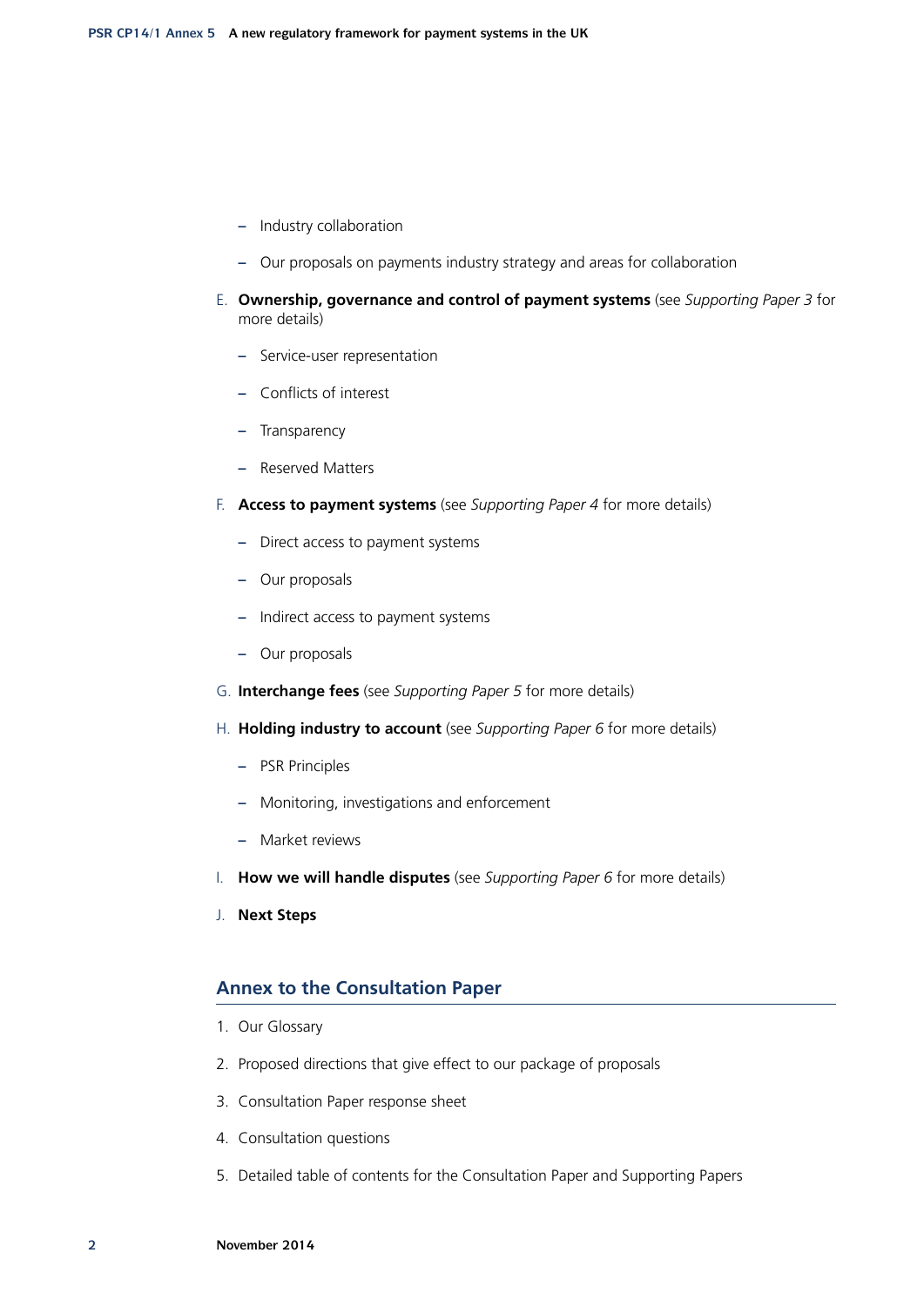- Industry collaboration
- Our proposals on payments industry strategy and areas for collaboration

E. **Ownership, governance and control of payment systems** (see *Supporting Paper 3* for more details)

- Service-user representation
- Conflicts of interest
- Transparency
- Reserved Matters

F. **Access to payment systems** (see *Supporting Paper 4* for more details)

- Direct access to payment systems
- Our proposals
- Indirect access to payment systems
- Our proposals

G. **Interchange fees** (see *Supporting Paper 5* for more details)

H. **Holding industry to account** (see *Supporting Paper 6* for more details)

- PSR Principles
- Monitoring, investigations and enforcement
- Market reviews

I. **How we will handle disputes** (see *Supporting Paper 6* for more details)

J. **Next Steps**

## Annex to the Consultation Paper

1. Our Glossary
2. Proposed directions that give effect to our package of proposals
3. Consultation Paper response sheet
4. Consultation questions
5. Detailed table of contents for the Consultation Paper and Supporting Papers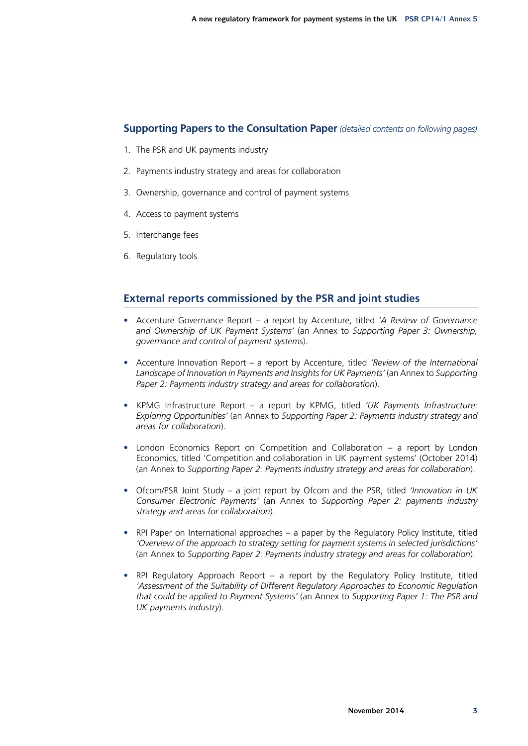## Supporting Papers to the Consultation Paper *(detailed contents on following pages)*

1. The PSR and UK payments industry
2. Payments industry strategy and areas for collaboration
3. Ownership, governance and control of payment systems
4. Access to payment systems
5. Interchange fees
6. Regulatory tools

## External reports commissioned by the PSR and joint studies

- Accenture Governance Report – a report by Accenture, titled *'A Review of Governance and Ownership of UK Payment Systems'* (an Annex to *Supporting Paper 3: Ownership, governance and control of payment systems*).
- Accenture Innovation Report – a report by Accenture, titled *'Review of the International Landscape of Innovation in Payments and Insights for UK Payments'* (an Annex to *Supporting Paper 2: Payments industry strategy and areas for collaboration*).
- KPMG Infrastructure Report – a report by KPMG, titled *'UK Payments Infrastructure: Exploring Opportunities'* (an Annex to *Supporting Paper 2: Payments industry strategy and areas for collaboration*).
- London Economics Report on Competition and Collaboration – a report by London Economics, titled 'Competition and collaboration in UK payment systems' (October 2014) (an Annex to *Supporting Paper 2: Payments industry strategy and areas for collaboration*).
- Ofcom/PSR Joint Study – a joint report by Ofcom and the PSR, titled *'Innovation in UK Consumer Electronic Payments'* (an Annex to *Supporting Paper 2: payments industry strategy and areas for collaboration*).
- RPI Paper on International approaches – a paper by the Regulatory Policy Institute, titled *'Overview of the approach to strategy setting for payment systems in selected jurisdictions'* (an Annex to *Supporting Paper 2: Payments industry strategy and areas for collaboration*).
- RPI Regulatory Approach Report – a report by the Regulatory Policy Institute, titled *'Assessment of the Suitability of Different Regulatory Approaches to Economic Regulation that could be applied to Payment Systems'* (an Annex to *Supporting Paper 1: The PSR and UK payments industry*).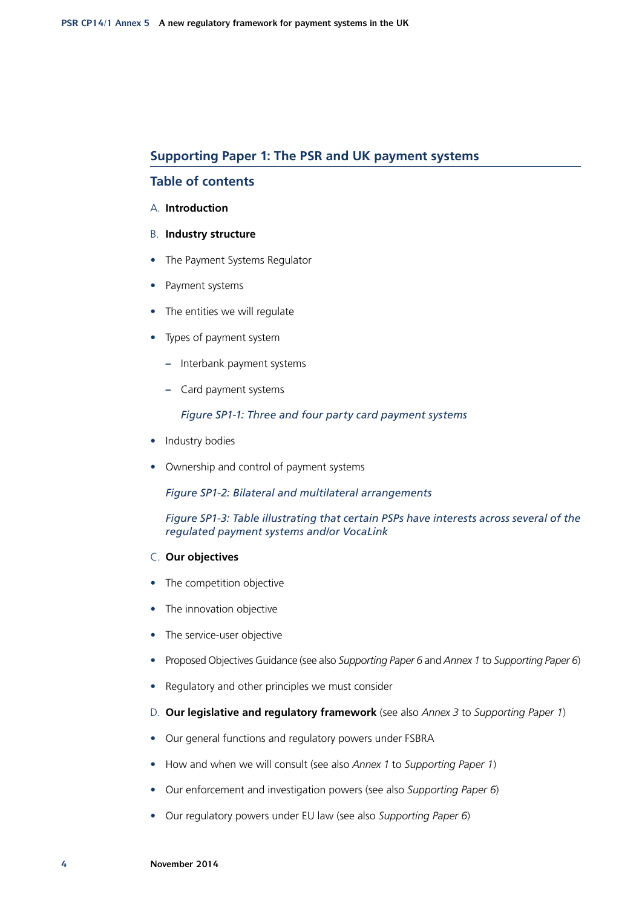## Supporting Paper 1: The PSR and UK payment systems

### Table of contents

A. **Introduction**

B. **Industry structure**

- The Payment Systems Regulator
- Payment systems
- The entities we will regulate
- Types of payment system
  - Interbank payment systems
  - Card payment systems

    *Figure SP1-1: Three and four party card payment systems*

- Industry bodies
- Ownership and control of payment systems

  *Figure SP1-2: Bilateral and multilateral arrangements*

  *Figure SP1-3: Table illustrating that certain PSPs have interests across several of the regulated payment systems and/or VocaLink*

C. **Our objectives**

- The competition objective
- The innovation objective
- The service-user objective
- Proposed Objectives Guidance (see also *Supporting Paper 6* and *Annex 1* to *Supporting Paper 6*)
- Regulatory and other principles we must consider

D. **Our legislative and regulatory framework** (see also *Annex 3* to *Supporting Paper 1*)

- Our general functions and regulatory powers under FSBRA
- How and when we will consult (see also *Annex 1* to *Supporting Paper 1*)
- Our enforcement and investigation powers (see also *Supporting Paper 6*)
- Our regulatory powers under EU law (see also *Supporting Paper 6*)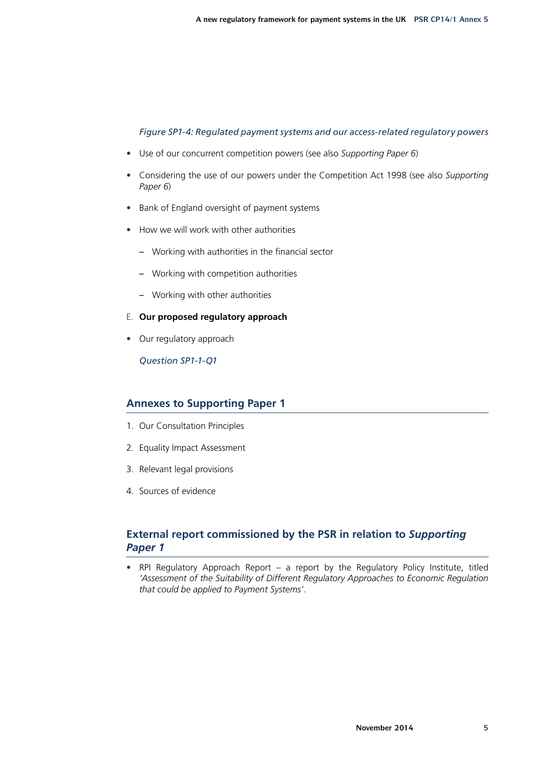*Figure SP1-4: Regulated payment systems and our access-related regulatory powers*

- Use of our concurrent competition powers (see also *Supporting Paper 6*)
- Considering the use of our powers under the Competition Act 1998 (see also *Supporting Paper 6*)
- Bank of England oversight of payment systems
- How we will work with other authorities
  - Working with authorities in the financial sector
  - Working with competition authorities
  - Working with other authorities

E. **Our proposed regulatory approach**

- Our regulatory approach

*Question SP1-1-Q1*

## Annexes to Supporting Paper 1

1. Our Consultation Principles
2. Equality Impact Assessment
3. Relevant legal provisions
4. Sources of evidence

## External report commissioned by the PSR in relation to *Supporting Paper 1*

- RPI Regulatory Approach Report – a report by the Regulatory Policy Institute, titled *'Assessment of the Suitability of Different Regulatory Approaches to Economic Regulation that could be applied to Payment Systems'*.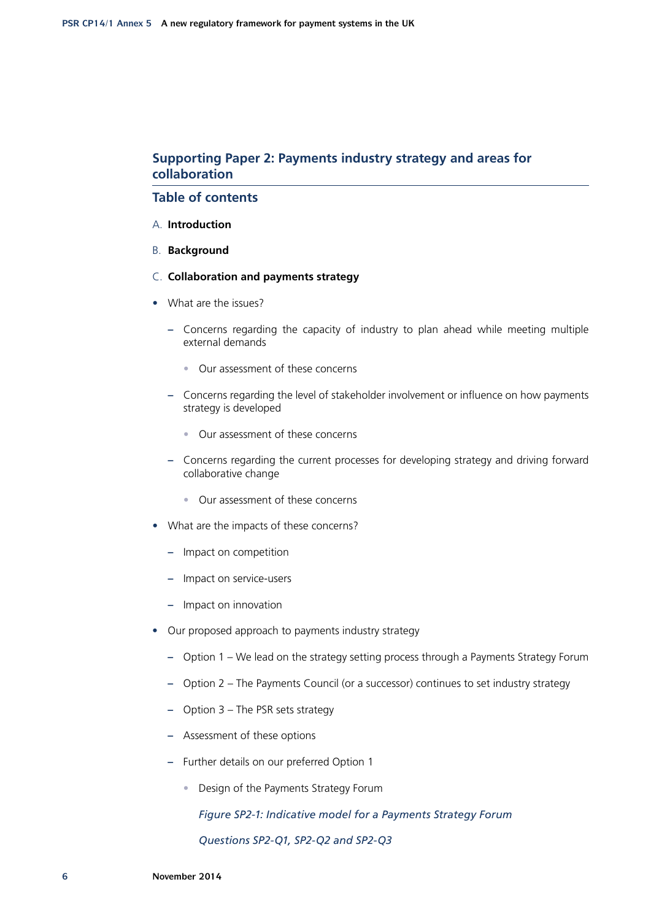## Supporting Paper 2: Payments industry strategy and areas for collaboration

### Table of contents

A. **Introduction**

B. **Background**

C. **Collaboration and payments strategy**

- What are the issues?
  - Concerns regarding the capacity of industry to plan ahead while meeting multiple external demands
    - Our assessment of these concerns
  - Concerns regarding the level of stakeholder involvement or influence on how payments strategy is developed
    - Our assessment of these concerns
  - Concerns regarding the current processes for developing strategy and driving forward collaborative change
    - Our assessment of these concerns
- What are the impacts of these concerns?
  - Impact on competition
  - Impact on service-users
  - Impact on innovation
- Our proposed approach to payments industry strategy
  - Option 1 – We lead on the strategy setting process through a Payments Strategy Forum
  - Option 2 – The Payments Council (or a successor) continues to set industry strategy
  - Option 3 – The PSR sets strategy
  - Assessment of these options
  - Further details on our preferred Option 1
    - Design of the Payments Strategy Forum

      *Figure SP2-1: Indicative model for a Payments Strategy Forum*

      *Questions SP2-Q1, SP2-Q2 and SP2-Q3*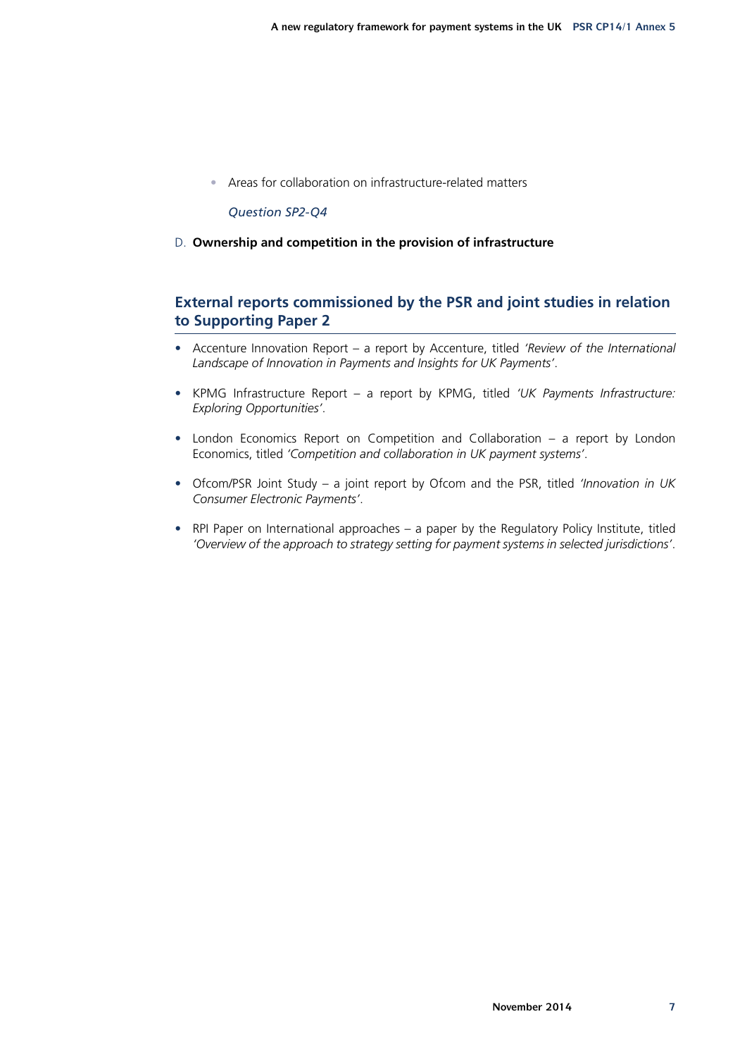- Areas for collaboration on infrastructure-related matters

  *Question SP2-Q4*

D. **Ownership and competition in the provision of infrastructure**

## External reports commissioned by the PSR and joint studies in relation to Supporting Paper 2

- Accenture Innovation Report – a report by Accenture, titled *'Review of the International Landscape of Innovation in Payments and Insights for UK Payments'*.
- KPMG Infrastructure Report – a report by KPMG, titled *'UK Payments Infrastructure: Exploring Opportunities'*.
- London Economics Report on Competition and Collaboration – a report by London Economics, titled *'Competition and collaboration in UK payment systems'*.
- Ofcom/PSR Joint Study – a joint report by Ofcom and the PSR, titled *'Innovation in UK Consumer Electronic Payments'*.
- RPI Paper on International approaches – a paper by the Regulatory Policy Institute, titled *'Overview of the approach to strategy setting for payment systems in selected jurisdictions'*.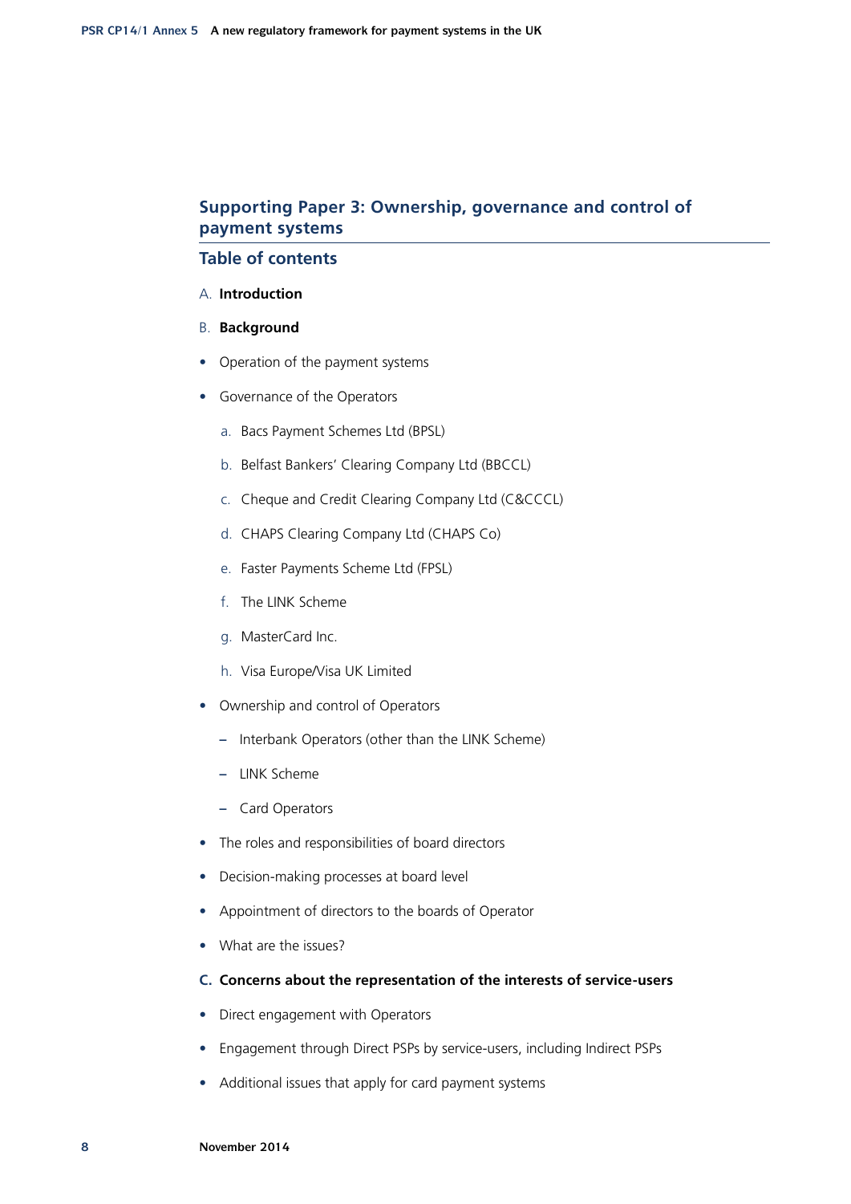## Supporting Paper 3: Ownership, governance and control of payment systems

### Table of contents

A. **Introduction**

B. **Background**

- Operation of the payment systems
- Governance of the Operators
  - a. Bacs Payment Schemes Ltd (BPSL)
  - b. Belfast Bankers' Clearing Company Ltd (BBCCL)
  - c. Cheque and Credit Clearing Company Ltd (C&CCCL)
  - d. CHAPS Clearing Company Ltd (CHAPS Co)
  - e. Faster Payments Scheme Ltd (FPSL)
  - f. The LINK Scheme
  - g. MasterCard Inc.
  - h. Visa Europe/Visa UK Limited
- Ownership and control of Operators
  - Interbank Operators (other than the LINK Scheme)
  - LINK Scheme
  - Card Operators
- The roles and responsibilities of board directors
- Decision-making processes at board level
- Appointment of directors to the boards of Operator
- What are the issues?

C. **Concerns about the representation of the interests of service-users**

- Direct engagement with Operators
- Engagement through Direct PSPs by service-users, including Indirect PSPs
- Additional issues that apply for card payment systems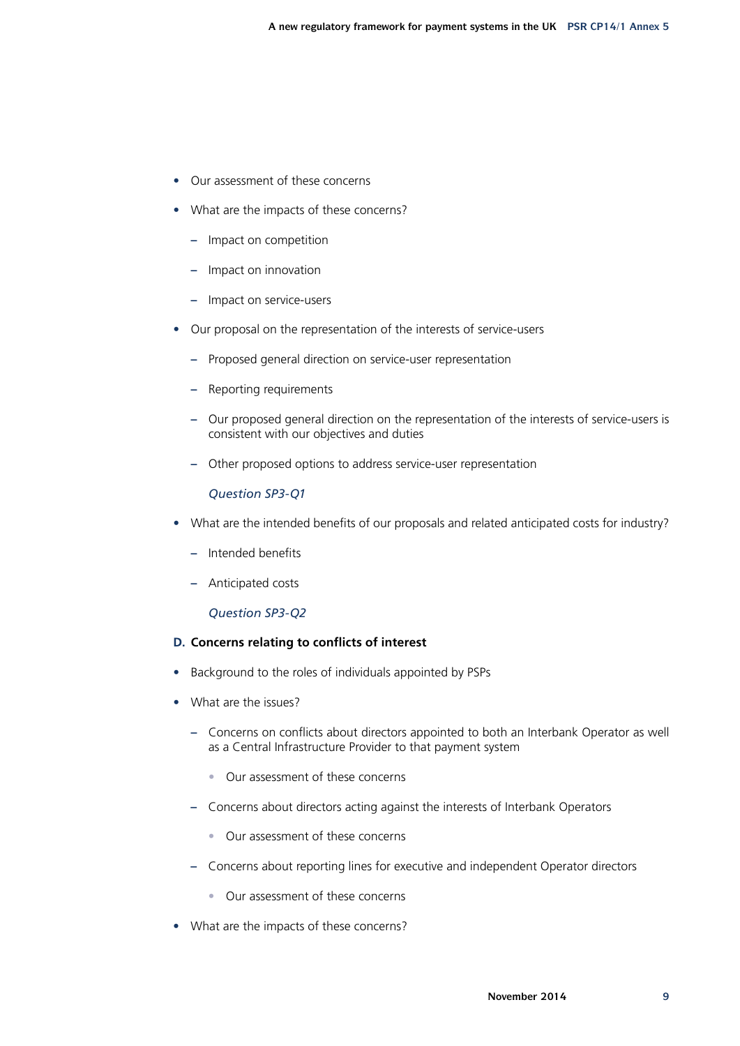- Our assessment of these concerns
- What are the impacts of these concerns?
  - Impact on competition
  - Impact on innovation
  - Impact on service-users
- Our proposal on the representation of the interests of service-users
  - Proposed general direction on service-user representation
  - Reporting requirements
  - Our proposed general direction on the representation of the interests of service-users is consistent with our objectives and duties
  - Other proposed options to address service-user representation

    *Question SP3-Q1*
- What are the intended benefits of our proposals and related anticipated costs for industry?
  - Intended benefits
  - Anticipated costs

    *Question SP3-Q2*

**D. Concerns relating to conflicts of interest**

- Background to the roles of individuals appointed by PSPs
- What are the issues?
  - Concerns on conflicts about directors appointed to both an Interbank Operator as well as a Central Infrastructure Provider to that payment system
    - Our assessment of these concerns
  - Concerns about directors acting against the interests of Interbank Operators
    - Our assessment of these concerns
  - Concerns about reporting lines for executive and independent Operator directors
    - Our assessment of these concerns
- What are the impacts of these concerns?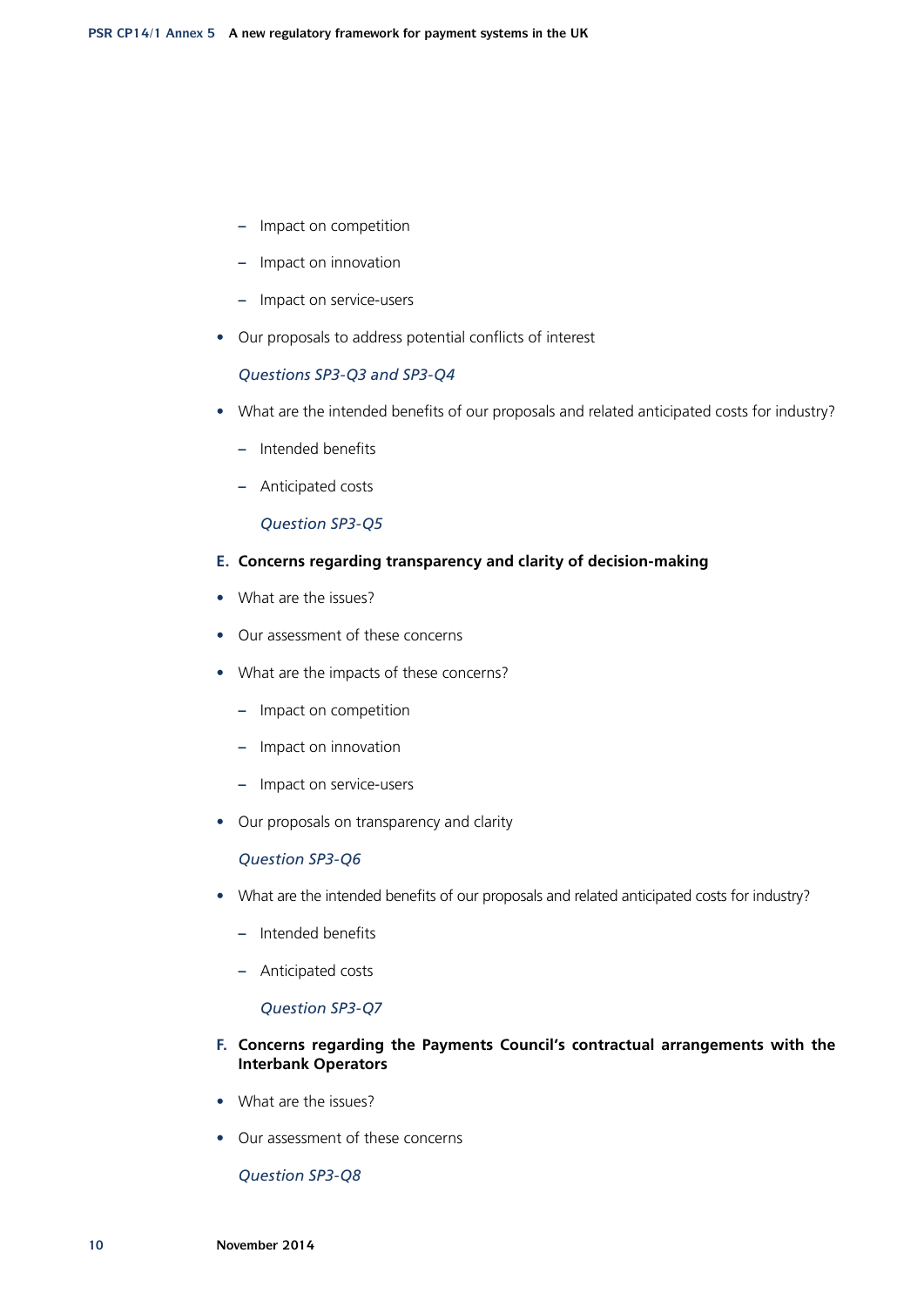- Impact on competition
  - Impact on innovation
  - Impact on service-users
- Our proposals to address potential conflicts of interest

  *Questions SP3-Q3 and SP3-Q4*

- What are the intended benefits of our proposals and related anticipated costs for industry?
  - Intended benefits
  - Anticipated costs

    *Question SP3-Q5*

**E. Concerns regarding transparency and clarity of decision-making**

- What are the issues?
- Our assessment of these concerns
- What are the impacts of these concerns?
  - Impact on competition
  - Impact on innovation
  - Impact on service-users
- Our proposals on transparency and clarity

  *Question SP3-Q6*

- What are the intended benefits of our proposals and related anticipated costs for industry?
  - Intended benefits
  - Anticipated costs

    *Question SP3-Q7*

**F. Concerns regarding the Payments Council's contractual arrangements with the Interbank Operators**

- What are the issues?
- Our assessment of these concerns

  *Question SP3-Q8*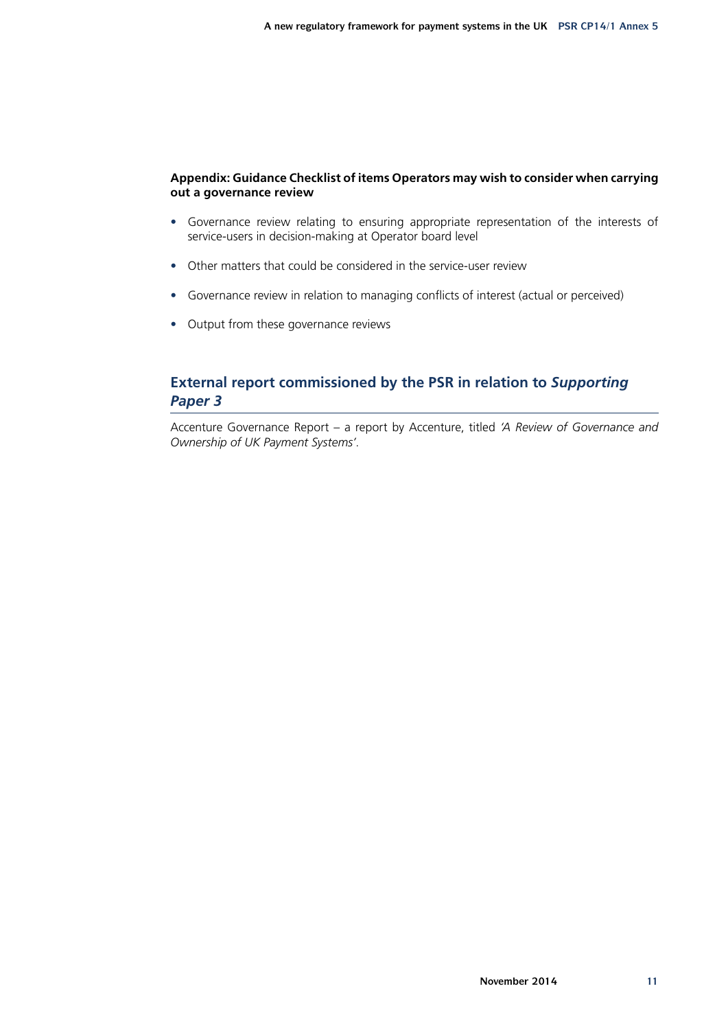**Appendix: Guidance Checklist of items Operators may wish to consider when carrying out a governance review**

- Governance review relating to ensuring appropriate representation of the interests of service-users in decision-making at Operator board level
- Other matters that could be considered in the service-user review
- Governance review in relation to managing conflicts of interest (actual or perceived)
- Output from these governance reviews

## External report commissioned by the PSR in relation to *Supporting Paper 3*

Accenture Governance Report – a report by Accenture, titled *'A Review of Governance and Ownership of UK Payment Systems'*.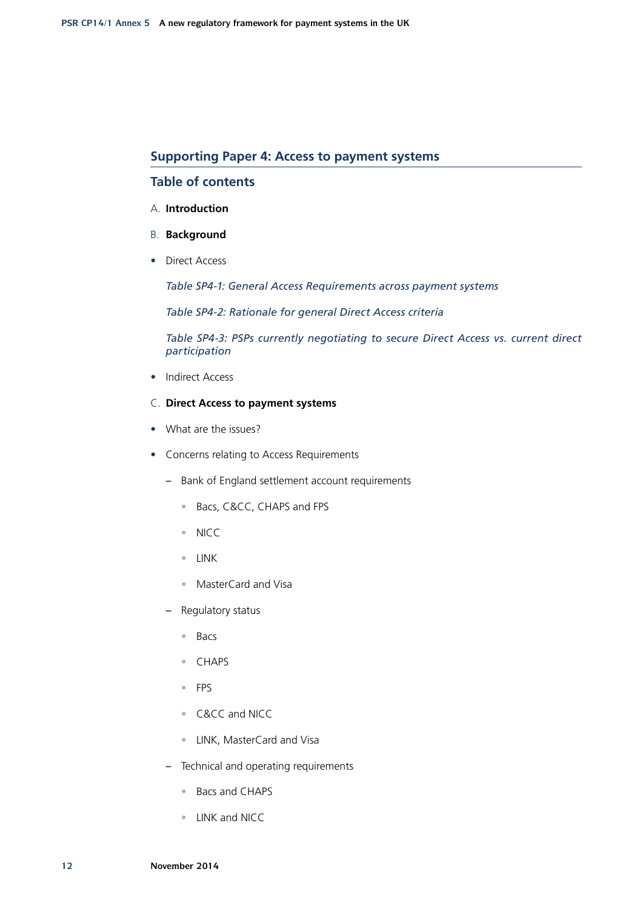## Supporting Paper 4: Access to payment systems

### Table of contents

A. **Introduction**

B. **Background**

- Direct Access

  *Table SP4-1: General Access Requirements across payment systems*

  *Table SP4-2: Rationale for general Direct Access criteria*

  *Table SP4-3: PSPs currently negotiating to secure Direct Access vs. current direct participation*

- Indirect Access

C. **Direct Access to payment systems**

- What are the issues?
- Concerns relating to Access Requirements
  - Bank of England settlement account requirements
    - Bacs, C&CC, CHAPS and FPS
    - NICC
    - LINK
    - MasterCard and Visa
  - Regulatory status
    - Bacs
    - CHAPS
    - FPS
    - C&CC and NICC
    - LINK, MasterCard and Visa
  - Technical and operating requirements
    - Bacs and CHAPS
    - LINK and NICC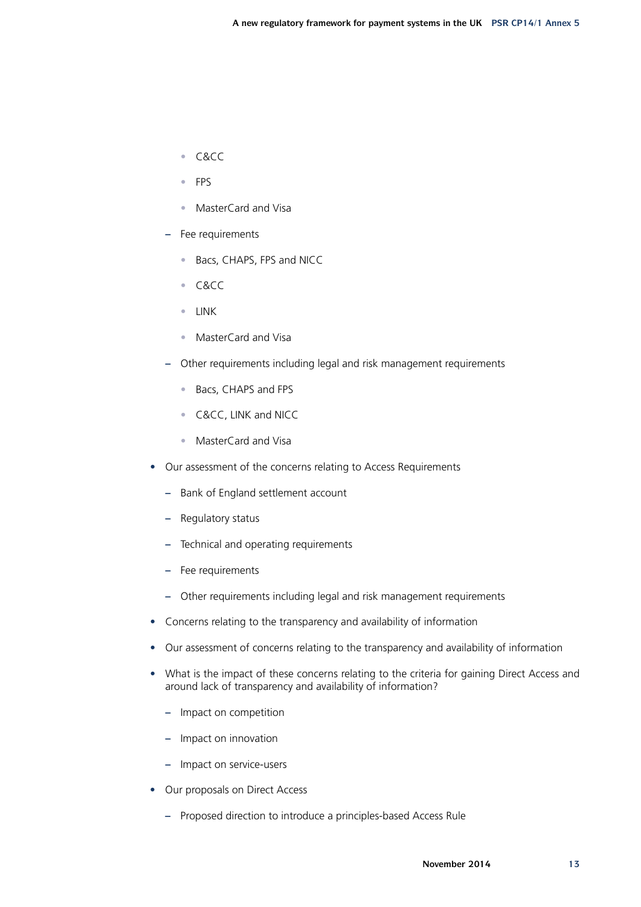- C&CC
    - FPS
    - MasterCard and Visa
  - Fee requirements
    - Bacs, CHAPS, FPS and NICC
    - C&CC
    - LINK
    - MasterCard and Visa
  - Other requirements including legal and risk management requirements
    - Bacs, CHAPS and FPS
    - C&CC, LINK and NICC
    - MasterCard and Visa
- Our assessment of the concerns relating to Access Requirements
  - Bank of England settlement account
  - Regulatory status
  - Technical and operating requirements
  - Fee requirements
  - Other requirements including legal and risk management requirements
- Concerns relating to the transparency and availability of information
- Our assessment of concerns relating to the transparency and availability of information
- What is the impact of these concerns relating to the criteria for gaining Direct Access and around lack of transparency and availability of information?
  - Impact on competition
  - Impact on innovation
  - Impact on service-users
- Our proposals on Direct Access
  - Proposed direction to introduce a principles-based Access Rule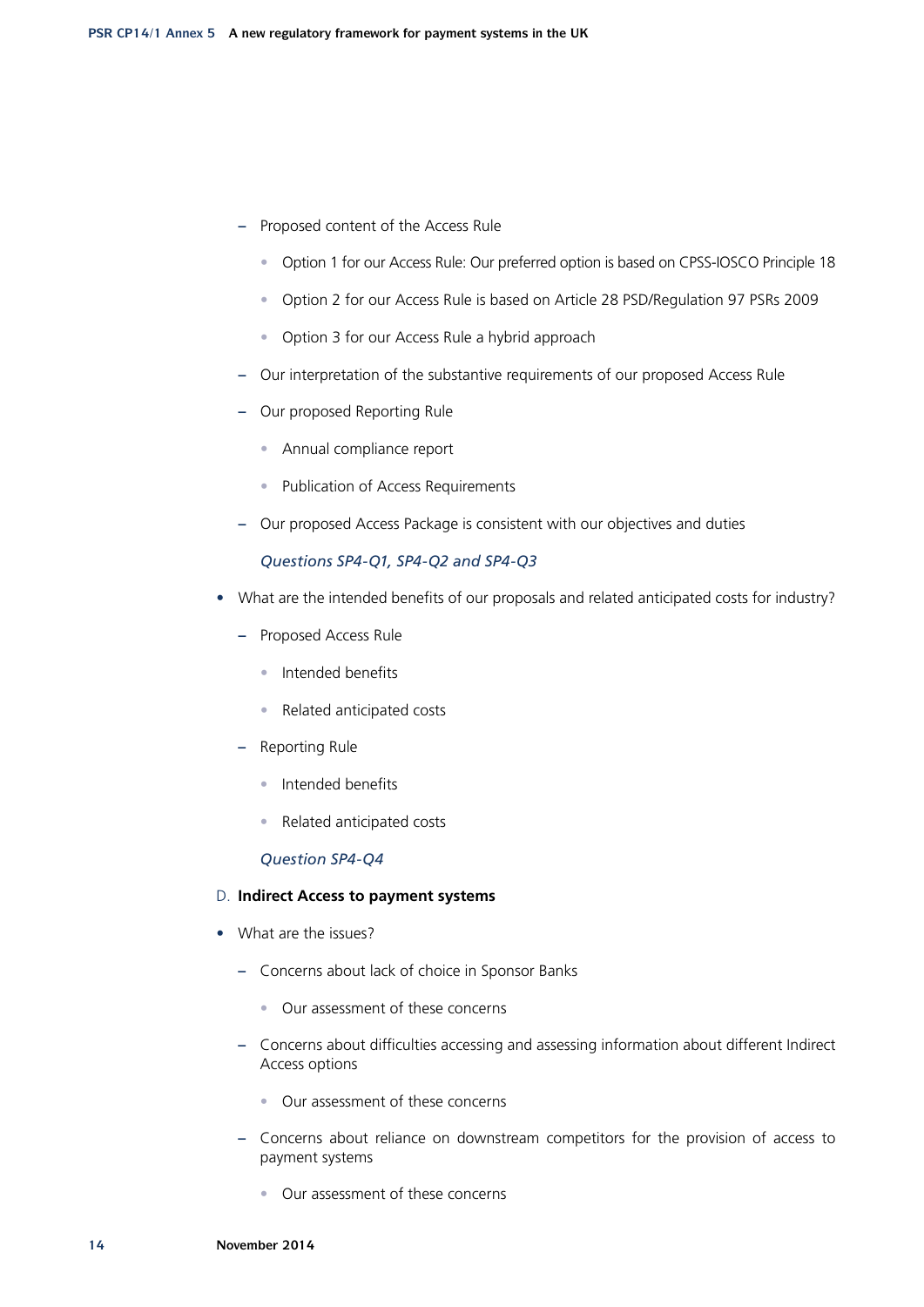- Proposed content of the Access Rule
    - Option 1 for our Access Rule: Our preferred option is based on CPSS-IOSCO Principle 18
    - Option 2 for our Access Rule is based on Article 28 PSD/Regulation 97 PSRs 2009
    - Option 3 for our Access Rule a hybrid approach
- Our interpretation of the substantive requirements of our proposed Access Rule
- Our proposed Reporting Rule
    - Annual compliance report
    - Publication of Access Requirements
- Our proposed Access Package is consistent with our objectives and duties

  *Questions SP4-Q1, SP4-Q2 and SP4-Q3*

- What are the intended benefits of our proposals and related anticipated costs for industry?
    - Proposed Access Rule
        - Intended benefits
        - Related anticipated costs
    - Reporting Rule
        - Intended benefits
        - Related anticipated costs

      *Question SP4-Q4*

D. **Indirect Access to payment systems**

- What are the issues?
    - Concerns about lack of choice in Sponsor Banks
        - Our assessment of these concerns
    - Concerns about difficulties accessing and assessing information about different Indirect Access options
        - Our assessment of these concerns
    - Concerns about reliance on downstream competitors for the provision of access to payment systems
        - Our assessment of these concerns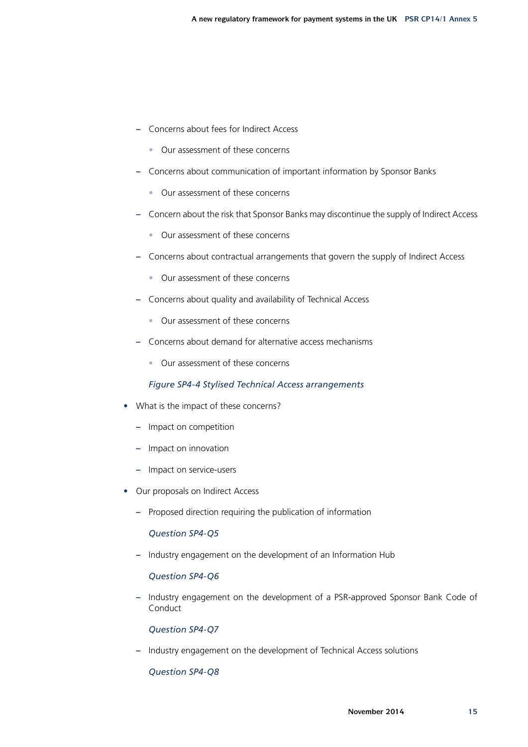- Concerns about fees for Indirect Access
    - Our assessment of these concerns
- Concerns about communication of important information by Sponsor Banks
    - Our assessment of these concerns
- Concern about the risk that Sponsor Banks may discontinue the supply of Indirect Access
    - Our assessment of these concerns
- Concerns about contractual arrangements that govern the supply of Indirect Access
    - Our assessment of these concerns
- Concerns about quality and availability of Technical Access
    - Our assessment of these concerns
- Concerns about demand for alternative access mechanisms
    - Our assessment of these concerns

  *Figure SP4-4 Stylised Technical Access arrangements*

- What is the impact of these concerns?
    - Impact on competition
    - Impact on innovation
    - Impact on service-users
- Our proposals on Indirect Access
    - Proposed direction requiring the publication of information

      *Question SP4-Q5*

    - Industry engagement on the development of an Information Hub

      *Question SP4-Q6*

    - Industry engagement on the development of a PSR-approved Sponsor Bank Code of Conduct

      *Question SP4-Q7*

    - Industry engagement on the development of Technical Access solutions

      *Question SP4-Q8*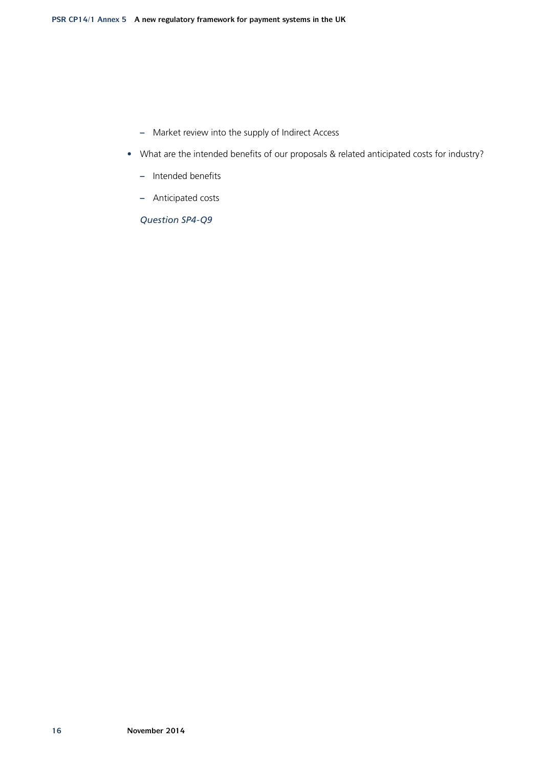- Market review into the supply of Indirect Access

- What are the intended benefits of our proposals & related anticipated costs for industry?
  - Intended benefits
  - Anticipated costs

  *Question SP4-Q9*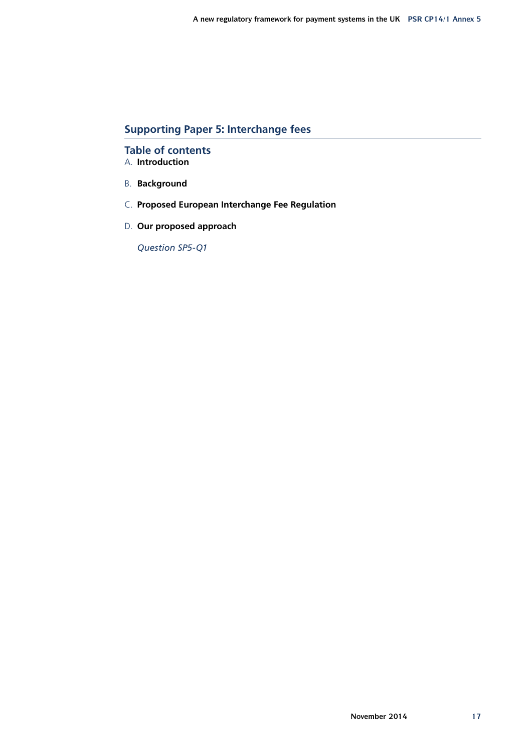## Supporting Paper 5: Interchange fees

### Table of contents

A. **Introduction**

B. **Background**

C. **Proposed European Interchange Fee Regulation**

D. **Our proposed approach**

*Question SP5-Q1*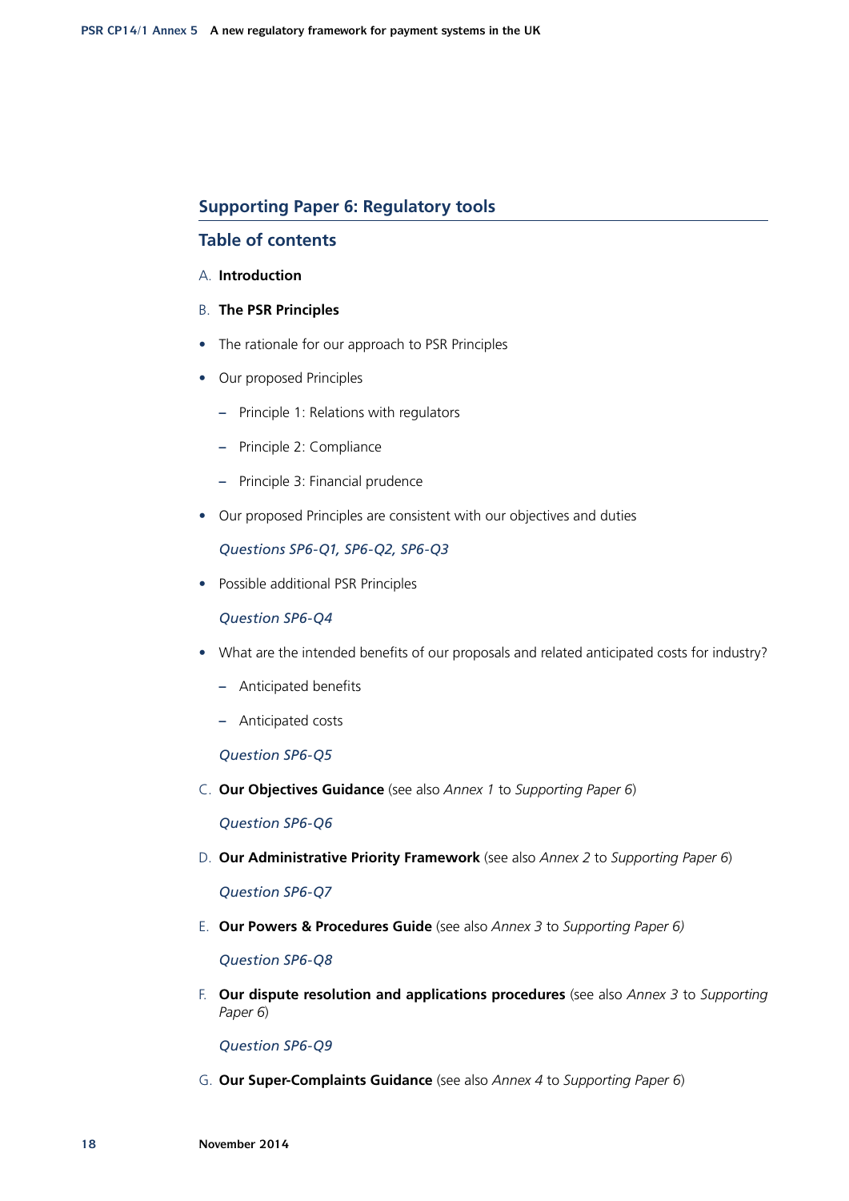## Supporting Paper 6: Regulatory tools

### Table of contents

A. **Introduction**

B. **The PSR Principles**

- The rationale for our approach to PSR Principles
- Our proposed Principles
  - Principle 1: Relations with regulators
  - Principle 2: Compliance
  - Principle 3: Financial prudence
- Our proposed Principles are consistent with our objectives and duties

  *Questions SP6-Q1, SP6-Q2, SP6-Q3*

- Possible additional PSR Principles

  *Question SP6-Q4*

- What are the intended benefits of our proposals and related anticipated costs for industry?
  - Anticipated benefits
  - Anticipated costs

  *Question SP6-Q5*

C. **Our Objectives Guidance** (see also *Annex 1* to *Supporting Paper 6*)

*Question SP6-Q6*

D. **Our Administrative Priority Framework** (see also *Annex 2* to *Supporting Paper 6*)

*Question SP6-Q7*

E. **Our Powers & Procedures Guide** (see also *Annex 3* to *Supporting Paper 6)*

*Question SP6-Q8*

F. **Our dispute resolution and applications procedures** (see also *Annex 3* to *Supporting Paper 6*)

*Question SP6-Q9*

G. **Our Super-Complaints Guidance** (see also *Annex 4* to *Supporting Paper 6*)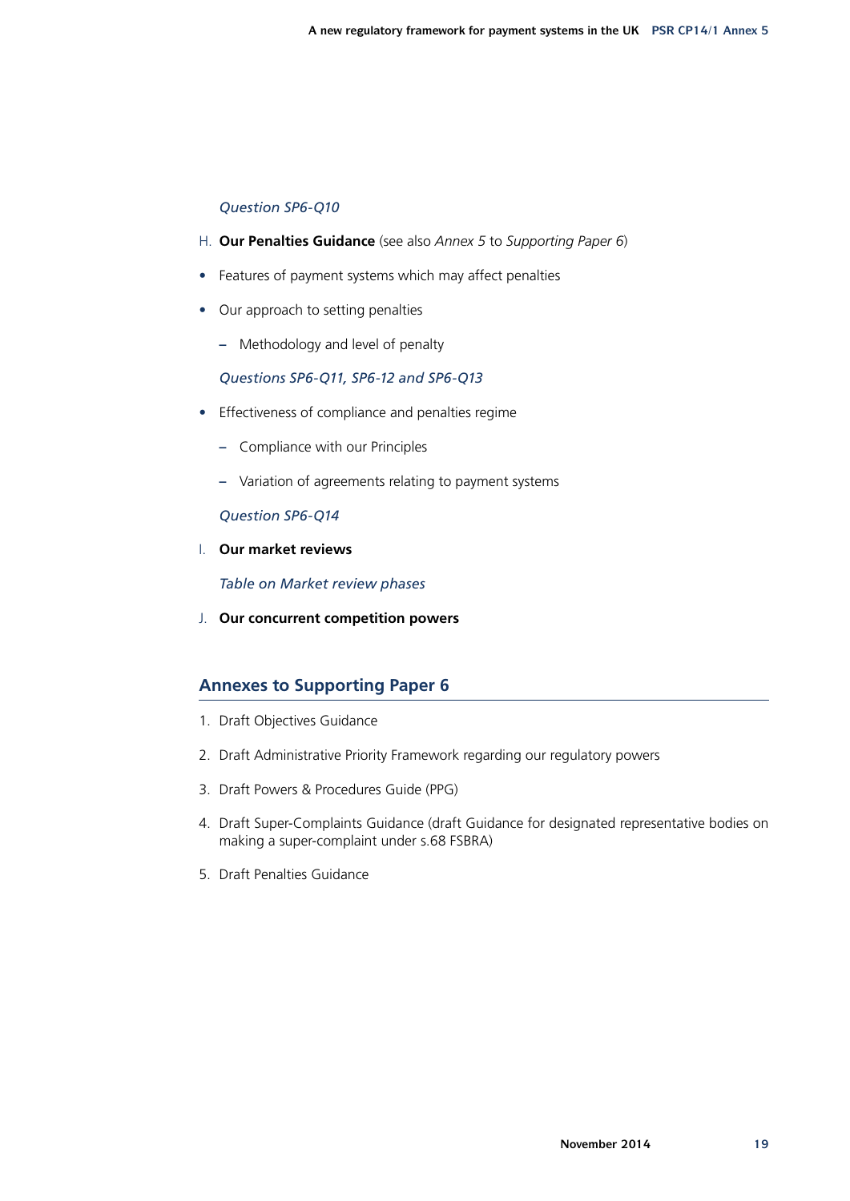*Question SP6-Q10*

H. **Our Penalties Guidance** (see also *Annex 5* to *Supporting Paper 6*)

- Features of payment systems which may affect penalties
- Our approach to setting penalties
  - Methodology and level of penalty

*Questions SP6-Q11, SP6-12 and SP6-Q13*

- Effectiveness of compliance and penalties regime
  - Compliance with our Principles
  - Variation of agreements relating to payment systems

*Question SP6-Q14*

I. **Our market reviews**

*Table on Market review phases*

J. **Our concurrent competition powers**

## Annexes to Supporting Paper 6

1. Draft Objectives Guidance
2. Draft Administrative Priority Framework regarding our regulatory powers
3. Draft Powers & Procedures Guide (PPG)
4. Draft Super-Complaints Guidance (draft Guidance for designated representative bodies on making a super-complaint under s.68 FSBRA)
5. Draft Penalties Guidance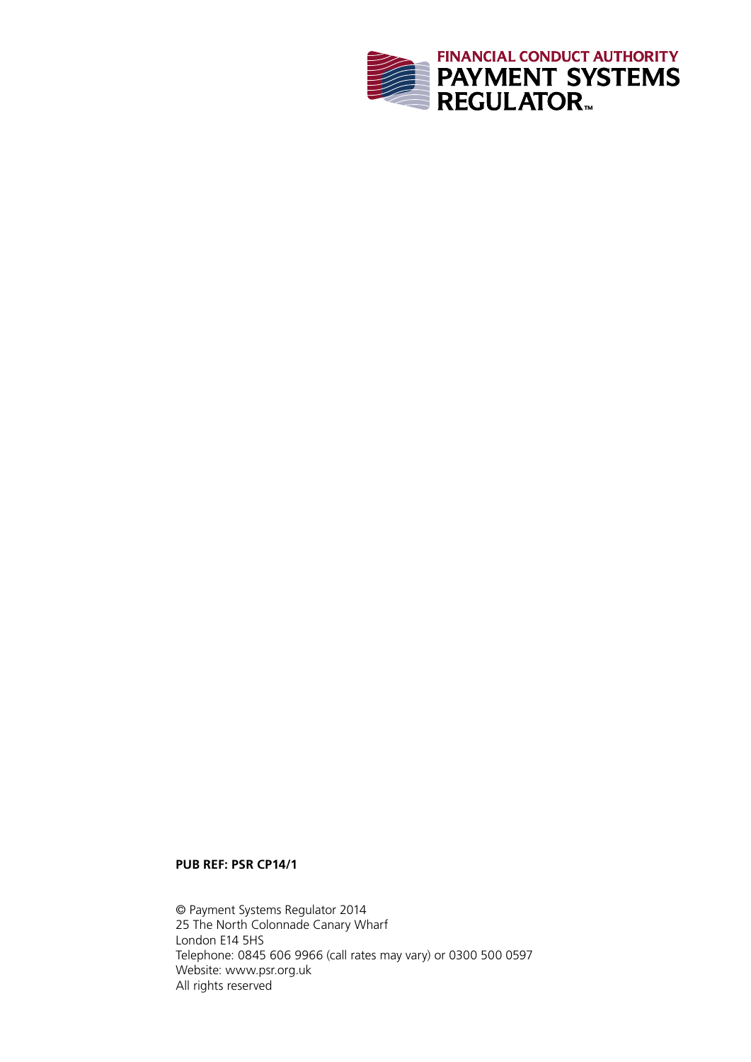FINANCIAL CONDUCT AUTHORITY
PAYMENT SYSTEMS
REGULATOR™

**PUB REF: PSR CP14/1**

© Payment Systems Regulator 2014
25 The North Colonnade Canary Wharf
London E14 5HS
Telephone: 0845 606 9966 (call rates may vary) or 0300 500 0597
Website: www.psr.org.uk
All rights reserved